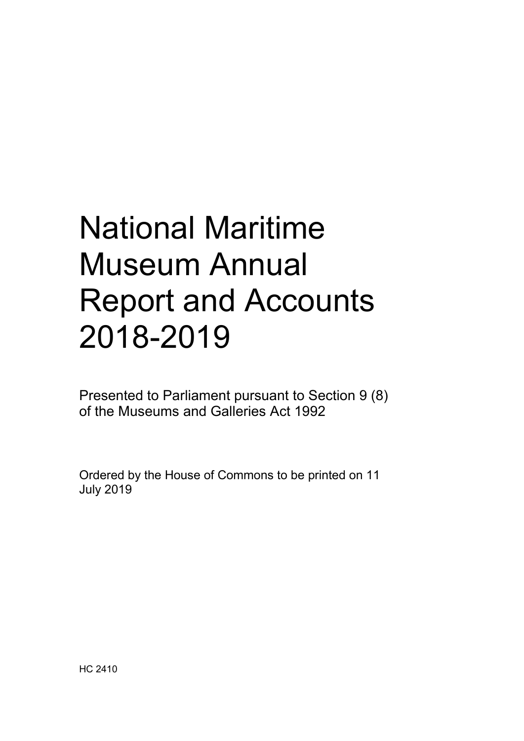# National Maritime Museum Annual Report and Accounts 2018-2019

Presented to Parliament pursuant to Section 9 (8) of the Museums and Galleries Act 1992

Ordered by the House of Commons to be printed on 11 July 2019

HC 2410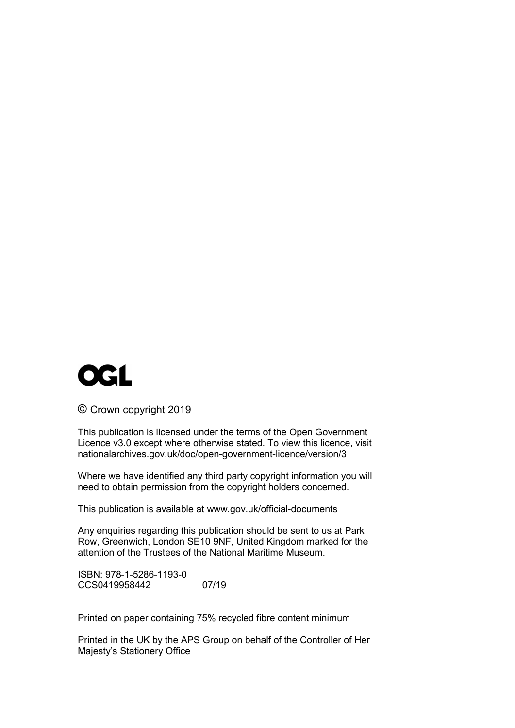OGL

© Crown copyright 2019

This publication is licensed under the terms of the Open Government Licence v3.0 except where otherwise stated. To view this licence, visit nationalarchives.gov.uk/doc/open-government-licence/version/3

Where we have identified any third party copyright information you will need to obtain permission from the copyright holders concerned.

This publication is available at www.gov.uk/official-documents

Any enquiries regarding this publication should be sent to us at Park Row, Greenwich, London SE10 9NF, United Kingdom marked for the attention of the Trustees of the National Maritime Museum.

ISBN: 978-1-5286-1193-0
CCS0419958442 07/19

Printed on paper containing 75% recycled fibre content minimum

Printed in the UK by the APS Group on behalf of the Controller of Her Majesty's Stationery Office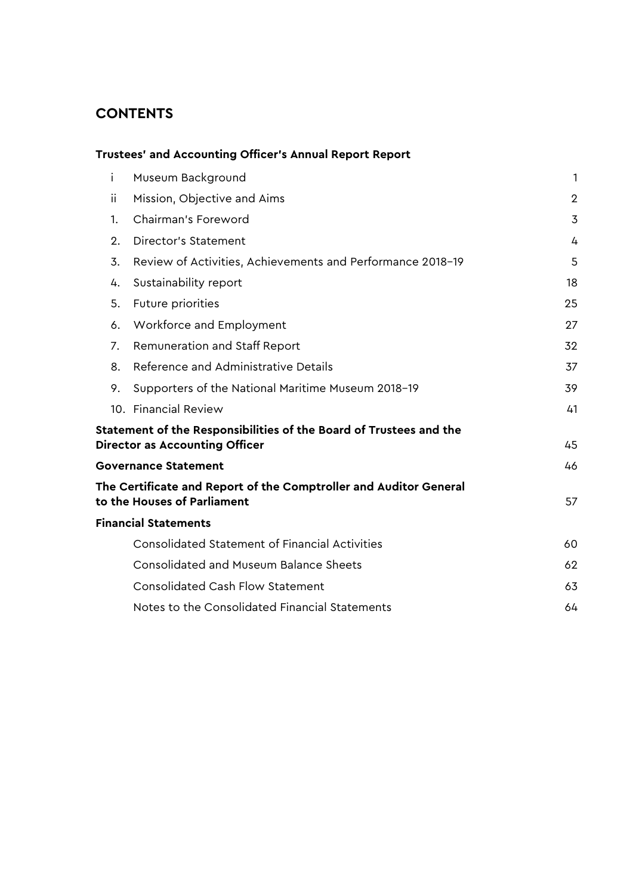## CONTENTS

**Trustees' and Accounting Officer's Annual Report Report**

| | | |
|---|---|---|
| i | Museum Background | 1 |
| ii | Mission, Objective and Aims | 2 |
| 1. | Chairman's Foreword | 3 |
| 2. | Director's Statement | 4 |
| 3. | Review of Activities, Achievements and Performance 2018–19 | 5 |
| 4. | Sustainability report | 18 |
| 5. | Future priorities | 25 |
| 6. | Workforce and Employment | 27 |
| 7. | Remuneration and Staff Report | 32 |
| 8. | Reference and Administrative Details | 37 |
| 9. | Supporters of the National Maritime Museum 2018–19 | 39 |
| 10. | Financial Review | 41 |
| **Statement of the Responsibilities of the Board of Trustees and the Director as Accounting Officer** | | 45 |
| **Governance Statement** | | 46 |
| **The Certificate and Report of the Comptroller and Auditor General to the Houses of Parliament** | | 57 |
| **Financial Statements** | | |
| | Consolidated Statement of Financial Activities | 60 |
| | Consolidated and Museum Balance Sheets | 62 |
| | Consolidated Cash Flow Statement | 63 |
| | Notes to the Consolidated Financial Statements | 64 |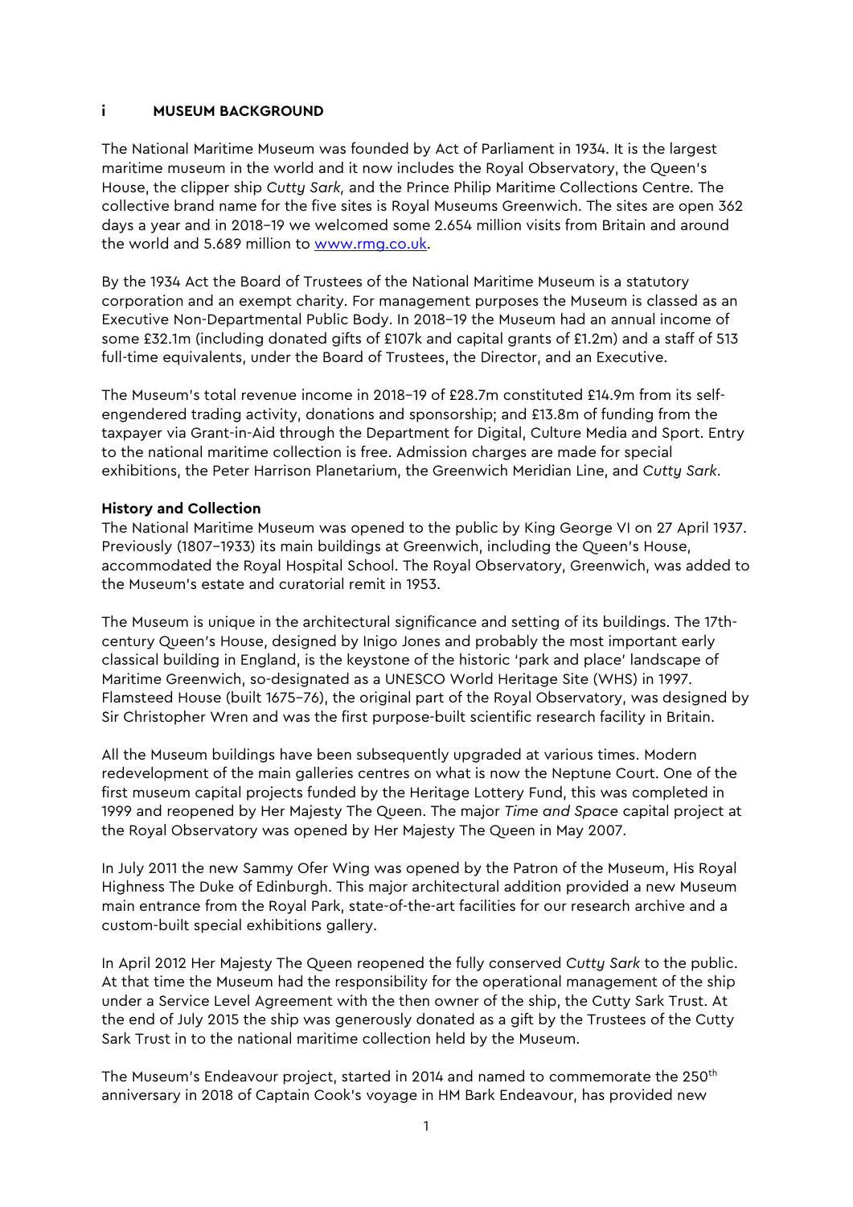## i MUSEUM BACKGROUND

The National Maritime Museum was founded by Act of Parliament in 1934. It is the largest maritime museum in the world and it now includes the Royal Observatory, the Queen's House, the clipper ship *Cutty Sark,* and the Prince Philip Maritime Collections Centre. The collective brand name for the five sites is Royal Museums Greenwich. The sites are open 362 days a year and in 2018–19 we welcomed some 2.654 million visits from Britain and around the world and 5.689 million to [www.rmg.co.uk](www.rmg.co.uk).

By the 1934 Act the Board of Trustees of the National Maritime Museum is a statutory corporation and an exempt charity. For management purposes the Museum is classed as an Executive Non-Departmental Public Body. In 2018–19 the Museum had an annual income of some £32.1m (including donated gifts of £107k and capital grants of £1.2m) and a staff of 513 full-time equivalents, under the Board of Trustees, the Director, and an Executive.

The Museum's total revenue income in 2018–19 of £28.7m constituted £14.9m from its self-engendered trading activity, donations and sponsorship; and £13.8m of funding from the taxpayer via Grant-in-Aid through the Department for Digital, Culture Media and Sport. Entry to the national maritime collection is free. Admission charges are made for special exhibitions, the Peter Harrison Planetarium, the Greenwich Meridian Line, and *Cutty Sark*.

**History and Collection**

The National Maritime Museum was opened to the public by King George VI on 27 April 1937. Previously (1807–1933) its main buildings at Greenwich, including the Queen's House, accommodated the Royal Hospital School. The Royal Observatory, Greenwich, was added to the Museum's estate and curatorial remit in 1953.

The Museum is unique in the architectural significance and setting of its buildings. The 17th-century Queen's House, designed by Inigo Jones and probably the most important early classical building in England, is the keystone of the historic 'park and place' landscape of Maritime Greenwich, so-designated as a UNESCO World Heritage Site (WHS) in 1997. Flamsteed House (built 1675–76), the original part of the Royal Observatory, was designed by Sir Christopher Wren and was the first purpose-built scientific research facility in Britain.

All the Museum buildings have been subsequently upgraded at various times. Modern redevelopment of the main galleries centres on what is now the Neptune Court. One of the first museum capital projects funded by the Heritage Lottery Fund, this was completed in 1999 and reopened by Her Majesty The Queen. The major *Time and Space* capital project at the Royal Observatory was opened by Her Majesty The Queen in May 2007.

In July 2011 the new Sammy Ofer Wing was opened by the Patron of the Museum, His Royal Highness The Duke of Edinburgh. This major architectural addition provided a new Museum main entrance from the Royal Park, state-of-the-art facilities for our research archive and a custom-built special exhibitions gallery.

In April 2012 Her Majesty The Queen reopened the fully conserved *Cutty Sark* to the public. At that time the Museum had the responsibility for the operational management of the ship under a Service Level Agreement with the then owner of the ship, the Cutty Sark Trust. At the end of July 2015 the ship was generously donated as a gift by the Trustees of the Cutty Sark Trust in to the national maritime collection held by the Museum.

The Museum's Endeavour project, started in 2014 and named to commemorate the 250th anniversary in 2018 of Captain Cook's voyage in HM Bark Endeavour, has provided new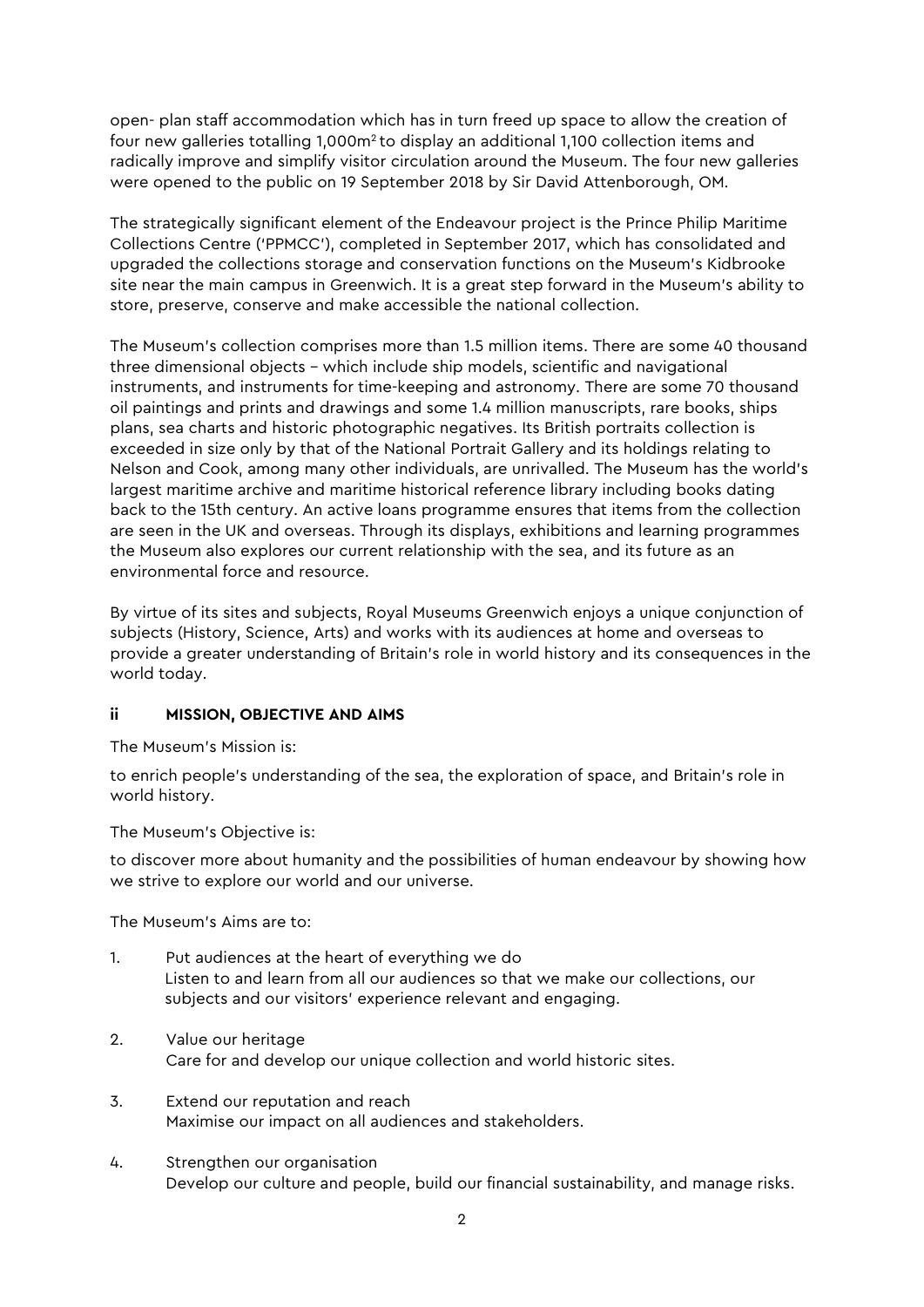open- plan staff accommodation which has in turn freed up space to allow the creation of four new galleries totalling 1,000m$^2$ to display an additional 1,100 collection items and radically improve and simplify visitor circulation around the Museum. The four new galleries were opened to the public on 19 September 2018 by Sir David Attenborough, OM.

The strategically significant element of the Endeavour project is the Prince Philip Maritime Collections Centre ('PPMCC'), completed in September 2017, which has consolidated and upgraded the collections storage and conservation functions on the Museum's Kidbrooke site near the main campus in Greenwich. It is a great step forward in the Museum's ability to store, preserve, conserve and make accessible the national collection.

The Museum's collection comprises more than 1.5 million items. There are some 40 thousand three dimensional objects – which include ship models, scientific and navigational instruments, and instruments for time-keeping and astronomy. There are some 70 thousand oil paintings and prints and drawings and some 1.4 million manuscripts, rare books, ships plans, sea charts and historic photographic negatives. Its British portraits collection is exceeded in size only by that of the National Portrait Gallery and its holdings relating to Nelson and Cook, among many other individuals, are unrivalled. The Museum has the world's largest maritime archive and maritime historical reference library including books dating back to the 15th century. An active loans programme ensures that items from the collection are seen in the UK and overseas. Through its displays, exhibitions and learning programmes the Museum also explores our current relationship with the sea, and its future as an environmental force and resource.

By virtue of its sites and subjects, Royal Museums Greenwich enjoys a unique conjunction of subjects (History, Science, Arts) and works with its audiences at home and overseas to provide a greater understanding of Britain's role in world history and its consequences in the world today.

### ii MISSION, OBJECTIVE AND AIMS

The Museum's Mission is:

to enrich people's understanding of the sea, the exploration of space, and Britain's role in world history.

The Museum's Objective is:

to discover more about humanity and the possibilities of human endeavour by showing how we strive to explore our world and our universe.

The Museum's Aims are to:

1. Put audiences at the heart of everything we do
   Listen to and learn from all our audiences so that we make our collections, our subjects and our visitors' experience relevant and engaging.

2. Value our heritage
   Care for and develop our unique collection and world historic sites.

3. Extend our reputation and reach
   Maximise our impact on all audiences and stakeholders.

4. Strengthen our organisation
   Develop our culture and people, build our financial sustainability, and manage risks.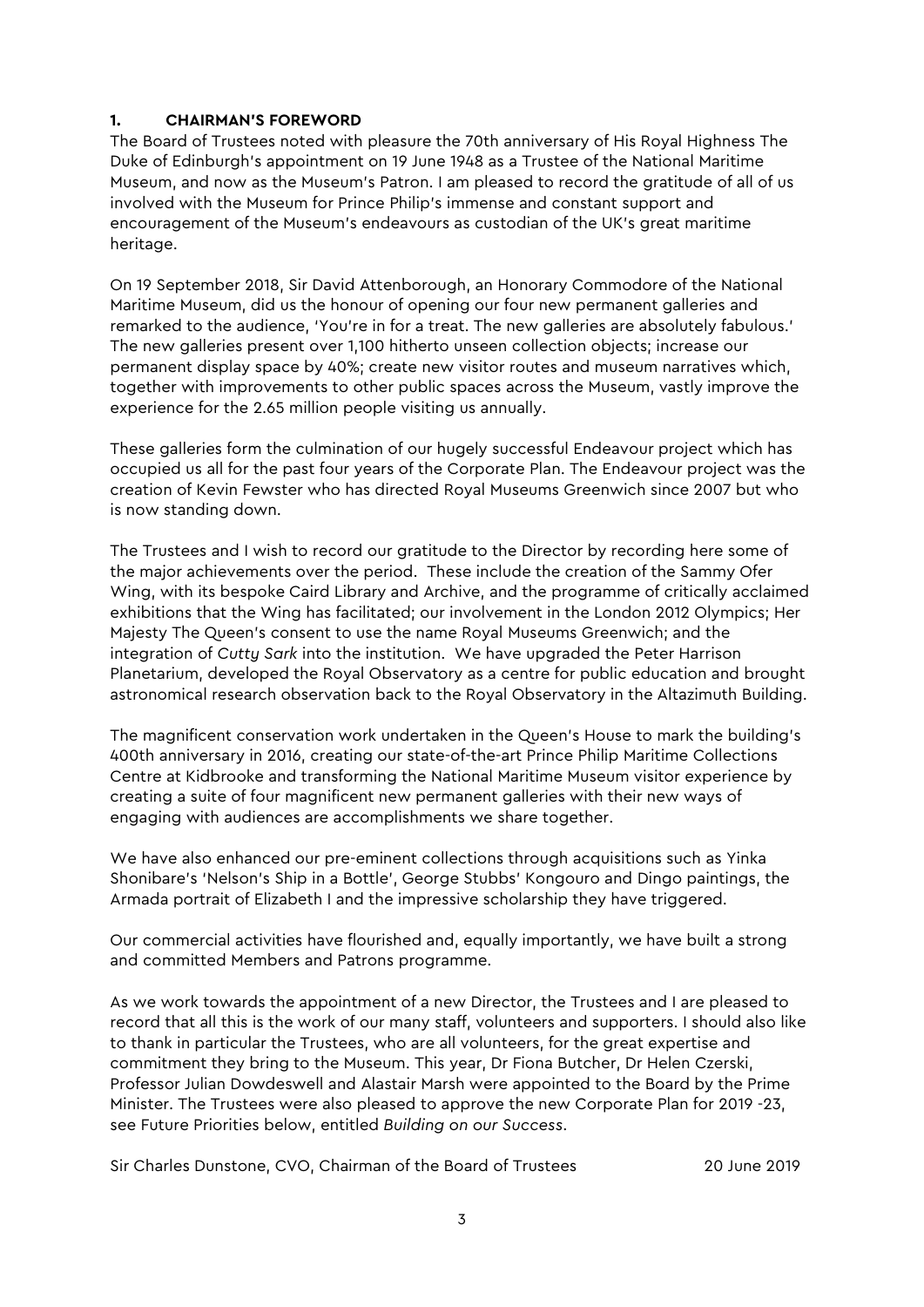## 1. CHAIRMAN'S FOREWORD

The Board of Trustees noted with pleasure the 70th anniversary of His Royal Highness The Duke of Edinburgh's appointment on 19 June 1948 as a Trustee of the National Maritime Museum, and now as the Museum's Patron. I am pleased to record the gratitude of all of us involved with the Museum for Prince Philip's immense and constant support and encouragement of the Museum's endeavours as custodian of the UK's great maritime heritage.

On 19 September 2018, Sir David Attenborough, an Honorary Commodore of the National Maritime Museum, did us the honour of opening our four new permanent galleries and remarked to the audience, 'You're in for a treat. The new galleries are absolutely fabulous.' The new galleries present over 1,100 hitherto unseen collection objects; increase our permanent display space by 40%; create new visitor routes and museum narratives which, together with improvements to other public spaces across the Museum, vastly improve the experience for the 2.65 million people visiting us annually.

These galleries form the culmination of our hugely successful Endeavour project which has occupied us all for the past four years of the Corporate Plan. The Endeavour project was the creation of Kevin Fewster who has directed Royal Museums Greenwich since 2007 but who is now standing down.

The Trustees and I wish to record our gratitude to the Director by recording here some of the major achievements over the period. These include the creation of the Sammy Ofer Wing, with its bespoke Caird Library and Archive, and the programme of critically acclaimed exhibitions that the Wing has facilitated; our involvement in the London 2012 Olympics; Her Majesty The Queen's consent to use the name Royal Museums Greenwich; and the integration of *Cutty Sark* into the institution. We have upgraded the Peter Harrison Planetarium, developed the Royal Observatory as a centre for public education and brought astronomical research observation back to the Royal Observatory in the Altazimuth Building.

The magnificent conservation work undertaken in the Queen's House to mark the building's 400th anniversary in 2016, creating our state-of-the-art Prince Philip Maritime Collections Centre at Kidbrooke and transforming the National Maritime Museum visitor experience by creating a suite of four magnificent new permanent galleries with their new ways of engaging with audiences are accomplishments we share together.

We have also enhanced our pre-eminent collections through acquisitions such as Yinka Shonibare's 'Nelson's Ship in a Bottle', George Stubbs' Kongouro and Dingo paintings, the Armada portrait of Elizabeth I and the impressive scholarship they have triggered.

Our commercial activities have flourished and, equally importantly, we have built a strong and committed Members and Patrons programme.

As we work towards the appointment of a new Director, the Trustees and I are pleased to record that all this is the work of our many staff, volunteers and supporters. I should also like to thank in particular the Trustees, who are all volunteers, for the great expertise and commitment they bring to the Museum. This year, Dr Fiona Butcher, Dr Helen Czerski, Professor Julian Dowdeswell and Alastair Marsh were appointed to the Board by the Prime Minister. The Trustees were also pleased to approve the new Corporate Plan for 2019 -23, see Future Priorities below, entitled *Building on our Success*.

Sir Charles Dunstone, CVO, Chairman of the Board of Trustees 20 June 2019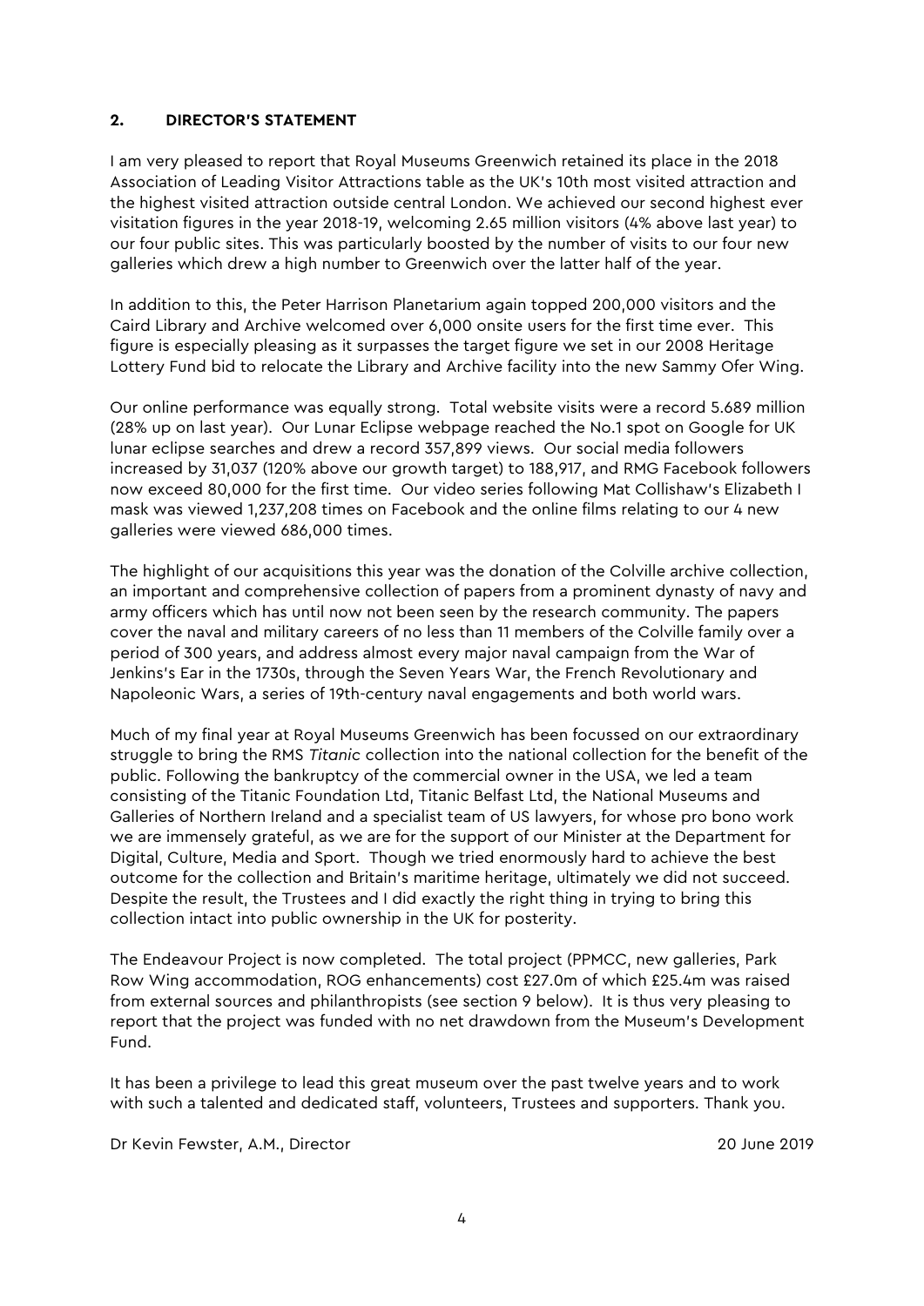## 2. DIRECTOR'S STATEMENT

I am very pleased to report that Royal Museums Greenwich retained its place in the 2018 Association of Leading Visitor Attractions table as the UK's 10th most visited attraction and the highest visited attraction outside central London. We achieved our second highest ever visitation figures in the year 2018-19, welcoming 2.65 million visitors (4% above last year) to our four public sites. This was particularly boosted by the number of visits to our four new galleries which drew a high number to Greenwich over the latter half of the year.

In addition to this, the Peter Harrison Planetarium again topped 200,000 visitors and the Caird Library and Archive welcomed over 6,000 onsite users for the first time ever. This figure is especially pleasing as it surpasses the target figure we set in our 2008 Heritage Lottery Fund bid to relocate the Library and Archive facility into the new Sammy Ofer Wing.

Our online performance was equally strong. Total website visits were a record 5.689 million (28% up on last year). Our Lunar Eclipse webpage reached the No.1 spot on Google for UK lunar eclipse searches and drew a record 357,899 views. Our social media followers increased by 31,037 (120% above our growth target) to 188,917, and RMG Facebook followers now exceed 80,000 for the first time. Our video series following Mat Collishaw's Elizabeth I mask was viewed 1,237,208 times on Facebook and the online films relating to our 4 new galleries were viewed 686,000 times.

The highlight of our acquisitions this year was the donation of the Colville archive collection, an important and comprehensive collection of papers from a prominent dynasty of navy and army officers which has until now not been seen by the research community. The papers cover the naval and military careers of no less than 11 members of the Colville family over a period of 300 years, and address almost every major naval campaign from the War of Jenkins's Ear in the 1730s, through the Seven Years War, the French Revolutionary and Napoleonic Wars, a series of 19th-century naval engagements and both world wars.

Much of my final year at Royal Museums Greenwich has been focussed on our extraordinary struggle to bring the RMS *Titanic* collection into the national collection for the benefit of the public. Following the bankruptcy of the commercial owner in the USA, we led a team consisting of the Titanic Foundation Ltd, Titanic Belfast Ltd, the National Museums and Galleries of Northern Ireland and a specialist team of US lawyers, for whose pro bono work we are immensely grateful, as we are for the support of our Minister at the Department for Digital, Culture, Media and Sport. Though we tried enormously hard to achieve the best outcome for the collection and Britain's maritime heritage, ultimately we did not succeed. Despite the result, the Trustees and I did exactly the right thing in trying to bring this collection intact into public ownership in the UK for posterity.

The Endeavour Project is now completed. The total project (PPMCC, new galleries, Park Row Wing accommodation, ROG enhancements) cost £27.0m of which £25.4m was raised from external sources and philanthropists (see section 9 below). It is thus very pleasing to report that the project was funded with no net drawdown from the Museum's Development Fund.

It has been a privilege to lead this great museum over the past twelve years and to work with such a talented and dedicated staff, volunteers, Trustees and supporters. Thank you.

Dr Kevin Fewster, A.M., Director — 20 June 2019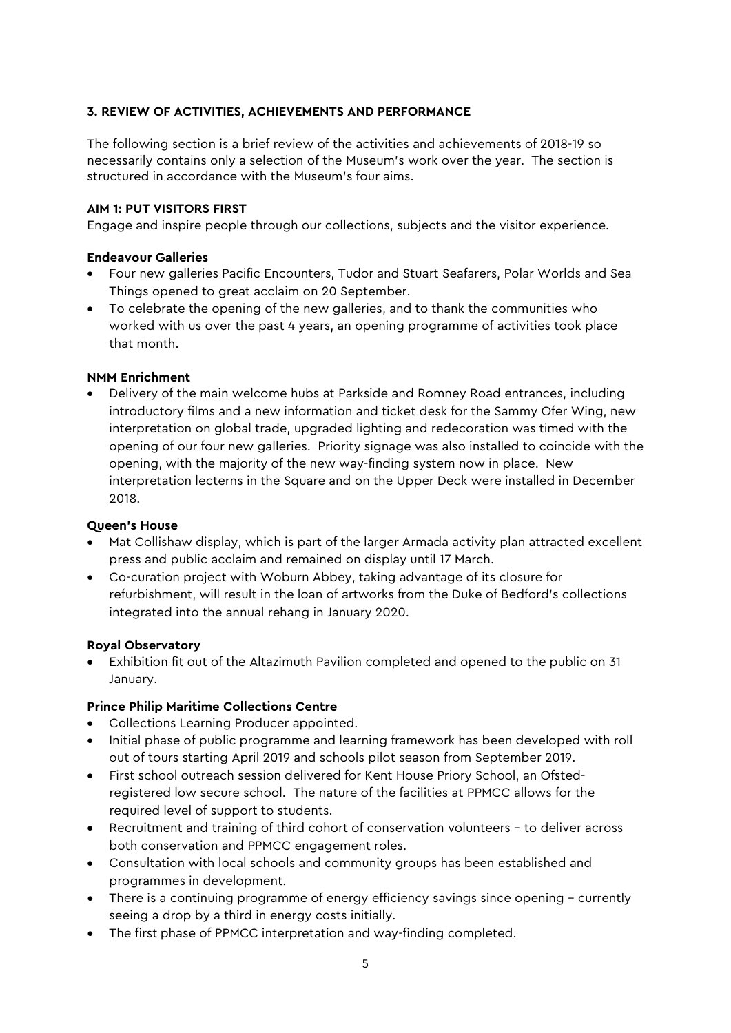## 3. REVIEW OF ACTIVITIES, ACHIEVEMENTS AND PERFORMANCE

The following section is a brief review of the activities and achievements of 2018-19 so necessarily contains only a selection of the Museum's work over the year. The section is structured in accordance with the Museum's four aims.

### AIM 1: PUT VISITORS FIRST

Engage and inspire people through our collections, subjects and the visitor experience.

**Endeavour Galleries**

- Four new galleries Pacific Encounters, Tudor and Stuart Seafarers, Polar Worlds and Sea Things opened to great acclaim on 20 September.
- To celebrate the opening of the new galleries, and to thank the communities who worked with us over the past 4 years, an opening programme of activities took place that month.

**NMM Enrichment**

- Delivery of the main welcome hubs at Parkside and Romney Road entrances, including introductory films and a new information and ticket desk for the Sammy Ofer Wing, new interpretation on global trade, upgraded lighting and redecoration was timed with the opening of our four new galleries. Priority signage was also installed to coincide with the opening, with the majority of the new way-finding system now in place. New interpretation lecterns in the Square and on the Upper Deck were installed in December 2018.

**Queen's House**

- Mat Collishaw display, which is part of the larger Armada activity plan attracted excellent press and public acclaim and remained on display until 17 March.
- Co-curation project with Woburn Abbey, taking advantage of its closure for refurbishment, will result in the loan of artworks from the Duke of Bedford's collections integrated into the annual rehang in January 2020.

**Royal Observatory**

- Exhibition fit out of the Altazimuth Pavilion completed and opened to the public on 31 January.

**Prince Philip Maritime Collections Centre**

- Collections Learning Producer appointed.
- Initial phase of public programme and learning framework has been developed with roll out of tours starting April 2019 and schools pilot season from September 2019.
- First school outreach session delivered for Kent House Priory School, an Ofsted-registered low secure school. The nature of the facilities at PPMCC allows for the required level of support to students.
- Recruitment and training of third cohort of conservation volunteers – to deliver across both conservation and PPMCC engagement roles.
- Consultation with local schools and community groups has been established and programmes in development.
- There is a continuing programme of energy efficiency savings since opening – currently seeing a drop by a third in energy costs initially.
- The first phase of PPMCC interpretation and way-finding completed.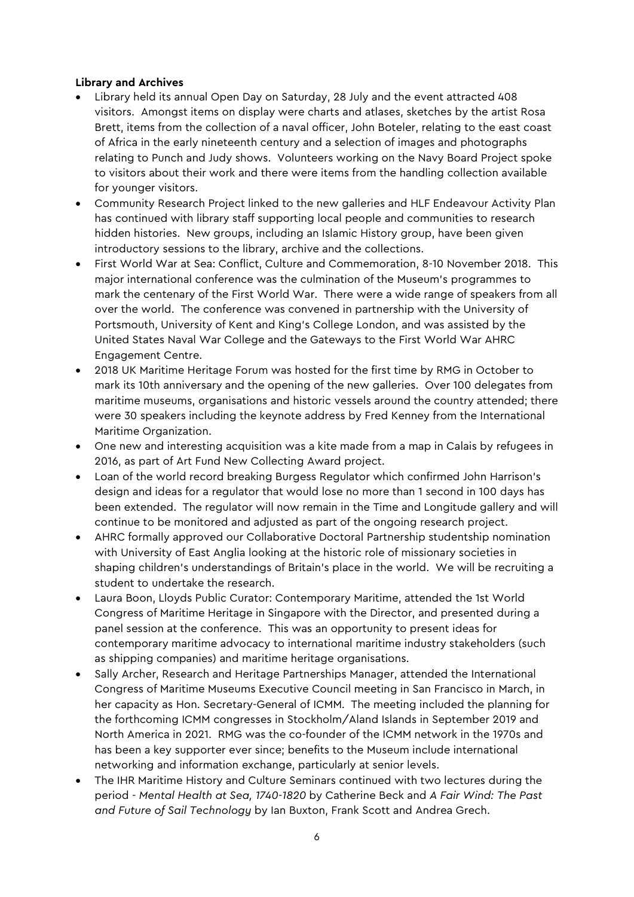**Library and Archives**

- Library held its annual Open Day on Saturday, 28 July and the event attracted 408 visitors. Amongst items on display were charts and atlases, sketches by the artist Rosa Brett, items from the collection of a naval officer, John Boteler, relating to the east coast of Africa in the early nineteenth century and a selection of images and photographs relating to Punch and Judy shows. Volunteers working on the Navy Board Project spoke to visitors about their work and there were items from the handling collection available for younger visitors.
- Community Research Project linked to the new galleries and HLF Endeavour Activity Plan has continued with library staff supporting local people and communities to research hidden histories. New groups, including an Islamic History group, have been given introductory sessions to the library, archive and the collections.
- First World War at Sea: Conflict, Culture and Commemoration, 8-10 November 2018. This major international conference was the culmination of the Museum's programmes to mark the centenary of the First World War. There were a wide range of speakers from all over the world. The conference was convened in partnership with the University of Portsmouth, University of Kent and King's College London, and was assisted by the United States Naval War College and the Gateways to the First World War AHRC Engagement Centre.
- 2018 UK Maritime Heritage Forum was hosted for the first time by RMG in October to mark its 10th anniversary and the opening of the new galleries. Over 100 delegates from maritime museums, organisations and historic vessels around the country attended; there were 30 speakers including the keynote address by Fred Kenney from the International Maritime Organization.
- One new and interesting acquisition was a kite made from a map in Calais by refugees in 2016, as part of Art Fund New Collecting Award project.
- Loan of the world record breaking Burgess Regulator which confirmed John Harrison's design and ideas for a regulator that would lose no more than 1 second in 100 days has been extended. The regulator will now remain in the Time and Longitude gallery and will continue to be monitored and adjusted as part of the ongoing research project.
- AHRC formally approved our Collaborative Doctoral Partnership studentship nomination with University of East Anglia looking at the historic role of missionary societies in shaping children's understandings of Britain's place in the world. We will be recruiting a student to undertake the research.
- Laura Boon, Lloyds Public Curator: Contemporary Maritime, attended the 1st World Congress of Maritime Heritage in Singapore with the Director, and presented during a panel session at the conference. This was an opportunity to present ideas for contemporary maritime advocacy to international maritime industry stakeholders (such as shipping companies) and maritime heritage organisations.
- Sally Archer, Research and Heritage Partnerships Manager, attended the International Congress of Maritime Museums Executive Council meeting in San Francisco in March, in her capacity as Hon. Secretary-General of ICMM. The meeting included the planning for the forthcoming ICMM congresses in Stockholm/Aland Islands in September 2019 and North America in 2021. RMG was the co-founder of the ICMM network in the 1970s and has been a key supporter ever since; benefits to the Museum include international networking and information exchange, particularly at senior levels.
- The IHR Maritime History and Culture Seminars continued with two lectures during the period - *Mental Health at Sea, 1740-1820* by Catherine Beck and *A Fair Wind: The Past and Future of Sail Technology* by Ian Buxton, Frank Scott and Andrea Grech.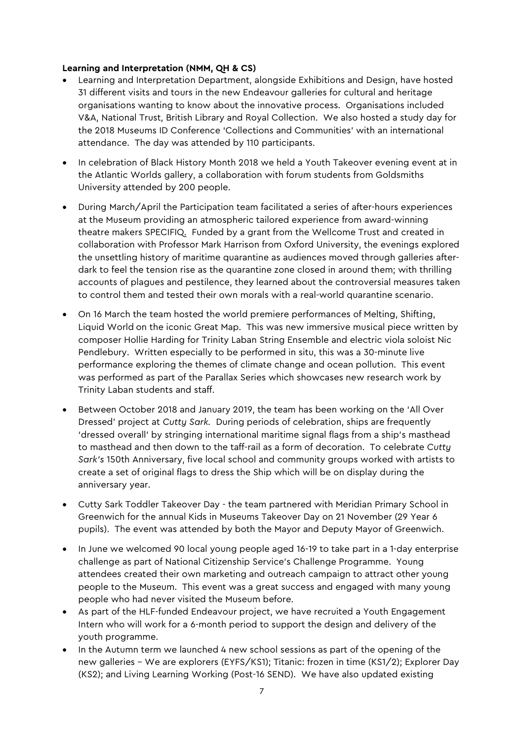**Learning and Interpretation (NMM, QH & CS)**

- Learning and Interpretation Department, alongside Exhibitions and Design, have hosted 31 different visits and tours in the new Endeavour galleries for cultural and heritage organisations wanting to know about the innovative process. Organisations included V&A, National Trust, British Library and Royal Collection. We also hosted a study day for the 2018 Museums ID Conference 'Collections and Communities' with an international attendance. The day was attended by 110 participants.
- In celebration of Black History Month 2018 we held a Youth Takeover evening event at in the Atlantic Worlds gallery, a collaboration with forum students from Goldsmiths University attended by 200 people.
- During March/April the Participation team facilitated a series of after-hours experiences at the Museum providing an atmospheric tailored experience from award-winning theatre makers SPECIFIQ. Funded by a grant from the Wellcome Trust and created in collaboration with Professor Mark Harrison from Oxford University, the evenings explored the unsettling history of maritime quarantine as audiences moved through galleries after-dark to feel the tension rise as the quarantine zone closed in around them; with thrilling accounts of plagues and pestilence, they learned about the controversial measures taken to control them and tested their own morals with a real-world quarantine scenario.
- On 16 March the team hosted the world premiere performances of Melting, Shifting, Liquid World on the iconic Great Map. This was new immersive musical piece written by composer Hollie Harding for Trinity Laban String Ensemble and electric viola soloist Nic Pendlebury. Written especially to be performed in situ, this was a 30-minute live performance exploring the themes of climate change and ocean pollution. This event was performed as part of the Parallax Series which showcases new research work by Trinity Laban students and staff.
- Between October 2018 and January 2019, the team has been working on the 'All Over Dressed' project at *Cutty Sark*. During periods of celebration, ships are frequently 'dressed overall' by stringing international maritime signal flags from a ship's masthead to masthead and then down to the taff-rail as a form of decoration. To celebrate *Cutty Sark's* 150th Anniversary, five local school and community groups worked with artists to create a set of original flags to dress the Ship which will be on display during the anniversary year.
- Cutty Sark Toddler Takeover Day - the team partnered with Meridian Primary School in Greenwich for the annual Kids in Museums Takeover Day on 21 November (29 Year 6 pupils). The event was attended by both the Mayor and Deputy Mayor of Greenwich.
- In June we welcomed 90 local young people aged 16-19 to take part in a 1-day enterprise challenge as part of National Citizenship Service's Challenge Programme. Young attendees created their own marketing and outreach campaign to attract other young people to the Museum. This event was a great success and engaged with many young people who had never visited the Museum before.
- As part of the HLF-funded Endeavour project, we have recruited a Youth Engagement Intern who will work for a 6-month period to support the design and delivery of the youth programme.
- In the Autumn term we launched 4 new school sessions as part of the opening of the new galleries – We are explorers (EYFS/KS1); Titanic: frozen in time (KS1/2); Explorer Day (KS2); and Living Learning Working (Post-16 SEND). We have also updated existing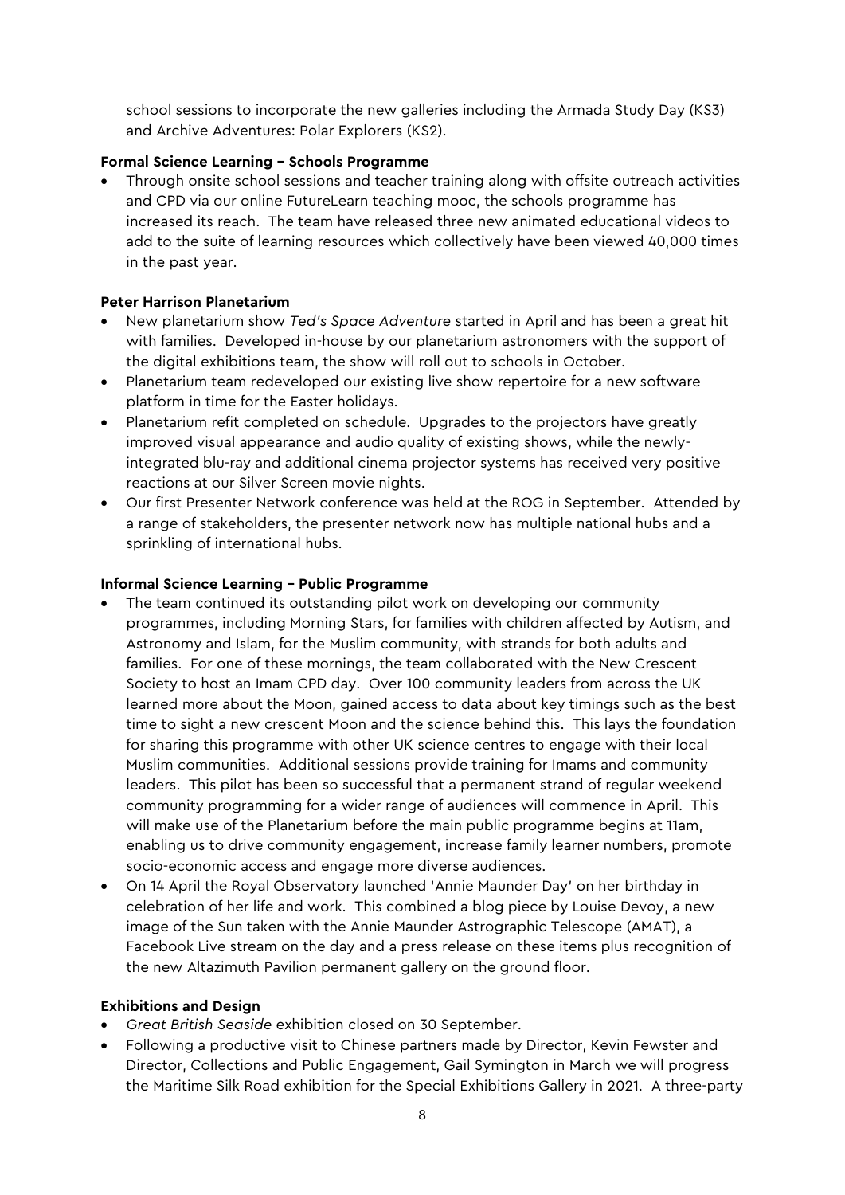school sessions to incorporate the new galleries including the Armada Study Day (KS3) and Archive Adventures: Polar Explorers (KS2).

**Formal Science Learning – Schools Programme**

- Through onsite school sessions and teacher training along with offsite outreach activities and CPD via our online FutureLearn teaching mooc, the schools programme has increased its reach. The team have released three new animated educational videos to add to the suite of learning resources which collectively have been viewed 40,000 times in the past year.

**Peter Harrison Planetarium**

- New planetarium show *Ted's Space Adventure* started in April and has been a great hit with families. Developed in-house by our planetarium astronomers with the support of the digital exhibitions team, the show will roll out to schools in October.
- Planetarium team redeveloped our existing live show repertoire for a new software platform in time for the Easter holidays.
- Planetarium refit completed on schedule. Upgrades to the projectors have greatly improved visual appearance and audio quality of existing shows, while the newly-integrated blu-ray and additional cinema projector systems has received very positive reactions at our Silver Screen movie nights.
- Our first Presenter Network conference was held at the ROG in September. Attended by a range of stakeholders, the presenter network now has multiple national hubs and a sprinkling of international hubs.

**Informal Science Learning – Public Programme**

- The team continued its outstanding pilot work on developing our community programmes, including Morning Stars, for families with children affected by Autism, and Astronomy and Islam, for the Muslim community, with strands for both adults and families. For one of these mornings, the team collaborated with the New Crescent Society to host an Imam CPD day. Over 100 community leaders from across the UK learned more about the Moon, gained access to data about key timings such as the best time to sight a new crescent Moon and the science behind this. This lays the foundation for sharing this programme with other UK science centres to engage with their local Muslim communities. Additional sessions provide training for Imams and community leaders. This pilot has been so successful that a permanent strand of regular weekend community programming for a wider range of audiences will commence in April. This will make use of the Planetarium before the main public programme begins at 11am, enabling us to drive community engagement, increase family learner numbers, promote socio-economic access and engage more diverse audiences.
- On 14 April the Royal Observatory launched 'Annie Maunder Day' on her birthday in celebration of her life and work. This combined a blog piece by Louise Devoy, a new image of the Sun taken with the Annie Maunder Astrographic Telescope (AMAT), a Facebook Live stream on the day and a press release on these items plus recognition of the new Altazimuth Pavilion permanent gallery on the ground floor.

**Exhibitions and Design**

- *Great British Seaside* exhibition closed on 30 September.
- Following a productive visit to Chinese partners made by Director, Kevin Fewster and Director, Collections and Public Engagement, Gail Symington in March we will progress the Maritime Silk Road exhibition for the Special Exhibitions Gallery in 2021. A three-party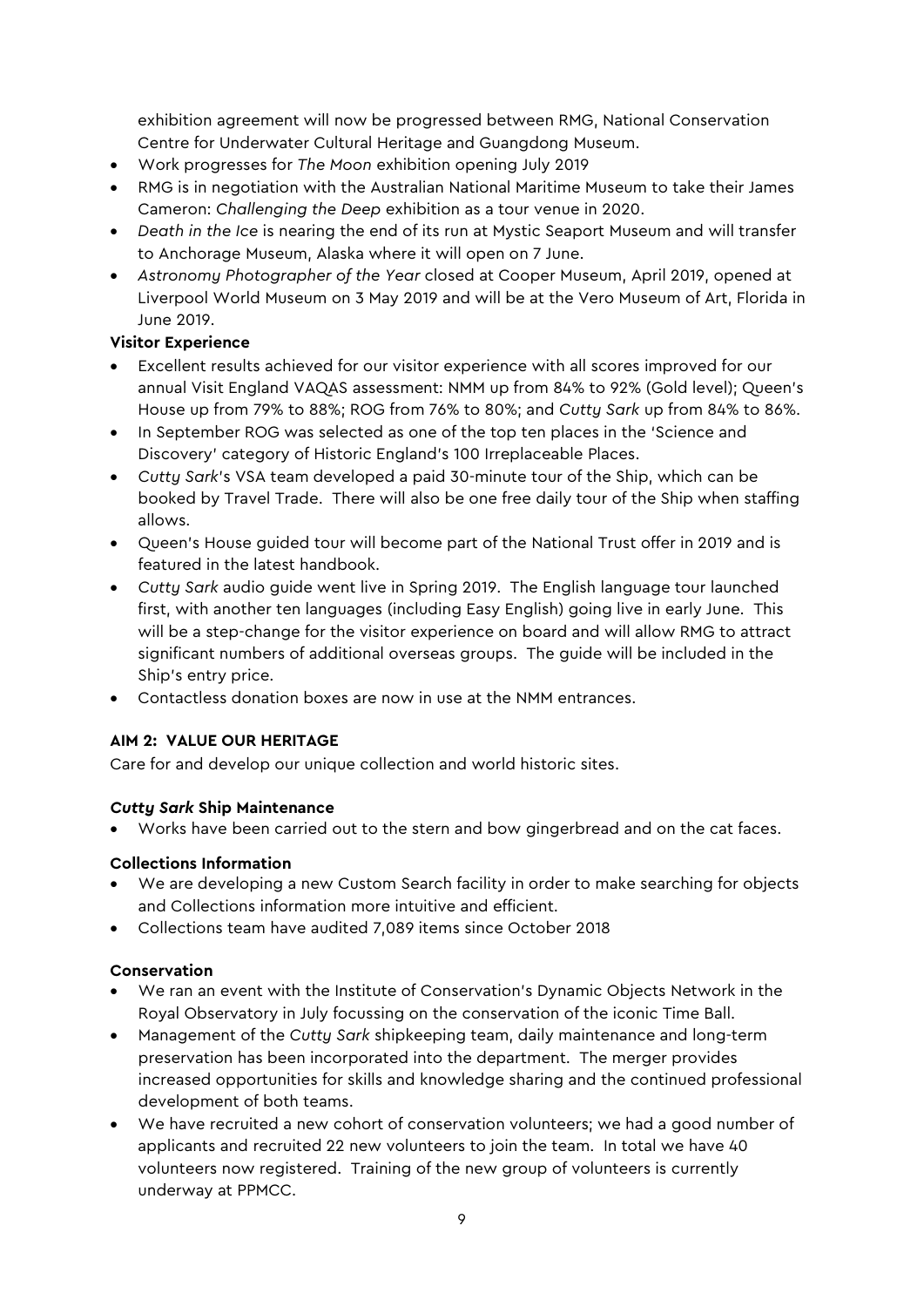exhibition agreement will now be progressed between RMG, National Conservation Centre for Underwater Cultural Heritage and Guangdong Museum.

- Work progresses for *The Moon* exhibition opening July 2019
- RMG is in negotiation with the Australian National Maritime Museum to take their James Cameron: *Challenging the Deep* exhibition as a tour venue in 2020.
- *Death in the Ice* is nearing the end of its run at Mystic Seaport Museum and will transfer to Anchorage Museum, Alaska where it will open on 7 June.
- *Astronomy Photographer of the Year* closed at Cooper Museum, April 2019, opened at Liverpool World Museum on 3 May 2019 and will be at the Vero Museum of Art, Florida in June 2019.

**Visitor Experience**

- Excellent results achieved for our visitor experience with all scores improved for our annual Visit England VAQAS assessment: NMM up from 84% to 92% (Gold level); Queen's House up from 79% to 88%; ROG from 76% to 80%; and *Cutty Sark* up from 84% to 86%.
- In September ROG was selected as one of the top ten places in the 'Science and Discovery' category of Historic England's 100 Irreplaceable Places.
- *Cutty Sark*'s VSA team developed a paid 30-minute tour of the Ship, which can be booked by Travel Trade. There will also be one free daily tour of the Ship when staffing allows.
- Queen's House guided tour will become part of the National Trust offer in 2019 and is featured in the latest handbook.
- *Cutty Sark* audio guide went live in Spring 2019. The English language tour launched first, with another ten languages (including Easy English) going live in early June. This will be a step-change for the visitor experience on board and will allow RMG to attract significant numbers of additional overseas groups. The guide will be included in the Ship's entry price.
- Contactless donation boxes are now in use at the NMM entrances.

## AIM 2: VALUE OUR HERITAGE

Care for and develop our unique collection and world historic sites.

***Cutty Sark* Ship Maintenance**

- Works have been carried out to the stern and bow gingerbread and on the cat faces.

**Collections Information**

- We are developing a new Custom Search facility in order to make searching for objects and Collections information more intuitive and efficient.
- Collections team have audited 7,089 items since October 2018

**Conservation**

- We ran an event with the Institute of Conservation's Dynamic Objects Network in the Royal Observatory in July focussing on the conservation of the iconic Time Ball.
- Management of the *Cutty Sark* shipkeeping team, daily maintenance and long-term preservation has been incorporated into the department. The merger provides increased opportunities for skills and knowledge sharing and the continued professional development of both teams.
- We have recruited a new cohort of conservation volunteers; we had a good number of applicants and recruited 22 new volunteers to join the team. In total we have 40 volunteers now registered. Training of the new group of volunteers is currently underway at PPMCC.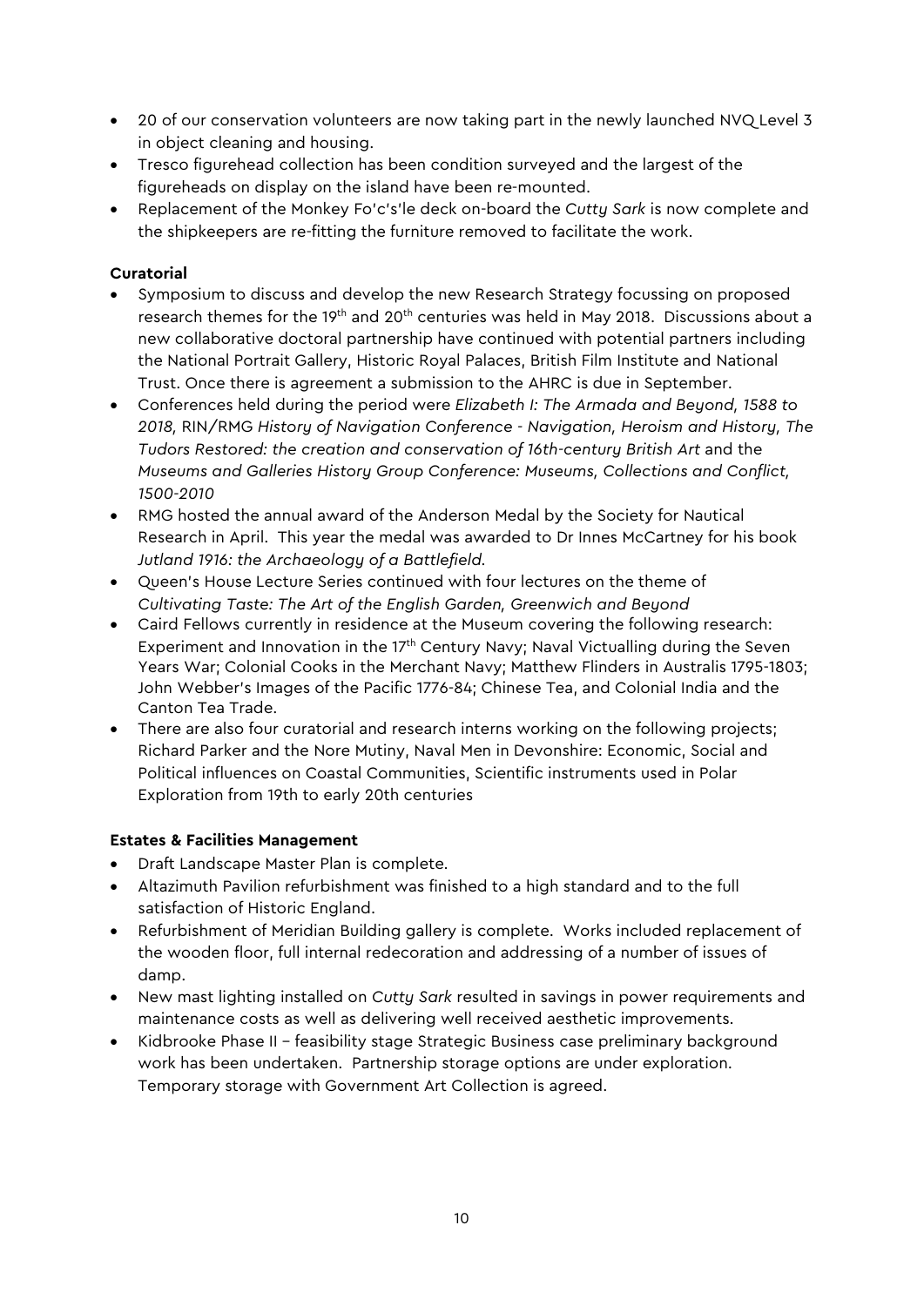- 20 of our conservation volunteers are now taking part in the newly launched NVQ Level 3 in object cleaning and housing.
- Tresco figurehead collection has been condition surveyed and the largest of the figureheads on display on the island have been re-mounted.
- Replacement of the Monkey Fo'c's'le deck on-board the *Cutty Sark* is now complete and the shipkeepers are re-fitting the furniture removed to facilitate the work.

**Curatorial**

- Symposium to discuss and develop the new Research Strategy focussing on proposed research themes for the 19th and 20th centuries was held in May 2018. Discussions about a new collaborative doctoral partnership have continued with potential partners including the National Portrait Gallery, Historic Royal Palaces, British Film Institute and National Trust. Once there is agreement a submission to the AHRC is due in September.
- Conferences held during the period were *Elizabeth I: The Armada and Beyond, 1588 to 2018*, RIN/RMG *History of Navigation Conference - Navigation, Heroism and History*, *The Tudors Restored: the creation and conservation of 16th-century British Art* and the *Museums and Galleries History Group Conference: Museums, Collections and Conflict, 1500-2010*
- RMG hosted the annual award of the Anderson Medal by the Society for Nautical Research in April. This year the medal was awarded to Dr Innes McCartney for his book *Jutland 1916: the Archaeology of a Battlefield*.
- Queen's House Lecture Series continued with four lectures on the theme of *Cultivating Taste: The Art of the English Garden, Greenwich and Beyond*
- Caird Fellows currently in residence at the Museum covering the following research: Experiment and Innovation in the 17th Century Navy; Naval Victualling during the Seven Years War; Colonial Cooks in the Merchant Navy; Matthew Flinders in Australis 1795-1803; John Webber's Images of the Pacific 1776-84; Chinese Tea, and Colonial India and the Canton Tea Trade.
- There are also four curatorial and research interns working on the following projects; Richard Parker and the Nore Mutiny, Naval Men in Devonshire: Economic, Social and Political influences on Coastal Communities, Scientific instruments used in Polar Exploration from 19th to early 20th centuries

**Estates & Facilities Management**

- Draft Landscape Master Plan is complete.
- Altazimuth Pavilion refurbishment was finished to a high standard and to the full satisfaction of Historic England.
- Refurbishment of Meridian Building gallery is complete. Works included replacement of the wooden floor, full internal redecoration and addressing of a number of issues of damp.
- New mast lighting installed on *Cutty Sark* resulted in savings in power requirements and maintenance costs as well as delivering well received aesthetic improvements.
- Kidbrooke Phase II – feasibility stage Strategic Business case preliminary background work has been undertaken. Partnership storage options are under exploration. Temporary storage with Government Art Collection is agreed.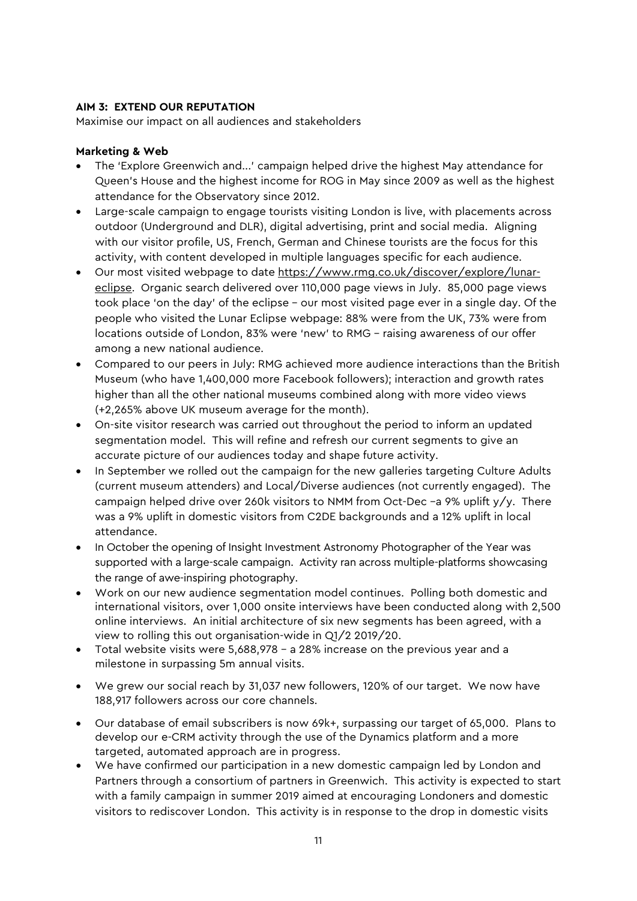**AIM 3: EXTEND OUR REPUTATION**

Maximise our impact on all audiences and stakeholders

**Marketing & Web**

- The 'Explore Greenwich and...' campaign helped drive the highest May attendance for Queen's House and the highest income for ROG in May since 2009 as well as the highest attendance for the Observatory since 2012.
- Large-scale campaign to engage tourists visiting London is live, with placements across outdoor (Underground and DLR), digital advertising, print and social media. Aligning with our visitor profile, US, French, German and Chinese tourists are the focus for this activity, with content developed in multiple languages specific for each audience.
- Our most visited webpage to date https://www.rmg.co.uk/discover/explore/lunar-eclipse. Organic search delivered over 110,000 page views in July. 85,000 page views took place 'on the day' of the eclipse – our most visited page ever in a single day. Of the people who visited the Lunar Eclipse webpage: 88% were from the UK, 73% were from locations outside of London, 83% were 'new' to RMG – raising awareness of our offer among a new national audience.
- Compared to our peers in July: RMG achieved more audience interactions than the British Museum (who have 1,400,000 more Facebook followers); interaction and growth rates higher than all the other national museums combined along with more video views (+2,265% above UK museum average for the month).
- On-site visitor research was carried out throughout the period to inform an updated segmentation model. This will refine and refresh our current segments to give an accurate picture of our audiences today and shape future activity.
- In September we rolled out the campaign for the new galleries targeting Culture Adults (current museum attenders) and Local/Diverse audiences (not currently engaged). The campaign helped drive over 260k visitors to NMM from Oct-Dec –a 9% uplift y/y. There was a 9% uplift in domestic visitors from C2DE backgrounds and a 12% uplift in local attendance.
- In October the opening of Insight Investment Astronomy Photographer of the Year was supported with a large-scale campaign. Activity ran across multiple-platforms showcasing the range of awe-inspiring photography.
- Work on our new audience segmentation model continues. Polling both domestic and international visitors, over 1,000 onsite interviews have been conducted along with 2,500 online interviews. An initial architecture of six new segments has been agreed, with a view to rolling this out organisation-wide in Q1/2 2019/20.
- Total website visits were 5,688,978 – a 28% increase on the previous year and a milestone in surpassing 5m annual visits.
- We grew our social reach by 31,037 new followers, 120% of our target. We now have 188,917 followers across our core channels.
- Our database of email subscribers is now 69k+, surpassing our target of 65,000. Plans to develop our e-CRM activity through the use of the Dynamics platform and a more targeted, automated approach are in progress.
- We have confirmed our participation in a new domestic campaign led by London and Partners through a consortium of partners in Greenwich. This activity is expected to start with a family campaign in summer 2019 aimed at encouraging Londoners and domestic visitors to rediscover London. This activity is in response to the drop in domestic visits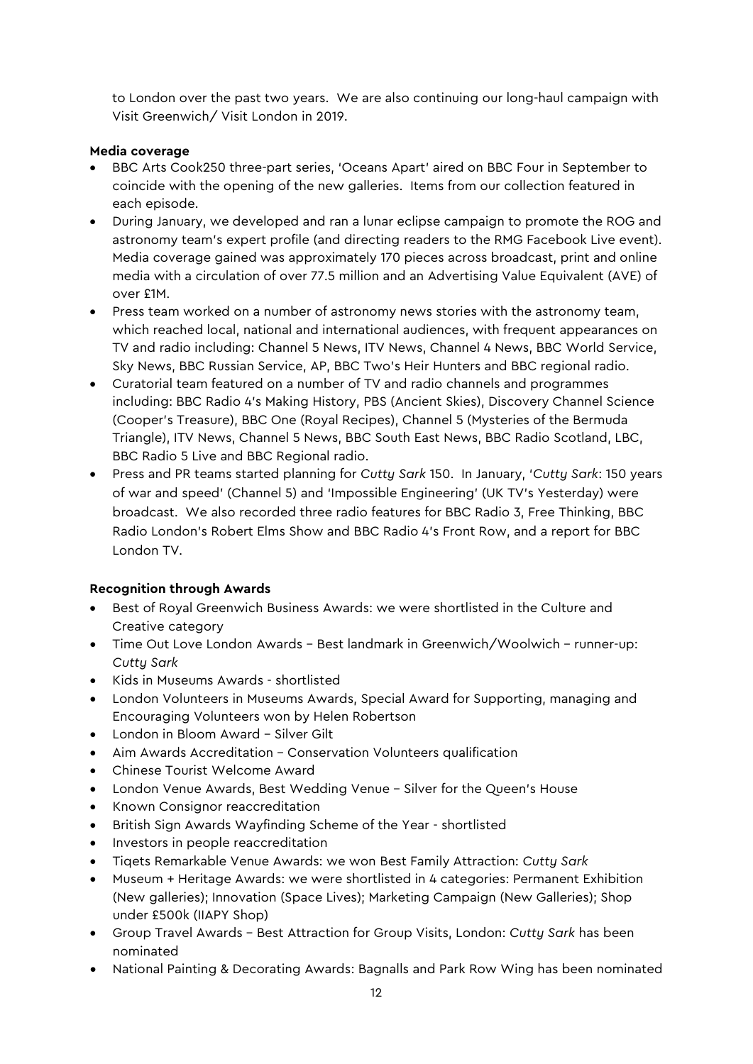to London over the past two years. We are also continuing our long-haul campaign with Visit Greenwich/ Visit London in 2019.

**Media coverage**

- BBC Arts Cook250 three-part series, 'Oceans Apart' aired on BBC Four in September to coincide with the opening of the new galleries. Items from our collection featured in each episode.
- During January, we developed and ran a lunar eclipse campaign to promote the ROG and astronomy team's expert profile (and directing readers to the RMG Facebook Live event). Media coverage gained was approximately 170 pieces across broadcast, print and online media with a circulation of over 77.5 million and an Advertising Value Equivalent (AVE) of over £1M.
- Press team worked on a number of astronomy news stories with the astronomy team, which reached local, national and international audiences, with frequent appearances on TV and radio including: Channel 5 News, ITV News, Channel 4 News, BBC World Service, Sky News, BBC Russian Service, AP, BBC Two's Heir Hunters and BBC regional radio.
- Curatorial team featured on a number of TV and radio channels and programmes including: BBC Radio 4's Making History, PBS (Ancient Skies), Discovery Channel Science (Cooper's Treasure), BBC One (Royal Recipes), Channel 5 (Mysteries of the Bermuda Triangle), ITV News, Channel 5 News, BBC South East News, BBC Radio Scotland, LBC, BBC Radio 5 Live and BBC Regional radio.
- Press and PR teams started planning for *Cutty Sark* 150. In January, '*Cutty Sark*: 150 years of war and speed' (Channel 5) and 'Impossible Engineering' (UK TV's Yesterday) were broadcast. We also recorded three radio features for BBC Radio 3, Free Thinking, BBC Radio London's Robert Elms Show and BBC Radio 4's Front Row, and a report for BBC London TV.

**Recognition through Awards**

- Best of Royal Greenwich Business Awards: we were shortlisted in the Culture and Creative category
- Time Out Love London Awards – Best landmark in Greenwich/Woolwich – runner-up: *Cutty Sark*
- Kids in Museums Awards - shortlisted
- London Volunteers in Museums Awards, Special Award for Supporting, managing and Encouraging Volunteers won by Helen Robertson
- London in Bloom Award – Silver Gilt
- Aim Awards Accreditation – Conservation Volunteers qualification
- Chinese Tourist Welcome Award
- London Venue Awards, Best Wedding Venue – Silver for the Queen's House
- Known Consignor reaccreditation
- British Sign Awards Wayfinding Scheme of the Year - shortlisted
- Investors in people reaccreditation
- Tiqets Remarkable Venue Awards: we won Best Family Attraction: *Cutty Sark*
- Museum + Heritage Awards: we were shortlisted in 4 categories: Permanent Exhibition (New galleries); Innovation (Space Lives); Marketing Campaign (New Galleries); Shop under £500k (IIAPY Shop)
- Group Travel Awards – Best Attraction for Group Visits, London: *Cutty Sark* has been nominated
- National Painting & Decorating Awards: Bagnalls and Park Row Wing has been nominated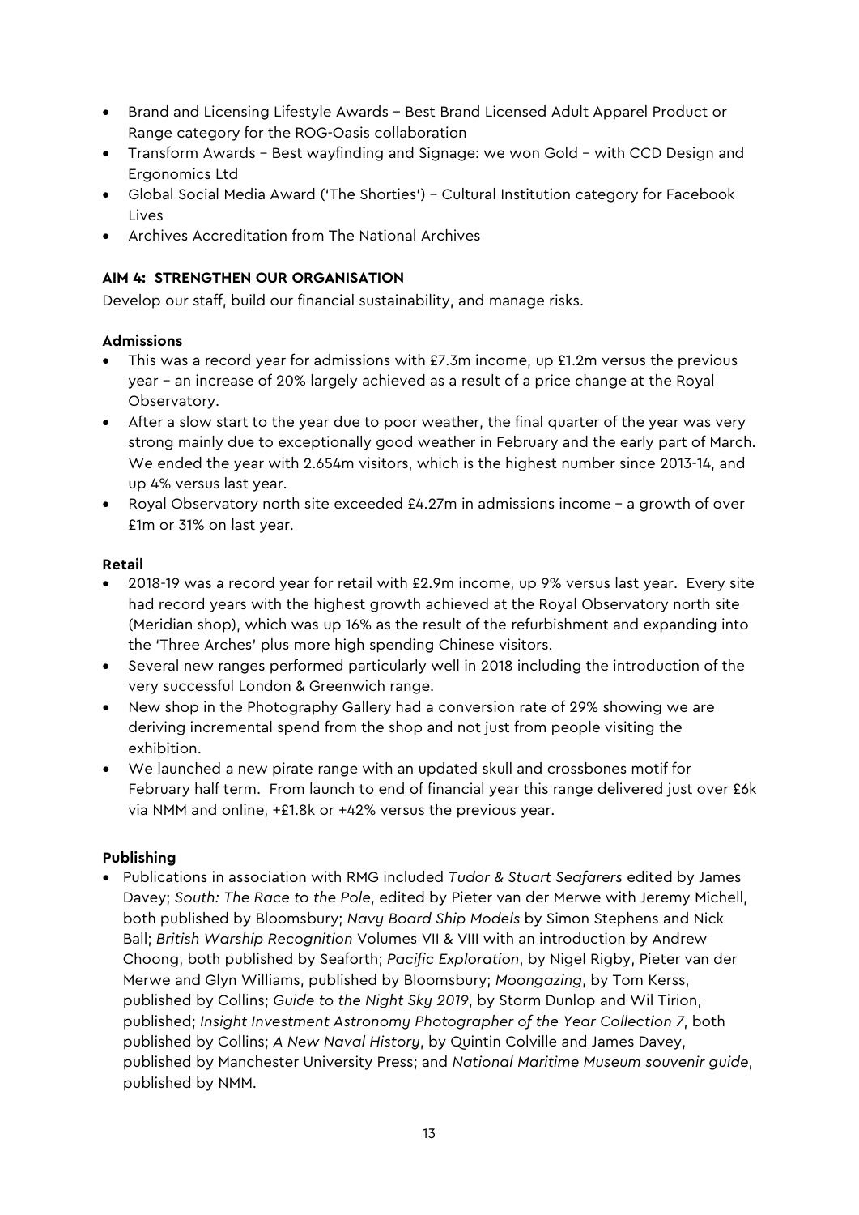- Brand and Licensing Lifestyle Awards – Best Brand Licensed Adult Apparel Product or Range category for the ROG-Oasis collaboration
- Transform Awards – Best wayfinding and Signage: we won Gold – with CCD Design and Ergonomics Ltd
- Global Social Media Award ('The Shorties') – Cultural Institution category for Facebook Lives
- Archives Accreditation from The National Archives

**AIM 4: STRENGTHEN OUR ORGANISATION**

Develop our staff, build our financial sustainability, and manage risks.

**Admissions**

- This was a record year for admissions with £7.3m income, up £1.2m versus the previous year – an increase of 20% largely achieved as a result of a price change at the Royal Observatory.
- After a slow start to the year due to poor weather, the final quarter of the year was very strong mainly due to exceptionally good weather in February and the early part of March. We ended the year with 2.654m visitors, which is the highest number since 2013-14, and up 4% versus last year.
- Royal Observatory north site exceeded £4.27m in admissions income – a growth of over £1m or 31% on last year.

**Retail**

- 2018-19 was a record year for retail with £2.9m income, up 9% versus last year. Every site had record years with the highest growth achieved at the Royal Observatory north site (Meridian shop), which was up 16% as the result of the refurbishment and expanding into the 'Three Arches' plus more high spending Chinese visitors.
- Several new ranges performed particularly well in 2018 including the introduction of the very successful London & Greenwich range.
- New shop in the Photography Gallery had a conversion rate of 29% showing we are deriving incremental spend from the shop and not just from people visiting the exhibition.
- We launched a new pirate range with an updated skull and crossbones motif for February half term. From launch to end of financial year this range delivered just over £6k via NMM and online, +£1.8k or +42% versus the previous year.

**Publishing**

- Publications in association with RMG included *Tudor & Stuart Seafarers* edited by James Davey; *South: The Race to the Pole*, edited by Pieter van der Merwe with Jeremy Michell, both published by Bloomsbury; *Navy Board Ship Models* by Simon Stephens and Nick Ball; *British Warship Recognition* Volumes VII & VIII with an introduction by Andrew Choong, both published by Seaforth; *Pacific Exploration*, by Nigel Rigby, Pieter van der Merwe and Glyn Williams, published by Bloomsbury; *Moongazing*, by Tom Kerss, published by Collins; *Guide to the Night Sky 2019*, by Storm Dunlop and Wil Tirion, published; *Insight Investment Astronomy Photographer of the Year Collection 7*, both published by Collins; *A New Naval History*, by Quintin Colville and James Davey, published by Manchester University Press; and *National Maritime Museum souvenir guide*, published by NMM.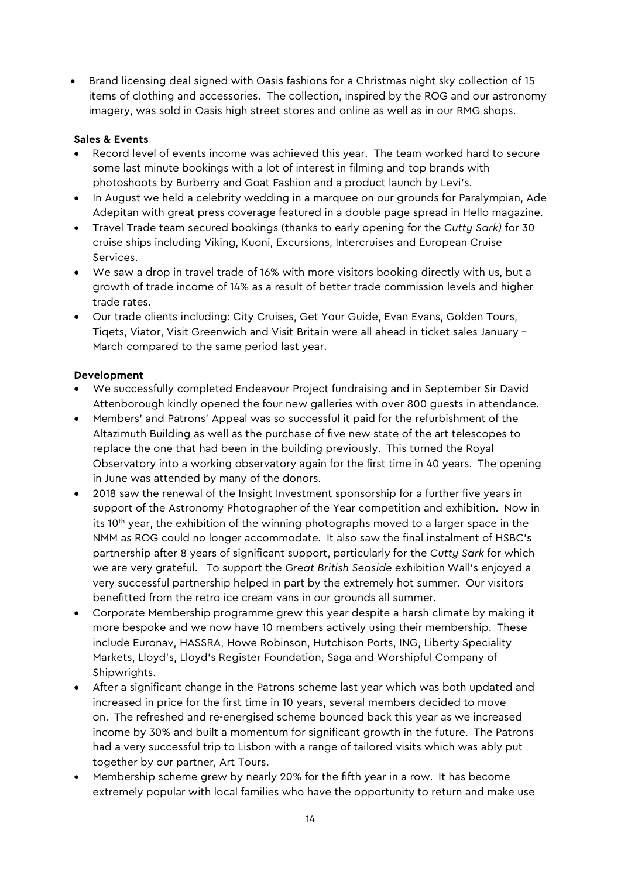- Brand licensing deal signed with Oasis fashions for a Christmas night sky collection of 15 items of clothing and accessories. The collection, inspired by the ROG and our astronomy imagery, was sold in Oasis high street stores and online as well as in our RMG shops.

**Sales & Events**

- Record level of events income was achieved this year. The team worked hard to secure some last minute bookings with a lot of interest in filming and top brands with photoshoots by Burberry and Goat Fashion and a product launch by Levi's.
- In August we held a celebrity wedding in a marquee on our grounds for Paralympian, Ade Adepitan with great press coverage featured in a double page spread in Hello magazine.
- Travel Trade team secured bookings (thanks to early opening for the *Cutty Sark)* for 30 cruise ships including Viking, Kuoni, Excursions, Intercruises and European Cruise Services.
- We saw a drop in travel trade of 16% with more visitors booking directly with us, but a growth of trade income of 14% as a result of better trade commission levels and higher trade rates.
- Our trade clients including: City Cruises, Get Your Guide, Evan Evans, Golden Tours, Tiqets, Viator, Visit Greenwich and Visit Britain were all ahead in ticket sales January – March compared to the same period last year.

**Development**

- We successfully completed Endeavour Project fundraising and in September Sir David Attenborough kindly opened the four new galleries with over 800 guests in attendance.
- Members' and Patrons' Appeal was so successful it paid for the refurbishment of the Altazimuth Building as well as the purchase of five new state of the art telescopes to replace the one that had been in the building previously. This turned the Royal Observatory into a working observatory again for the first time in 40 years. The opening in June was attended by many of the donors.
- 2018 saw the renewal of the Insight Investment sponsorship for a further five years in support of the Astronomy Photographer of the Year competition and exhibition. Now in its 10th year, the exhibition of the winning photographs moved to a larger space in the NMM as ROG could no longer accommodate. It also saw the final instalment of HSBC's partnership after 8 years of significant support, particularly for the *Cutty Sark* for which we are very grateful. To support the *Great British Seaside* exhibition Wall's enjoyed a very successful partnership helped in part by the extremely hot summer. Our visitors benefitted from the retro ice cream vans in our grounds all summer.
- Corporate Membership programme grew this year despite a harsh climate by making it more bespoke and we now have 10 members actively using their membership. These include Euronav, HASSRA, Howe Robinson, Hutchison Ports, ING, Liberty Speciality Markets, Lloyd's, Lloyd's Register Foundation, Saga and Worshipful Company of Shipwrights.
- After a significant change in the Patrons scheme last year which was both updated and increased in price for the first time in 10 years, several members decided to move on. The refreshed and re-energised scheme bounced back this year as we increased income by 30% and built a momentum for significant growth in the future. The Patrons had a very successful trip to Lisbon with a range of tailored visits which was ably put together by our partner, Art Tours.
- Membership scheme grew by nearly 20% for the fifth year in a row. It has become extremely popular with local families who have the opportunity to return and make use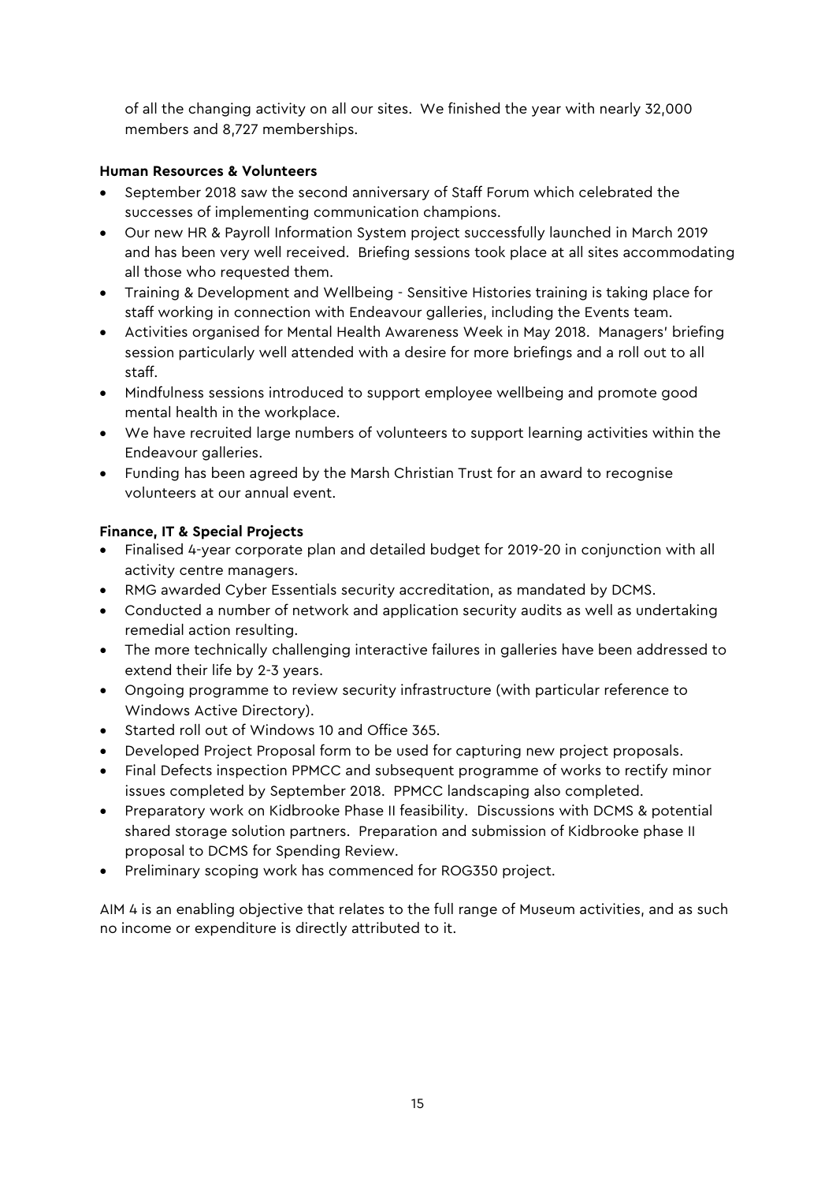of all the changing activity on all our sites. We finished the year with nearly 32,000 members and 8,727 memberships.

**Human Resources & Volunteers**

- September 2018 saw the second anniversary of Staff Forum which celebrated the successes of implementing communication champions.
- Our new HR & Payroll Information System project successfully launched in March 2019 and has been very well received. Briefing sessions took place at all sites accommodating all those who requested them.
- Training & Development and Wellbeing - Sensitive Histories training is taking place for staff working in connection with Endeavour galleries, including the Events team.
- Activities organised for Mental Health Awareness Week in May 2018. Managers' briefing session particularly well attended with a desire for more briefings and a roll out to all staff.
- Mindfulness sessions introduced to support employee wellbeing and promote good mental health in the workplace.
- We have recruited large numbers of volunteers to support learning activities within the Endeavour galleries.
- Funding has been agreed by the Marsh Christian Trust for an award to recognise volunteers at our annual event.

**Finance, IT & Special Projects**

- Finalised 4-year corporate plan and detailed budget for 2019-20 in conjunction with all activity centre managers.
- RMG awarded Cyber Essentials security accreditation, as mandated by DCMS.
- Conducted a number of network and application security audits as well as undertaking remedial action resulting.
- The more technically challenging interactive failures in galleries have been addressed to extend their life by 2-3 years.
- Ongoing programme to review security infrastructure (with particular reference to Windows Active Directory).
- Started roll out of Windows 10 and Office 365.
- Developed Project Proposal form to be used for capturing new project proposals.
- Final Defects inspection PPMCC and subsequent programme of works to rectify minor issues completed by September 2018. PPMCC landscaping also completed.
- Preparatory work on Kidbrooke Phase II feasibility. Discussions with DCMS & potential shared storage solution partners. Preparation and submission of Kidbrooke phase II proposal to DCMS for Spending Review.
- Preliminary scoping work has commenced for ROG350 project.

AIM 4 is an enabling objective that relates to the full range of Museum activities, and as such no income or expenditure is directly attributed to it.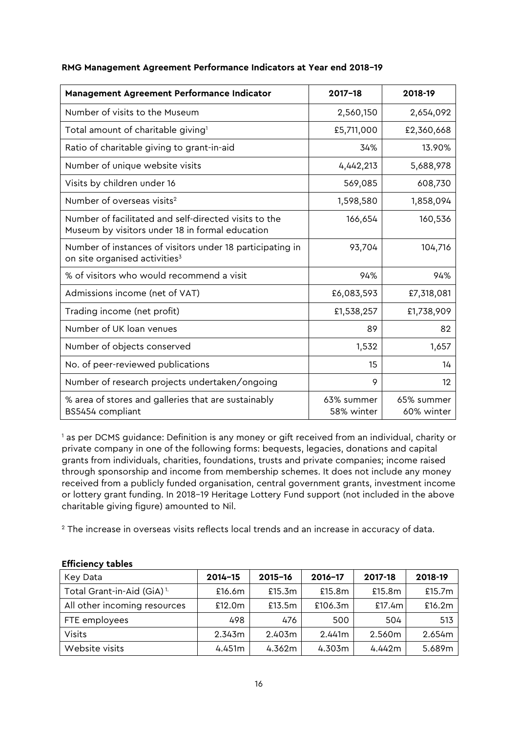**RMG Management Agreement Performance Indicators at Year end 2018–19**

| Management Agreement Performance Indicator | 2017–18 | 2018-19 |
|---|---|---|
| Number of visits to the Museum | 2,560,150 | 2,654,092 |
| Total amount of charitable giving[1] | £5,711,000 | £2,360,668 |
| Ratio of charitable giving to grant-in-aid | 34% | 13.90% |
| Number of unique website visits | 4,442,213 | 5,688,978 |
| Visits by children under 16 | 569,085 | 608,730 |
| Number of overseas visits[2] | 1,598,580 | 1,858,094 |
| Number of facilitated and self-directed visits to the Museum by visitors under 18 in formal education | 166,654 | 160,536 |
| Number of instances of visitors under 18 participating in on site organised activities[3] | 93,704 | 104,716 |
| % of visitors who would recommend a visit | 94% | 94% |
| Admissions income (net of VAT) | £6,083,593 | £7,318,081 |
| Trading income (net profit) | £1,538,257 | £1,738,909 |
| Number of UK loan venues | 89 | 82 |
| Number of objects conserved | 1,532 | 1,657 |
| No. of peer-reviewed publications | 15 | 14 |
| Number of research projects undertaken/ongoing | 9 | 12 |
| % area of stores and galleries that are sustainably BS5454 compliant | 63% summer 58% winter | 65% summer 60% winter |

[1] as per DCMS guidance: Definition is any money or gift received from an individual, charity or private company in one of the following forms: bequests, legacies, donations and capital grants from individuals, charities, foundations, trusts and private companies; income raised through sponsorship and income from membership schemes. It does not include any money received from a publicly funded organisation, central government grants, investment income or lottery grant funding. In 2018–19 Heritage Lottery Fund support (not included in the above charitable giving figure) amounted to Nil.

[2] The increase in overseas visits reflects local trends and an increase in accuracy of data.

**Efficiency tables**

| Key Data | 2014–15 | 2015–16 | 2016–17 | 2017-18 | 2018-19 |
|---|---|---|---|---|---|
| Total Grant-in-Aid (GiA)[1.] | £16.6m | £15.3m | £15.8m | £15.8m | £15.7m |
| All other incoming resources | £12.0m | £13.5m | £106.3m | £17.4m | £16.2m |
| FTE employees | 498 | 476 | 500 | 504 | 513 |
| Visits | 2.343m | 2.403m | 2.441m | 2.560m | 2.654m |
| Website visits | 4.451m | 4.362m | 4.303m | 4.442m | 5.689m |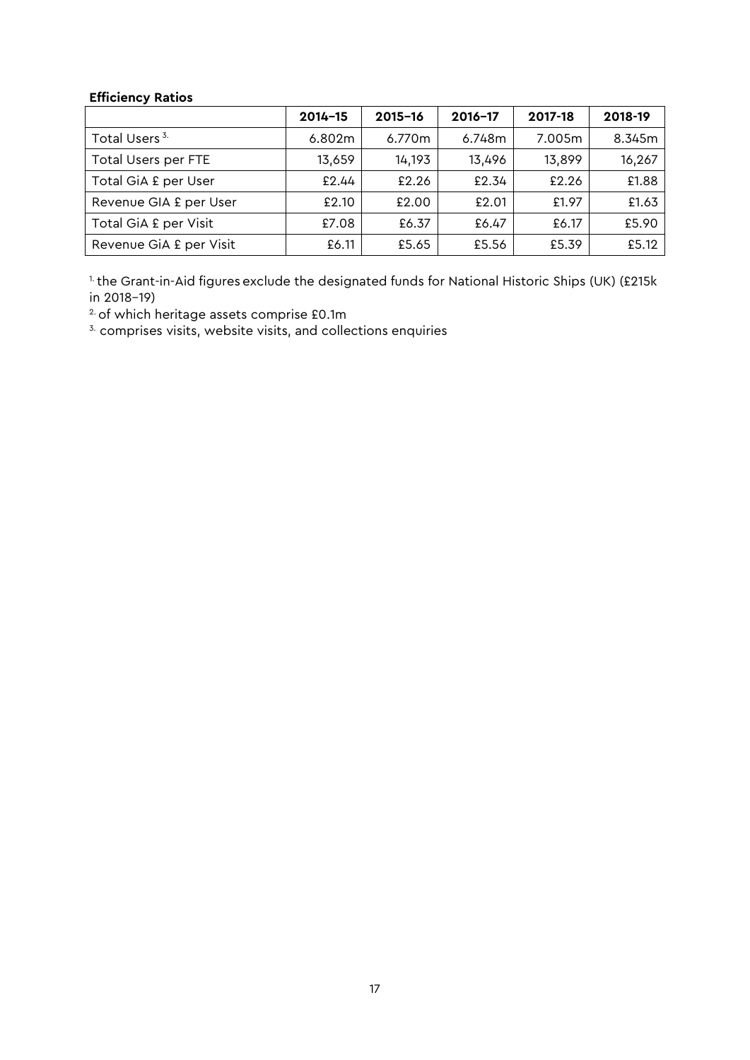**Efficiency Ratios**

| | 2014–15 | 2015–16 | 2016–17 | 2017-18 | 2018-19 |
|---|---|---|---|---|---|
| Total Users [3.] | 6.802m | 6.770m | 6.748m | 7.005m | 8.345m |
| Total Users per FTE | 13,659 | 14,193 | 13,496 | 13,899 | 16,267 |
| Total GiA £ per User | £2.44 | £2.26 | £2.34 | £2.26 | £1.88 |
| Revenue GIA £ per User | £2.10 | £2.00 | £2.01 | £1.97 | £1.63 |
| Total GiA £ per Visit | £7.08 | £6.37 | £6.47 | £6.17 | £5.90 |
| Revenue GiA £ per Visit | £6.11 | £5.65 | £5.56 | £5.39 | £5.12 |

[1.] the Grant-in-Aid figures exclude the designated funds for National Historic Ships (UK) (£215k in 2018–19)

[2.] of which heritage assets comprise £0.1m

[3.] comprises visits, website visits, and collections enquiries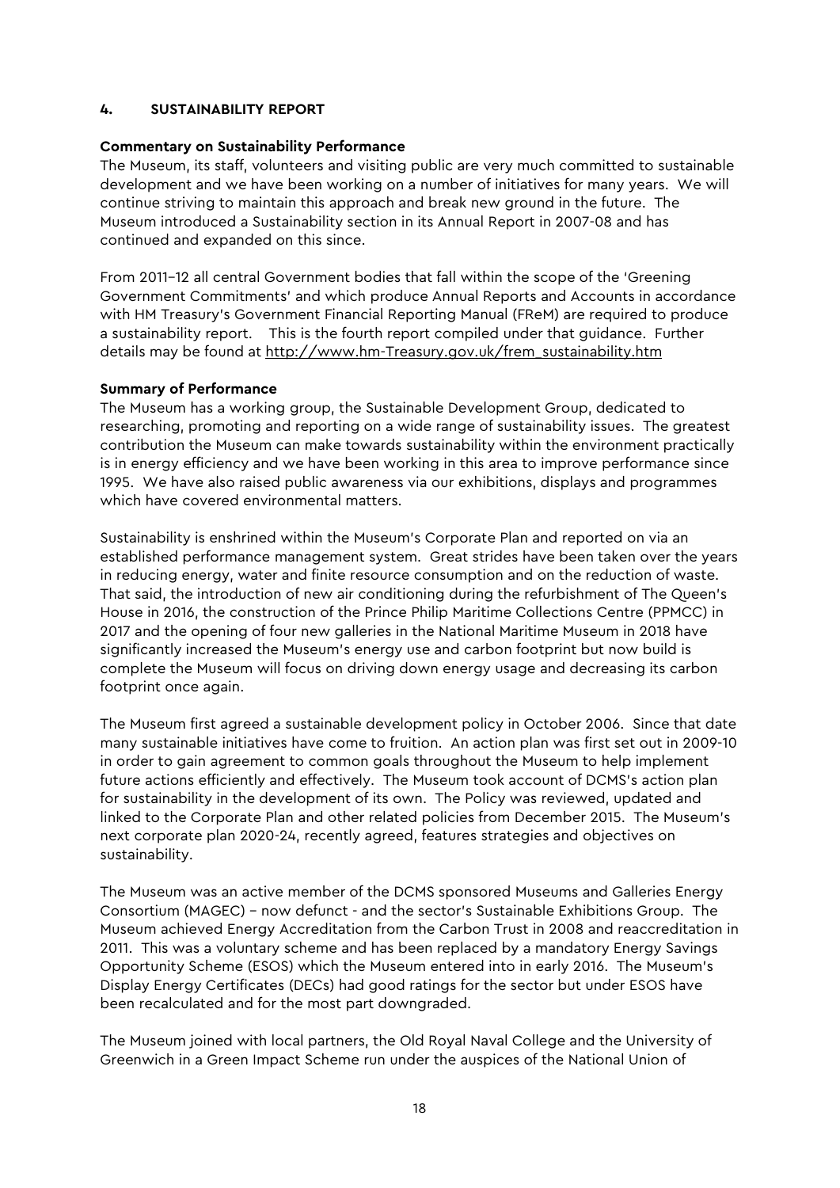## 4. SUSTAINABILITY REPORT

**Commentary on Sustainability Performance**

The Museum, its staff, volunteers and visiting public are very much committed to sustainable development and we have been working on a number of initiatives for many years. We will continue striving to maintain this approach and break new ground in the future. The Museum introduced a Sustainability section in its Annual Report in 2007-08 and has continued and expanded on this since.

From 2011–12 all central Government bodies that fall within the scope of the 'Greening Government Commitments' and which produce Annual Reports and Accounts in accordance with HM Treasury's Government Financial Reporting Manual (FReM) are required to produce a sustainability report. This is the fourth report compiled under that guidance. Further details may be found at http://www.hm-Treasury.gov.uk/frem_sustainability.htm

**Summary of Performance**

The Museum has a working group, the Sustainable Development Group, dedicated to researching, promoting and reporting on a wide range of sustainability issues. The greatest contribution the Museum can make towards sustainability within the environment practically is in energy efficiency and we have been working in this area to improve performance since 1995. We have also raised public awareness via our exhibitions, displays and programmes which have covered environmental matters.

Sustainability is enshrined within the Museum's Corporate Plan and reported on via an established performance management system. Great strides have been taken over the years in reducing energy, water and finite resource consumption and on the reduction of waste. That said, the introduction of new air conditioning during the refurbishment of The Queen's House in 2016, the construction of the Prince Philip Maritime Collections Centre (PPMCC) in 2017 and the opening of four new galleries in the National Maritime Museum in 2018 have significantly increased the Museum's energy use and carbon footprint but now build is complete the Museum will focus on driving down energy usage and decreasing its carbon footprint once again.

The Museum first agreed a sustainable development policy in October 2006. Since that date many sustainable initiatives have come to fruition. An action plan was first set out in 2009-10 in order to gain agreement to common goals throughout the Museum to help implement future actions efficiently and effectively. The Museum took account of DCMS's action plan for sustainability in the development of its own. The Policy was reviewed, updated and linked to the Corporate Plan and other related policies from December 2015. The Museum's next corporate plan 2020-24, recently agreed, features strategies and objectives on sustainability.

The Museum was an active member of the DCMS sponsored Museums and Galleries Energy Consortium (MAGEC) – now defunct - and the sector's Sustainable Exhibitions Group. The Museum achieved Energy Accreditation from the Carbon Trust in 2008 and reaccreditation in 2011. This was a voluntary scheme and has been replaced by a mandatory Energy Savings Opportunity Scheme (ESOS) which the Museum entered into in early 2016. The Museum's Display Energy Certificates (DECs) had good ratings for the sector but under ESOS have been recalculated and for the most part downgraded.

The Museum joined with local partners, the Old Royal Naval College and the University of Greenwich in a Green Impact Scheme run under the auspices of the National Union of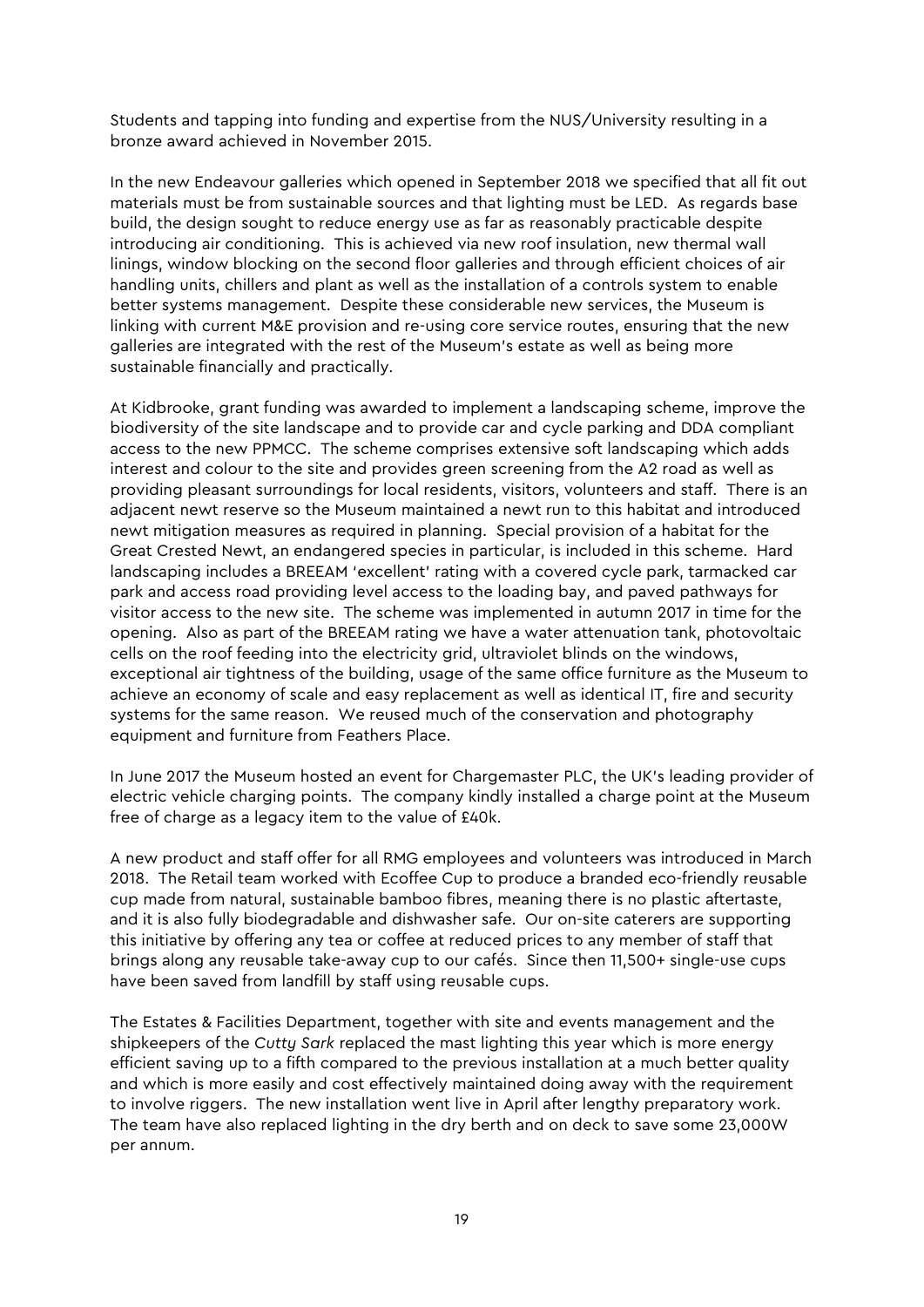Students and tapping into funding and expertise from the NUS/University resulting in a bronze award achieved in November 2015.

In the new Endeavour galleries which opened in September 2018 we specified that all fit out materials must be from sustainable sources and that lighting must be LED. As regards base build, the design sought to reduce energy use as far as reasonably practicable despite introducing air conditioning. This is achieved via new roof insulation, new thermal wall linings, window blocking on the second floor galleries and through efficient choices of air handling units, chillers and plant as well as the installation of a controls system to enable better systems management. Despite these considerable new services, the Museum is linking with current M&E provision and re-using core service routes, ensuring that the new galleries are integrated with the rest of the Museum's estate as well as being more sustainable financially and practically.

At Kidbrooke, grant funding was awarded to implement a landscaping scheme, improve the biodiversity of the site landscape and to provide car and cycle parking and DDA compliant access to the new PPMCC. The scheme comprises extensive soft landscaping which adds interest and colour to the site and provides green screening from the A2 road as well as providing pleasant surroundings for local residents, visitors, volunteers and staff. There is an adjacent newt reserve so the Museum maintained a newt run to this habitat and introduced newt mitigation measures as required in planning. Special provision of a habitat for the Great Crested Newt, an endangered species in particular, is included in this scheme. Hard landscaping includes a BREEAM 'excellent' rating with a covered cycle park, tarmacked car park and access road providing level access to the loading bay, and paved pathways for visitor access to the new site. The scheme was implemented in autumn 2017 in time for the opening. Also as part of the BREEAM rating we have a water attenuation tank, photovoltaic cells on the roof feeding into the electricity grid, ultraviolet blinds on the windows, exceptional air tightness of the building, usage of the same office furniture as the Museum to achieve an economy of scale and easy replacement as well as identical IT, fire and security systems for the same reason. We reused much of the conservation and photography equipment and furniture from Feathers Place.

In June 2017 the Museum hosted an event for Chargemaster PLC, the UK's leading provider of electric vehicle charging points. The company kindly installed a charge point at the Museum free of charge as a legacy item to the value of £40k.

A new product and staff offer for all RMG employees and volunteers was introduced in March 2018. The Retail team worked with Ecoffee Cup to produce a branded eco-friendly reusable cup made from natural, sustainable bamboo fibres, meaning there is no plastic aftertaste, and it is also fully biodegradable and dishwasher safe. Our on-site caterers are supporting this initiative by offering any tea or coffee at reduced prices to any member of staff that brings along any reusable take-away cup to our cafés. Since then 11,500+ single-use cups have been saved from landfill by staff using reusable cups.

The Estates & Facilities Department, together with site and events management and the shipkeepers of the *Cutty Sark* replaced the mast lighting this year which is more energy efficient saving up to a fifth compared to the previous installation at a much better quality and which is more easily and cost effectively maintained doing away with the requirement to involve riggers. The new installation went live in April after lengthy preparatory work. The team have also replaced lighting in the dry berth and on deck to save some 23,000W per annum.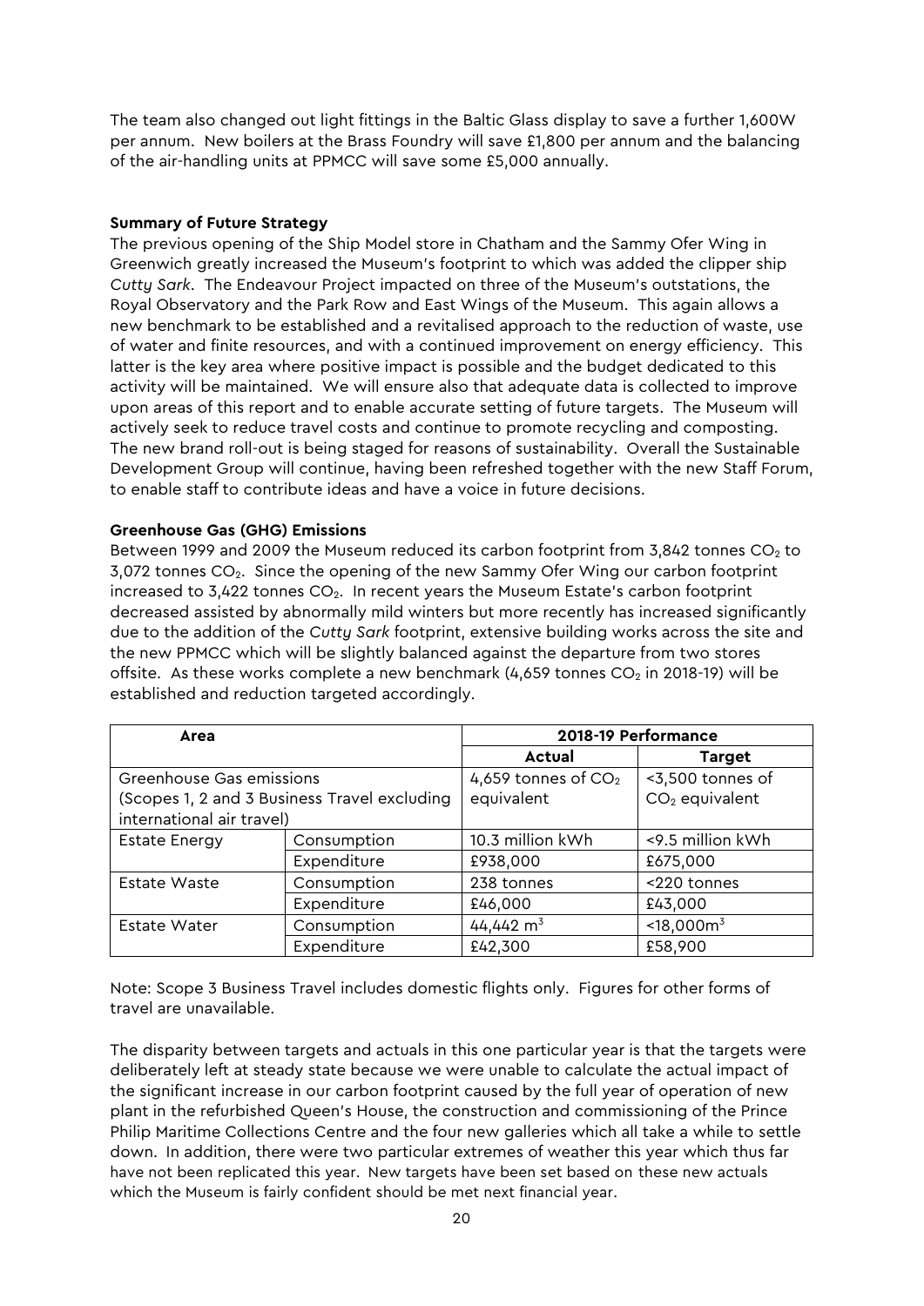The team also changed out light fittings in the Baltic Glass display to save a further 1,600W per annum. New boilers at the Brass Foundry will save £1,800 per annum and the balancing of the air-handling units at PPMCC will save some £5,000 annually.

**Summary of Future Strategy**

The previous opening of the Ship Model store in Chatham and the Sammy Ofer Wing in Greenwich greatly increased the Museum's footprint to which was added the clipper ship *Cutty Sark*. The Endeavour Project impacted on three of the Museum's outstations, the Royal Observatory and the Park Row and East Wings of the Museum. This again allows a new benchmark to be established and a revitalised approach to the reduction of waste, use of water and finite resources, and with a continued improvement on energy efficiency. This latter is the key area where positive impact is possible and the budget dedicated to this activity will be maintained. We will ensure also that adequate data is collected to improve upon areas of this report and to enable accurate setting of future targets. The Museum will actively seek to reduce travel costs and continue to promote recycling and composting. The new brand roll-out is being staged for reasons of sustainability. Overall the Sustainable Development Group will continue, having been refreshed together with the new Staff Forum, to enable staff to contribute ideas and have a voice in future decisions.

**Greenhouse Gas (GHG) Emissions**

Between 1999 and 2009 the Museum reduced its carbon footprint from 3,842 tonnes $CO_2$ to 3,072 tonnes $CO_2$. Since the opening of the new Sammy Ofer Wing our carbon footprint increased to 3,422 tonnes $CO_2$. In recent years the Museum Estate's carbon footprint decreased assisted by abnormally mild winters but more recently has increased significantly due to the addition of the *Cutty Sark* footprint, extensive building works across the site and the new PPMCC which will be slightly balanced against the departure from two stores offsite. As these works complete a new benchmark (4,659 tonnes $CO_2$ in 2018-19) will be established and reduction targeted accordingly.

| Area | | 2018-19 Performance | |
|---|---|---|---|
| | | Actual | Target |
| Greenhouse Gas emissions (Scopes 1, 2 and 3 Business Travel excluding international air travel) | | 4,659 tonnes of $CO_2$ equivalent | <3,500 tonnes of $CO_2$ equivalent |
| Estate Energy | Consumption | 10.3 million kWh | <9.5 million kWh |
| | Expenditure | £938,000 | £675,000 |
| Estate Waste | Consumption | 238 tonnes | <220 tonnes |
| | Expenditure | £46,000 | £43,000 |
| Estate Water | Consumption | 44,442 $m^3$ | <18,000$m^3$ |
| | Expenditure | £42,300 | £58,900 |

Note: Scope 3 Business Travel includes domestic flights only. Figures for other forms of travel are unavailable.

The disparity between targets and actuals in this one particular year is that the targets were deliberately left at steady state because we were unable to calculate the actual impact of the significant increase in our carbon footprint caused by the full year of operation of new plant in the refurbished Queen's House, the construction and commissioning of the Prince Philip Maritime Collections Centre and the four new galleries which all take a while to settle down. In addition, there were two particular extremes of weather this year which thus far have not been replicated this year. New targets have been set based on these new actuals which the Museum is fairly confident should be met next financial year.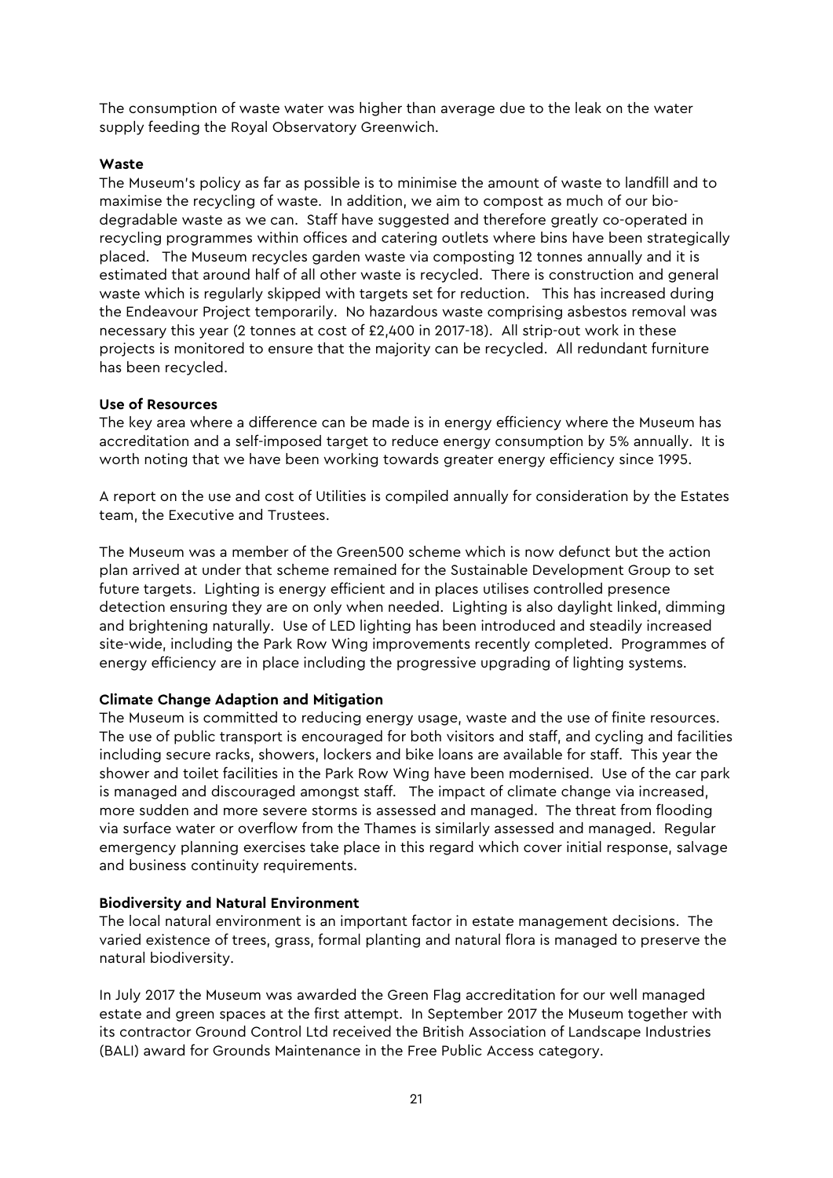The consumption of waste water was higher than average due to the leak on the water supply feeding the Royal Observatory Greenwich.

**Waste**

The Museum's policy as far as possible is to minimise the amount of waste to landfill and to maximise the recycling of waste. In addition, we aim to compost as much of our bio-degradable waste as we can. Staff have suggested and therefore greatly co-operated in recycling programmes within offices and catering outlets where bins have been strategically placed. The Museum recycles garden waste via composting 12 tonnes annually and it is estimated that around half of all other waste is recycled. There is construction and general waste which is regularly skipped with targets set for reduction. This has increased during the Endeavour Project temporarily. No hazardous waste comprising asbestos removal was necessary this year (2 tonnes at cost of £2,400 in 2017-18). All strip-out work in these projects is monitored to ensure that the majority can be recycled. All redundant furniture has been recycled.

**Use of Resources**

The key area where a difference can be made is in energy efficiency where the Museum has accreditation and a self-imposed target to reduce energy consumption by 5% annually. It is worth noting that we have been working towards greater energy efficiency since 1995.

A report on the use and cost of Utilities is compiled annually for consideration by the Estates team, the Executive and Trustees.

The Museum was a member of the Green500 scheme which is now defunct but the action plan arrived at under that scheme remained for the Sustainable Development Group to set future targets. Lighting is energy efficient and in places utilises controlled presence detection ensuring they are on only when needed. Lighting is also daylight linked, dimming and brightening naturally. Use of LED lighting has been introduced and steadily increased site-wide, including the Park Row Wing improvements recently completed. Programmes of energy efficiency are in place including the progressive upgrading of lighting systems.

**Climate Change Adaption and Mitigation**

The Museum is committed to reducing energy usage, waste and the use of finite resources. The use of public transport is encouraged for both visitors and staff, and cycling and facilities including secure racks, showers, lockers and bike loans are available for staff. This year the shower and toilet facilities in the Park Row Wing have been modernised. Use of the car park is managed and discouraged amongst staff. The impact of climate change via increased, more sudden and more severe storms is assessed and managed. The threat from flooding via surface water or overflow from the Thames is similarly assessed and managed. Regular emergency planning exercises take place in this regard which cover initial response, salvage and business continuity requirements.

**Biodiversity and Natural Environment**

The local natural environment is an important factor in estate management decisions. The varied existence of trees, grass, formal planting and natural flora is managed to preserve the natural biodiversity.

In July 2017 the Museum was awarded the Green Flag accreditation for our well managed estate and green spaces at the first attempt. In September 2017 the Museum together with its contractor Ground Control Ltd received the British Association of Landscape Industries (BALI) award for Grounds Maintenance in the Free Public Access category.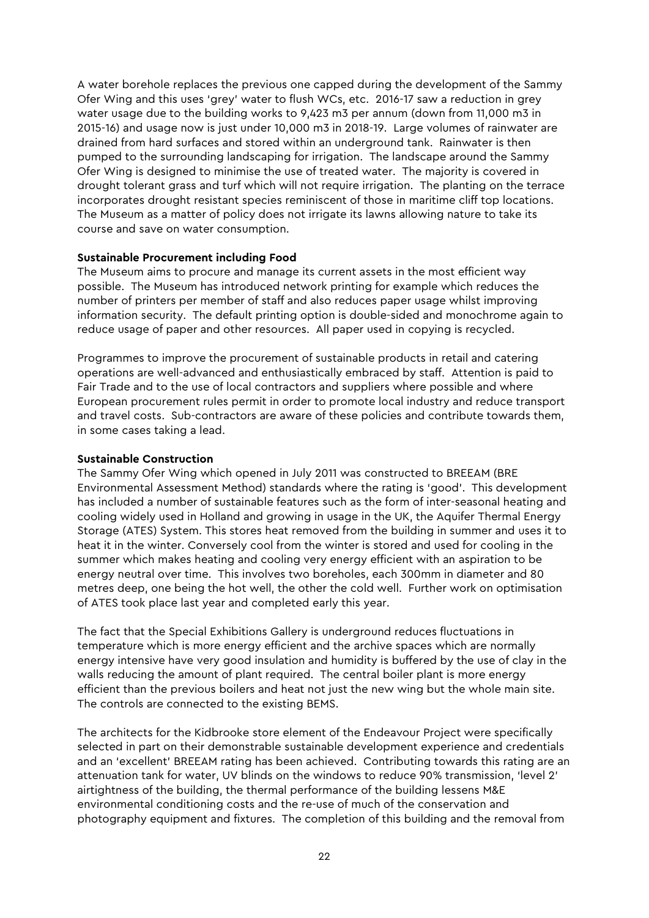A water borehole replaces the previous one capped during the development of the Sammy Ofer Wing and this uses 'grey' water to flush WCs, etc. 2016-17 saw a reduction in grey water usage due to the building works to 9,423 m3 per annum (down from 11,000 m3 in 2015-16) and usage now is just under 10,000 m3 in 2018-19. Large volumes of rainwater are drained from hard surfaces and stored within an underground tank. Rainwater is then pumped to the surrounding landscaping for irrigation. The landscape around the Sammy Ofer Wing is designed to minimise the use of treated water. The majority is covered in drought tolerant grass and turf which will not require irrigation. The planting on the terrace incorporates drought resistant species reminiscent of those in maritime cliff top locations. The Museum as a matter of policy does not irrigate its lawns allowing nature to take its course and save on water consumption.

**Sustainable Procurement including Food**
The Museum aims to procure and manage its current assets in the most efficient way possible. The Museum has introduced network printing for example which reduces the number of printers per member of staff and also reduces paper usage whilst improving information security. The default printing option is double-sided and monochrome again to reduce usage of paper and other resources. All paper used in copying is recycled.

Programmes to improve the procurement of sustainable products in retail and catering operations are well-advanced and enthusiastically embraced by staff. Attention is paid to Fair Trade and to the use of local contractors and suppliers where possible and where European procurement rules permit in order to promote local industry and reduce transport and travel costs. Sub-contractors are aware of these policies and contribute towards them, in some cases taking a lead.

**Sustainable Construction**
The Sammy Ofer Wing which opened in July 2011 was constructed to BREEAM (BRE Environmental Assessment Method) standards where the rating is 'good'. This development has included a number of sustainable features such as the form of inter-seasonal heating and cooling widely used in Holland and growing in usage in the UK, the Aquifer Thermal Energy Storage (ATES) System. This stores heat removed from the building in summer and uses it to heat it in the winter. Conversely cool from the winter is stored and used for cooling in the summer which makes heating and cooling very energy efficient with an aspiration to be energy neutral over time. This involves two boreholes, each 300mm in diameter and 80 metres deep, one being the hot well, the other the cold well. Further work on optimisation of ATES took place last year and completed early this year.

The fact that the Special Exhibitions Gallery is underground reduces fluctuations in temperature which is more energy efficient and the archive spaces which are normally energy intensive have very good insulation and humidity is buffered by the use of clay in the walls reducing the amount of plant required. The central boiler plant is more energy efficient than the previous boilers and heat not just the new wing but the whole main site. The controls are connected to the existing BEMS.

The architects for the Kidbrooke store element of the Endeavour Project were specifically selected in part on their demonstrable sustainable development experience and credentials and an 'excellent' BREEAM rating has been achieved. Contributing towards this rating are an attenuation tank for water, UV blinds on the windows to reduce 90% transmission, 'level 2' airtightness of the building, the thermal performance of the building lessens M&E environmental conditioning costs and the re-use of much of the conservation and photography equipment and fixtures. The completion of this building and the removal from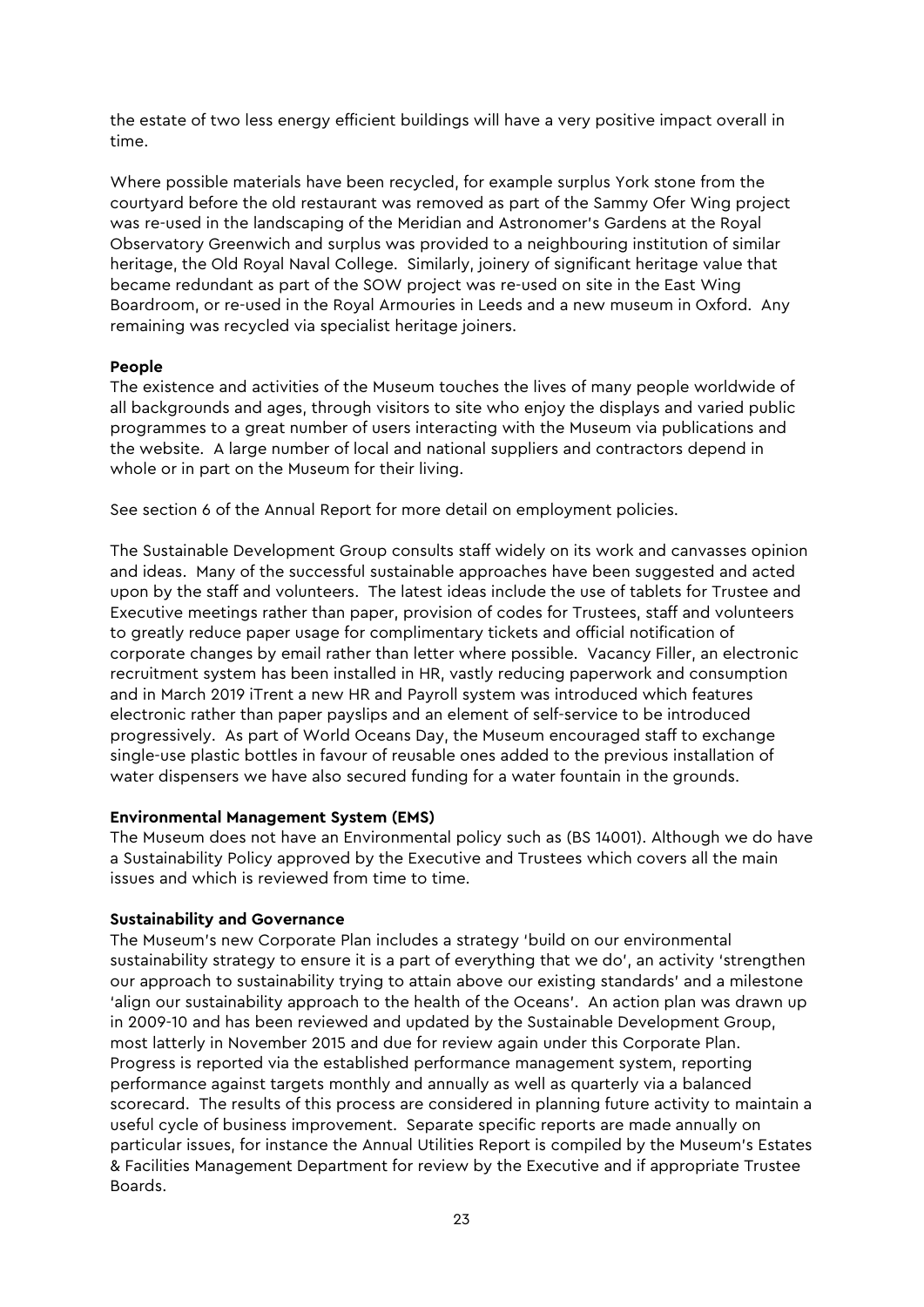the estate of two less energy efficient buildings will have a very positive impact overall in time.

Where possible materials have been recycled, for example surplus York stone from the courtyard before the old restaurant was removed as part of the Sammy Ofer Wing project was re-used in the landscaping of the Meridian and Astronomer's Gardens at the Royal Observatory Greenwich and surplus was provided to a neighbouring institution of similar heritage, the Old Royal Naval College. Similarly, joinery of significant heritage value that became redundant as part of the SOW project was re-used on site in the East Wing Boardroom, or re-used in the Royal Armouries in Leeds and a new museum in Oxford. Any remaining was recycled via specialist heritage joiners.

**People**

The existence and activities of the Museum touches the lives of many people worldwide of all backgrounds and ages, through visitors to site who enjoy the displays and varied public programmes to a great number of users interacting with the Museum via publications and the website. A large number of local and national suppliers and contractors depend in whole or in part on the Museum for their living.

See section 6 of the Annual Report for more detail on employment policies.

The Sustainable Development Group consults staff widely on its work and canvasses opinion and ideas. Many of the successful sustainable approaches have been suggested and acted upon by the staff and volunteers. The latest ideas include the use of tablets for Trustee and Executive meetings rather than paper, provision of codes for Trustees, staff and volunteers to greatly reduce paper usage for complimentary tickets and official notification of corporate changes by email rather than letter where possible. Vacancy Filler, an electronic recruitment system has been installed in HR, vastly reducing paperwork and consumption and in March 2019 iTrent a new HR and Payroll system was introduced which features electronic rather than paper payslips and an element of self-service to be introduced progressively. As part of World Oceans Day, the Museum encouraged staff to exchange single-use plastic bottles in favour of reusable ones added to the previous installation of water dispensers we have also secured funding for a water fountain in the grounds.

**Environmental Management System (EMS)**

The Museum does not have an Environmental policy such as (BS 14001). Although we do have a Sustainability Policy approved by the Executive and Trustees which covers all the main issues and which is reviewed from time to time.

**Sustainability and Governance**

The Museum's new Corporate Plan includes a strategy 'build on our environmental sustainability strategy to ensure it is a part of everything that we do', an activity 'strengthen our approach to sustainability trying to attain above our existing standards' and a milestone 'align our sustainability approach to the health of the Oceans'. An action plan was drawn up in 2009-10 and has been reviewed and updated by the Sustainable Development Group, most latterly in November 2015 and due for review again under this Corporate Plan. Progress is reported via the established performance management system, reporting performance against targets monthly and annually as well as quarterly via a balanced scorecard. The results of this process are considered in planning future activity to maintain a useful cycle of business improvement. Separate specific reports are made annually on particular issues, for instance the Annual Utilities Report is compiled by the Museum's Estates & Facilities Management Department for review by the Executive and if appropriate Trustee Boards.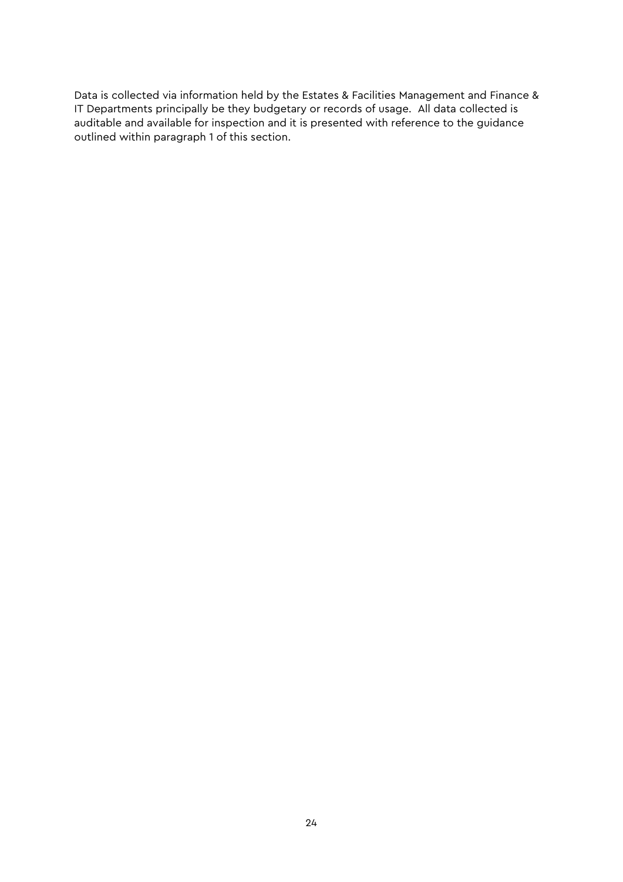Data is collected via information held by the Estates & Facilities Management and Finance & IT Departments principally be they budgetary or records of usage. All data collected is auditable and available for inspection and it is presented with reference to the guidance outlined within paragraph 1 of this section.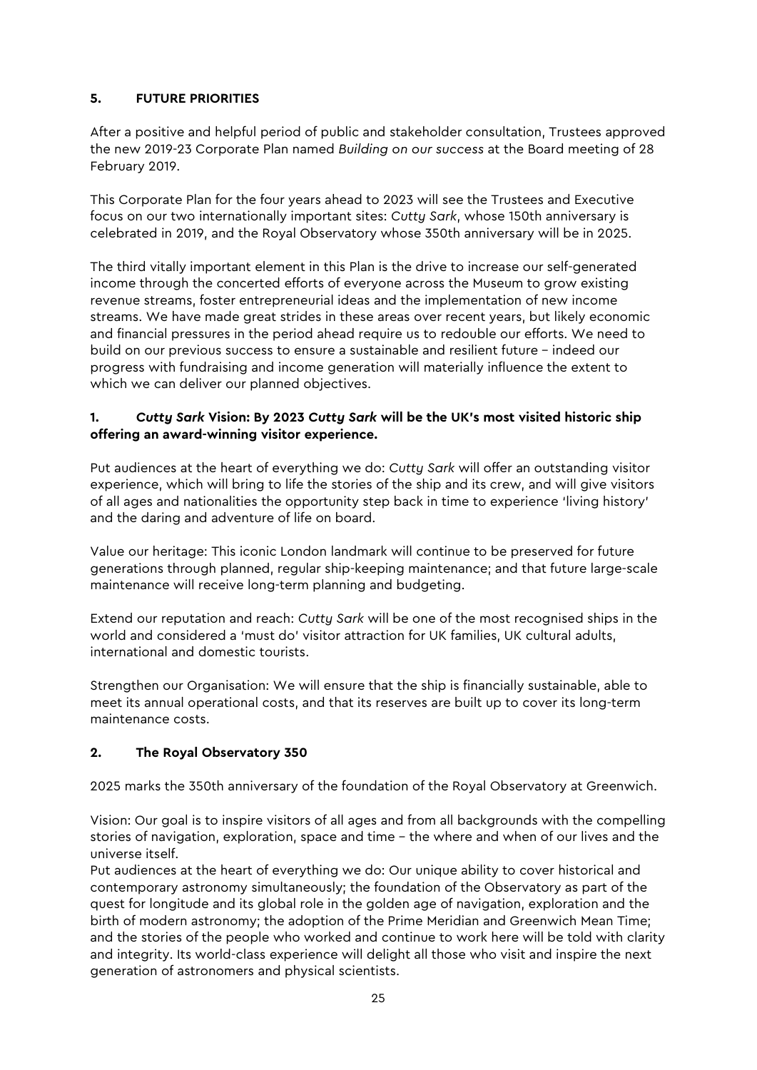## 5. FUTURE PRIORITIES

After a positive and helpful period of public and stakeholder consultation, Trustees approved the new 2019-23 Corporate Plan named *Building on our success* at the Board meeting of 28 February 2019.

This Corporate Plan for the four years ahead to 2023 will see the Trustees and Executive focus on our two internationally important sites: *Cutty Sark*, whose 150th anniversary is celebrated in 2019, and the Royal Observatory whose 350th anniversary will be in 2025.

The third vitally important element in this Plan is the drive to increase our self-generated income through the concerted efforts of everyone across the Museum to grow existing revenue streams, foster entrepreneurial ideas and the implementation of new income streams. We have made great strides in these areas over recent years, but likely economic and financial pressures in the period ahead require us to redouble our efforts. We need to build on our previous success to ensure a sustainable and resilient future – indeed our progress with fundraising and income generation will materially influence the extent to which we can deliver our planned objectives.

### 1. *Cutty Sark* Vision: By 2023 *Cutty Sark* will be the UK's most visited historic ship offering an award-winning visitor experience.

Put audiences at the heart of everything we do: *Cutty Sark* will offer an outstanding visitor experience, which will bring to life the stories of the ship and its crew, and will give visitors of all ages and nationalities the opportunity step back in time to experience 'living history' and the daring and adventure of life on board.

Value our heritage: This iconic London landmark will continue to be preserved for future generations through planned, regular ship-keeping maintenance; and that future large-scale maintenance will receive long-term planning and budgeting.

Extend our reputation and reach: *Cutty Sark* will be one of the most recognised ships in the world and considered a 'must do' visitor attraction for UK families, UK cultural adults, international and domestic tourists.

Strengthen our Organisation: We will ensure that the ship is financially sustainable, able to meet its annual operational costs, and that its reserves are built up to cover its long-term maintenance costs.

### 2. The Royal Observatory 350

2025 marks the 350th anniversary of the foundation of the Royal Observatory at Greenwich.

Vision: Our goal is to inspire visitors of all ages and from all backgrounds with the compelling stories of navigation, exploration, space and time – the where and when of our lives and the universe itself.

Put audiences at the heart of everything we do: Our unique ability to cover historical and contemporary astronomy simultaneously; the foundation of the Observatory as part of the quest for longitude and its global role in the golden age of navigation, exploration and the birth of modern astronomy; the adoption of the Prime Meridian and Greenwich Mean Time; and the stories of the people who worked and continue to work here will be told with clarity and integrity. Its world-class experience will delight all those who visit and inspire the next generation of astronomers and physical scientists.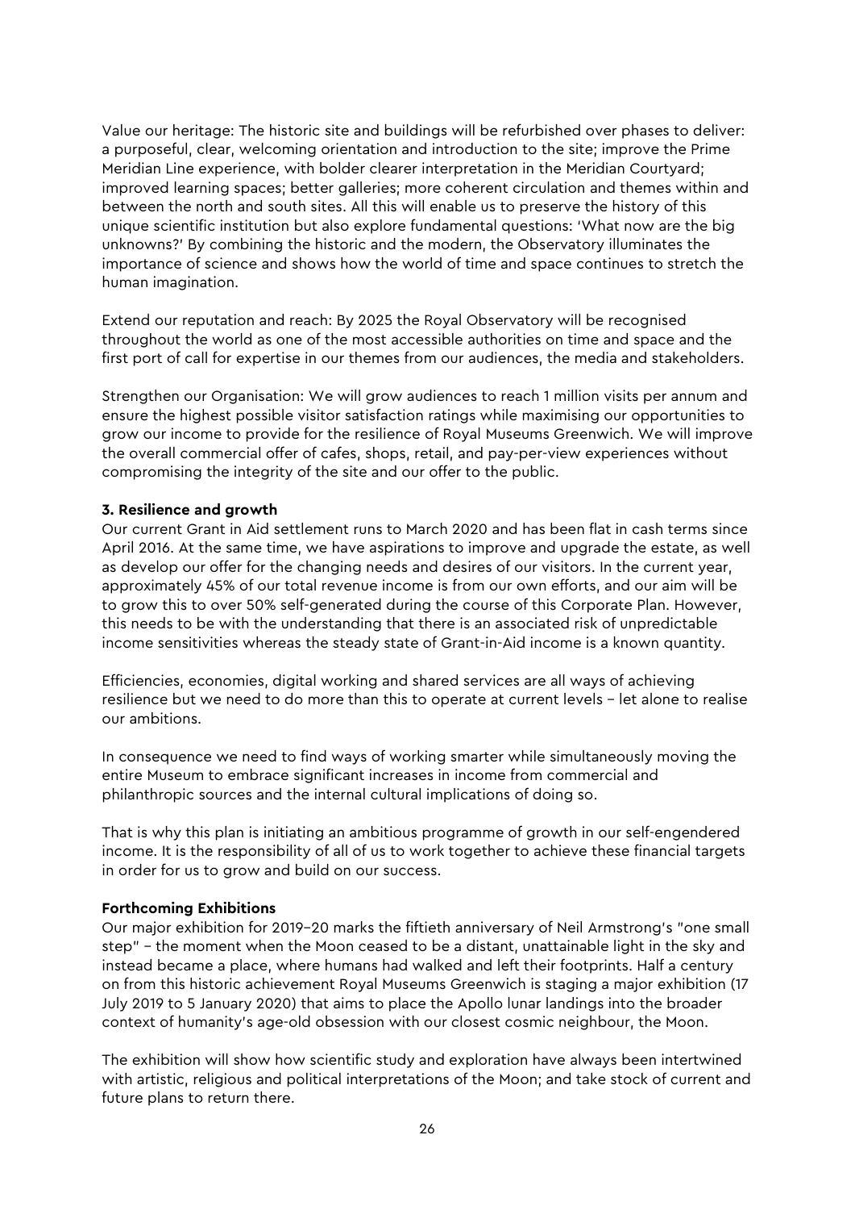Value our heritage: The historic site and buildings will be refurbished over phases to deliver: a purposeful, clear, welcoming orientation and introduction to the site; improve the Prime Meridian Line experience, with bolder clearer interpretation in the Meridian Courtyard; improved learning spaces; better galleries; more coherent circulation and themes within and between the north and south sites. All this will enable us to preserve the history of this unique scientific institution but also explore fundamental questions: 'What now are the big unknowns?' By combining the historic and the modern, the Observatory illuminates the importance of science and shows how the world of time and space continues to stretch the human imagination.

Extend our reputation and reach: By 2025 the Royal Observatory will be recognised throughout the world as one of the most accessible authorities on time and space and the first port of call for expertise in our themes from our audiences, the media and stakeholders.

Strengthen our Organisation: We will grow audiences to reach 1 million visits per annum and ensure the highest possible visitor satisfaction ratings while maximising our opportunities to grow our income to provide for the resilience of Royal Museums Greenwich. We will improve the overall commercial offer of cafes, shops, retail, and pay-per-view experiences without compromising the integrity of the site and our offer to the public.

**3. Resilience and growth**

Our current Grant in Aid settlement runs to March 2020 and has been flat in cash terms since April 2016. At the same time, we have aspirations to improve and upgrade the estate, as well as develop our offer for the changing needs and desires of our visitors. In the current year, approximately 45% of our total revenue income is from our own efforts, and our aim will be to grow this to over 50% self-generated during the course of this Corporate Plan. However, this needs to be with the understanding that there is an associated risk of unpredictable income sensitivities whereas the steady state of Grant-in-Aid income is a known quantity.

Efficiencies, economies, digital working and shared services are all ways of achieving resilience but we need to do more than this to operate at current levels – let alone to realise our ambitions.

In consequence we need to find ways of working smarter while simultaneously moving the entire Museum to embrace significant increases in income from commercial and philanthropic sources and the internal cultural implications of doing so.

That is why this plan is initiating an ambitious programme of growth in our self-engendered income. It is the responsibility of all of us to work together to achieve these financial targets in order for us to grow and build on our success.

**Forthcoming Exhibitions**

Our major exhibition for 2019–20 marks the fiftieth anniversary of Neil Armstrong's "one small step" – the moment when the Moon ceased to be a distant, unattainable light in the sky and instead became a place, where humans had walked and left their footprints. Half a century on from this historic achievement Royal Museums Greenwich is staging a major exhibition (17 July 2019 to 5 January 2020) that aims to place the Apollo lunar landings into the broader context of humanity's age-old obsession with our closest cosmic neighbour, the Moon.

The exhibition will show how scientific study and exploration have always been intertwined with artistic, religious and political interpretations of the Moon; and take stock of current and future plans to return there.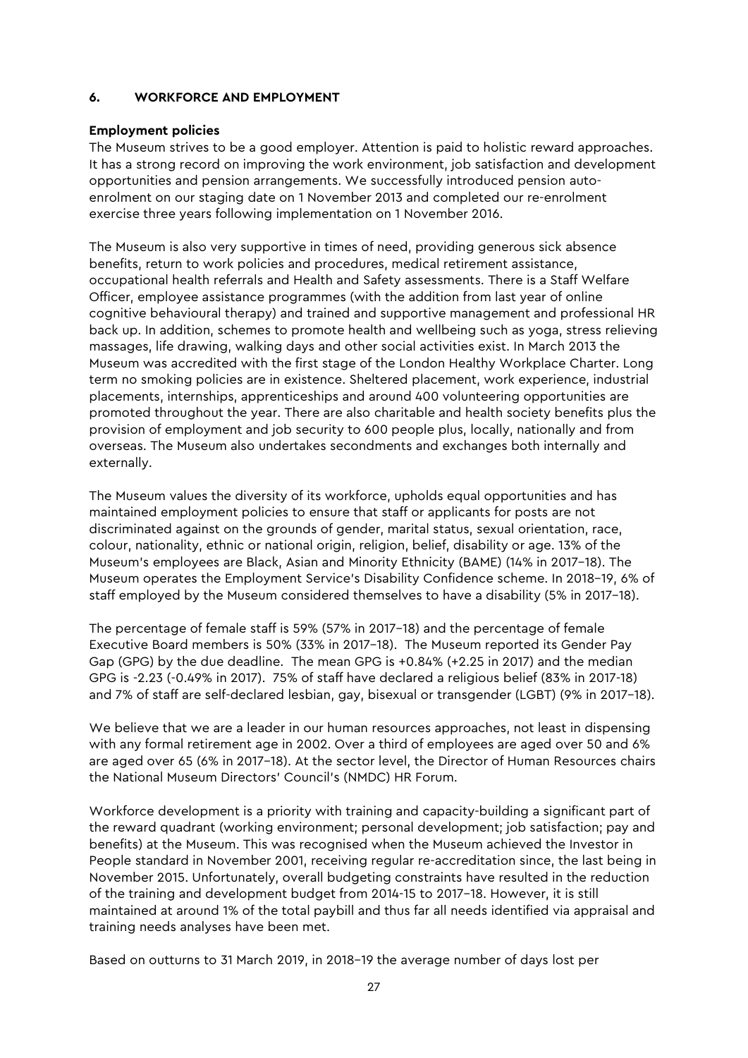## 6. WORKFORCE AND EMPLOYMENT

**Employment policies**

The Museum strives to be a good employer. Attention is paid to holistic reward approaches. It has a strong record on improving the work environment, job satisfaction and development opportunities and pension arrangements. We successfully introduced pension auto-enrolment on our staging date on 1 November 2013 and completed our re-enrolment exercise three years following implementation on 1 November 2016.

The Museum is also very supportive in times of need, providing generous sick absence benefits, return to work policies and procedures, medical retirement assistance, occupational health referrals and Health and Safety assessments. There is a Staff Welfare Officer, employee assistance programmes (with the addition from last year of online cognitive behavioural therapy) and trained and supportive management and professional HR back up. In addition, schemes to promote health and wellbeing such as yoga, stress relieving massages, life drawing, walking days and other social activities exist. In March 2013 the Museum was accredited with the first stage of the London Healthy Workplace Charter. Long term no smoking policies are in existence. Sheltered placement, work experience, industrial placements, internships, apprenticeships and around 400 volunteering opportunities are promoted throughout the year. There are also charitable and health society benefits plus the provision of employment and job security to 600 people plus, locally, nationally and from overseas. The Museum also undertakes secondments and exchanges both internally and externally.

The Museum values the diversity of its workforce, upholds equal opportunities and has maintained employment policies to ensure that staff or applicants for posts are not discriminated against on the grounds of gender, marital status, sexual orientation, race, colour, nationality, ethnic or national origin, religion, belief, disability or age. 13% of the Museum's employees are Black, Asian and Minority Ethnicity (BAME) (14% in 2017–18). The Museum operates the Employment Service's Disability Confidence scheme. In 2018–19, 6% of staff employed by the Museum considered themselves to have a disability (5% in 2017–18).

The percentage of female staff is 59% (57% in 2017–18) and the percentage of female Executive Board members is 50% (33% in 2017–18). The Museum reported its Gender Pay Gap (GPG) by the due deadline. The mean GPG is +0.84% (+2.25 in 2017) and the median GPG is -2.23 (-0.49% in 2017). 75% of staff have declared a religious belief (83% in 2017-18) and 7% of staff are self-declared lesbian, gay, bisexual or transgender (LGBT) (9% in 2017–18).

We believe that we are a leader in our human resources approaches, not least in dispensing with any formal retirement age in 2002. Over a third of employees are aged over 50 and 6% are aged over 65 (6% in 2017–18). At the sector level, the Director of Human Resources chairs the National Museum Directors' Council's (NMDC) HR Forum.

Workforce development is a priority with training and capacity-building a significant part of the reward quadrant (working environment; personal development; job satisfaction; pay and benefits) at the Museum. This was recognised when the Museum achieved the Investor in People standard in November 2001, receiving regular re-accreditation since, the last being in November 2015. Unfortunately, overall budgeting constraints have resulted in the reduction of the training and development budget from 2014-15 to 2017–18. However, it is still maintained at around 1% of the total paybill and thus far all needs identified via appraisal and training needs analyses have been met.

Based on outturns to 31 March 2019, in 2018–19 the average number of days lost per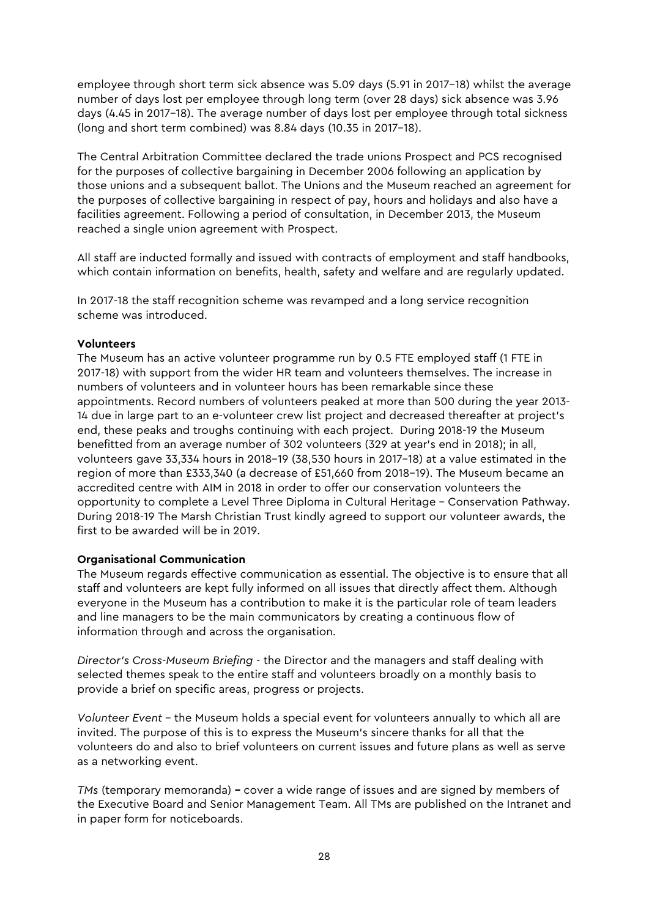employee through short term sick absence was 5.09 days (5.91 in 2017–18) whilst the average number of days lost per employee through long term (over 28 days) sick absence was 3.96 days (4.45 in 2017–18). The average number of days lost per employee through total sickness (long and short term combined) was 8.84 days (10.35 in 2017–18).

The Central Arbitration Committee declared the trade unions Prospect and PCS recognised for the purposes of collective bargaining in December 2006 following an application by those unions and a subsequent ballot. The Unions and the Museum reached an agreement for the purposes of collective bargaining in respect of pay, hours and holidays and also have a facilities agreement. Following a period of consultation, in December 2013, the Museum reached a single union agreement with Prospect.

All staff are inducted formally and issued with contracts of employment and staff handbooks, which contain information on benefits, health, safety and welfare and are regularly updated.

In 2017-18 the staff recognition scheme was revamped and a long service recognition scheme was introduced.

**Volunteers**

The Museum has an active volunteer programme run by 0.5 FTE employed staff (1 FTE in 2017-18) with support from the wider HR team and volunteers themselves. The increase in numbers of volunteers and in volunteer hours has been remarkable since these appointments. Record numbers of volunteers peaked at more than 500 during the year 2013-14 due in large part to an e-volunteer crew list project and decreased thereafter at project's end, these peaks and troughs continuing with each project. During 2018-19 the Museum benefitted from an average number of 302 volunteers (329 at year's end in 2018); in all, volunteers gave 33,334 hours in 2018–19 (38,530 hours in 2017–18) at a value estimated in the region of more than £333,340 (a decrease of £51,660 from 2018–19). The Museum became an accredited centre with AIM in 2018 in order to offer our conservation volunteers the opportunity to complete a Level Three Diploma in Cultural Heritage – Conservation Pathway. During 2018-19 The Marsh Christian Trust kindly agreed to support our volunteer awards, the first to be awarded will be in 2019.

**Organisational Communication**

The Museum regards effective communication as essential. The objective is to ensure that all staff and volunteers are kept fully informed on all issues that directly affect them. Although everyone in the Museum has a contribution to make it is the particular role of team leaders and line managers to be the main communicators by creating a continuous flow of information through and across the organisation.

*Director's Cross-Museum Briefing* - the Director and the managers and staff dealing with selected themes speak to the entire staff and volunteers broadly on a monthly basis to provide a brief on specific areas, progress or projects.

*Volunteer Event* – the Museum holds a special event for volunteers annually to which all are invited. The purpose of this is to express the Museum's sincere thanks for all that the volunteers do and also to brief volunteers on current issues and future plans as well as serve as a networking event.

*TMs* (temporary memoranda) **–** cover a wide range of issues and are signed by members of the Executive Board and Senior Management Team. All TMs are published on the Intranet and in paper form for noticeboards.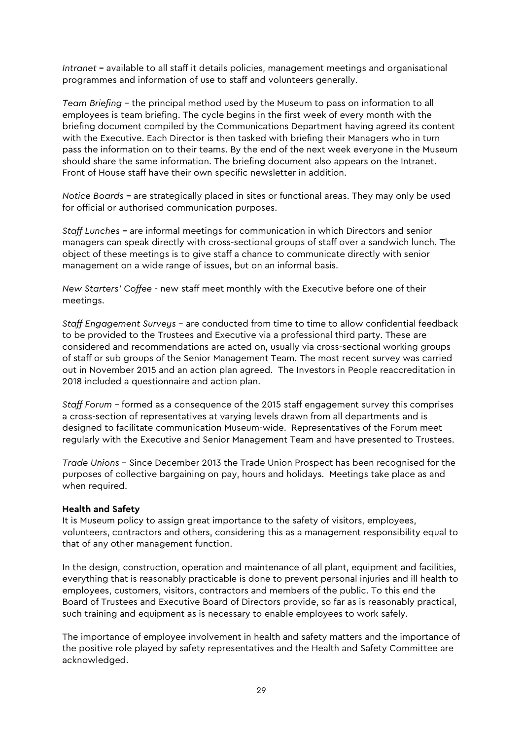*Intranet* **–** available to all staff it details policies, management meetings and organisational programmes and information of use to staff and volunteers generally.

*Team Briefing* – the principal method used by the Museum to pass on information to all employees is team briefing. The cycle begins in the first week of every month with the briefing document compiled by the Communications Department having agreed its content with the Executive. Each Director is then tasked with briefing their Managers who in turn pass the information on to their teams. By the end of the next week everyone in the Museum should share the same information. The briefing document also appears on the Intranet. Front of House staff have their own specific newsletter in addition.

*Notice Boards* **–** are strategically placed in sites or functional areas. They may only be used for official or authorised communication purposes.

*Staff Lunches* **–** are informal meetings for communication in which Directors and senior managers can speak directly with cross-sectional groups of staff over a sandwich lunch. The object of these meetings is to give staff a chance to communicate directly with senior management on a wide range of issues, but on an informal basis.

*New Starters' Coffee* - new staff meet monthly with the Executive before one of their meetings.

*Staff Engagement Surveys* – are conducted from time to time to allow confidential feedback to be provided to the Trustees and Executive via a professional third party. These are considered and recommendations are acted on, usually via cross-sectional working groups of staff or sub groups of the Senior Management Team. The most recent survey was carried out in November 2015 and an action plan agreed. The Investors in People reaccreditation in 2018 included a questionnaire and action plan.

*Staff Forum* – formed as a consequence of the 2015 staff engagement survey this comprises a cross-section of representatives at varying levels drawn from all departments and is designed to facilitate communication Museum-wide. Representatives of the Forum meet regularly with the Executive and Senior Management Team and have presented to Trustees.

*Trade Unions* – Since December 2013 the Trade Union Prospect has been recognised for the purposes of collective bargaining on pay, hours and holidays. Meetings take place as and when required.

**Health and Safety**

It is Museum policy to assign great importance to the safety of visitors, employees, volunteers, contractors and others, considering this as a management responsibility equal to that of any other management function.

In the design, construction, operation and maintenance of all plant, equipment and facilities, everything that is reasonably practicable is done to prevent personal injuries and ill health to employees, customers, visitors, contractors and members of the public. To this end the Board of Trustees and Executive Board of Directors provide, so far as is reasonably practical, such training and equipment as is necessary to enable employees to work safely.

The importance of employee involvement in health and safety matters and the importance of the positive role played by safety representatives and the Health and Safety Committee are acknowledged.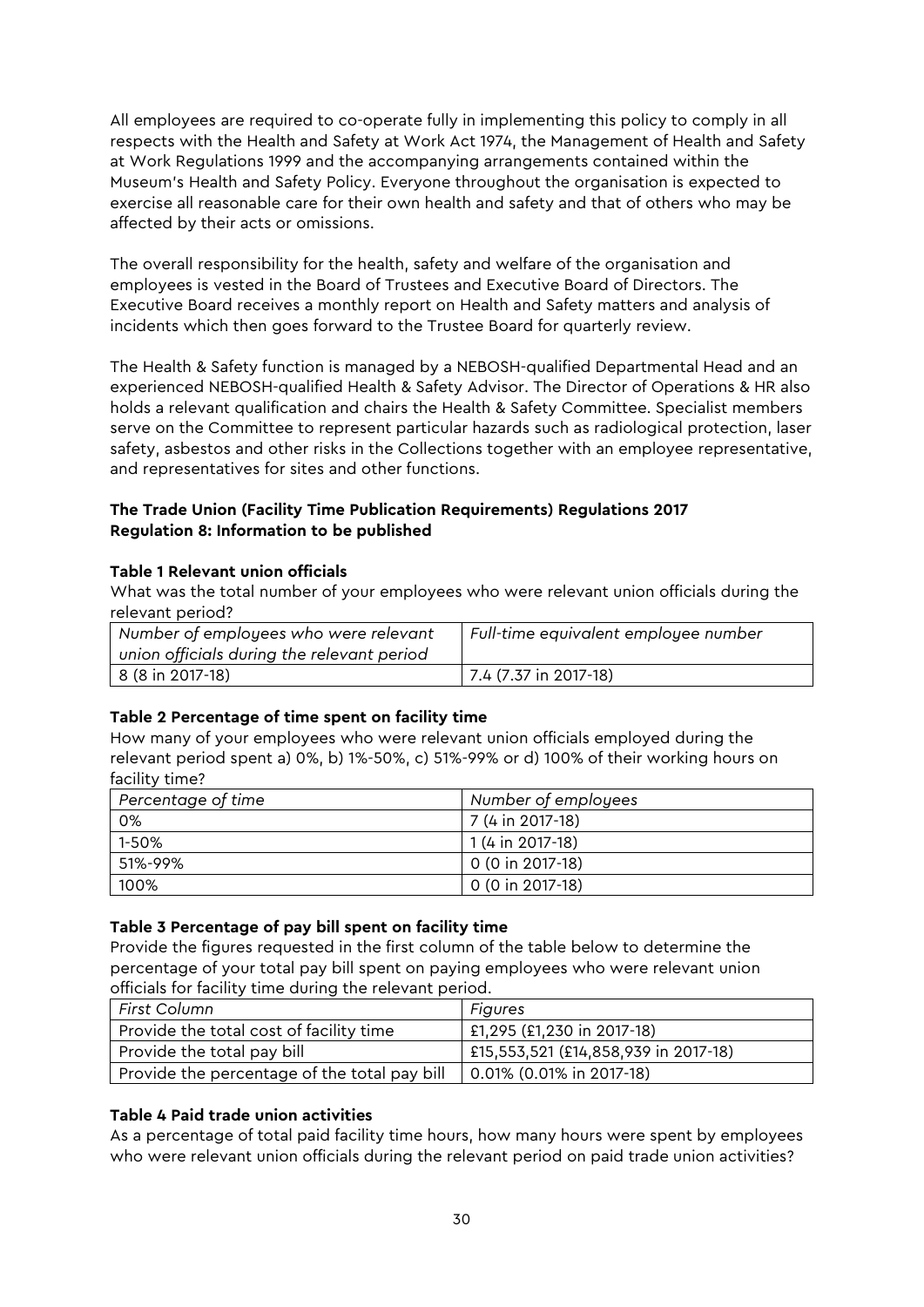All employees are required to co-operate fully in implementing this policy to comply in all respects with the Health and Safety at Work Act 1974, the Management of Health and Safety at Work Regulations 1999 and the accompanying arrangements contained within the Museum's Health and Safety Policy. Everyone throughout the organisation is expected to exercise all reasonable care for their own health and safety and that of others who may be affected by their acts or omissions.

The overall responsibility for the health, safety and welfare of the organisation and employees is vested in the Board of Trustees and Executive Board of Directors. The Executive Board receives a monthly report on Health and Safety matters and analysis of incidents which then goes forward to the Trustee Board for quarterly review.

The Health & Safety function is managed by a NEBOSH-qualified Departmental Head and an experienced NEBOSH-qualified Health & Safety Advisor. The Director of Operations & HR also holds a relevant qualification and chairs the Health & Safety Committee. Specialist members serve on the Committee to represent particular hazards such as radiological protection, laser safety, asbestos and other risks in the Collections together with an employee representative, and representatives for sites and other functions.

**The Trade Union (Facility Time Publication Requirements) Regulations 2017**
**Regulation 8: Information to be published**

**Table 1 Relevant union officials**

What was the total number of your employees who were relevant union officials during the relevant period?

| *Number of employees who were relevant union officials during the relevant period* | *Full-time equivalent employee number* |
|---|---|
| 8 (8 in 2017-18) | 7.4 (7.37 in 2017-18) |

**Table 2 Percentage of time spent on facility time**

How many of your employees who were relevant union officials employed during the relevant period spent a) 0%, b) 1%-50%, c) 51%-99% or d) 100% of their working hours on facility time?

| *Percentage of time* | *Number of employees* |
|---|---|
| 0% | 7 (4 in 2017-18) |
| 1-50% | 1 (4 in 2017-18) |
| 51%-99% | 0 (0 in 2017-18) |
| 100% | 0 (0 in 2017-18) |

**Table 3 Percentage of pay bill spent on facility time**

Provide the figures requested in the first column of the table below to determine the percentage of your total pay bill spent on paying employees who were relevant union officials for facility time during the relevant period.

| *First Column* | *Figures* |
|---|---|
| Provide the total cost of facility time | £1,295 (£1,230 in 2017-18) |
| Provide the total pay bill | £15,553,521 (£14,858,939 in 2017-18) |
| Provide the percentage of the total pay bill | 0.01% (0.01% in 2017-18) |

**Table 4 Paid trade union activities**

As a percentage of total paid facility time hours, how many hours were spent by employees who were relevant union officials during the relevant period on paid trade union activities?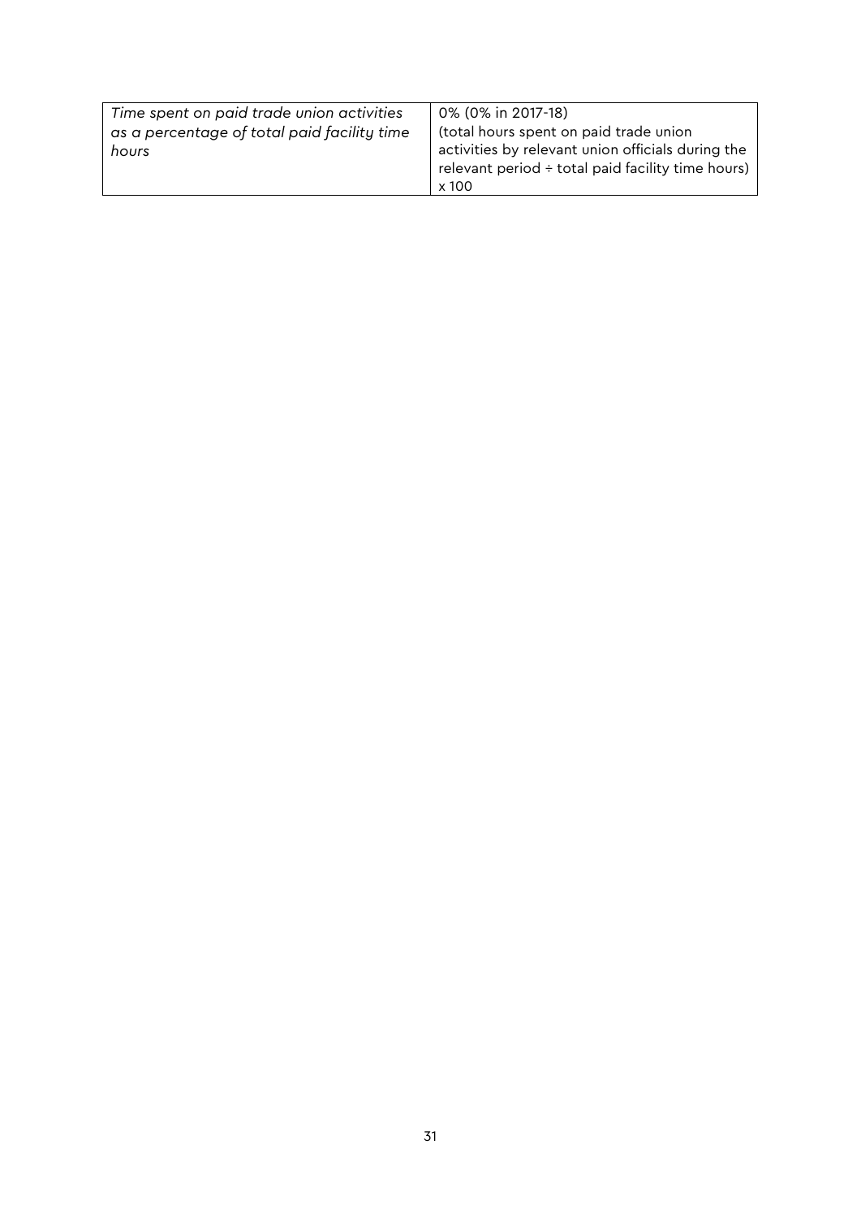| *Time spent on paid trade union activities as a percentage of total paid facility time hours* | 0% (0% in 2017-18) (total hours spent on paid trade union activities by relevant union officials during the relevant period ÷ total paid facility time hours) x 100 |
|---|---|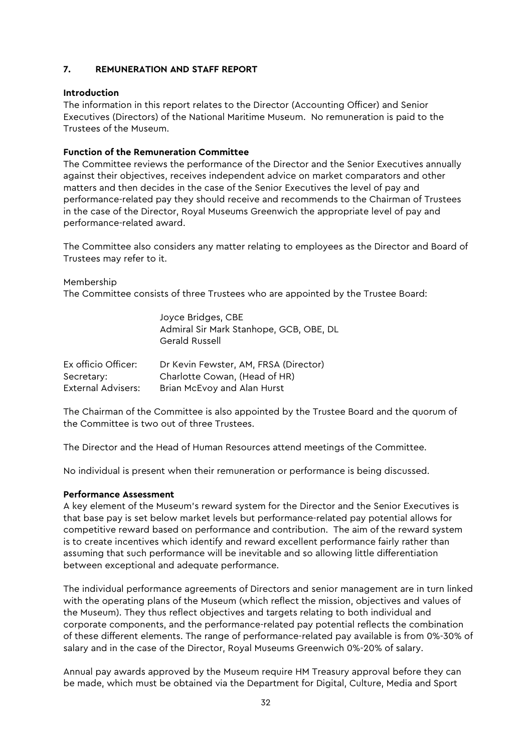## 7. REMUNERATION AND STAFF REPORT

**Introduction**

The information in this report relates to the Director (Accounting Officer) and Senior Executives (Directors) of the National Maritime Museum. No remuneration is paid to the Trustees of the Museum.

**Function of the Remuneration Committee**

The Committee reviews the performance of the Director and the Senior Executives annually against their objectives, receives independent advice on market comparators and other matters and then decides in the case of the Senior Executives the level of pay and performance-related pay they should receive and recommends to the Chairman of Trustees in the case of the Director, Royal Museums Greenwich the appropriate level of pay and performance-related award.

The Committee also considers any matter relating to employees as the Director and Board of Trustees may refer to it.

Membership

The Committee consists of three Trustees who are appointed by the Trustee Board:

Joyce Bridges, CBE
Admiral Sir Mark Stanhope, GCB, OBE, DL
Gerald Russell

| | |
|---|---|
| Ex officio Officer: | Dr Kevin Fewster, AM, FRSA (Director) |
| Secretary: | Charlotte Cowan, (Head of HR) |
| External Advisers: | Brian McEvoy and Alan Hurst |

The Chairman of the Committee is also appointed by the Trustee Board and the quorum of the Committee is two out of three Trustees.

The Director and the Head of Human Resources attend meetings of the Committee.

No individual is present when their remuneration or performance is being discussed.

**Performance Assessment**

A key element of the Museum's reward system for the Director and the Senior Executives is that base pay is set below market levels but performance-related pay potential allows for competitive reward based on performance and contribution. The aim of the reward system is to create incentives which identify and reward excellent performance fairly rather than assuming that such performance will be inevitable and so allowing little differentiation between exceptional and adequate performance.

The individual performance agreements of Directors and senior management are in turn linked with the operating plans of the Museum (which reflect the mission, objectives and values of the Museum). They thus reflect objectives and targets relating to both individual and corporate components, and the performance-related pay potential reflects the combination of these different elements. The range of performance-related pay available is from 0%-30% of salary and in the case of the Director, Royal Museums Greenwich 0%-20% of salary.

Annual pay awards approved by the Museum require HM Treasury approval before they can be made, which must be obtained via the Department for Digital, Culture, Media and Sport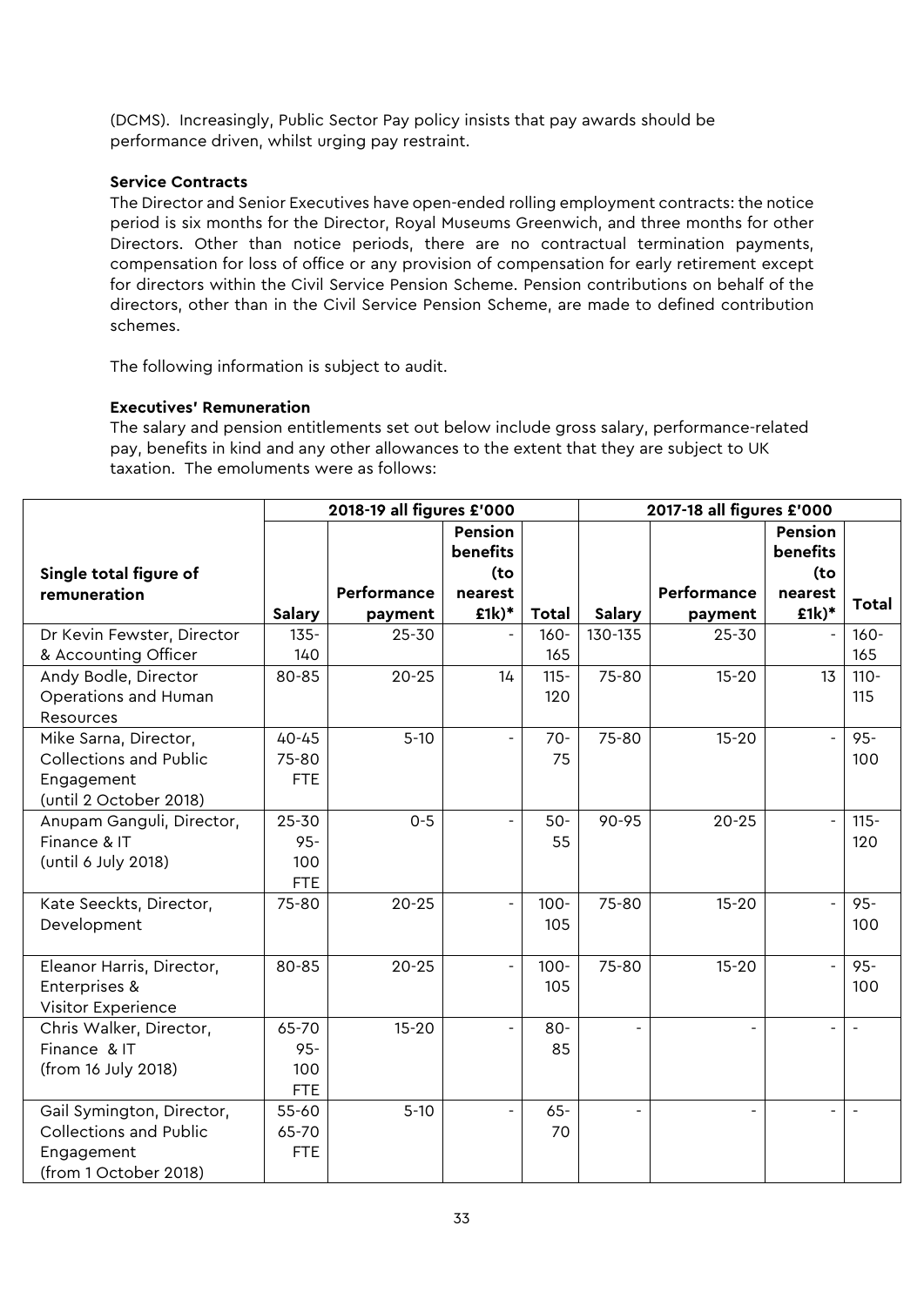(DCMS). Increasingly, Public Sector Pay policy insists that pay awards should be performance driven, whilst urging pay restraint.

**Service Contracts**

The Director and Senior Executives have open-ended rolling employment contracts: the notice period is six months for the Director, Royal Museums Greenwich, and three months for other Directors. Other than notice periods, there are no contractual termination payments, compensation for loss of office or any provision of compensation for early retirement except for directors within the Civil Service Pension Scheme. Pension contributions on behalf of the directors, other than in the Civil Service Pension Scheme, are made to defined contribution schemes.

The following information is subject to audit.

**Executives' Remuneration**

The salary and pension entitlements set out below include gross salary, performance-related pay, benefits in kind and any other allowances to the extent that they are subject to UK taxation. The emoluments were as follows:

| | 2018-19 all figures £'000 | | | | 2017-18 all figures £'000 | | | |
|---|---|---|---|---|---|---|---|---|
| **Single total figure of remuneration** | **Salary** | **Performance payment** | **Pension benefits (to nearest £1k)*** | **Total** | **Salary** | **Performance payment** | **Pension benefits (to nearest £1k)*** | **Total** |
| Dr Kevin Fewster, Director & Accounting Officer | 135-140 | 25-30 | - | 160-165 | 130-135 | 25-30 | - | 160-165 |
| Andy Bodle, Director Operations and Human Resources | 80-85 | 20-25 | 14 | 115-120 | 75-80 | 15-20 | 13 | 110-115 |
| Mike Sarna, Director, Collections and Public Engagement (until 2 October 2018) | 40-45 75-80 FTE | 5-10 | - | 70-75 | 75-80 | 15-20 | - | 95-100 |
| Anupam Ganguli, Director, Finance & IT (until 6 July 2018) | 25-30 95-100 FTE | 0-5 | - | 50-55 | 90-95 | 20-25 | - | 115-120 |
| Kate Seeckts, Director, Development | 75-80 | 20-25 | - | 100-105 | 75-80 | 15-20 | - | 95-100 |
| Eleanor Harris, Director, Enterprises & Visitor Experience | 80-85 | 20-25 | - | 100-105 | 75-80 | 15-20 | - | 95-100 |
| Chris Walker, Director, Finance & IT (from 16 July 2018) | 65-70 95-100 FTE | 15-20 | - | 80-85 | - | - | - | - |
| Gail Symington, Director, Collections and Public Engagement (from 1 October 2018) | 55-60 65-70 FTE | 5-10 | - | 65-70 | - | - | - | - |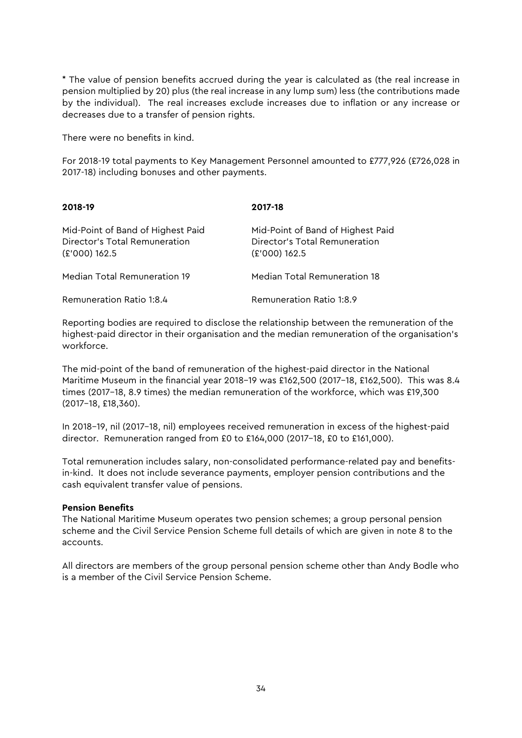* The value of pension benefits accrued during the year is calculated as (the real increase in pension multiplied by 20) plus (the real increase in any lump sum) less (the contributions made by the individual). The real increases exclude increases due to inflation or any increase or decreases due to a transfer of pension rights.

There were no benefits in kind.

For 2018-19 total payments to Key Management Personnel amounted to £777,926 (£726,028 in 2017-18) including bonuses and other payments.

| **2018-19** | **2017-18** |
|---|---|
| Mid-Point of Band of Highest Paid Director's Total Remuneration (£'000) 162.5 | Mid-Point of Band of Highest Paid Director's Total Remuneration (£'000) 162.5 |
| Median Total Remuneration 19 | Median Total Remuneration 18 |
| Remuneration Ratio 1:8.4 | Remuneration Ratio 1:8.9 |

Reporting bodies are required to disclose the relationship between the remuneration of the highest-paid director in their organisation and the median remuneration of the organisation's workforce.

The mid-point of the band of remuneration of the highest-paid director in the National Maritime Museum in the financial year 2018–19 was £162,500 (2017–18, £162,500). This was 8.4 times (2017–18, 8.9 times) the median remuneration of the workforce, which was £19,300 (2017–18, £18,360).

In 2018–19, nil (2017–18, nil) employees received remuneration in excess of the highest-paid director. Remuneration ranged from £0 to £164,000 (2017–18, £0 to £161,000).

Total remuneration includes salary, non-consolidated performance-related pay and benefits-in-kind. It does not include severance payments, employer pension contributions and the cash equivalent transfer value of pensions.

**Pension Benefits**

The National Maritime Museum operates two pension schemes; a group personal pension scheme and the Civil Service Pension Scheme full details of which are given in note 8 to the accounts.

All directors are members of the group personal pension scheme other than Andy Bodle who is a member of the Civil Service Pension Scheme.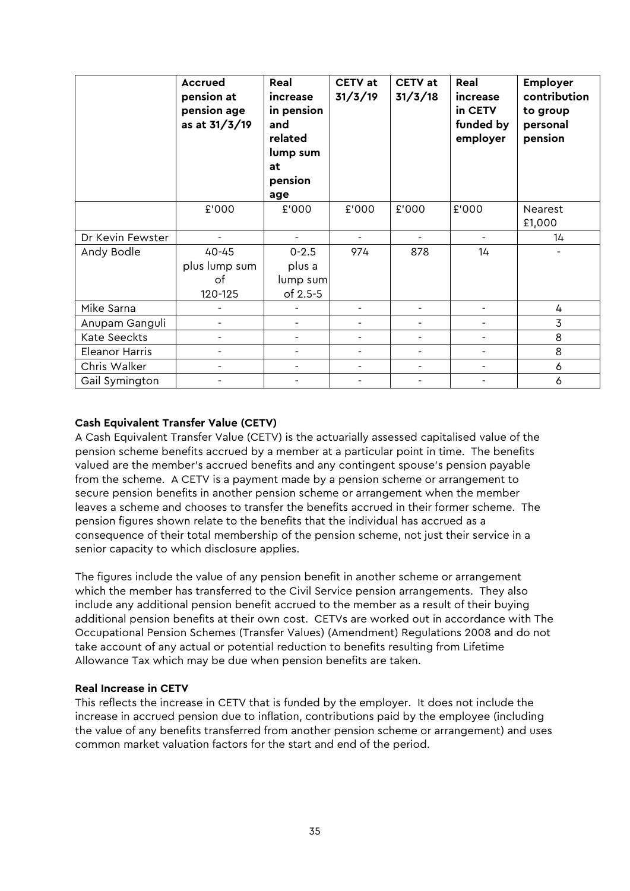| | Accrued pension at pension age as at 31/3/19 | Real increase in pension and related lump sum at pension age | CETV at 31/3/19 | CETV at 31/3/18 | Real increase in CETV funded by employer | Employer contribution to group personal pension |
|---|---|---|---|---|---|---|
| | £'000 | £'000 | £'000 | £'000 | £'000 | Nearest £1,000 |
| Dr Kevin Fewster | - | - | - | - | - | 14 |
| Andy Bodle | 40-45 plus lump sum of 120-125 | 0-2.5 plus a lump sum of 2.5-5 | 974 | 878 | 14 | - |
| Mike Sarna | - | - | - | - | - | 4 |
| Anupam Ganguli | - | - | - | - | - | 3 |
| Kate Seeckts | - | - | - | - | - | 8 |
| Eleanor Harris | - | - | - | - | - | 8 |
| Chris Walker | - | - | - | - | - | 6 |
| Gail Symington | - | - | - | - | - | 6 |

**Cash Equivalent Transfer Value (CETV)**

A Cash Equivalent Transfer Value (CETV) is the actuarially assessed capitalised value of the pension scheme benefits accrued by a member at a particular point in time. The benefits valued are the member's accrued benefits and any contingent spouse's pension payable from the scheme. A CETV is a payment made by a pension scheme or arrangement to secure pension benefits in another pension scheme or arrangement when the member leaves a scheme and chooses to transfer the benefits accrued in their former scheme. The pension figures shown relate to the benefits that the individual has accrued as a consequence of their total membership of the pension scheme, not just their service in a senior capacity to which disclosure applies.

The figures include the value of any pension benefit in another scheme or arrangement which the member has transferred to the Civil Service pension arrangements. They also include any additional pension benefit accrued to the member as a result of their buying additional pension benefits at their own cost. CETVs are worked out in accordance with The Occupational Pension Schemes (Transfer Values) (Amendment) Regulations 2008 and do not take account of any actual or potential reduction to benefits resulting from Lifetime Allowance Tax which may be due when pension benefits are taken.

**Real Increase in CETV**

This reflects the increase in CETV that is funded by the employer. It does not include the increase in accrued pension due to inflation, contributions paid by the employee (including the value of any benefits transferred from another pension scheme or arrangement) and uses common market valuation factors for the start and end of the period.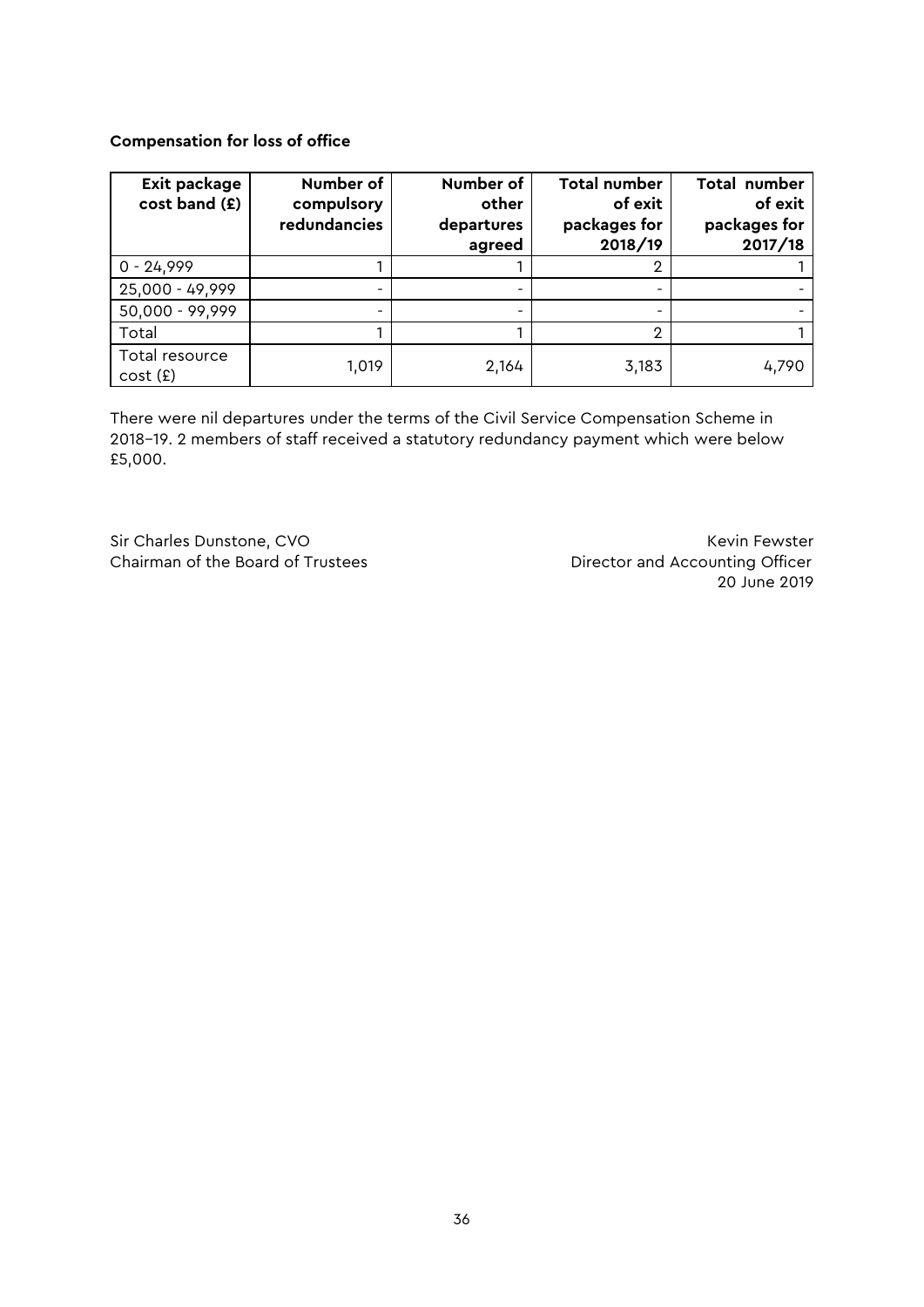**Compensation for loss of office**

| Exit package cost band (£) | Number of compulsory redundancies | Number of other departures agreed | Total number of exit packages for 2018/19 | Total number of exit packages for 2017/18 |
|---|---|---|---|---|
| 0 - 24,999 | 1 | 1 | 2 | 1 |
| 25,000 - 49,999 | - | - | - | - |
| 50,000 - 99,999 | - | - | - | - |
| Total | 1 | 1 | 2 | 1 |
| Total resource cost (£) | 1,019 | 2,164 | 3,183 | 4,790 |

There were nil departures under the terms of the Civil Service Compensation Scheme in 2018–19. 2 members of staff received a statutory redundancy payment which were below £5,000.

Sir Charles Dunstone, CVO
Chairman of the Board of Trustees

Kevin Fewster
Director and Accounting Officer
20 June 2019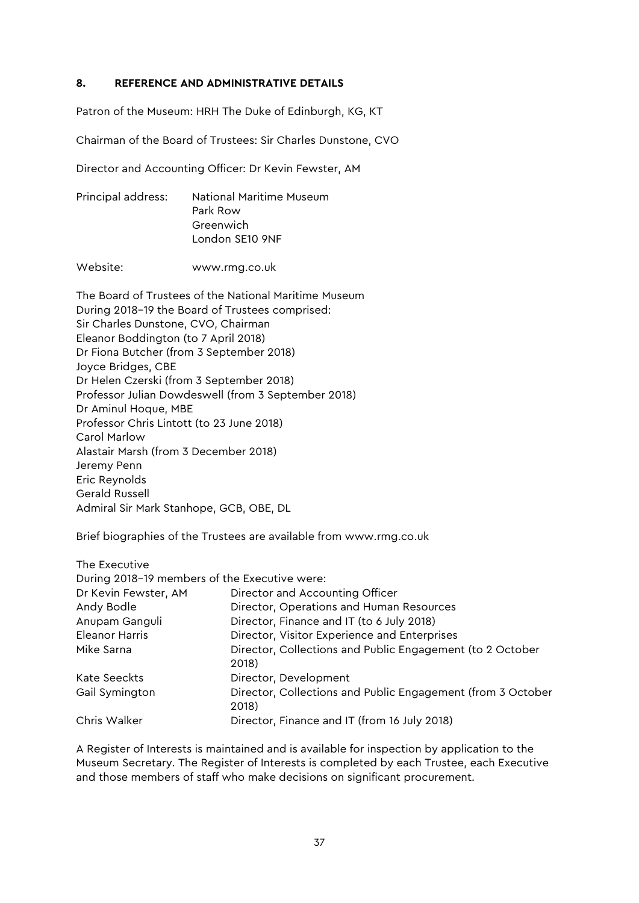## 8. REFERENCE AND ADMINISTRATIVE DETAILS

Patron of the Museum: HRH The Duke of Edinburgh, KG, KT

Chairman of the Board of Trustees: Sir Charles Dunstone, CVO

Director and Accounting Officer: Dr Kevin Fewster, AM

Principal address: National Maritime Museum
Park Row
Greenwich
London SE10 9NF

Website: www.rmg.co.uk

The Board of Trustees of the National Maritime Museum
During 2018–19 the Board of Trustees comprised:
Sir Charles Dunstone, CVO, Chairman
Eleanor Boddington (to 7 April 2018)
Dr Fiona Butcher (from 3 September 2018)
Joyce Bridges, CBE
Dr Helen Czerski (from 3 September 2018)
Professor Julian Dowdeswell (from 3 September 2018)
Dr Aminul Hoque, MBE
Professor Chris Lintott (to 23 June 2018)
Carol Marlow
Alastair Marsh (from 3 December 2018)
Jeremy Penn
Eric Reynolds
Gerald Russell
Admiral Sir Mark Stanhope, GCB, OBE, DL

Brief biographies of the Trustees are available from www.rmg.co.uk

The Executive
During 2018–19 members of the Executive were:

| | |
|---|---|
| Dr Kevin Fewster, AM | Director and Accounting Officer |
| Andy Bodle | Director, Operations and Human Resources |
| Anupam Ganguli | Director, Finance and IT (to 6 July 2018) |
| Eleanor Harris | Director, Visitor Experience and Enterprises |
| Mike Sarna | Director, Collections and Public Engagement (to 2 October 2018) |
| Kate Seeckts | Director, Development |
| Gail Symington | Director, Collections and Public Engagement (from 3 October 2018) |
| Chris Walker | Director, Finance and IT (from 16 July 2018) |

A Register of Interests is maintained and is available for inspection by application to the Museum Secretary. The Register of Interests is completed by each Trustee, each Executive and those members of staff who make decisions on significant procurement.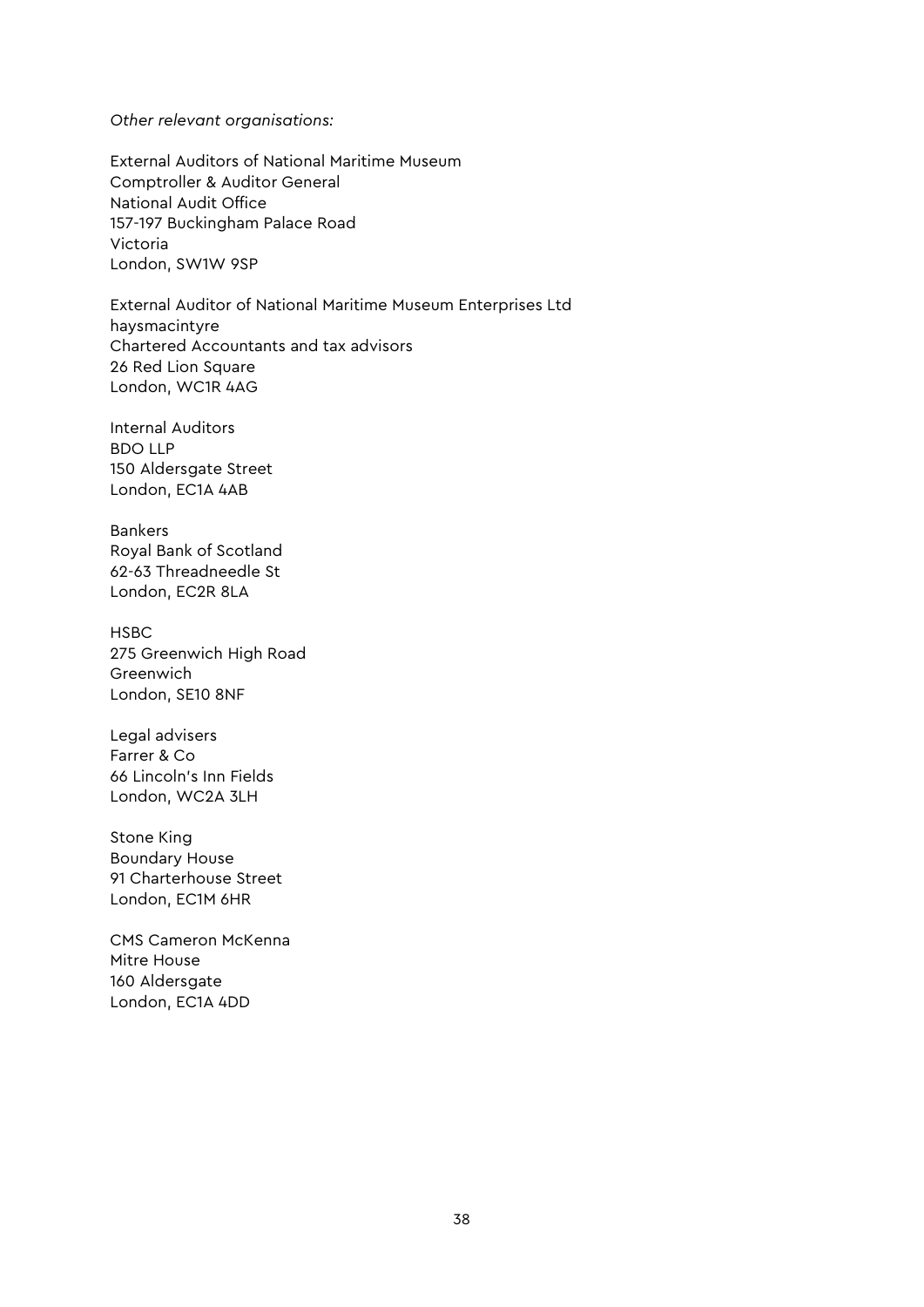*Other relevant organisations:*

External Auditors of National Maritime Museum
Comptroller & Auditor General
National Audit Office
157-197 Buckingham Palace Road
Victoria
London, SW1W 9SP

External Auditor of National Maritime Museum Enterprises Ltd
haysmacintyre
Chartered Accountants and tax advisors
26 Red Lion Square
London, WC1R 4AG

Internal Auditors
BDO LLP
150 Aldersgate Street
London, EC1A 4AB

Bankers
Royal Bank of Scotland
62-63 Threadneedle St
London, EC2R 8LA

HSBC
275 Greenwich High Road
Greenwich
London, SE10 8NF

Legal advisers
Farrer & Co
66 Lincoln's Inn Fields
London, WC2A 3LH

Stone King
Boundary House
91 Charterhouse Street
London, EC1M 6HR

CMS Cameron McKenna
Mitre House
160 Aldersgate
London, EC1A 4DD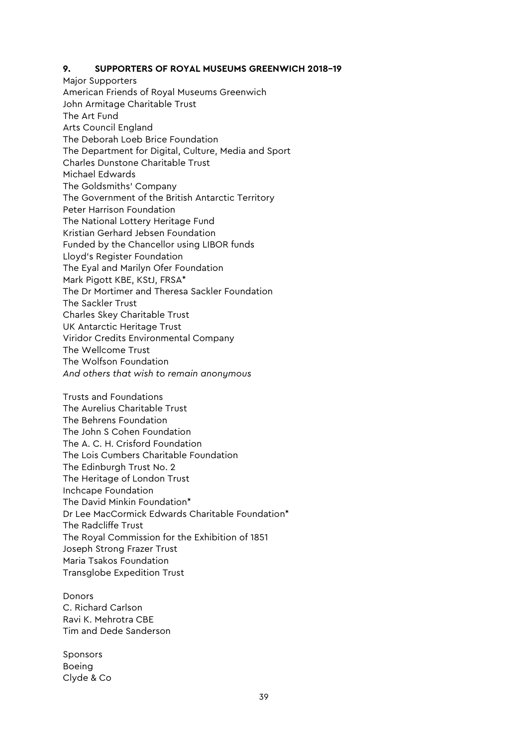## 9. SUPPORTERS OF ROYAL MUSEUMS GREENWICH 2018–19

Major Supporters
American Friends of Royal Museums Greenwich
John Armitage Charitable Trust
The Art Fund
Arts Council England
The Deborah Loeb Brice Foundation
The Department for Digital, Culture, Media and Sport
Charles Dunstone Charitable Trust
Michael Edwards
The Goldsmiths' Company
The Government of the British Antarctic Territory
Peter Harrison Foundation
The National Lottery Heritage Fund
Kristian Gerhard Jebsen Foundation
Funded by the Chancellor using LIBOR funds
Lloyd's Register Foundation
The Eyal and Marilyn Ofer Foundation
Mark Pigott KBE, KStJ, FRSA*
The Dr Mortimer and Theresa Sackler Foundation
The Sackler Trust
Charles Skey Charitable Trust
UK Antarctic Heritage Trust
Viridor Credits Environmental Company
The Wellcome Trust
The Wolfson Foundation
*And others that wish to remain anonymous*

Trusts and Foundations
The Aurelius Charitable Trust
The Behrens Foundation
The John S Cohen Foundation
The A. C. H. Crisford Foundation
The Lois Cumbers Charitable Foundation
The Edinburgh Trust No. 2
The Heritage of London Trust
Inchcape Foundation
The David Minkin Foundation*
Dr Lee MacCormick Edwards Charitable Foundation*
The Radcliffe Trust
The Royal Commission for the Exhibition of 1851
Joseph Strong Frazer Trust
Maria Tsakos Foundation
Transglobe Expedition Trust

Donors
C. Richard Carlson
Ravi K. Mehrotra CBE
Tim and Dede Sanderson

Sponsors
Boeing
Clyde & Co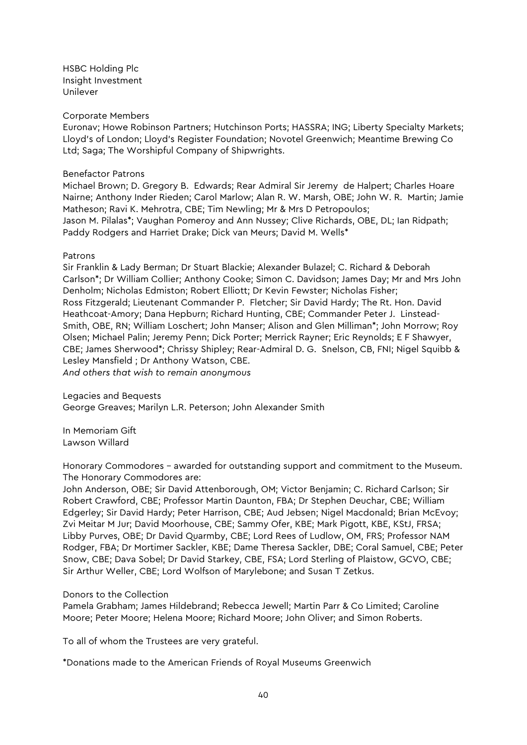HSBC Holding Plc
Insight Investment
Unilever

Corporate Members
Euronav; Howe Robinson Partners; Hutchinson Ports; HASSRA; ING; Liberty Specialty Markets; Lloyd's of London; Lloyd's Register Foundation; Novotel Greenwich; Meantime Brewing Co Ltd; Saga; The Worshipful Company of Shipwrights.

Benefactor Patrons
Michael Brown; D. Gregory B. Edwards; Rear Admiral Sir Jeremy de Halpert; Charles Hoare Nairne; Anthony Inder Rieden; Carol Marlow; Alan R. W. Marsh, OBE; John W. R. Martin; Jamie Matheson; Ravi K. Mehrotra, CBE; Tim Newling; Mr & Mrs D Petropoulos; Jason M. Pilalas*; Vaughan Pomeroy and Ann Nussey; Clive Richards, OBE, DL; Ian Ridpath; Paddy Rodgers and Harriet Drake; Dick van Meurs; David M. Wells*

Patrons
Sir Franklin & Lady Berman; Dr Stuart Blackie; Alexander Bulazel; C. Richard & Deborah Carlson*; Dr William Collier; Anthony Cooke; Simon C. Davidson; James Day; Mr and Mrs John Denholm; Nicholas Edmiston; Robert Elliott; Dr Kevin Fewster; Nicholas Fisher; Ross Fitzgerald; Lieutenant Commander P. Fletcher; Sir David Hardy; The Rt. Hon. David Heathcoat-Amory; Dana Hepburn; Richard Hunting, CBE; Commander Peter J. Linstead-Smith, OBE, RN; William Loschert; John Manser; Alison and Glen Milliman*; John Morrow; Roy Olsen; Michael Palin; Jeremy Penn; Dick Porter; Merrick Rayner; Eric Reynolds; E F Shawyer, CBE; James Sherwood*; Chrissy Shipley; Rear-Admiral D. G. Snelson, CB, FNI; Nigel Squibb & Lesley Mansfield ; Dr Anthony Watson, CBE.
*And others that wish to remain anonymous*

Legacies and Bequests
George Greaves; Marilyn L.R. Peterson; John Alexander Smith

In Memoriam Gift
Lawson Willard

Honorary Commodores – awarded for outstanding support and commitment to the Museum. The Honorary Commodores are:
John Anderson, OBE; Sir David Attenborough, OM; Victor Benjamin; C. Richard Carlson; Sir Robert Crawford, CBE; Professor Martin Daunton, FBA; Dr Stephen Deuchar, CBE; William Edgerley; Sir David Hardy; Peter Harrison, CBE; Aud Jebsen; Nigel Macdonald; Brian McEvoy; Zvi Meitar M Jur; David Moorhouse, CBE; Sammy Ofer, KBE; Mark Pigott, KBE, KStJ, FRSA; Libby Purves, OBE; Dr David Quarmby, CBE; Lord Rees of Ludlow, OM, FRS; Professor NAM Rodger, FBA; Dr Mortimer Sackler, KBE; Dame Theresa Sackler, DBE; Coral Samuel, CBE; Peter Snow, CBE; Dava Sobel; Dr David Starkey, CBE, FSA; Lord Sterling of Plaistow, GCVO, CBE; Sir Arthur Weller, CBE; Lord Wolfson of Marylebone; and Susan T Zetkus.

Donors to the Collection
Pamela Grabham; James Hildebrand; Rebecca Jewell; Martin Parr & Co Limited; Caroline Moore; Peter Moore; Helena Moore; Richard Moore; John Oliver; and Simon Roberts.

To all of whom the Trustees are very grateful.

*Donations made to the American Friends of Royal Museums Greenwich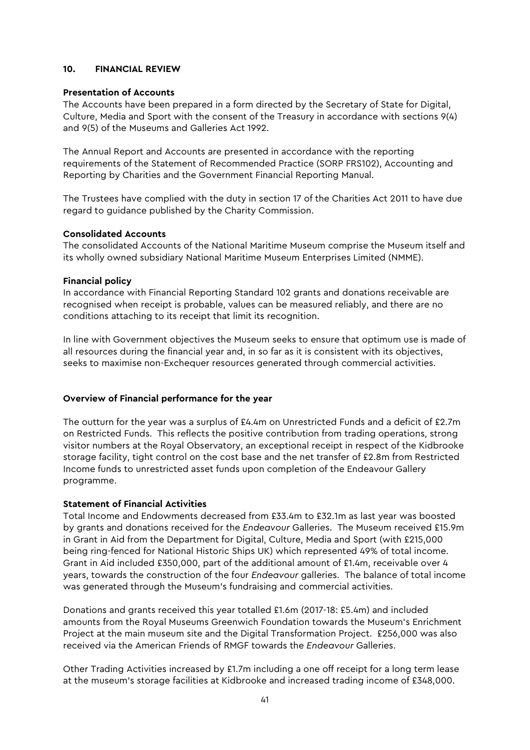## 10. FINANCIAL REVIEW

### Presentation of Accounts

The Accounts have been prepared in a form directed by the Secretary of State for Digital, Culture, Media and Sport with the consent of the Treasury in accordance with sections 9(4) and 9(5) of the Museums and Galleries Act 1992.

The Annual Report and Accounts are presented in accordance with the reporting requirements of the Statement of Recommended Practice (SORP FRS102), Accounting and Reporting by Charities and the Government Financial Reporting Manual.

The Trustees have complied with the duty in section 17 of the Charities Act 2011 to have due regard to guidance published by the Charity Commission.

### Consolidated Accounts

The consolidated Accounts of the National Maritime Museum comprise the Museum itself and its wholly owned subsidiary National Maritime Museum Enterprises Limited (NMME).

### Financial policy

In accordance with Financial Reporting Standard 102 grants and donations receivable are recognised when receipt is probable, values can be measured reliably, and there are no conditions attaching to its receipt that limit its recognition.

In line with Government objectives the Museum seeks to ensure that optimum use is made of all resources during the financial year and, in so far as it is consistent with its objectives, seeks to maximise non-Exchequer resources generated through commercial activities.

### Overview of Financial performance for the year

The outturn for the year was a surplus of £4.4m on Unrestricted Funds and a deficit of £2.7m on Restricted Funds. This reflects the positive contribution from trading operations, strong visitor numbers at the Royal Observatory, an exceptional receipt in respect of the Kidbrooke storage facility, tight control on the cost base and the net transfer of £2.8m from Restricted Income funds to unrestricted asset funds upon completion of the Endeavour Gallery programme.

### Statement of Financial Activities

Total Income and Endowments decreased from £33.4m to £32.1m as last year was boosted by grants and donations received for the *Endeavour* Galleries. The Museum received £15.9m in Grant in Aid from the Department for Digital, Culture, Media and Sport (with £215,000 being ring-fenced for National Historic Ships UK) which represented 49% of total income. Grant in Aid included £350,000, part of the additional amount of £1.4m, receivable over 4 years, towards the construction of the four *Endeavour* galleries. The balance of total income was generated through the Museum's fundraising and commercial activities.

Donations and grants received this year totalled £1.6m (2017-18: £5.4m) and included amounts from the Royal Museums Greenwich Foundation towards the Museum's Enrichment Project at the main museum site and the Digital Transformation Project. £256,000 was also received via the American Friends of RMGF towards the *Endeavour* Galleries.

Other Trading Activities increased by £1.7m including a one off receipt for a long term lease at the museum's storage facilities at Kidbrooke and increased trading income of £348,000.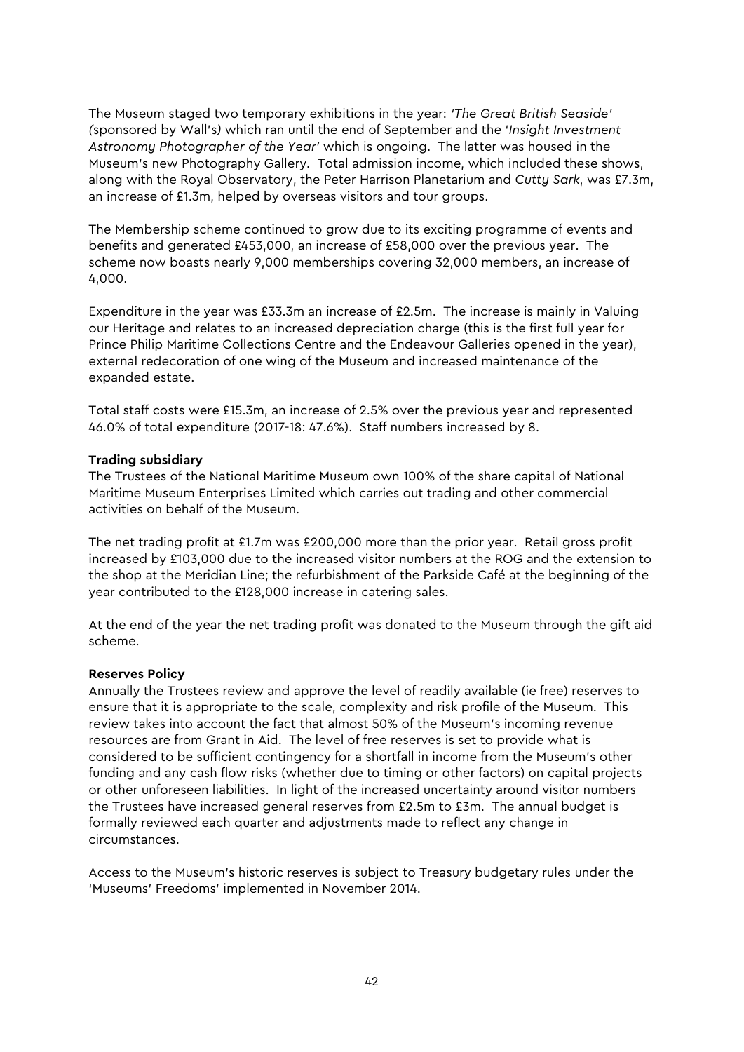The Museum staged two temporary exhibitions in the year: *'The Great British Seaside' (*sponsored by Wall's*)* which ran until the end of September and the '*Insight Investment Astronomy Photographer of the Year'* which is ongoing. The latter was housed in the Museum's new Photography Gallery. Total admission income, which included these shows, along with the Royal Observatory, the Peter Harrison Planetarium and *Cutty Sark*, was £7.3m, an increase of £1.3m, helped by overseas visitors and tour groups.

The Membership scheme continued to grow due to its exciting programme of events and benefits and generated £453,000, an increase of £58,000 over the previous year. The scheme now boasts nearly 9,000 memberships covering 32,000 members, an increase of 4,000.

Expenditure in the year was £33.3m an increase of £2.5m. The increase is mainly in Valuing our Heritage and relates to an increased depreciation charge (this is the first full year for Prince Philip Maritime Collections Centre and the Endeavour Galleries opened in the year), external redecoration of one wing of the Museum and increased maintenance of the expanded estate.

Total staff costs were £15.3m, an increase of 2.5% over the previous year and represented 46.0% of total expenditure (2017-18: 47.6%). Staff numbers increased by 8.

**Trading subsidiary**

The Trustees of the National Maritime Museum own 100% of the share capital of National Maritime Museum Enterprises Limited which carries out trading and other commercial activities on behalf of the Museum.

The net trading profit at £1.7m was £200,000 more than the prior year. Retail gross profit increased by £103,000 due to the increased visitor numbers at the ROG and the extension to the shop at the Meridian Line; the refurbishment of the Parkside Café at the beginning of the year contributed to the £128,000 increase in catering sales.

At the end of the year the net trading profit was donated to the Museum through the gift aid scheme.

**Reserves Policy**

Annually the Trustees review and approve the level of readily available (ie free) reserves to ensure that it is appropriate to the scale, complexity and risk profile of the Museum. This review takes into account the fact that almost 50% of the Museum's incoming revenue resources are from Grant in Aid. The level of free reserves is set to provide what is considered to be sufficient contingency for a shortfall in income from the Museum's other funding and any cash flow risks (whether due to timing or other factors) on capital projects or other unforeseen liabilities. In light of the increased uncertainty around visitor numbers the Trustees have increased general reserves from £2.5m to £3m. The annual budget is formally reviewed each quarter and adjustments made to reflect any change in circumstances.

Access to the Museum's historic reserves is subject to Treasury budgetary rules under the 'Museums' Freedoms' implemented in November 2014.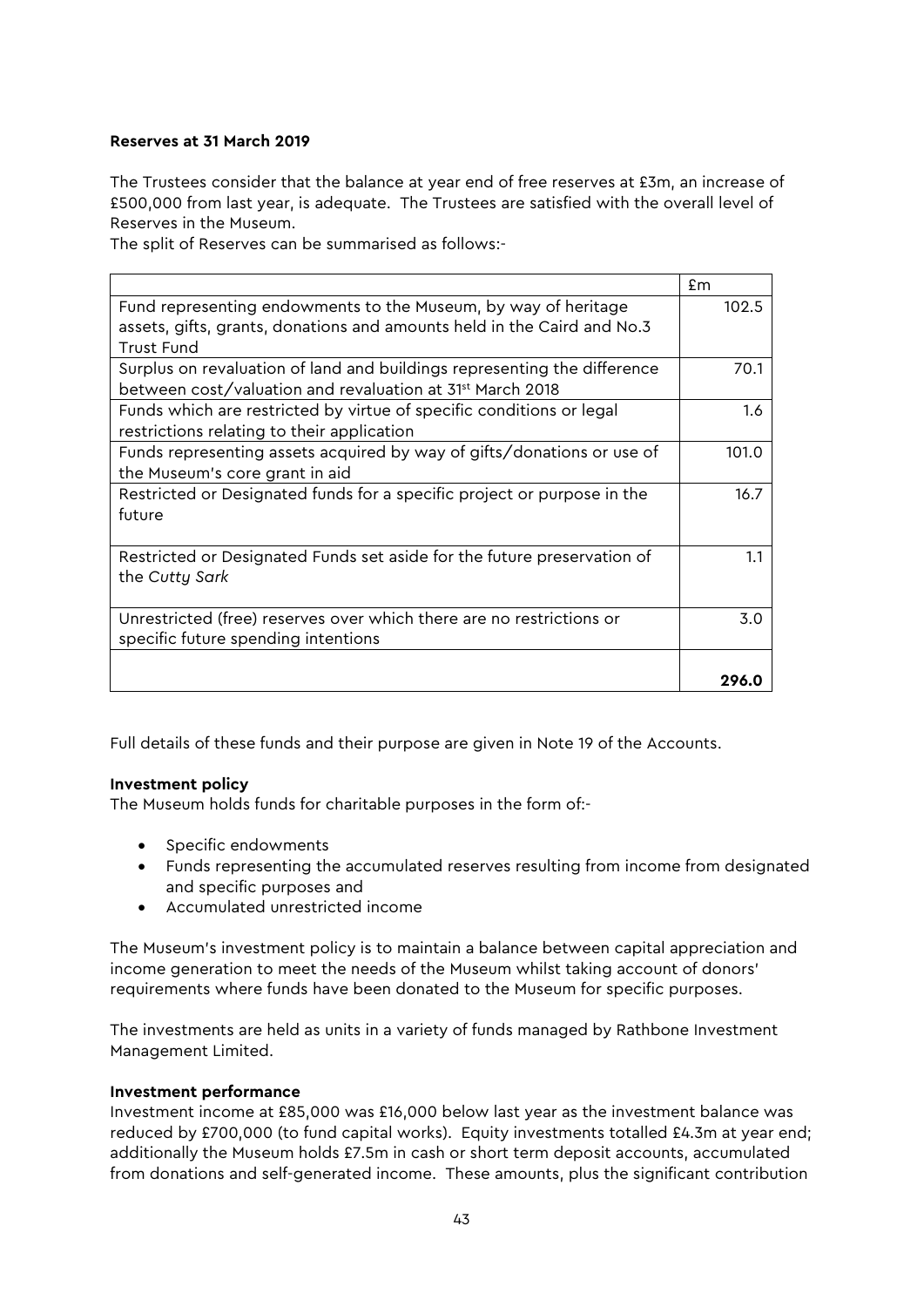**Reserves at 31 March 2019**

The Trustees consider that the balance at year end of free reserves at £3m, an increase of £500,000 from last year, is adequate. The Trustees are satisfied with the overall level of Reserves in the Museum.
The split of Reserves can be summarised as follows:-

| | £m |
|---|---|
| Fund representing endowments to the Museum, by way of heritage assets, gifts, grants, donations and amounts held in the Caird and No.3 Trust Fund | 102.5 |
| Surplus on revaluation of land and buildings representing the difference between cost/valuation and revaluation at 31st March 2018 | 70.1 |
| Funds which are restricted by virtue of specific conditions or legal restrictions relating to their application | 1.6 |
| Funds representing assets acquired by way of gifts/donations or use of the Museum's core grant in aid | 101.0 |
| Restricted or Designated funds for a specific project or purpose in the future | 16.7 |
| Restricted or Designated Funds set aside for the future preservation of the *Cutty Sark* | 1.1 |
| Unrestricted (free) reserves over which there are no restrictions or specific future spending intentions | 3.0 |
| | **296.0** |

Full details of these funds and their purpose are given in Note 19 of the Accounts.

**Investment policy**
The Museum holds funds for charitable purposes in the form of:-

- Specific endowments
- Funds representing the accumulated reserves resulting from income from designated and specific purposes and
- Accumulated unrestricted income

The Museum's investment policy is to maintain a balance between capital appreciation and income generation to meet the needs of the Museum whilst taking account of donors' requirements where funds have been donated to the Museum for specific purposes.

The investments are held as units in a variety of funds managed by Rathbone Investment Management Limited.

**Investment performance**
Investment income at £85,000 was £16,000 below last year as the investment balance was reduced by £700,000 (to fund capital works). Equity investments totalled £4.3m at year end; additionally the Museum holds £7.5m in cash or short term deposit accounts, accumulated from donations and self-generated income. These amounts, plus the significant contribution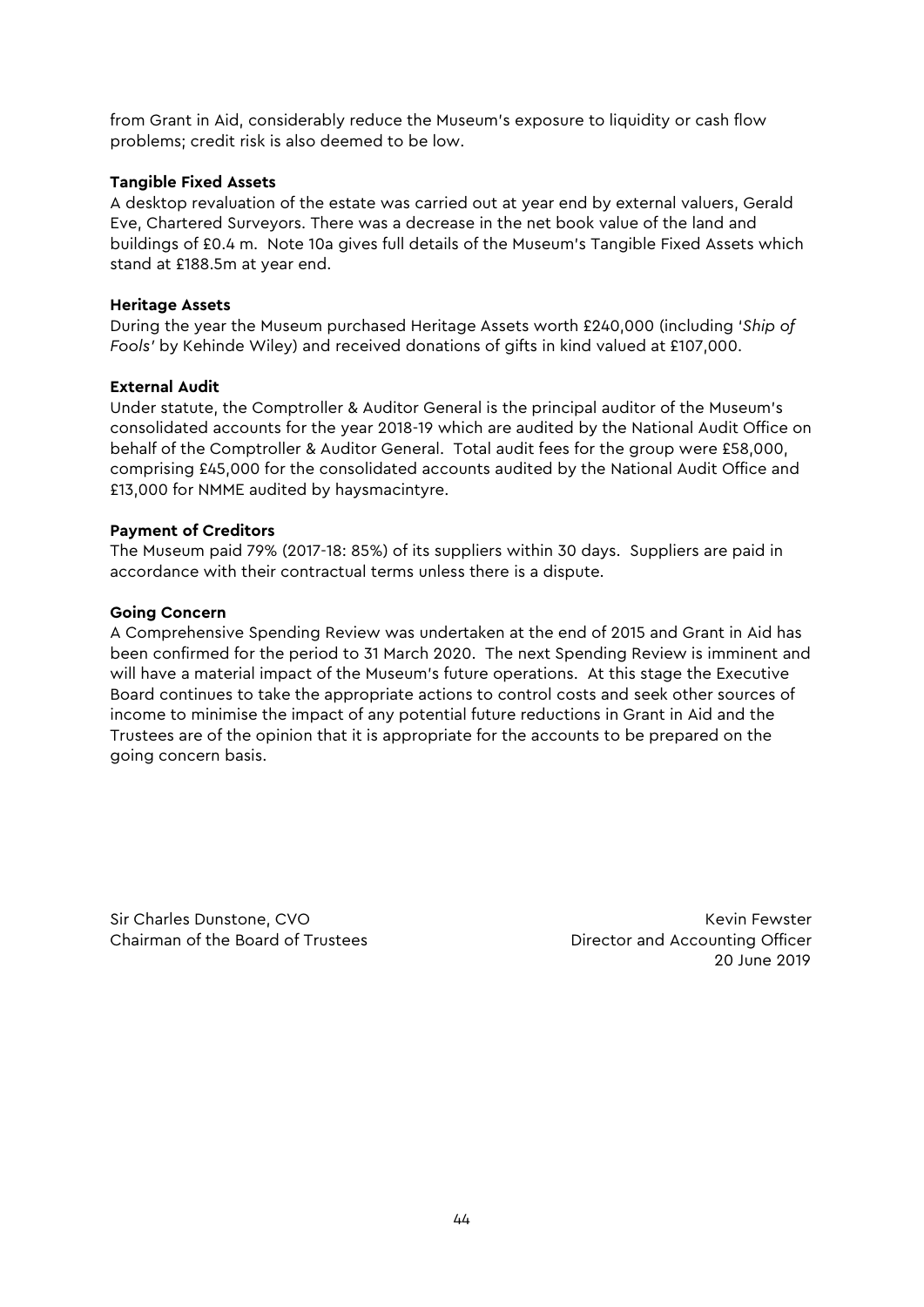from Grant in Aid, considerably reduce the Museum's exposure to liquidity or cash flow problems; credit risk is also deemed to be low.

**Tangible Fixed Assets**

A desktop revaluation of the estate was carried out at year end by external valuers, Gerald Eve, Chartered Surveyors. There was a decrease in the net book value of the land and buildings of £0.4 m. Note 10a gives full details of the Museum's Tangible Fixed Assets which stand at £188.5m at year end.

**Heritage Assets**

During the year the Museum purchased Heritage Assets worth £240,000 (including '*Ship of Fools*' by Kehinde Wiley) and received donations of gifts in kind valued at £107,000.

**External Audit**

Under statute, the Comptroller & Auditor General is the principal auditor of the Museum's consolidated accounts for the year 2018-19 which are audited by the National Audit Office on behalf of the Comptroller & Auditor General. Total audit fees for the group were £58,000, comprising £45,000 for the consolidated accounts audited by the National Audit Office and £13,000 for NMME audited by haysmacintyre.

**Payment of Creditors**

The Museum paid 79% (2017-18: 85%) of its suppliers within 30 days. Suppliers are paid in accordance with their contractual terms unless there is a dispute.

**Going Concern**

A Comprehensive Spending Review was undertaken at the end of 2015 and Grant in Aid has been confirmed for the period to 31 March 2020. The next Spending Review is imminent and will have a material impact of the Museum's future operations. At this stage the Executive Board continues to take the appropriate actions to control costs and seek other sources of income to minimise the impact of any potential future reductions in Grant in Aid and the Trustees are of the opinion that it is appropriate for the accounts to be prepared on the going concern basis.

Sir Charles Dunstone, CVO
Chairman of the Board of Trustees

Kevin Fewster
Director and Accounting Officer
20 June 2019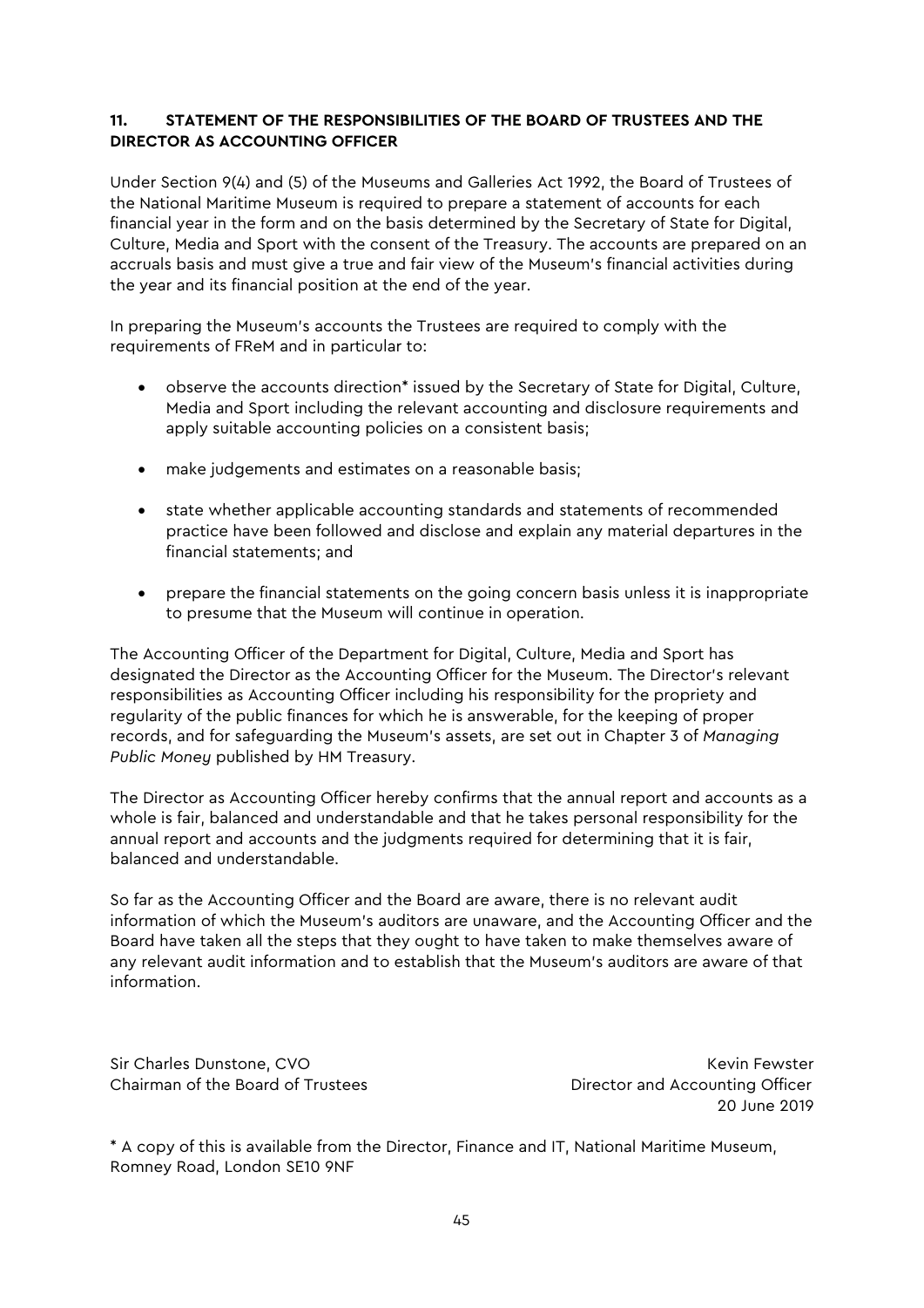## 11. STATEMENT OF THE RESPONSIBILITIES OF THE BOARD OF TRUSTEES AND THE DIRECTOR AS ACCOUNTING OFFICER

Under Section 9(4) and (5) of the Museums and Galleries Act 1992, the Board of Trustees of the National Maritime Museum is required to prepare a statement of accounts for each financial year in the form and on the basis determined by the Secretary of State for Digital, Culture, Media and Sport with the consent of the Treasury. The accounts are prepared on an accruals basis and must give a true and fair view of the Museum's financial activities during the year and its financial position at the end of the year.

In preparing the Museum's accounts the Trustees are required to comply with the requirements of FReM and in particular to:

- observe the accounts direction* issued by the Secretary of State for Digital, Culture, Media and Sport including the relevant accounting and disclosure requirements and apply suitable accounting policies on a consistent basis;
- make judgements and estimates on a reasonable basis;
- state whether applicable accounting standards and statements of recommended practice have been followed and disclose and explain any material departures in the financial statements; and
- prepare the financial statements on the going concern basis unless it is inappropriate to presume that the Museum will continue in operation.

The Accounting Officer of the Department for Digital, Culture, Media and Sport has designated the Director as the Accounting Officer for the Museum. The Director's relevant responsibilities as Accounting Officer including his responsibility for the propriety and regularity of the public finances for which he is answerable, for the keeping of proper records, and for safeguarding the Museum's assets, are set out in Chapter 3 of *Managing Public Money* published by HM Treasury.

The Director as Accounting Officer hereby confirms that the annual report and accounts as a whole is fair, balanced and understandable and that he takes personal responsibility for the annual report and accounts and the judgments required for determining that it is fair, balanced and understandable.

So far as the Accounting Officer and the Board are aware, there is no relevant audit information of which the Museum's auditors are unaware, and the Accounting Officer and the Board have taken all the steps that they ought to have taken to make themselves aware of any relevant audit information and to establish that the Museum's auditors are aware of that information.

Sir Charles Dunstone, CVO
Chairman of the Board of Trustees

Kevin Fewster
Director and Accounting Officer
20 June 2019

* A copy of this is available from the Director, Finance and IT, National Maritime Museum, Romney Road, London SE10 9NF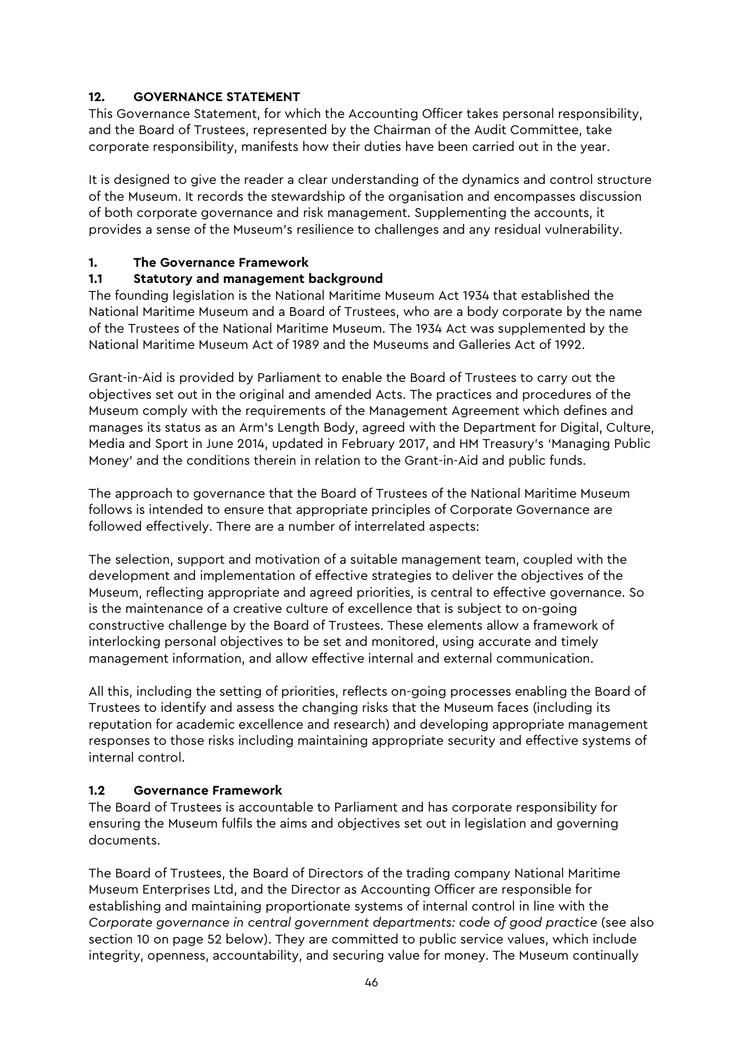## 12. GOVERNANCE STATEMENT

This Governance Statement, for which the Accounting Officer takes personal responsibility, and the Board of Trustees, represented by the Chairman of the Audit Committee, take corporate responsibility, manifests how their duties have been carried out in the year.

It is designed to give the reader a clear understanding of the dynamics and control structure of the Museum. It records the stewardship of the organisation and encompasses discussion of both corporate governance and risk management. Supplementing the accounts, it provides a sense of the Museum's resilience to challenges and any residual vulnerability.

### 1. The Governance Framework

#### 1.1 Statutory and management background

The founding legislation is the National Maritime Museum Act 1934 that established the National Maritime Museum and a Board of Trustees, who are a body corporate by the name of the Trustees of the National Maritime Museum. The 1934 Act was supplemented by the National Maritime Museum Act of 1989 and the Museums and Galleries Act of 1992.

Grant-in-Aid is provided by Parliament to enable the Board of Trustees to carry out the objectives set out in the original and amended Acts. The practices and procedures of the Museum comply with the requirements of the Management Agreement which defines and manages its status as an Arm's Length Body, agreed with the Department for Digital, Culture, Media and Sport in June 2014, updated in February 2017, and HM Treasury's 'Managing Public Money' and the conditions therein in relation to the Grant-in-Aid and public funds.

The approach to governance that the Board of Trustees of the National Maritime Museum follows is intended to ensure that appropriate principles of Corporate Governance are followed effectively. There are a number of interrelated aspects:

The selection, support and motivation of a suitable management team, coupled with the development and implementation of effective strategies to deliver the objectives of the Museum, reflecting appropriate and agreed priorities, is central to effective governance. So is the maintenance of a creative culture of excellence that is subject to on-going constructive challenge by the Board of Trustees. These elements allow a framework of interlocking personal objectives to be set and monitored, using accurate and timely management information, and allow effective internal and external communication.

All this, including the setting of priorities, reflects on-going processes enabling the Board of Trustees to identify and assess the changing risks that the Museum faces (including its reputation for academic excellence and research) and developing appropriate management responses to those risks including maintaining appropriate security and effective systems of internal control.

#### 1.2 Governance Framework

The Board of Trustees is accountable to Parliament and has corporate responsibility for ensuring the Museum fulfils the aims and objectives set out in legislation and governing documents.

The Board of Trustees, the Board of Directors of the trading company National Maritime Museum Enterprises Ltd, and the Director as Accounting Officer are responsible for establishing and maintaining proportionate systems of internal control in line with the *Corporate governance in central government departments: code of good practice* (see also section 10 on page 52 below). They are committed to public service values, which include integrity, openness, accountability, and securing value for money. The Museum continually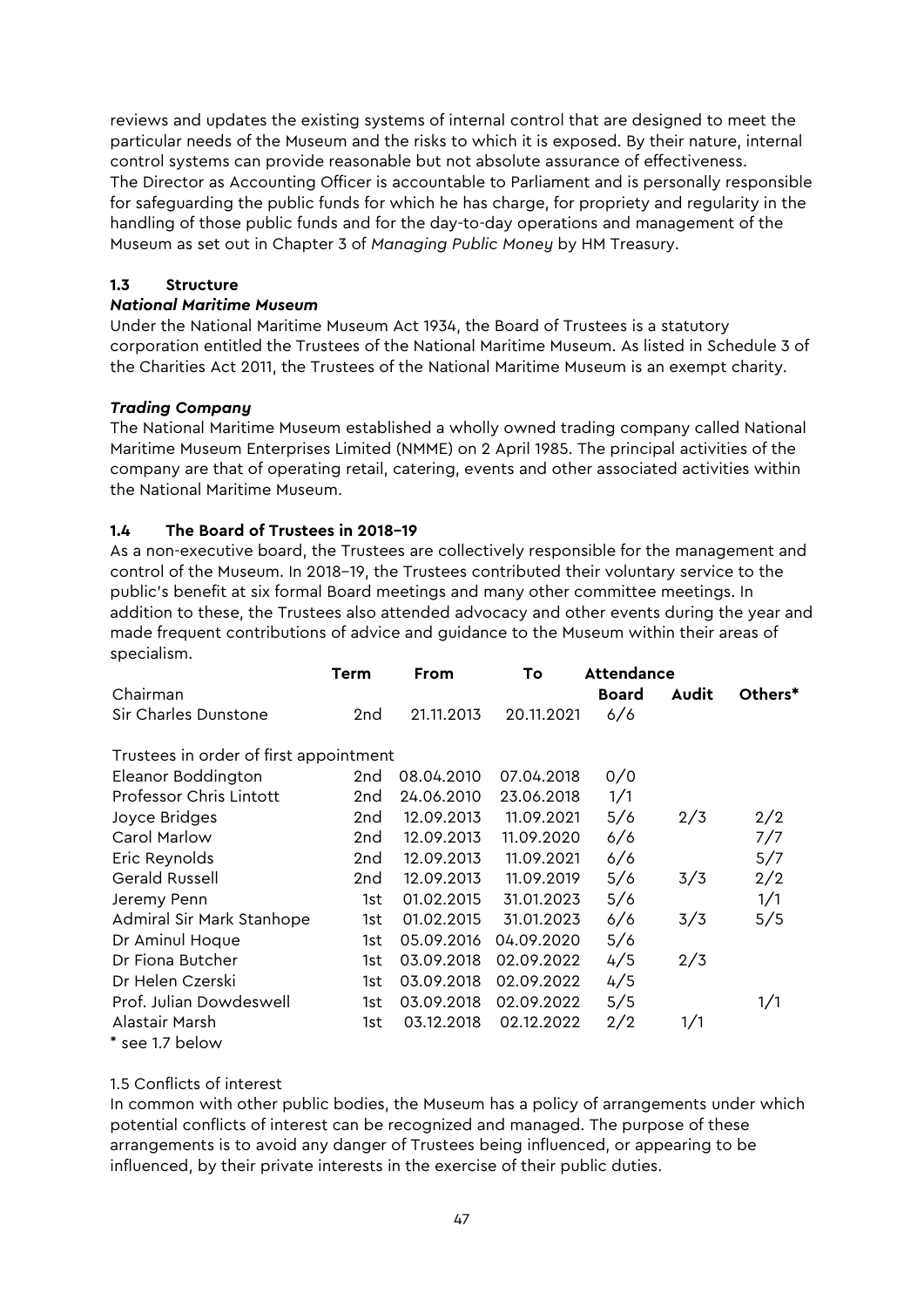reviews and updates the existing systems of internal control that are designed to meet the particular needs of the Museum and the risks to which it is exposed. By their nature, internal control systems can provide reasonable but not absolute assurance of effectiveness. The Director as Accounting Officer is accountable to Parliament and is personally responsible for safeguarding the public funds for which he has charge, for propriety and regularity in the handling of those public funds and for the day-to-day operations and management of the Museum as set out in Chapter 3 of *Managing Public Money* by HM Treasury.

### 1.3 Structure

***National Maritime Museum***

Under the National Maritime Museum Act 1934, the Board of Trustees is a statutory corporation entitled the Trustees of the National Maritime Museum. As listed in Schedule 3 of the Charities Act 2011, the Trustees of the National Maritime Museum is an exempt charity.

***Trading Company***

The National Maritime Museum established a wholly owned trading company called National Maritime Museum Enterprises Limited (NMME) on 2 April 1985. The principal activities of the company are that of operating retail, catering, events and other associated activities within the National Maritime Museum.

### 1.4 The Board of Trustees in 2018–19

As a non-executive board, the Trustees are collectively responsible for the management and control of the Museum. In 2018–19, the Trustees contributed their voluntary service to the public's benefit at six formal Board meetings and many other committee meetings. In addition to these, the Trustees also attended advocacy and other events during the year and made frequent contributions of advice and guidance to the Museum within their areas of specialism.

| | Term | From | To | Attendance | | |
|---|---|---|---|---|---|---|
| | | | | Board | Audit | Others* |
| Chairman | | | | | | |
| Sir Charles Dunstone | 2nd | 21.11.2013 | 20.11.2021 | 6/6 | | |
| Trustees in order of first appointment | | | | | | |
| Eleanor Boddington | 2nd | 08.04.2010 | 07.04.2018 | 0/0 | | |
| Professor Chris Lintott | 2nd | 24.06.2010 | 23.06.2018 | 1/1 | | |
| Joyce Bridges | 2nd | 12.09.2013 | 11.09.2021 | 5/6 | 2/3 | 2/2 |
| Carol Marlow | 2nd | 12.09.2013 | 11.09.2020 | 6/6 | | 7/7 |
| Eric Reynolds | 2nd | 12.09.2013 | 11.09.2021 | 6/6 | | 5/7 |
| Gerald Russell | 2nd | 12.09.2013 | 11.09.2019 | 5/6 | 3/3 | 2/2 |
| Jeremy Penn | 1st | 01.02.2015 | 31.01.2023 | 5/6 | | 1/1 |
| Admiral Sir Mark Stanhope | 1st | 01.02.2015 | 31.01.2023 | 6/6 | 3/3 | 5/5 |
| Dr Aminul Hoque | 1st | 05.09.2016 | 04.09.2020 | 5/6 | | |
| Dr Fiona Butcher | 1st | 03.09.2018 | 02.09.2022 | 4/5 | 2/3 | |
| Dr Helen Czerski | 1st | 03.09.2018 | 02.09.2022 | 4/5 | | |
| Prof. Julian Dowdeswell | 1st | 03.09.2018 | 02.09.2022 | 5/5 | | 1/1 |
| Alastair Marsh | 1st | 03.12.2018 | 02.12.2022 | 2/2 | 1/1 | |

\* see 1.7 below

1.5 Conflicts of interest

In common with other public bodies, the Museum has a policy of arrangements under which potential conflicts of interest can be recognized and managed. The purpose of these arrangements is to avoid any danger of Trustees being influenced, or appearing to be influenced, by their private interests in the exercise of their public duties.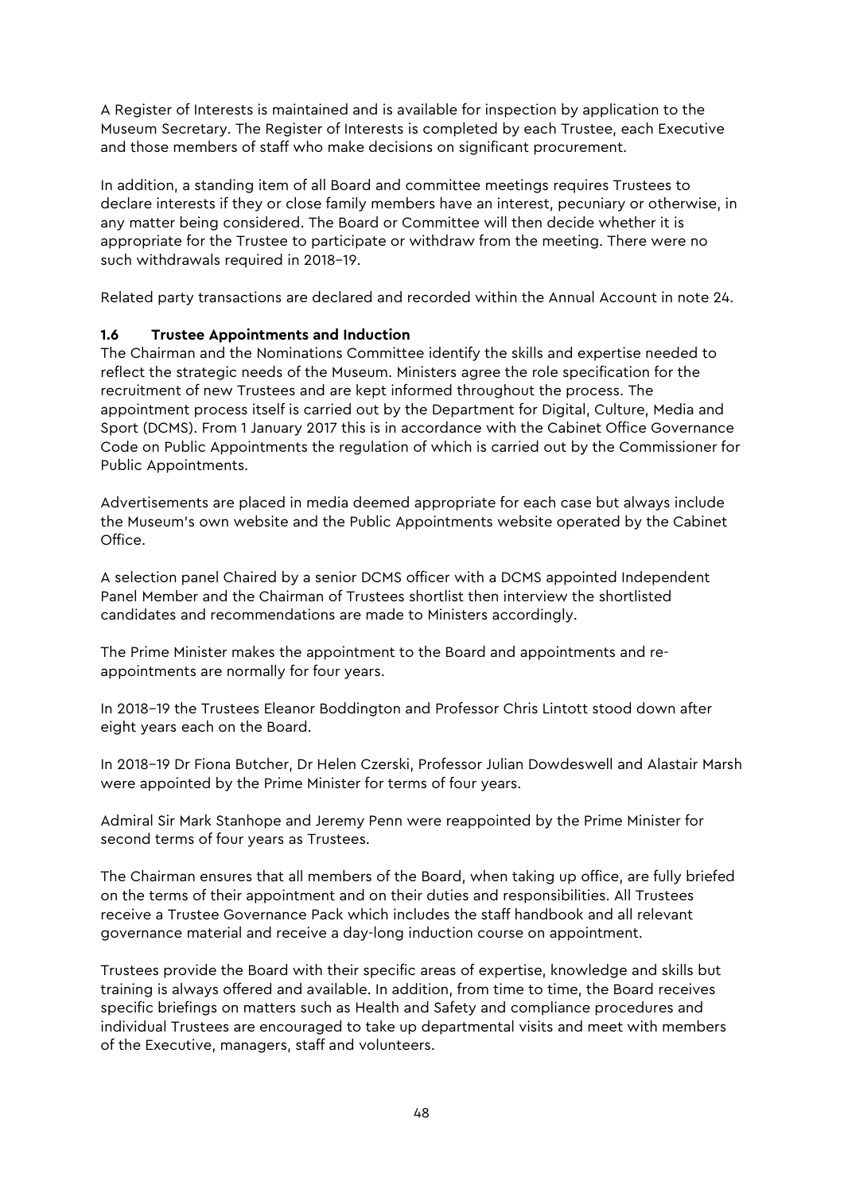A Register of Interests is maintained and is available for inspection by application to the Museum Secretary. The Register of Interests is completed by each Trustee, each Executive and those members of staff who make decisions on significant procurement.

In addition, a standing item of all Board and committee meetings requires Trustees to declare interests if they or close family members have an interest, pecuniary or otherwise, in any matter being considered. The Board or Committee will then decide whether it is appropriate for the Trustee to participate or withdraw from the meeting. There were no such withdrawals required in 2018–19.

Related party transactions are declared and recorded within the Annual Account in note 24.

### 1.6 Trustee Appointments and Induction

The Chairman and the Nominations Committee identify the skills and expertise needed to reflect the strategic needs of the Museum. Ministers agree the role specification for the recruitment of new Trustees and are kept informed throughout the process. The appointment process itself is carried out by the Department for Digital, Culture, Media and Sport (DCMS). From 1 January 2017 this is in accordance with the Cabinet Office Governance Code on Public Appointments the regulation of which is carried out by the Commissioner for Public Appointments.

Advertisements are placed in media deemed appropriate for each case but always include the Museum's own website and the Public Appointments website operated by the Cabinet Office.

A selection panel Chaired by a senior DCMS officer with a DCMS appointed Independent Panel Member and the Chairman of Trustees shortlist then interview the shortlisted candidates and recommendations are made to Ministers accordingly.

The Prime Minister makes the appointment to the Board and appointments and re-appointments are normally for four years.

In 2018–19 the Trustees Eleanor Boddington and Professor Chris Lintott stood down after eight years each on the Board.

In 2018–19 Dr Fiona Butcher, Dr Helen Czerski, Professor Julian Dowdeswell and Alastair Marsh were appointed by the Prime Minister for terms of four years.

Admiral Sir Mark Stanhope and Jeremy Penn were reappointed by the Prime Minister for second terms of four years as Trustees.

The Chairman ensures that all members of the Board, when taking up office, are fully briefed on the terms of their appointment and on their duties and responsibilities. All Trustees receive a Trustee Governance Pack which includes the staff handbook and all relevant governance material and receive a day-long induction course on appointment.

Trustees provide the Board with their specific areas of expertise, knowledge and skills but training is always offered and available. In addition, from time to time, the Board receives specific briefings on matters such as Health and Safety and compliance procedures and individual Trustees are encouraged to take up departmental visits and meet with members of the Executive, managers, staff and volunteers.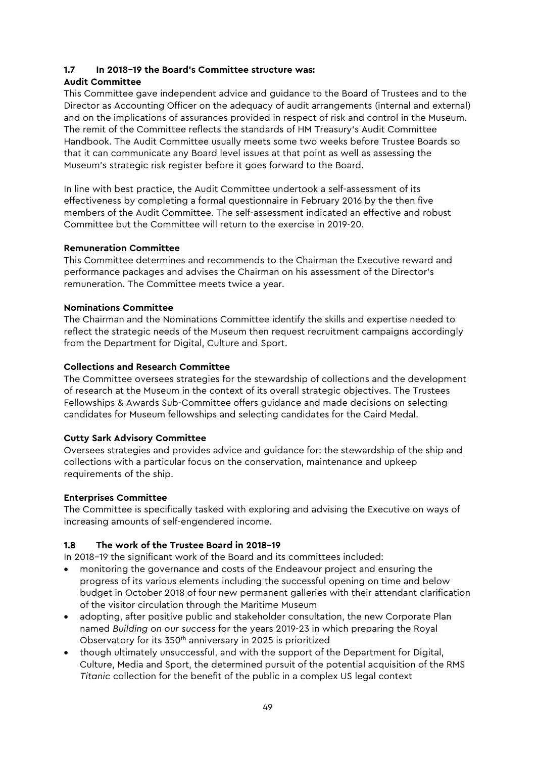### 1.7 In 2018–19 the Board's Committee structure was:

**Audit Committee**

This Committee gave independent advice and guidance to the Board of Trustees and to the Director as Accounting Officer on the adequacy of audit arrangements (internal and external) and on the implications of assurances provided in respect of risk and control in the Museum. The remit of the Committee reflects the standards of HM Treasury's Audit Committee Handbook. The Audit Committee usually meets some two weeks before Trustee Boards so that it can communicate any Board level issues at that point as well as assessing the Museum's strategic risk register before it goes forward to the Board.

In line with best practice, the Audit Committee undertook a self-assessment of its effectiveness by completing a formal questionnaire in February 2016 by the then five members of the Audit Committee. The self-assessment indicated an effective and robust Committee but the Committee will return to the exercise in 2019-20.

**Remuneration Committee**

This Committee determines and recommends to the Chairman the Executive reward and performance packages and advises the Chairman on his assessment of the Director's remuneration. The Committee meets twice a year.

**Nominations Committee**

The Chairman and the Nominations Committee identify the skills and expertise needed to reflect the strategic needs of the Museum then request recruitment campaigns accordingly from the Department for Digital, Culture and Sport.

**Collections and Research Committee**

The Committee oversees strategies for the stewardship of collections and the development of research at the Museum in the context of its overall strategic objectives. The Trustees Fellowships & Awards Sub-Committee offers guidance and made decisions on selecting candidates for Museum fellowships and selecting candidates for the Caird Medal.

**Cutty Sark Advisory Committee**

Oversees strategies and provides advice and guidance for: the stewardship of the ship and collections with a particular focus on the conservation, maintenance and upkeep requirements of the ship.

**Enterprises Committee**

The Committee is specifically tasked with exploring and advising the Executive on ways of increasing amounts of self-engendered income.

### 1.8 The work of the Trustee Board in 2018–19

In 2018–19 the significant work of the Board and its committees included:

- monitoring the governance and costs of the Endeavour project and ensuring the progress of its various elements including the successful opening on time and below budget in October 2018 of four new permanent galleries with their attendant clarification of the visitor circulation through the Maritime Museum
- adopting, after positive public and stakeholder consultation, the new Corporate Plan named *Building on our success* for the years 2019-23 in which preparing the Royal Observatory for its 350th anniversary in 2025 is prioritized
- though ultimately unsuccessful, and with the support of the Department for Digital, Culture, Media and Sport, the determined pursuit of the potential acquisition of the RMS *Titanic* collection for the benefit of the public in a complex US legal context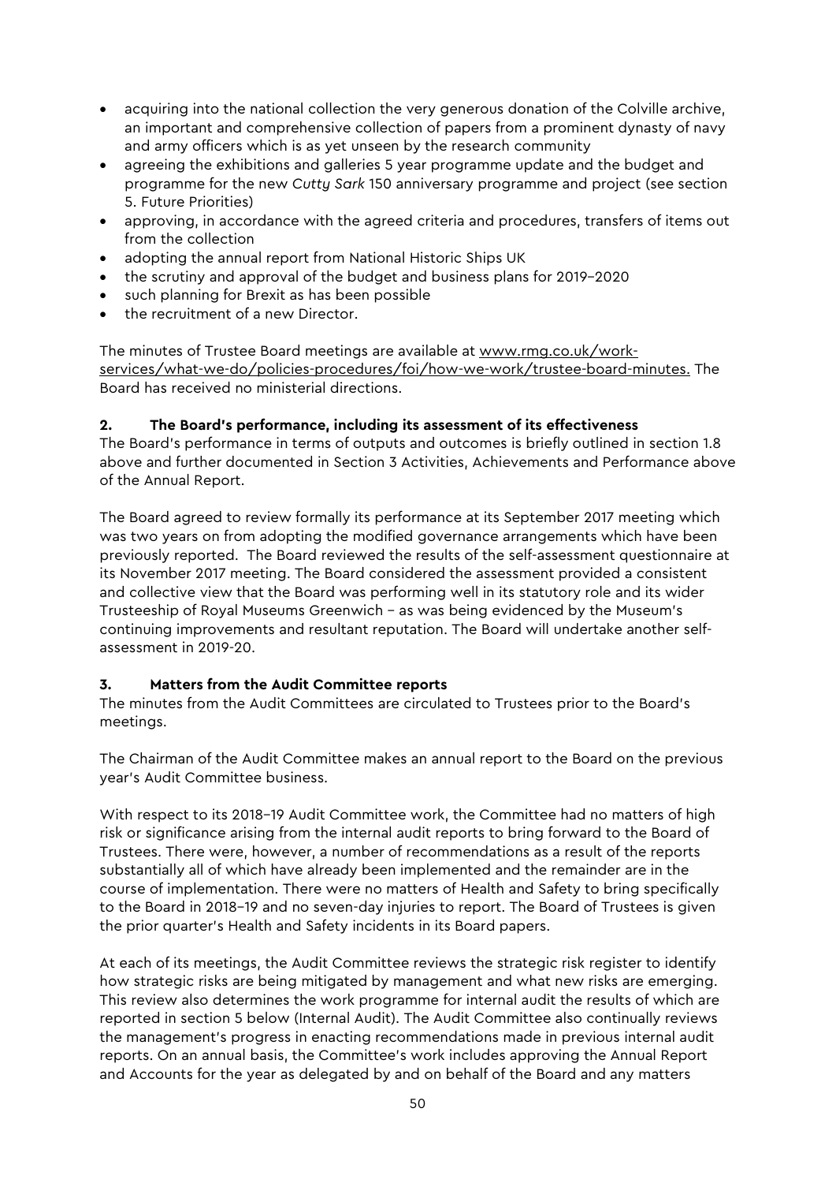- acquiring into the national collection the very generous donation of the Colville archive, an important and comprehensive collection of papers from a prominent dynasty of navy and army officers which is as yet unseen by the research community
- agreeing the exhibitions and galleries 5 year programme update and the budget and programme for the new *Cutty Sark* 150 anniversary programme and project (see section 5. Future Priorities)
- approving, in accordance with the agreed criteria and procedures, transfers of items out from the collection
- adopting the annual report from National Historic Ships UK
- the scrutiny and approval of the budget and business plans for 2019–2020
- such planning for Brexit as has been possible
- the recruitment of a new Director.

The minutes of Trustee Board meetings are available at www.rmg.co.uk/work-services/what-we-do/policies-procedures/foi/how-we-work/trustee-board-minutes. The Board has received no ministerial directions.

## 2. The Board's performance, including its assessment of its effectiveness

The Board's performance in terms of outputs and outcomes is briefly outlined in section 1.8 above and further documented in Section 3 Activities, Achievements and Performance above of the Annual Report.

The Board agreed to review formally its performance at its September 2017 meeting which was two years on from adopting the modified governance arrangements which have been previously reported. The Board reviewed the results of the self-assessment questionnaire at its November 2017 meeting. The Board considered the assessment provided a consistent and collective view that the Board was performing well in its statutory role and its wider Trusteeship of Royal Museums Greenwich – as was being evidenced by the Museum's continuing improvements and resultant reputation. The Board will undertake another self-assessment in 2019-20.

## 3. Matters from the Audit Committee reports

The minutes from the Audit Committees are circulated to Trustees prior to the Board's meetings.

The Chairman of the Audit Committee makes an annual report to the Board on the previous year's Audit Committee business.

With respect to its 2018–19 Audit Committee work, the Committee had no matters of high risk or significance arising from the internal audit reports to bring forward to the Board of Trustees. There were, however, a number of recommendations as a result of the reports substantially all of which have already been implemented and the remainder are in the course of implementation. There were no matters of Health and Safety to bring specifically to the Board in 2018–19 and no seven-day injuries to report. The Board of Trustees is given the prior quarter's Health and Safety incidents in its Board papers.

At each of its meetings, the Audit Committee reviews the strategic risk register to identify how strategic risks are being mitigated by management and what new risks are emerging. This review also determines the work programme for internal audit the results of which are reported in section 5 below (Internal Audit). The Audit Committee also continually reviews the management's progress in enacting recommendations made in previous internal audit reports. On an annual basis, the Committee's work includes approving the Annual Report and Accounts for the year as delegated by and on behalf of the Board and any matters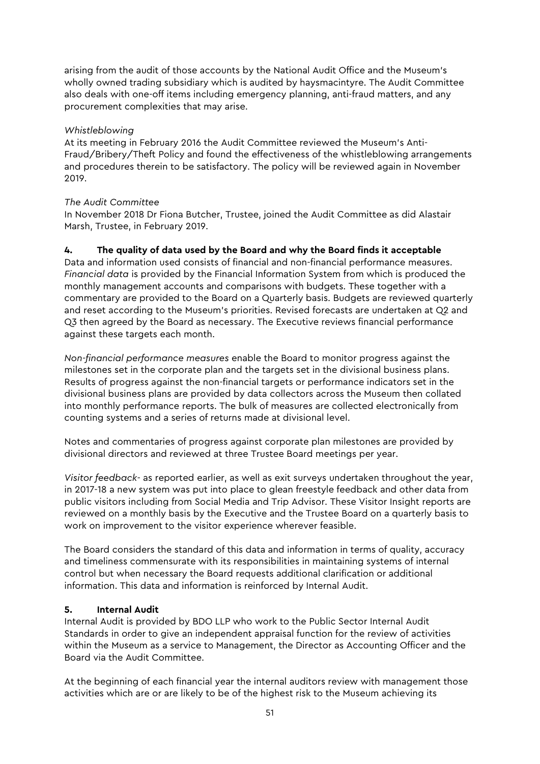arising from the audit of those accounts by the National Audit Office and the Museum's wholly owned trading subsidiary which is audited by haysmacintyre. The Audit Committee also deals with one-off items including emergency planning, anti-fraud matters, and any procurement complexities that may arise.

*Whistleblowing*
At its meeting in February 2016 the Audit Committee reviewed the Museum's Anti-Fraud/Bribery/Theft Policy and found the effectiveness of the whistleblowing arrangements and procedures therein to be satisfactory. The policy will be reviewed again in November 2019.

*The Audit Committee*
In November 2018 Dr Fiona Butcher, Trustee, joined the Audit Committee as did Alastair Marsh, Trustee, in February 2019.

**4. The quality of data used by the Board and why the Board finds it acceptable**

Data and information used consists of financial and non-financial performance measures. *Financial data* is provided by the Financial Information System from which is produced the monthly management accounts and comparisons with budgets. These together with a commentary are provided to the Board on a Quarterly basis. Budgets are reviewed quarterly and reset according to the Museum's priorities. Revised forecasts are undertaken at Q2 and Q3 then agreed by the Board as necessary. The Executive reviews financial performance against these targets each month.

*Non-financial performance measures* enable the Board to monitor progress against the milestones set in the corporate plan and the targets set in the divisional business plans. Results of progress against the non-financial targets or performance indicators set in the divisional business plans are provided by data collectors across the Museum then collated into monthly performance reports. The bulk of measures are collected electronically from counting systems and a series of returns made at divisional level.

Notes and commentaries of progress against corporate plan milestones are provided by divisional directors and reviewed at three Trustee Board meetings per year.

*Visitor feedback*- as reported earlier, as well as exit surveys undertaken throughout the year, in 2017-18 a new system was put into place to glean freestyle feedback and other data from public visitors including from Social Media and Trip Advisor. These Visitor Insight reports are reviewed on a monthly basis by the Executive and the Trustee Board on a quarterly basis to work on improvement to the visitor experience wherever feasible.

The Board considers the standard of this data and information in terms of quality, accuracy and timeliness commensurate with its responsibilities in maintaining systems of internal control but when necessary the Board requests additional clarification or additional information. This data and information is reinforced by Internal Audit.

**5. Internal Audit**

Internal Audit is provided by BDO LLP who work to the Public Sector Internal Audit Standards in order to give an independent appraisal function for the review of activities within the Museum as a service to Management, the Director as Accounting Officer and the Board via the Audit Committee.

At the beginning of each financial year the internal auditors review with management those activities which are or are likely to be of the highest risk to the Museum achieving its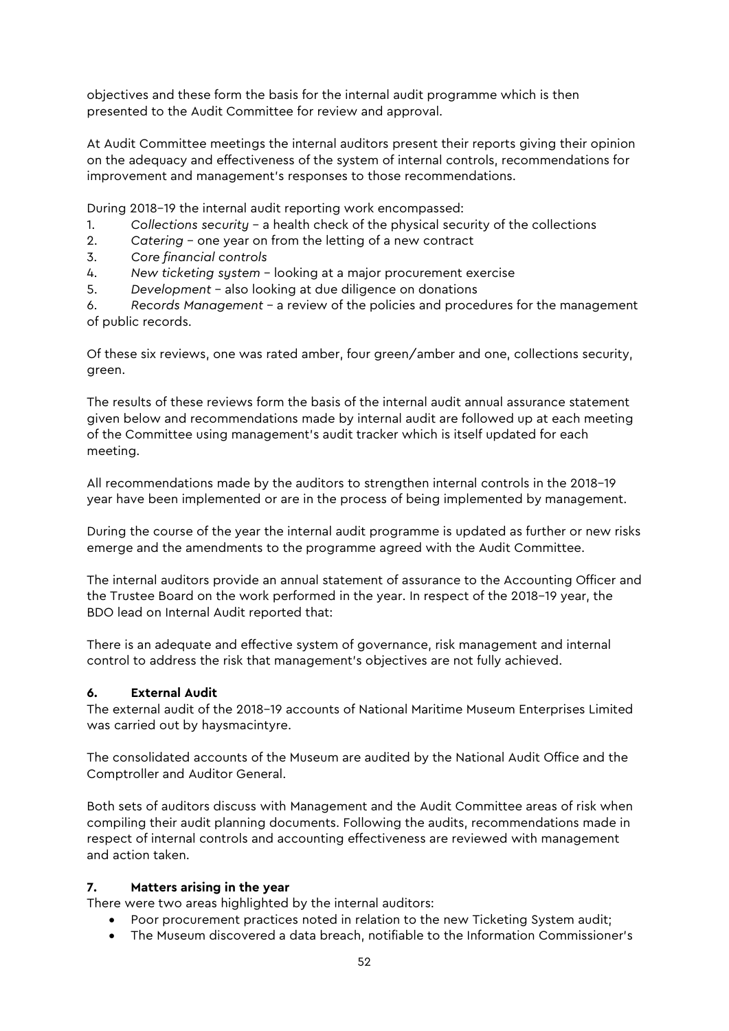objectives and these form the basis for the internal audit programme which is then presented to the Audit Committee for review and approval.

At Audit Committee meetings the internal auditors present their reports giving their opinion on the adequacy and effectiveness of the system of internal controls, recommendations for improvement and management's responses to those recommendations.

During 2018–19 the internal audit reporting work encompassed:

1. *Collections security* – a health check of the physical security of the collections
2. *Catering* – one year on from the letting of a new contract
3. *Core financial controls*
4. *New ticketing system* – looking at a major procurement exercise
5. *Development* – also looking at due diligence on donations
6. *Records Management* – a review of the policies and procedures for the management of public records.

Of these six reviews, one was rated amber, four green/amber and one, collections security, green.

The results of these reviews form the basis of the internal audit annual assurance statement given below and recommendations made by internal audit are followed up at each meeting of the Committee using management's audit tracker which is itself updated for each meeting.

All recommendations made by the auditors to strengthen internal controls in the 2018–19 year have been implemented or are in the process of being implemented by management.

During the course of the year the internal audit programme is updated as further or new risks emerge and the amendments to the programme agreed with the Audit Committee.

The internal auditors provide an annual statement of assurance to the Accounting Officer and the Trustee Board on the work performed in the year. In respect of the 2018–19 year, the BDO lead on Internal Audit reported that:

There is an adequate and effective system of governance, risk management and internal control to address the risk that management's objectives are not fully achieved.

### 6. External Audit

The external audit of the 2018–19 accounts of National Maritime Museum Enterprises Limited was carried out by haysmacintyre.

The consolidated accounts of the Museum are audited by the National Audit Office and the Comptroller and Auditor General.

Both sets of auditors discuss with Management and the Audit Committee areas of risk when compiling their audit planning documents. Following the audits, recommendations made in respect of internal controls and accounting effectiveness are reviewed with management and action taken.

### 7. Matters arising in the year

There were two areas highlighted by the internal auditors:

- Poor procurement practices noted in relation to the new Ticketing System audit;
- The Museum discovered a data breach, notifiable to the Information Commissioner's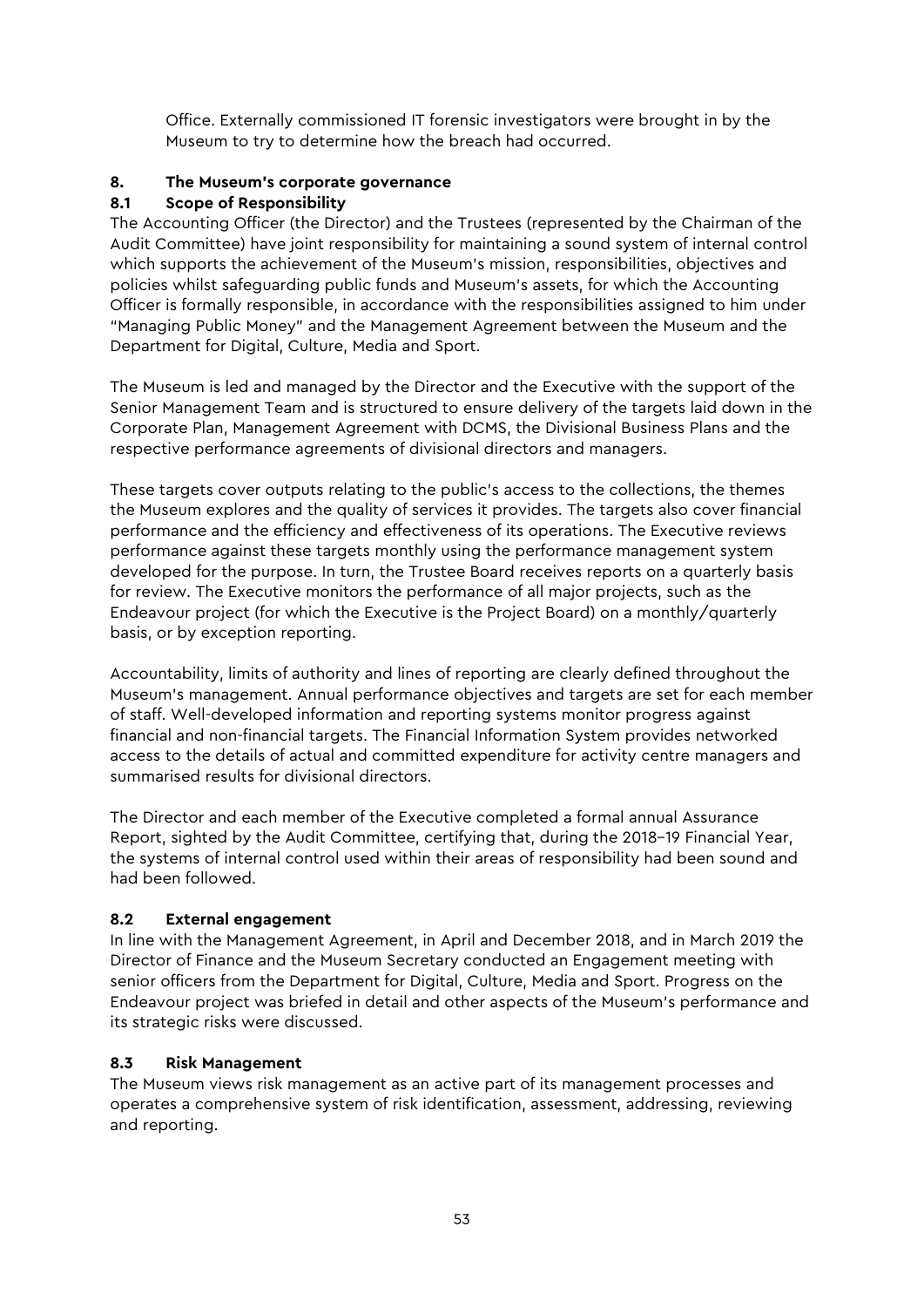Office. Externally commissioned IT forensic investigators were brought in by the Museum to try to determine how the breach had occurred.

## 8. The Museum's corporate governance

### 8.1 Scope of Responsibility

The Accounting Officer (the Director) and the Trustees (represented by the Chairman of the Audit Committee) have joint responsibility for maintaining a sound system of internal control which supports the achievement of the Museum's mission, responsibilities, objectives and policies whilst safeguarding public funds and Museum's assets, for which the Accounting Officer is formally responsible, in accordance with the responsibilities assigned to him under "Managing Public Money" and the Management Agreement between the Museum and the Department for Digital, Culture, Media and Sport.

The Museum is led and managed by the Director and the Executive with the support of the Senior Management Team and is structured to ensure delivery of the targets laid down in the Corporate Plan, Management Agreement with DCMS, the Divisional Business Plans and the respective performance agreements of divisional directors and managers.

These targets cover outputs relating to the public's access to the collections, the themes the Museum explores and the quality of services it provides. The targets also cover financial performance and the efficiency and effectiveness of its operations. The Executive reviews performance against these targets monthly using the performance management system developed for the purpose. In turn, the Trustee Board receives reports on a quarterly basis for review. The Executive monitors the performance of all major projects, such as the Endeavour project (for which the Executive is the Project Board) on a monthly/quarterly basis, or by exception reporting.

Accountability, limits of authority and lines of reporting are clearly defined throughout the Museum's management. Annual performance objectives and targets are set for each member of staff. Well-developed information and reporting systems monitor progress against financial and non-financial targets. The Financial Information System provides networked access to the details of actual and committed expenditure for activity centre managers and summarised results for divisional directors.

The Director and each member of the Executive completed a formal annual Assurance Report, sighted by the Audit Committee, certifying that, during the 2018–19 Financial Year, the systems of internal control used within their areas of responsibility had been sound and had been followed.

### 8.2 External engagement

In line with the Management Agreement, in April and December 2018, and in March 2019 the Director of Finance and the Museum Secretary conducted an Engagement meeting with senior officers from the Department for Digital, Culture, Media and Sport. Progress on the Endeavour project was briefed in detail and other aspects of the Museum's performance and its strategic risks were discussed.

### 8.3 Risk Management

The Museum views risk management as an active part of its management processes and operates a comprehensive system of risk identification, assessment, addressing, reviewing and reporting.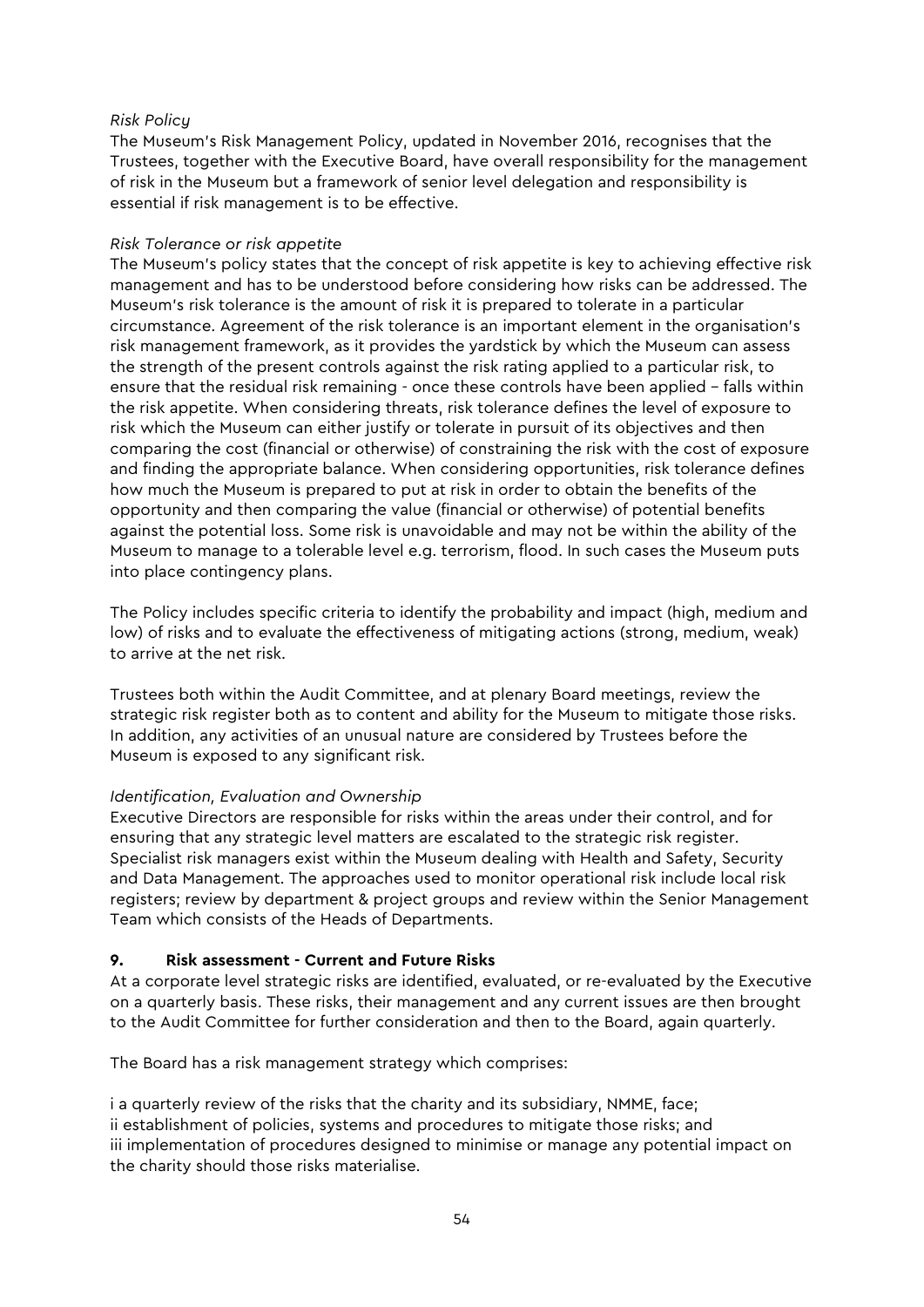*Risk Policy*

The Museum's Risk Management Policy, updated in November 2016, recognises that the Trustees, together with the Executive Board, have overall responsibility for the management of risk in the Museum but a framework of senior level delegation and responsibility is essential if risk management is to be effective.

*Risk Tolerance or risk appetite*

The Museum's policy states that the concept of risk appetite is key to achieving effective risk management and has to be understood before considering how risks can be addressed. The Museum's risk tolerance is the amount of risk it is prepared to tolerate in a particular circumstance. Agreement of the risk tolerance is an important element in the organisation's risk management framework, as it provides the yardstick by which the Museum can assess the strength of the present controls against the risk rating applied to a particular risk, to ensure that the residual risk remaining - once these controls have been applied – falls within the risk appetite. When considering threats, risk tolerance defines the level of exposure to risk which the Museum can either justify or tolerate in pursuit of its objectives and then comparing the cost (financial or otherwise) of constraining the risk with the cost of exposure and finding the appropriate balance. When considering opportunities, risk tolerance defines how much the Museum is prepared to put at risk in order to obtain the benefits of the opportunity and then comparing the value (financial or otherwise) of potential benefits against the potential loss. Some risk is unavoidable and may not be within the ability of the Museum to manage to a tolerable level e.g. terrorism, flood. In such cases the Museum puts into place contingency plans.

The Policy includes specific criteria to identify the probability and impact (high, medium and low) of risks and to evaluate the effectiveness of mitigating actions (strong, medium, weak) to arrive at the net risk.

Trustees both within the Audit Committee, and at plenary Board meetings, review the strategic risk register both as to content and ability for the Museum to mitigate those risks. In addition, any activities of an unusual nature are considered by Trustees before the Museum is exposed to any significant risk.

*Identification, Evaluation and Ownership*

Executive Directors are responsible for risks within the areas under their control, and for ensuring that any strategic level matters are escalated to the strategic risk register. Specialist risk managers exist within the Museum dealing with Health and Safety, Security and Data Management. The approaches used to monitor operational risk include local risk registers; review by department & project groups and review within the Senior Management Team which consists of the Heads of Departments.

## 9. Risk assessment - Current and Future Risks

At a corporate level strategic risks are identified, evaluated, or re-evaluated by the Executive on a quarterly basis. These risks, their management and any current issues are then brought to the Audit Committee for further consideration and then to the Board, again quarterly.

The Board has a risk management strategy which comprises:

i a quarterly review of the risks that the charity and its subsidiary, NMME, face;
ii establishment of policies, systems and procedures to mitigate those risks; and
iii implementation of procedures designed to minimise or manage any potential impact on the charity should those risks materialise.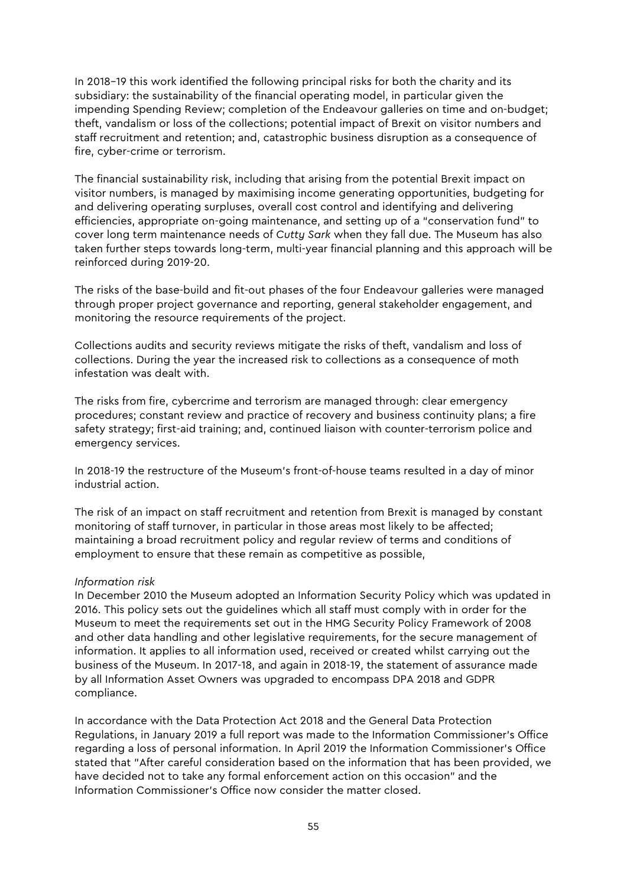In 2018–19 this work identified the following principal risks for both the charity and its subsidiary: the sustainability of the financial operating model, in particular given the impending Spending Review; completion of the Endeavour galleries on time and on-budget; theft, vandalism or loss of the collections; potential impact of Brexit on visitor numbers and staff recruitment and retention; and, catastrophic business disruption as a consequence of fire, cyber-crime or terrorism.

The financial sustainability risk, including that arising from the potential Brexit impact on visitor numbers, is managed by maximising income generating opportunities, budgeting for and delivering operating surpluses, overall cost control and identifying and delivering efficiencies, appropriate on-going maintenance, and setting up of a "conservation fund" to cover long term maintenance needs of *Cutty Sark* when they fall due. The Museum has also taken further steps towards long-term, multi-year financial planning and this approach will be reinforced during 2019-20.

The risks of the base-build and fit-out phases of the four Endeavour galleries were managed through proper project governance and reporting, general stakeholder engagement, and monitoring the resource requirements of the project.

Collections audits and security reviews mitigate the risks of theft, vandalism and loss of collections. During the year the increased risk to collections as a consequence of moth infestation was dealt with.

The risks from fire, cybercrime and terrorism are managed through: clear emergency procedures; constant review and practice of recovery and business continuity plans; a fire safety strategy; first-aid training; and, continued liaison with counter-terrorism police and emergency services.

In 2018-19 the restructure of the Museum's front-of-house teams resulted in a day of minor industrial action.

The risk of an impact on staff recruitment and retention from Brexit is managed by constant monitoring of staff turnover, in particular in those areas most likely to be affected; maintaining a broad recruitment policy and regular review of terms and conditions of employment to ensure that these remain as competitive as possible,

*Information risk*

In December 2010 the Museum adopted an Information Security Policy which was updated in 2016. This policy sets out the guidelines which all staff must comply with in order for the Museum to meet the requirements set out in the HMG Security Policy Framework of 2008 and other data handling and other legislative requirements, for the secure management of information. It applies to all information used, received or created whilst carrying out the business of the Museum. In 2017-18, and again in 2018-19, the statement of assurance made by all Information Asset Owners was upgraded to encompass DPA 2018 and GDPR compliance.

In accordance with the Data Protection Act 2018 and the General Data Protection Regulations, in January 2019 a full report was made to the Information Commissioner's Office regarding a loss of personal information. In April 2019 the Information Commissioner's Office stated that "After careful consideration based on the information that has been provided, we have decided not to take any formal enforcement action on this occasion" and the Information Commissioner's Office now consider the matter closed.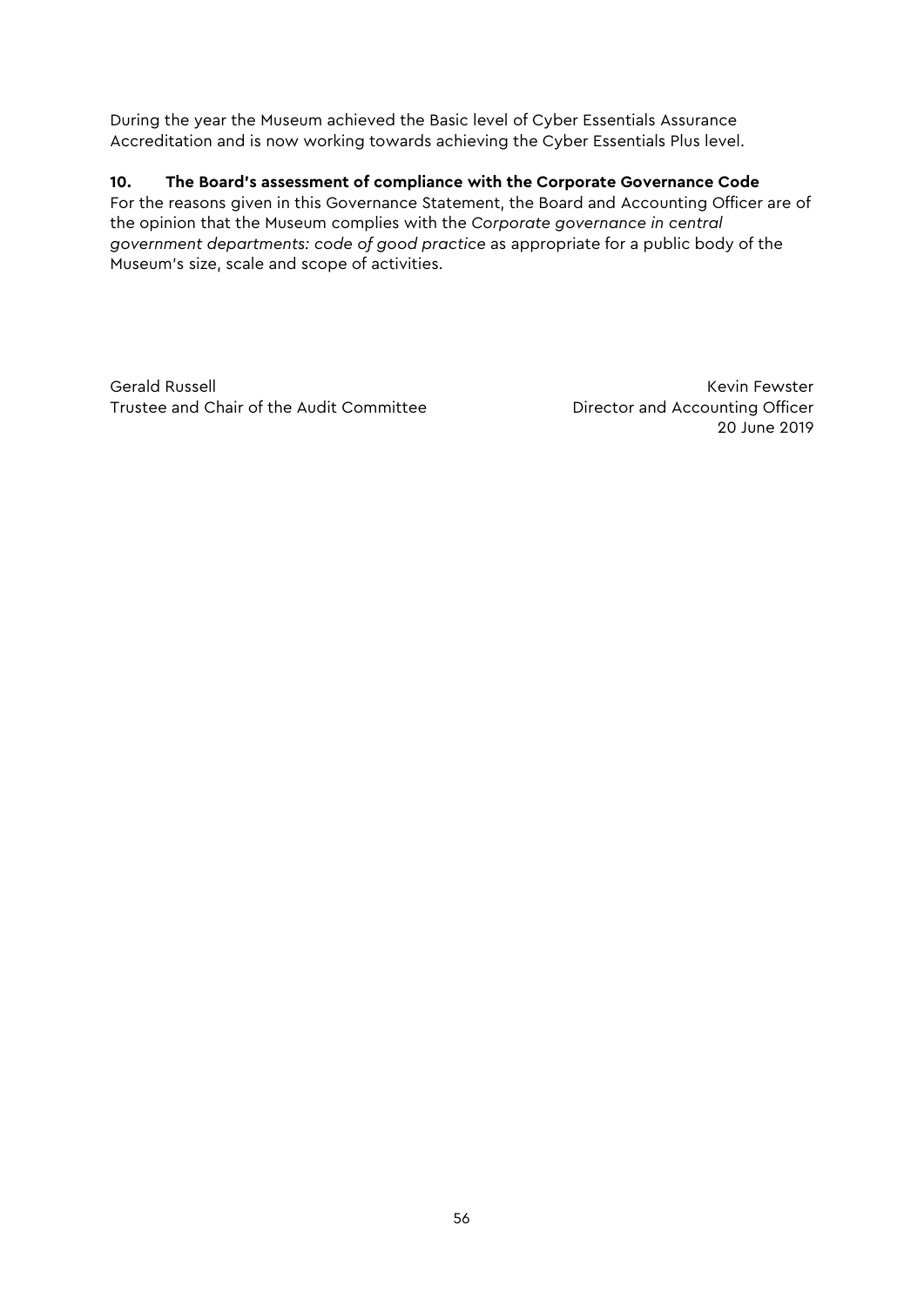During the year the Museum achieved the Basic level of Cyber Essentials Assurance Accreditation and is now working towards achieving the Cyber Essentials Plus level.

### 10. The Board's assessment of compliance with the Corporate Governance Code

For the reasons given in this Governance Statement, the Board and Accounting Officer are of the opinion that the Museum complies with the *Corporate governance in central government departments: code of good practice* as appropriate for a public body of the Museum's size, scale and scope of activities.

Gerald Russell
Trustee and Chair of the Audit Committee

Kevin Fewster
Director and Accounting Officer
20 June 2019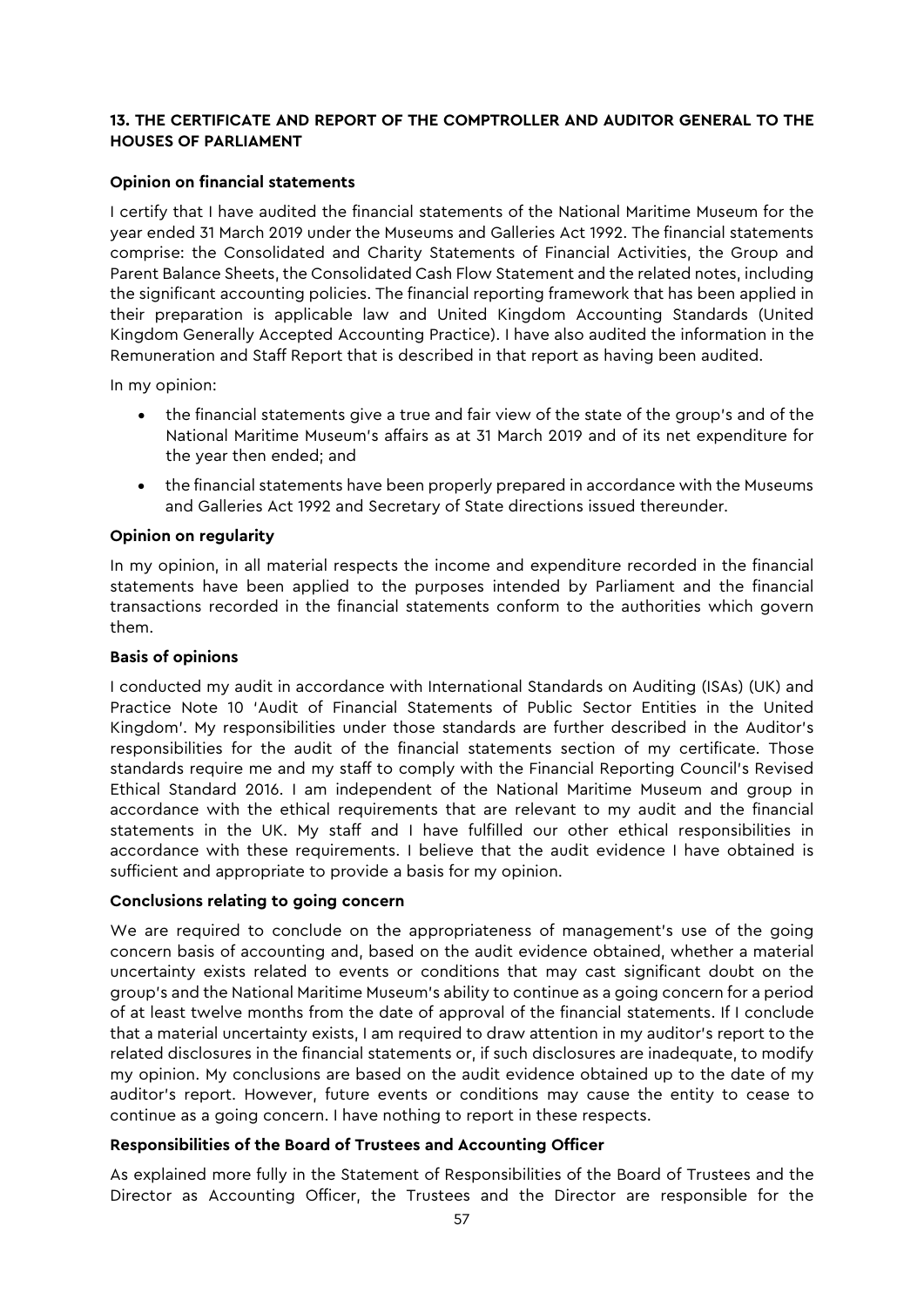## 13. THE CERTIFICATE AND REPORT OF THE COMPTROLLER AND AUDITOR GENERAL TO THE HOUSES OF PARLIAMENT

### Opinion on financial statements

I certify that I have audited the financial statements of the National Maritime Museum for the year ended 31 March 2019 under the Museums and Galleries Act 1992. The financial statements comprise: the Consolidated and Charity Statements of Financial Activities, the Group and Parent Balance Sheets, the Consolidated Cash Flow Statement and the related notes, including the significant accounting policies. The financial reporting framework that has been applied in their preparation is applicable law and United Kingdom Accounting Standards (United Kingdom Generally Accepted Accounting Practice). I have also audited the information in the Remuneration and Staff Report that is described in that report as having been audited.

In my opinion:

- the financial statements give a true and fair view of the state of the group's and of the National Maritime Museum's affairs as at 31 March 2019 and of its net expenditure for the year then ended; and
- the financial statements have been properly prepared in accordance with the Museums and Galleries Act 1992 and Secretary of State directions issued thereunder.

### Opinion on regularity

In my opinion, in all material respects the income and expenditure recorded in the financial statements have been applied to the purposes intended by Parliament and the financial transactions recorded in the financial statements conform to the authorities which govern them.

### Basis of opinions

I conducted my audit in accordance with International Standards on Auditing (ISAs) (UK) and Practice Note 10 'Audit of Financial Statements of Public Sector Entities in the United Kingdom'. My responsibilities under those standards are further described in the Auditor's responsibilities for the audit of the financial statements section of my certificate. Those standards require me and my staff to comply with the Financial Reporting Council's Revised Ethical Standard 2016. I am independent of the National Maritime Museum and group in accordance with the ethical requirements that are relevant to my audit and the financial statements in the UK. My staff and I have fulfilled our other ethical responsibilities in accordance with these requirements. I believe that the audit evidence I have obtained is sufficient and appropriate to provide a basis for my opinion.

### Conclusions relating to going concern

We are required to conclude on the appropriateness of management's use of the going concern basis of accounting and, based on the audit evidence obtained, whether a material uncertainty exists related to events or conditions that may cast significant doubt on the group's and the National Maritime Museum's ability to continue as a going concern for a period of at least twelve months from the date of approval of the financial statements. If I conclude that a material uncertainty exists, I am required to draw attention in my auditor's report to the related disclosures in the financial statements or, if such disclosures are inadequate, to modify my opinion. My conclusions are based on the audit evidence obtained up to the date of my auditor's report. However, future events or conditions may cause the entity to cease to continue as a going concern. I have nothing to report in these respects.

### Responsibilities of the Board of Trustees and Accounting Officer

As explained more fully in the Statement of Responsibilities of the Board of Trustees and the Director as Accounting Officer, the Trustees and the Director are responsible for the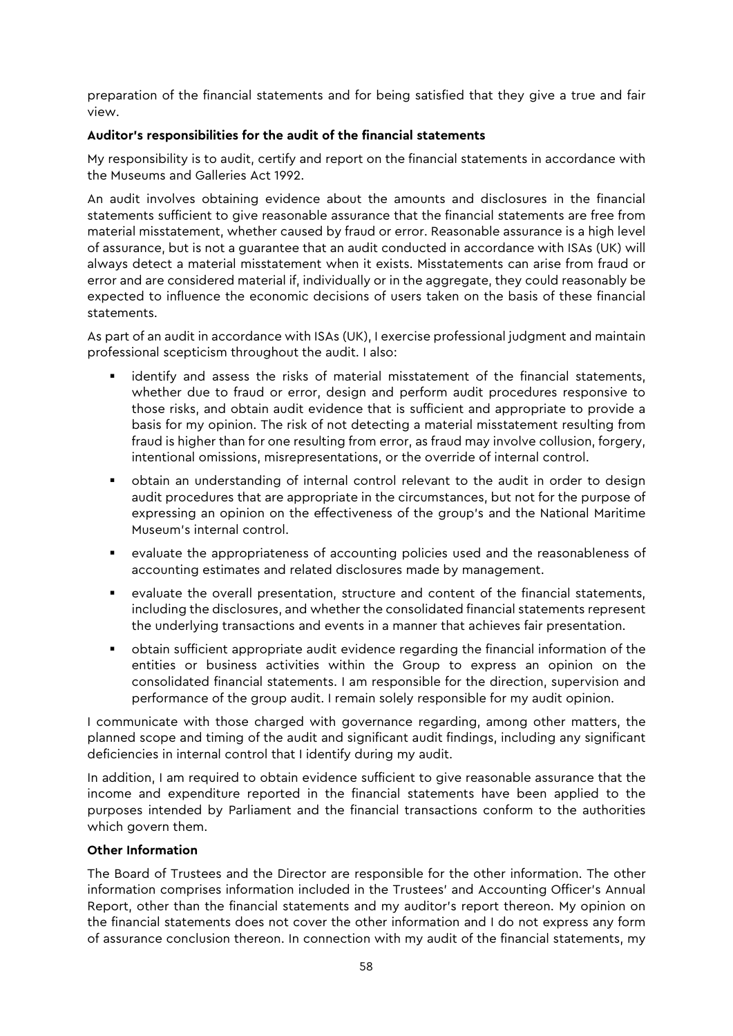preparation of the financial statements and for being satisfied that they give a true and fair view.

**Auditor's responsibilities for the audit of the financial statements**

My responsibility is to audit, certify and report on the financial statements in accordance with the Museums and Galleries Act 1992.

An audit involves obtaining evidence about the amounts and disclosures in the financial statements sufficient to give reasonable assurance that the financial statements are free from material misstatement, whether caused by fraud or error. Reasonable assurance is a high level of assurance, but is not a guarantee that an audit conducted in accordance with ISAs (UK) will always detect a material misstatement when it exists. Misstatements can arise from fraud or error and are considered material if, individually or in the aggregate, they could reasonably be expected to influence the economic decisions of users taken on the basis of these financial statements.

As part of an audit in accordance with ISAs (UK), I exercise professional judgment and maintain professional scepticism throughout the audit. I also:

- identify and assess the risks of material misstatement of the financial statements, whether due to fraud or error, design and perform audit procedures responsive to those risks, and obtain audit evidence that is sufficient and appropriate to provide a basis for my opinion. The risk of not detecting a material misstatement resulting from fraud is higher than for one resulting from error, as fraud may involve collusion, forgery, intentional omissions, misrepresentations, or the override of internal control.
- obtain an understanding of internal control relevant to the audit in order to design audit procedures that are appropriate in the circumstances, but not for the purpose of expressing an opinion on the effectiveness of the group's and the National Maritime Museum's internal control.
- evaluate the appropriateness of accounting policies used and the reasonableness of accounting estimates and related disclosures made by management.
- evaluate the overall presentation, structure and content of the financial statements, including the disclosures, and whether the consolidated financial statements represent the underlying transactions and events in a manner that achieves fair presentation.
- obtain sufficient appropriate audit evidence regarding the financial information of the entities or business activities within the Group to express an opinion on the consolidated financial statements. I am responsible for the direction, supervision and performance of the group audit. I remain solely responsible for my audit opinion.

I communicate with those charged with governance regarding, among other matters, the planned scope and timing of the audit and significant audit findings, including any significant deficiencies in internal control that I identify during my audit.

In addition, I am required to obtain evidence sufficient to give reasonable assurance that the income and expenditure reported in the financial statements have been applied to the purposes intended by Parliament and the financial transactions conform to the authorities which govern them.

**Other Information**

The Board of Trustees and the Director are responsible for the other information. The other information comprises information included in the Trustees' and Accounting Officer's Annual Report, other than the financial statements and my auditor's report thereon. My opinion on the financial statements does not cover the other information and I do not express any form of assurance conclusion thereon. In connection with my audit of the financial statements, my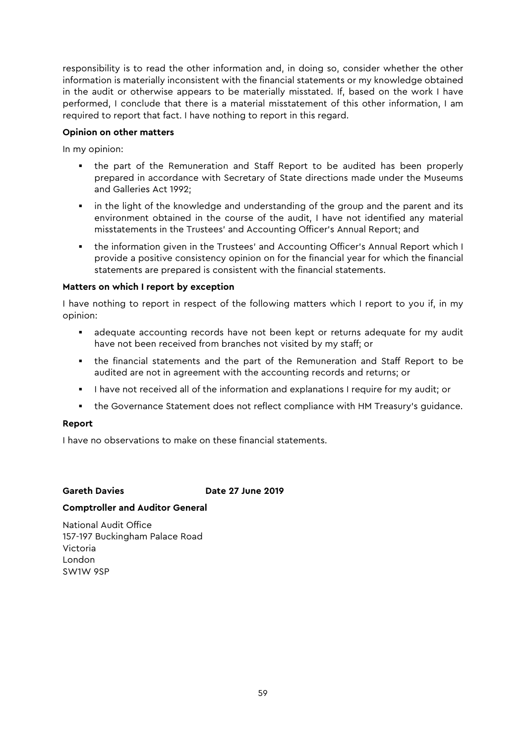responsibility is to read the other information and, in doing so, consider whether the other information is materially inconsistent with the financial statements or my knowledge obtained in the audit or otherwise appears to be materially misstated. If, based on the work I have performed, I conclude that there is a material misstatement of this other information, I am required to report that fact. I have nothing to report in this regard.

**Opinion on other matters**

In my opinion:

- the part of the Remuneration and Staff Report to be audited has been properly prepared in accordance with Secretary of State directions made under the Museums and Galleries Act 1992;
- in the light of the knowledge and understanding of the group and the parent and its environment obtained in the course of the audit, I have not identified any material misstatements in the Trustees' and Accounting Officer's Annual Report; and
- the information given in the Trustees' and Accounting Officer's Annual Report which I provide a positive consistency opinion on for the financial year for which the financial statements are prepared is consistent with the financial statements.

**Matters on which I report by exception**

I have nothing to report in respect of the following matters which I report to you if, in my opinion:

- adequate accounting records have not been kept or returns adequate for my audit have not been received from branches not visited by my staff; or
- the financial statements and the part of the Remuneration and Staff Report to be audited are not in agreement with the accounting records and returns; or
- I have not received all of the information and explanations I require for my audit; or
- the Governance Statement does not reflect compliance with HM Treasury's guidance.

**Report**

I have no observations to make on these financial statements.

**Gareth Davies** **Date 27 June 2019**

**Comptroller and Auditor General**

National Audit Office
157-197 Buckingham Palace Road
Victoria
London
SW1W 9SP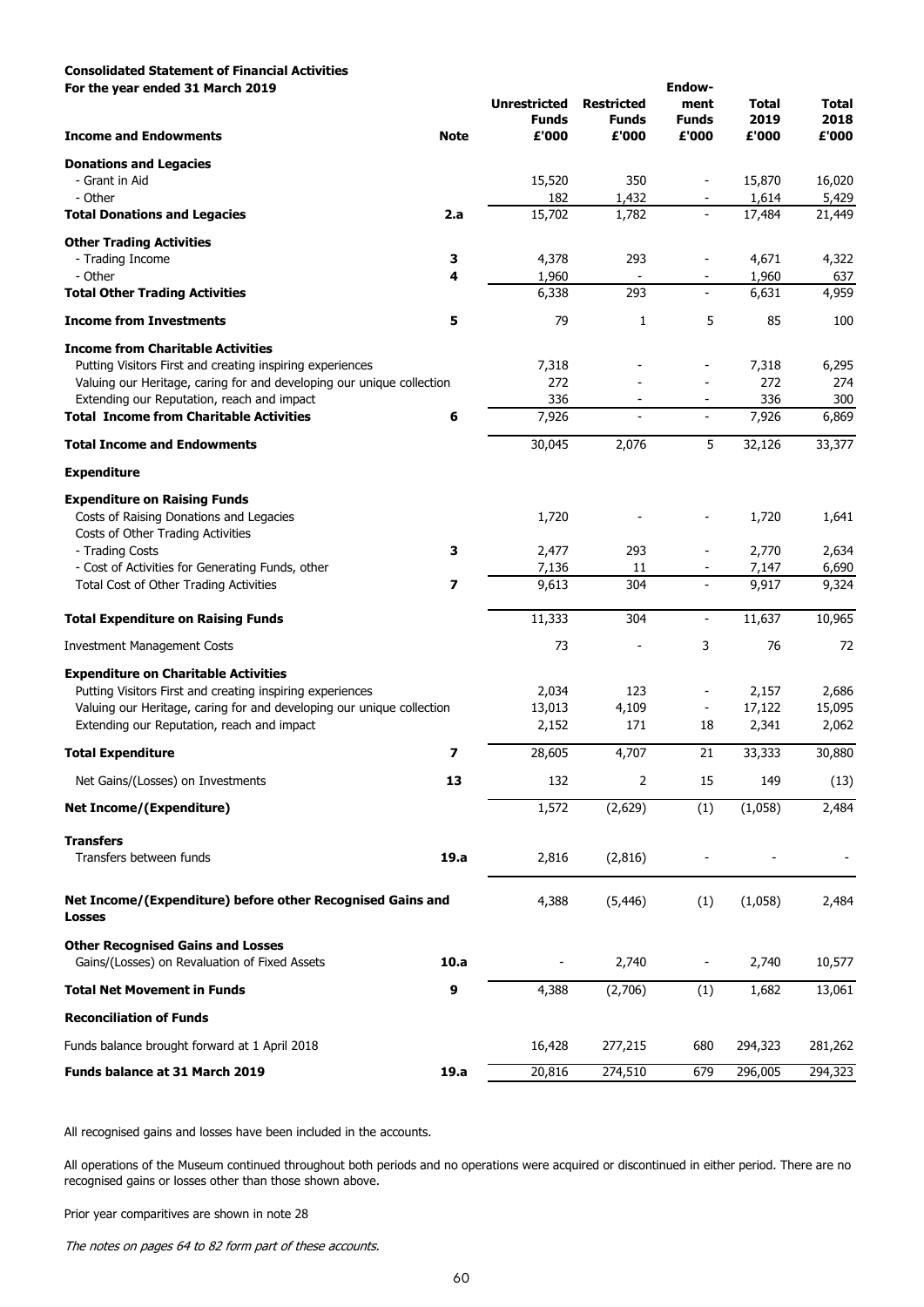**Consolidated Statement of Financial Activities**
**For the year ended 31 March 2019**

| Income and Endowments | Note | Unrestricted Funds £'000 | Restricted Funds £'000 | Endowment Funds £'000 | Total 2019 £'000 | Total 2018 £'000 |
|---|---|---|---|---|---|---|
| **Donations and Legacies** | | | | | | |
| - Grant in Aid | | 15,520 | 350 | - | 15,870 | 16,020 |
| - Other | | 182 | 1,432 | - | 1,614 | 5,429 |
| **Total Donations and Legacies** | **2.a** | 15,702 | 1,782 | - | 17,484 | 21,449 |
| **Other Trading Activities** | | | | | | |
| - Trading Income | **3** | 4,378 | 293 | - | 4,671 | 4,322 |
| - Other | **4** | 1,960 | - | - | 1,960 | 637 |
| **Total Other Trading Activities** | | 6,338 | 293 | - | 6,631 | 4,959 |
| **Income from Investments** | **5** | 79 | 1 | 5 | 85 | 100 |
| **Income from Charitable Activities** | | | | | | |
| Putting Visitors First and creating inspiring experiences | | 7,318 | - | - | 7,318 | 6,295 |
| Valuing our Heritage, caring for and developing our unique collection | | 272 | - | - | 272 | 274 |
| Extending our Reputation, reach and impact | | 336 | - | - | 336 | 300 |
| **Total Income from Charitable Activities** | **6** | 7,926 | - | - | 7,926 | 6,869 |
| **Total Income and Endowments** | | 30,045 | 2,076 | 5 | 32,126 | 33,377 |
| **Expenditure** | | | | | | |
| **Expenditure on Raising Funds** | | | | | | |
| Costs of Raising Donations and Legacies | | 1,720 | - | - | 1,720 | 1,641 |
| Costs of Other Trading Activities | | | | | | |
| - Trading Costs | **3** | 2,477 | 293 | - | 2,770 | 2,634 |
| - Cost of Activities for Generating Funds, other | | 7,136 | 11 | - | 7,147 | 6,690 |
| Total Cost of Other Trading Activities | **7** | 9,613 | 304 | - | 9,917 | 9,324 |
| **Total Expenditure on Raising Funds** | | 11,333 | 304 | - | 11,637 | 10,965 |
| Investment Management Costs | | 73 | - | 3 | 76 | 72 |
| **Expenditure on Charitable Activities** | | | | | | |
| Putting Visitors First and creating inspiring experiences | | 2,034 | 123 | - | 2,157 | 2,686 |
| Valuing our Heritage, caring for and developing our unique collection | | 13,013 | 4,109 | - | 17,122 | 15,095 |
| Extending our Reputation, reach and impact | | 2,152 | 171 | 18 | 2,341 | 2,062 |
| **Total Expenditure** | **7** | 28,605 | 4,707 | 21 | 33,333 | 30,880 |
| Net Gains/(Losses) on Investments | **13** | 132 | 2 | 15 | 149 | (13) |
| **Net Income/(Expenditure)** | | 1,572 | (2,629) | (1) | (1,058) | 2,484 |
| **Transfers** | | | | | | |
| Transfers between funds | **19.a** | 2,816 | (2,816) | - | - | - |
| **Net Income/(Expenditure) before other Recognised Gains and Losses** | | 4,388 | (5,446) | (1) | (1,058) | 2,484 |
| **Other Recognised Gains and Losses** | | | | | | |
| Gains/(Losses) on Revaluation of Fixed Assets | **10.a** | - | 2,740 | - | 2,740 | 10,577 |
| **Total Net Movement in Funds** | **9** | 4,388 | (2,706) | (1) | 1,682 | 13,061 |
| **Reconciliation of Funds** | | | | | | |
| Funds balance brought forward at 1 April 2018 | | 16,428 | 277,215 | 680 | 294,323 | 281,262 |
| **Funds balance at 31 March 2019** | **19.a** | 20,816 | 274,510 | 679 | 296,005 | 294,323 |

All recognised gains and losses have been included in the accounts.

All operations of the Museum continued throughout both periods and no operations were acquired or discontinued in either period. There are no recognised gains or losses other than those shown above.

Prior year comparitives are shown in note 28

*The notes on pages 64 to 82 form part of these accounts.*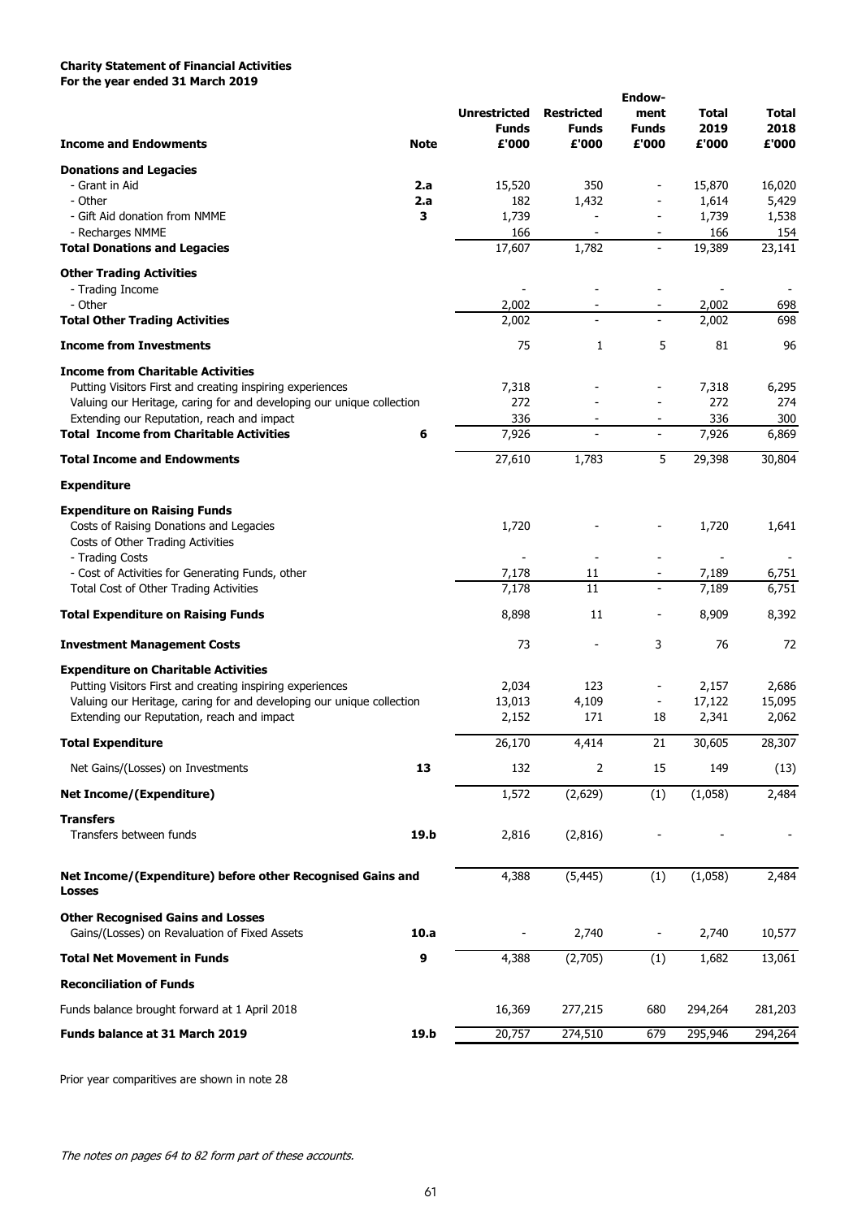**Charity Statement of Financial Activities**
**For the year ended 31 March 2019**

| Income and Endowments | Note | Unrestricted Funds £'000 | Restricted Funds £'000 | Endow-ment Funds £'000 | Total 2019 £'000 | Total 2018 £'000 |
|---|---|---|---|---|---|---|
| **Donations and Legacies** | | | | | | |
| - Grant in Aid | 2.a | 15,520 | 350 | - | 15,870 | 16,020 |
| - Other | 2.a | 182 | 1,432 | - | 1,614 | 5,429 |
| - Gift Aid donation from NMME | 3 | 1,739 | - | - | 1,739 | 1,538 |
| - Recharges NMME | | 166 | - | - | 166 | 154 |
| **Total Donations and Legacies** | | 17,607 | 1,782 | - | 19,389 | 23,141 |
| **Other Trading Activities** | | | | | | |
| - Trading Income | | - | - | - | - | - |
| - Other | | 2,002 | - | - | 2,002 | 698 |
| **Total Other Trading Activities** | | 2,002 | - | - | 2,002 | 698 |
| **Income from Investments** | | 75 | 1 | 5 | 81 | 96 |
| **Income from Charitable Activities** | | | | | | |
| Putting Visitors First and creating inspiring experiences | | 7,318 | - | - | 7,318 | 6,295 |
| Valuing our Heritage, caring for and developing our unique collection | | 272 | - | - | 272 | 274 |
| Extending our Reputation, reach and impact | | 336 | - | - | 336 | 300 |
| **Total Income from Charitable Activities** | 6 | 7,926 | - | - | 7,926 | 6,869 |
| **Total Income and Endowments** | | 27,610 | 1,783 | 5 | 29,398 | 30,804 |
| **Expenditure** | | | | | | |
| **Expenditure on Raising Funds** | | | | | | |
| Costs of Raising Donations and Legacies | | 1,720 | - | - | 1,720 | 1,641 |
| Costs of Other Trading Activities | | | | | | |
| - Trading Costs | | - | - | - | - | - |
| - Cost of Activities for Generating Funds, other | | 7,178 | 11 | - | 7,189 | 6,751 |
| Total Cost of Other Trading Activities | | 7,178 | 11 | - | 7,189 | 6,751 |
| **Total Expenditure on Raising Funds** | | 8,898 | 11 | - | 8,909 | 8,392 |
| **Investment Management Costs** | | 73 | - | 3 | 76 | 72 |
| **Expenditure on Charitable Activities** | | | | | | |
| Putting Visitors First and creating inspiring experiences | | 2,034 | 123 | - | 2,157 | 2,686 |
| Valuing our Heritage, caring for and developing our unique collection | | 13,013 | 4,109 | - | 17,122 | 15,095 |
| Extending our Reputation, reach and impact | | 2,152 | 171 | 18 | 2,341 | 2,062 |
| **Total Expenditure** | | 26,170 | 4,414 | 21 | 30,605 | 28,307 |
| Net Gains/(Losses) on Investments | 13 | 132 | 2 | 15 | 149 | (13) |
| **Net Income/(Expenditure)** | | 1,572 | (2,629) | (1) | (1,058) | 2,484 |
| **Transfers** | | | | | | |
| Transfers between funds | 19.b | 2,816 | (2,816) | - | - | - |
| **Net Income/(Expenditure) before other Recognised Gains and Losses** | | 4,388 | (5,445) | (1) | (1,058) | 2,484 |
| **Other Recognised Gains and Losses** | | | | | | |
| Gains/(Losses) on Revaluation of Fixed Assets | 10.a | - | 2,740 | - | 2,740 | 10,577 |
| **Total Net Movement in Funds** | 9 | 4,388 | (2,705) | (1) | 1,682 | 13,061 |
| **Reconciliation of Funds** | | | | | | |
| Funds balance brought forward at 1 April 2018 | | 16,369 | 277,215 | 680 | 294,264 | 281,203 |
| **Funds balance at 31 March 2019** | 19.b | 20,757 | 274,510 | 679 | 295,946 | 294,264 |

Prior year comparitives are shown in note 28

*The notes on pages 64 to 82 form part of these accounts.*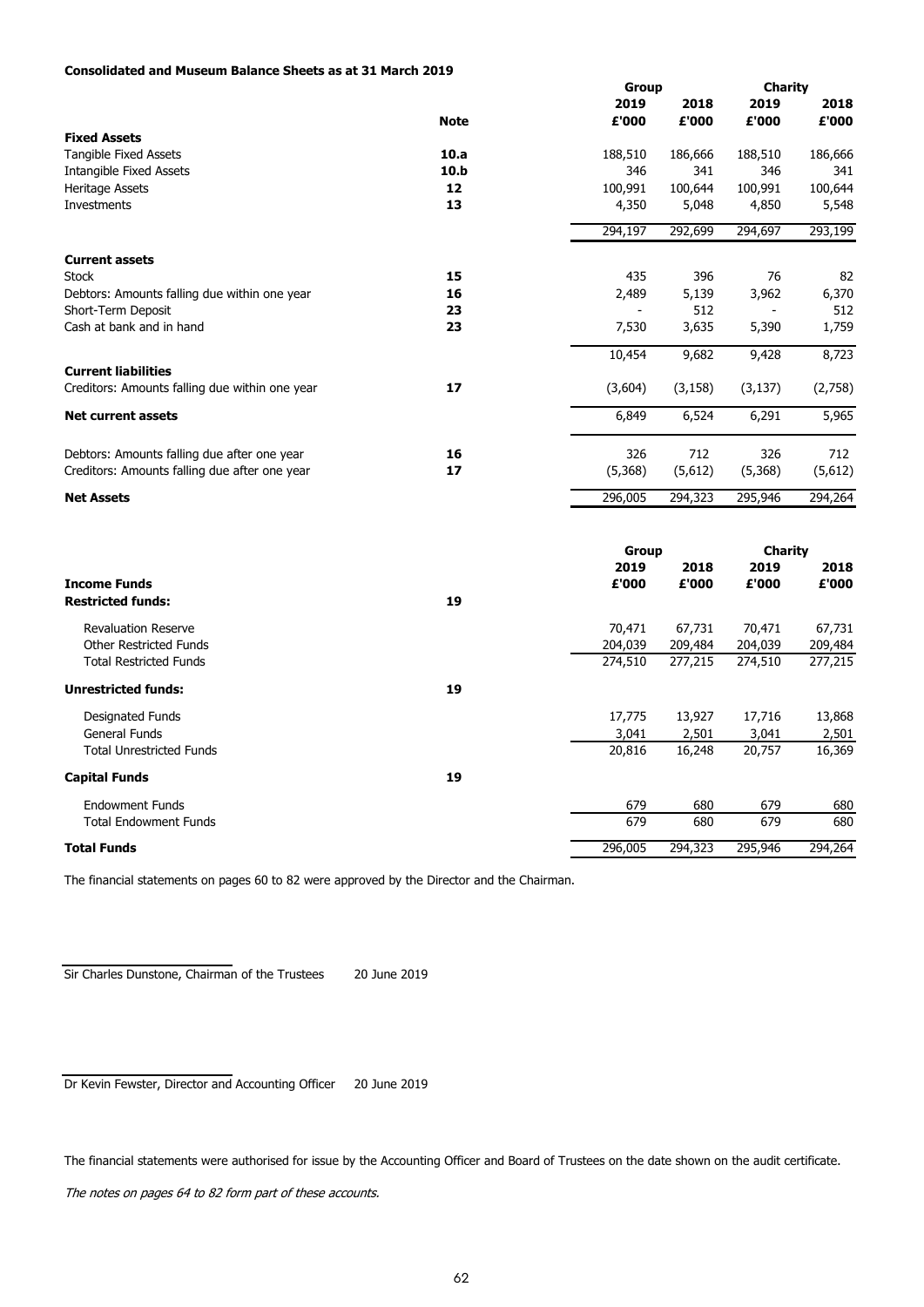**Consolidated and Museum Balance Sheets as at 31 March 2019**

| | Note | Group 2019 £'000 | Group 2018 £'000 | Charity 2019 £'000 | Charity 2018 £'000 |
|---|---|---|---|---|---|
| **Fixed Assets** | | | | | |
| Tangible Fixed Assets | 10.a | 188,510 | 186,666 | 188,510 | 186,666 |
| Intangible Fixed Assets | 10.b | 346 | 341 | 346 | 341 |
| Heritage Assets | 12 | 100,991 | 100,644 | 100,991 | 100,644 |
| Investments | 13 | 4,350 | 5,048 | 4,850 | 5,548 |
| | | 294,197 | 292,699 | 294,697 | 293,199 |
| **Current assets** | | | | | |
| Stock | 15 | 435 | 396 | 76 | 82 |
| Debtors: Amounts falling due within one year | 16 | 2,489 | 5,139 | 3,962 | 6,370 |
| Short-Term Deposit | 23 | - | 512 | - | 512 |
| Cash at bank and in hand | 23 | 7,530 | 3,635 | 5,390 | 1,759 |
| | | 10,454 | 9,682 | 9,428 | 8,723 |
| **Current liabilities** | | | | | |
| Creditors: Amounts falling due within one year | 17 | (3,604) | (3,158) | (3,137) | (2,758) |
| **Net current assets** | | 6,849 | 6,524 | 6,291 | 5,965 |
| Debtors: Amounts falling due after one year | 16 | 326 | 712 | 326 | 712 |
| Creditors: Amounts falling due after one year | 17 | (5,368) | (5,612) | (5,368) | (5,612) |
| **Net Assets** | | 296,005 | 294,323 | 295,946 | 294,264 |

| **Income Funds** | | Group 2019 £'000 | Group 2018 £'000 | Charity 2019 £'000 | Charity 2018 £'000 |
|---|---|---|---|---|---|
| **Restricted funds:** | 19 | | | | |
| Revaluation Reserve | | 70,471 | 67,731 | 70,471 | 67,731 |
| Other Restricted Funds | | 204,039 | 209,484 | 204,039 | 209,484 |
| Total Restricted Funds | | 274,510 | 277,215 | 274,510 | 277,215 |
| **Unrestricted funds:** | 19 | | | | |
| Designated Funds | | 17,775 | 13,927 | 17,716 | 13,868 |
| General Funds | | 3,041 | 2,501 | 3,041 | 2,501 |
| Total Unrestricted Funds | | 20,816 | 16,248 | 20,757 | 16,369 |
| **Capital Funds** | 19 | | | | |
| Endowment Funds | | 679 | 680 | 679 | 680 |
| Total Endowment Funds | | 679 | 680 | 679 | 680 |
| **Total Funds** | | 296,005 | 294,323 | 295,946 | 294,264 |

The financial statements on pages 60 to 82 were approved by the Director and the Chairman.

Sir Charles Dunstone, Chairman of the Trustees 20 June 2019

Dr Kevin Fewster, Director and Accounting Officer 20 June 2019

The financial statements were authorised for issue by the Accounting Officer and Board of Trustees on the date shown on the audit certificate.

*The notes on pages 64 to 82 form part of these accounts.*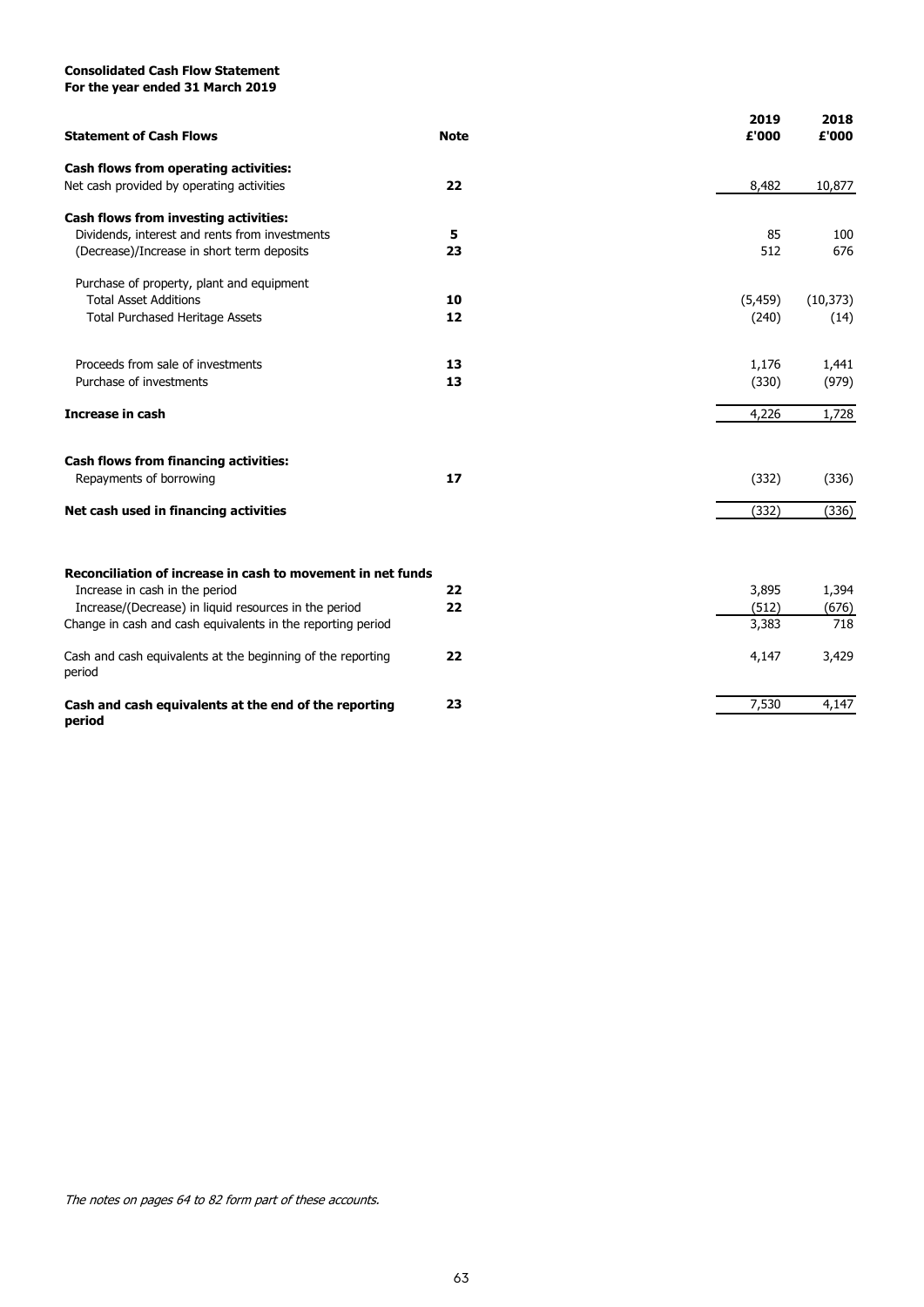**Consolidated Cash Flow Statement**
**For the year ended 31 March 2019**

| Statement of Cash Flows | Note | 2019 £'000 | 2018 £'000 |
|---|---|---|---|
| **Cash flows from operating activities:** | | | |
| Net cash provided by operating activities | 22 | 8,482 | 10,877 |
| **Cash flows from investing activities:** | | | |
| Dividends, interest and rents from investments | 5 | 85 | 100 |
| (Decrease)/Increase in short term deposits | 23 | 512 | 676 |
| Purchase of property, plant and equipment | | | |
| Total Asset Additions | 10 | (5,459) | (10,373) |
| Total Purchased Heritage Assets | 12 | (240) | (14) |
| Proceeds from sale of investments | 13 | 1,176 | 1,441 |
| Purchase of investments | 13 | (330) | (979) |
| **Increase in cash** | | 4,226 | 1,728 |
| **Cash flows from financing activities:** | | | |
| Repayments of borrowing | 17 | (332) | (336) |
| **Net cash used in financing activities** | | (332) | (336) |
| **Reconciliation of increase in cash to movement in net funds** | | | |
| Increase in cash in the period | 22 | 3,895 | 1,394 |
| Increase/(Decrease) in liquid resources in the period | 22 | (512) | (676) |
| Change in cash and cash equivalents in the reporting period | | 3,383 | 718 |
| Cash and cash equivalents at the beginning of the reporting period | 22 | 4,147 | 3,429 |
| **Cash and cash equivalents at the end of the reporting period** | 23 | 7,530 | 4,147 |

*The notes on pages 64 to 82 form part of these accounts.*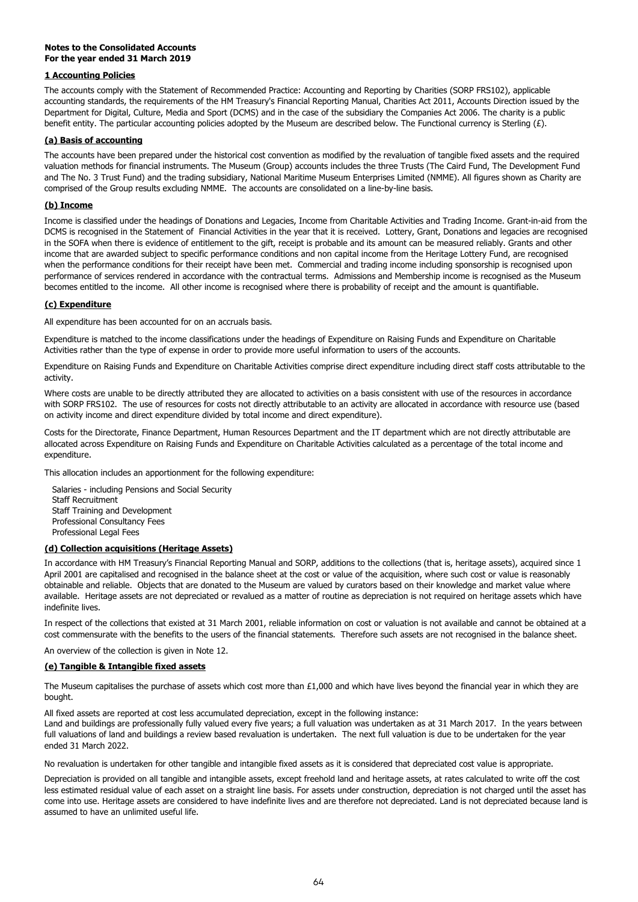**Notes to the Consolidated Accounts**
**For the year ended 31 March 2019**

## 1 Accounting Policies

The accounts comply with the Statement of Recommended Practice: Accounting and Reporting by Charities (SORP FRS102), applicable accounting standards, the requirements of the HM Treasury's Financial Reporting Manual, Charities Act 2011, Accounts Direction issued by the Department for Digital, Culture, Media and Sport (DCMS) and in the case of the subsidiary the Companies Act 2006. The charity is a public benefit entity. The particular accounting policies adopted by the Museum are described below. The Functional currency is Sterling (£).

### (a) Basis of accounting

The accounts have been prepared under the historical cost convention as modified by the revaluation of tangible fixed assets and the required valuation methods for financial instruments. The Museum (Group) accounts includes the three Trusts (The Caird Fund, The Development Fund and The No. 3 Trust Fund) and the trading subsidiary, National Maritime Museum Enterprises Limited (NMME). All figures shown as Charity are comprised of the Group results excluding NMME. The accounts are consolidated on a line-by-line basis.

### (b) Income

Income is classified under the headings of Donations and Legacies, Income from Charitable Activities and Trading Income. Grant-in-aid from the DCMS is recognised in the Statement of Financial Activities in the year that it is received. Lottery, Grant, Donations and legacies are recognised in the SOFA when there is evidence of entitlement to the gift, receipt is probable and its amount can be measured reliably. Grants and other income that are awarded subject to specific performance conditions and non capital income from the Heritage Lottery Fund, are recognised when the performance conditions for their receipt have been met. Commercial and trading income including sponsorship is recognised upon performance of services rendered in accordance with the contractual terms. Admissions and Membership income is recognised as the Museum becomes entitled to the income. All other income is recognised where there is probability of receipt and the amount is quantifiable.

### (c) Expenditure

All expenditure has been accounted for on an accruals basis.

Expenditure is matched to the income classifications under the headings of Expenditure on Raising Funds and Expenditure on Charitable Activities rather than the type of expense in order to provide more useful information to users of the accounts.

Expenditure on Raising Funds and Expenditure on Charitable Activities comprise direct expenditure including direct staff costs attributable to the activity.

Where costs are unable to be directly attributed they are allocated to activities on a basis consistent with use of the resources in accordance with SORP FRS102. The use of resources for costs not directly attributable to an activity are allocated in accordance with resource use (based on activity income and direct expenditure divided by total income and direct expenditure).

Costs for the Directorate, Finance Department, Human Resources Department and the IT department which are not directly attributable are allocated across Expenditure on Raising Funds and Expenditure on Charitable Activities calculated as a percentage of the total income and expenditure.

This allocation includes an apportionment for the following expenditure:

Salaries - including Pensions and Social Security
Staff Recruitment
Staff Training and Development
Professional Consultancy Fees
Professional Legal Fees

### (d) Collection acquisitions (Heritage Assets)

In accordance with HM Treasury's Financial Reporting Manual and SORP, additions to the collections (that is, heritage assets), acquired since 1 April 2001 are capitalised and recognised in the balance sheet at the cost or value of the acquisition, where such cost or value is reasonably obtainable and reliable. Objects that are donated to the Museum are valued by curators based on their knowledge and market value where available. Heritage assets are not depreciated or revalued as a matter of routine as depreciation is not required on heritage assets which have indefinite lives.

In respect of the collections that existed at 31 March 2001, reliable information on cost or valuation is not available and cannot be obtained at a cost commensurate with the benefits to the users of the financial statements. Therefore such assets are not recognised in the balance sheet.

An overview of the collection is given in Note 12.

### (e) Tangible & Intangible fixed assets

The Museum capitalises the purchase of assets which cost more than £1,000 and which have lives beyond the financial year in which they are bought.

All fixed assets are reported at cost less accumulated depreciation, except in the following instance:
Land and buildings are professionally fully valued every five years; a full valuation was undertaken as at 31 March 2017. In the years between full valuations of land and buildings a review based revaluation is undertaken. The next full valuation is due to be undertaken for the year ended 31 March 2022.

No revaluation is undertaken for other tangible and intangible fixed assets as it is considered that depreciated cost value is appropriate.

Depreciation is provided on all tangible and intangible assets, except freehold land and heritage assets, at rates calculated to write off the cost less estimated residual value of each asset on a straight line basis. For assets under construction, depreciation is not charged until the asset has come into use. Heritage assets are considered to have indefinite lives and are therefore not depreciated. Land is not depreciated because land is assumed to have an unlimited useful life.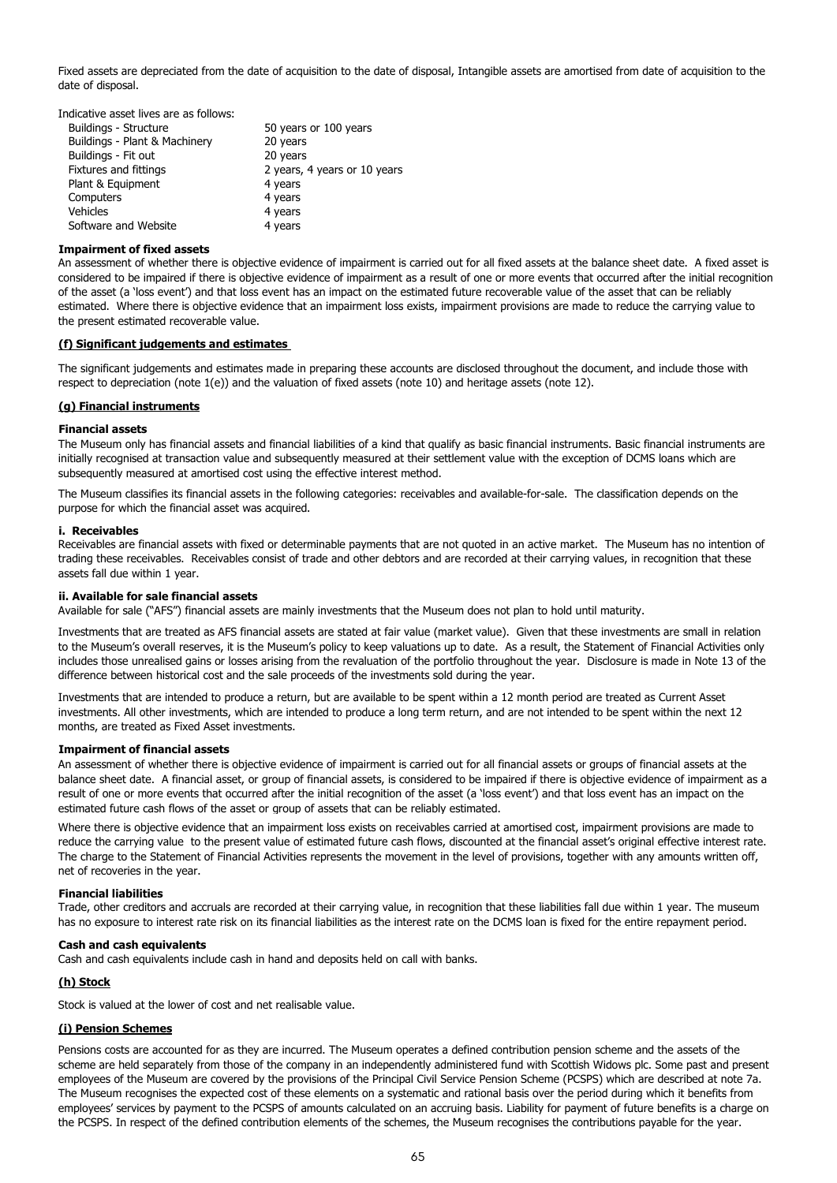Fixed assets are depreciated from the date of acquisition to the date of disposal, Intangible assets are amortised from date of acquisition to the date of disposal.

Indicative asset lives are as follows:

| | |
|---|---|
| Buildings - Structure | 50 years or 100 years |
| Buildings - Plant & Machinery | 20 years |
| Buildings - Fit out | 20 years |
| Fixtures and fittings | 2 years, 4 years or 10 years |
| Plant & Equipment | 4 years |
| Computers | 4 years |
| Vehicles | 4 years |
| Software and Website | 4 years |

**Impairment of fixed assets**

An assessment of whether there is objective evidence of impairment is carried out for all fixed assets at the balance sheet date. A fixed asset is considered to be impaired if there is objective evidence of impairment as a result of one or more events that occurred after the initial recognition of the asset (a 'loss event') and that loss event has an impact on the estimated future recoverable value of the asset that can be reliably estimated. Where there is objective evidence that an impairment loss exists, impairment provisions are made to reduce the carrying value to the present estimated recoverable value.

## (f) Significant judgements and estimates

The significant judgements and estimates made in preparing these accounts are disclosed throughout the document, and include those with respect to depreciation (note 1(e)) and the valuation of fixed assets (note 10) and heritage assets (note 12).

## (g) Financial instruments

**Financial assets**

The Museum only has financial assets and financial liabilities of a kind that qualify as basic financial instruments. Basic financial instruments are initially recognised at transaction value and subsequently measured at their settlement value with the exception of DCMS loans which are subsequently measured at amortised cost using the effective interest method.

The Museum classifies its financial assets in the following categories: receivables and available-for-sale. The classification depends on the purpose for which the financial asset was acquired.

**i. Receivables**

Receivables are financial assets with fixed or determinable payments that are not quoted in an active market. The Museum has no intention of trading these receivables. Receivables consist of trade and other debtors and are recorded at their carrying values, in recognition that these assets fall due within 1 year.

**ii. Available for sale financial assets**

Available for sale ("AFS") financial assets are mainly investments that the Museum does not plan to hold until maturity.

Investments that are treated as AFS financial assets are stated at fair value (market value). Given that these investments are small in relation to the Museum's overall reserves, it is the Museum's policy to keep valuations up to date. As a result, the Statement of Financial Activities only includes those unrealised gains or losses arising from the revaluation of the portfolio throughout the year. Disclosure is made in Note 13 of the difference between historical cost and the sale proceeds of the investments sold during the year.

Investments that are intended to produce a return, but are available to be spent within a 12 month period are treated as Current Asset investments. All other investments, which are intended to produce a long term return, and are not intended to be spent within the next 12 months, are treated as Fixed Asset investments.

**Impairment of financial assets**

An assessment of whether there is objective evidence of impairment is carried out for all financial assets or groups of financial assets at the balance sheet date. A financial asset, or group of financial assets, is considered to be impaired if there is objective evidence of impairment as a result of one or more events that occurred after the initial recognition of the asset (a 'loss event') and that loss event has an impact on the estimated future cash flows of the asset or group of assets that can be reliably estimated.

Where there is objective evidence that an impairment loss exists on receivables carried at amortised cost, impairment provisions are made to reduce the carrying value to the present value of estimated future cash flows, discounted at the financial asset's original effective interest rate. The charge to the Statement of Financial Activities represents the movement in the level of provisions, together with any amounts written off, net of recoveries in the year.

**Financial liabilities**

Trade, other creditors and accruals are recorded at their carrying value, in recognition that these liabilities fall due within 1 year. The museum has no exposure to interest rate risk on its financial liabilities as the interest rate on the DCMS loan is fixed for the entire repayment period.

**Cash and cash equivalents**

Cash and cash equivalents include cash in hand and deposits held on call with banks.

## (h) Stock

Stock is valued at the lower of cost and net realisable value.

## (i) Pension Schemes

Pensions costs are accounted for as they are incurred. The Museum operates a defined contribution pension scheme and the assets of the scheme are held separately from those of the company in an independently administered fund with Scottish Widows plc. Some past and present employees of the Museum are covered by the provisions of the Principal Civil Service Pension Scheme (PCSPS) which are described at note 7a. The Museum recognises the expected cost of these elements on a systematic and rational basis over the period during which it benefits from employees' services by payment to the PCSPS of amounts calculated on an accruing basis. Liability for payment of future benefits is a charge on the PCSPS. In respect of the defined contribution elements of the schemes, the Museum recognises the contributions payable for the year.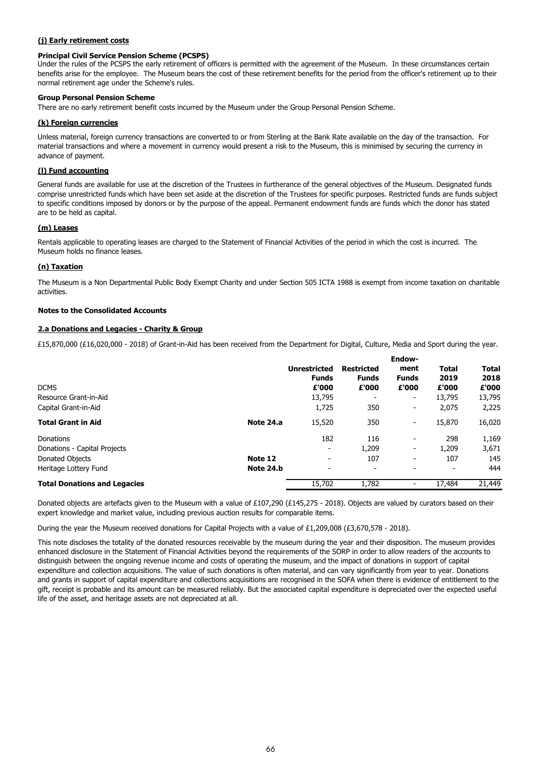**(j) Early retirement costs**

**Principal Civil Service Pension Scheme (PCSPS)**

Under the rules of the PCSPS the early retirement of officers is permitted with the agreement of the Museum. In these circumstances certain benefits arise for the employee. The Museum bears the cost of these retirement benefits for the period from the officer's retirement up to their normal retirement age under the Scheme's rules.

**Group Personal Pension Scheme**

There are no early retirement benefit costs incurred by the Museum under the Group Personal Pension Scheme.

**(k) Foreign currencies**

Unless material, foreign currency transactions are converted to or from Sterling at the Bank Rate available on the day of the transaction. For material transactions and where a movement in currency would present a risk to the Museum, this is minimised by securing the currency in advance of payment.

**(l) Fund accounting**

General funds are available for use at the discretion of the Trustees in furtherance of the general objectives of the Museum. Designated funds comprise unrestricted funds which have been set aside at the discretion of the Trustees for specific purposes. Restricted funds are funds subject to specific conditions imposed by donors or by the purpose of the appeal. Permanent endowment funds are funds which the donor has stated are to be held as capital.

**(m) Leases**

Rentals applicable to operating leases are charged to the Statement of Financial Activities of the period in which the cost is incurred. The Museum holds no finance leases.

**(n) Taxation**

The Museum is a Non Departmental Public Body Exempt Charity and under Section 505 ICTA 1988 is exempt from income taxation on charitable activities.

**Notes to the Consolidated Accounts**

**2.a Donations and Legacies - Charity & Group**

£15,870,000 (£16,020,000 - 2018) of Grant-in-Aid has been received from the Department for Digital, Culture, Media and Sport during the year.

| | | Unrestricted Funds £'000 | Restricted Funds £'000 | Endow-ment Funds £'000 | Total 2019 £'000 | Total 2018 £'000 |
|---|---|---|---|---|---|---|
| DCMS | | | | | | |
| Resource Grant-in-Aid | | 13,795 | - | - | 13,795 | 13,795 |
| Capital Grant-in-Aid | | 1,725 | 350 | - | 2,075 | 2,225 |
| **Total Grant in Aid** | **Note 24.a** | 15,520 | 350 | - | 15,870 | 16,020 |
| Donations | | 182 | 116 | - | 298 | 1,169 |
| Donations - Capital Projects | | - | 1,209 | - | 1,209 | 3,671 |
| Donated Objects | **Note 12** | - | 107 | - | 107 | 145 |
| Heritage Lottery Fund | **Note 24.b** | - | - | - | - | 444 |
| **Total Donations and Legacies** | | 15,702 | 1,782 | - | 17,484 | 21,449 |

Donated objects are artefacts given to the Museum with a value of £107,290 (£145,275 - 2018). Objects are valued by curators based on their expert knowledge and market value, including previous auction results for comparable items.

During the year the Museum received donations for Capital Projects with a value of £1,209,008 (£3,670,578 - 2018).

This note discloses the totality of the donated resources receivable by the museum during the year and their disposition. The museum provides enhanced disclosure in the Statement of Financial Activities beyond the requirements of the SORP in order to allow readers of the accounts to distinguish between the ongoing revenue income and costs of operating the museum, and the impact of donations in support of capital expenditure and collection acquisitions. The value of such donations is often material, and can vary significantly from year to year. Donations and grants in support of capital expenditure and collections acquisitions are recognised in the SOFA when there is evidence of entitlement to the gift, receipt is probable and its amount can be measured reliably. But the associated capital expenditure is depreciated over the expected useful life of the asset, and heritage assets are not depreciated at all.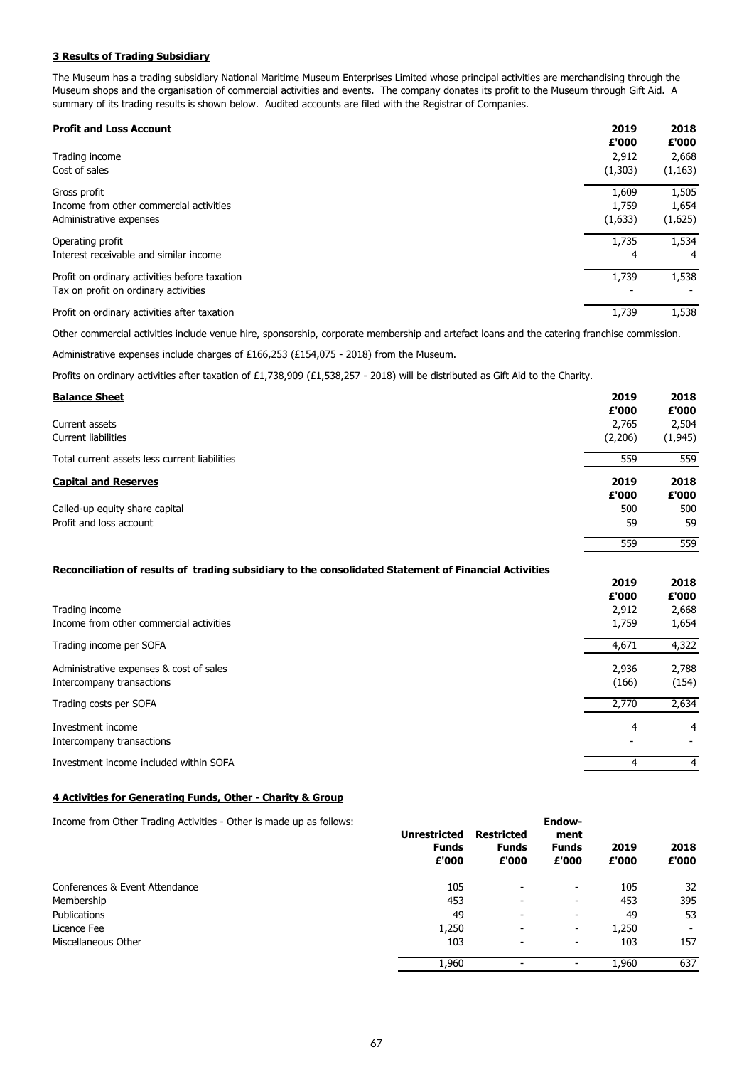## 3 Results of Trading Subsidiary

The Museum has a trading subsidiary National Maritime Museum Enterprises Limited whose principal activities are merchandising through the Museum shops and the organisation of commercial activities and events. The company donates its profit to the Museum through Gift Aid. A summary of its trading results is shown below. Audited accounts are filed with the Registrar of Companies.

| **Profit and Loss Account** | **2019 £'000** | **2018 £'000** |
|---|---|---|
| Trading income | 2,912 | 2,668 |
| Cost of sales | (1,303) | (1,163) |
| Gross profit | 1,609 | 1,505 |
| Income from other commercial activities | 1,759 | 1,654 |
| Administrative expenses | (1,633) | (1,625) |
| Operating profit | 1,735 | 1,534 |
| Interest receivable and similar income | 4 | 4 |
| Profit on ordinary activities before taxation | 1,739 | 1,538 |
| Tax on profit on ordinary activities | - | - |
| Profit on ordinary activities after taxation | 1,739 | 1,538 |

Other commercial activities include venue hire, sponsorship, corporate membership and artefact loans and the catering franchise commission.

Administrative expenses include charges of £166,253 (£154,075 - 2018) from the Museum.

Profits on ordinary activities after taxation of £1,738,909 (£1,538,257 - 2018) will be distributed as Gift Aid to the Charity.

| **Balance Sheet** | **2019 £'000** | **2018 £'000** |
|---|---|---|
| Current assets | 2,765 | 2,504 |
| Current liabilities | (2,206) | (1,945) |
| Total current assets less current liabilities | 559 | 559 |

| **Capital and Reserves** | **2019 £'000** | **2018 £'000** |
|---|---|---|
| Called-up equity share capital | 500 | 500 |
| Profit and loss account | 59 | 59 |
| | 559 | 559 |

**Reconciliation of results of trading subsidiary to the consolidated Statement of Financial Activities**

| | **2019 £'000** | **2018 £'000** |
|---|---|---|
| Trading income | 2,912 | 2,668 |
| Income from other commercial activities | 1,759 | 1,654 |
| Trading income per SOFA | 4,671 | 4,322 |
| Administrative expenses & cost of sales | 2,936 | 2,788 |
| Intercompany transactions | (166) | (154) |
| Trading costs per SOFA | 2,770 | 2,634 |
| Investment income | 4 | 4 |
| Intercompany transactions | - | - |
| Investment income included within SOFA | 4 | 4 |

## 4 Activities for Generating Funds, Other - Charity & Group

Income from Other Trading Activities - Other is made up as follows:

| | **Unrestricted Funds £'000** | **Restricted Funds £'000** | **Endow-ment Funds £'000** | **2019 £'000** | **2018 £'000** |
|---|---|---|---|---|---|
| Conferences & Event Attendance | 105 | - | - | 105 | 32 |
| Membership | 453 | - | - | 453 | 395 |
| Publications | 49 | - | - | 49 | 53 |
| Licence Fee | 1,250 | - | - | 1,250 | - |
| Miscellaneous Other | 103 | - | - | 103 | 157 |
| | 1,960 | - | - | 1,960 | 637 |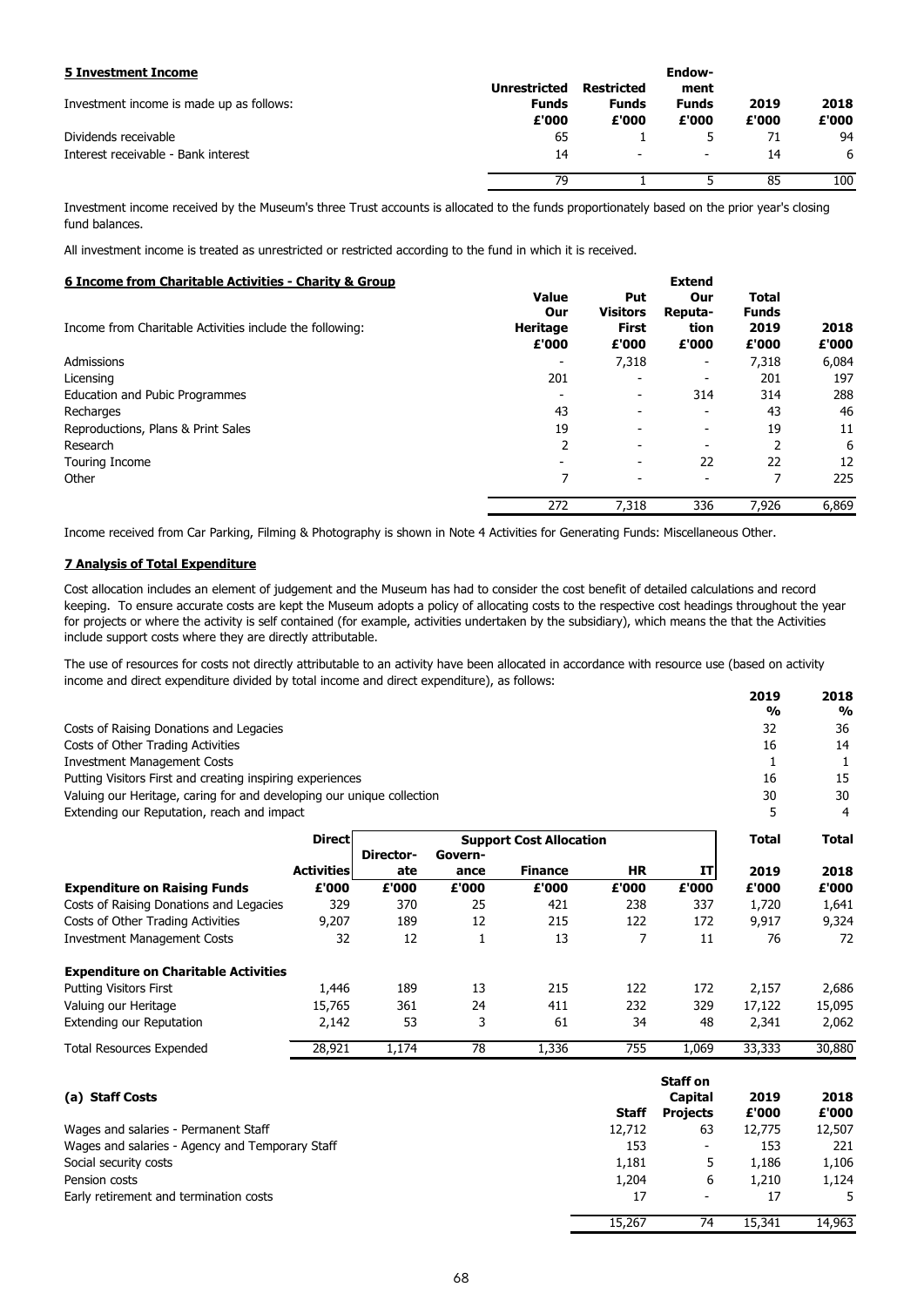## 5 Investment Income

| Investment income is made up as follows: | Unrestricted Funds £'000 | Restricted Funds £'000 | Endow-ment Funds £'000 | 2019 £'000 | 2018 £'000 |
|---|---|---|---|---|---|
| Dividends receivable | 65 | 1 | 5 | 71 | 94 |
| Interest receivable - Bank interest | 14 | - | - | 14 | 6 |
| | 79 | 1 | 5 | 85 | 100 |

Investment income received by the Museum's three Trust accounts is allocated to the funds proportionately based on the prior year's closing fund balances.

All investment income is treated as unrestricted or restricted according to the fund in which it is received.

## 6 Income from Charitable Activities - Charity & Group

| Income from Charitable Activities include the following: | Value Our Heritage £'000 | Put Visitors First £'000 | Extend Our Reputa-tion £'000 | Total Funds 2019 £'000 | 2018 £'000 |
|---|---|---|---|---|---|
| Admissions | - | 7,318 | - | 7,318 | 6,084 |
| Licensing | 201 | - | - | 201 | 197 |
| Education and Pubic Programmes | - | - | 314 | 314 | 288 |
| Recharges | 43 | - | - | 43 | 46 |
| Reproductions, Plans & Print Sales | 19 | - | - | 19 | 11 |
| Research | 2 | - | - | 2 | 6 |
| Touring Income | - | - | 22 | 22 | 12 |
| Other | 7 | - | - | 7 | 225 |
| | 272 | 7,318 | 336 | 7,926 | 6,869 |

Income received from Car Parking, Filming & Photography is shown in Note 4 Activities for Generating Funds: Miscellaneous Other.

## 7 Analysis of Total Expenditure

Cost allocation includes an element of judgement and the Museum has had to consider the cost benefit of detailed calculations and record keeping. To ensure accurate costs are kept the Museum adopts a policy of allocating costs to the respective cost headings throughout the year for projects or where the activity is self contained (for example, activities undertaken by the subsidiary), which means the that the Activities include support costs where they are directly attributable.

The use of resources for costs not directly attributable to an activity have been allocated in accordance with resource use (based on activity income and direct expenditure divided by total income and direct expenditure), as follows:

| | 2019 % | 2018 % |
|---|---|---|
| Costs of Raising Donations and Legacies | 32 | 36 |
| Costs of Other Trading Activities | 16 | 14 |
| Investment Management Costs | 1 | 1 |
| Putting Visitors First and creating inspiring experiences | 16 | 15 |
| Valuing our Heritage, caring for and developing our unique collection | 30 | 30 |
| Extending our Reputation, reach and impact | 5 | 4 |

| | Direct | Support Cost Allocation | | | | | Total | Total |
|---|---|---|---|---|---|---|---|---|
| | Activities £'000 | Director-ate £'000 | Govern-ance £'000 | Finance £'000 | HR £'000 | IT £'000 | 2019 £'000 | 2018 £'000 |
| **Expenditure on Raising Funds** | | | | | | | | |
| Costs of Raising Donations and Legacies | 329 | 370 | 25 | 421 | 238 | 337 | 1,720 | 1,641 |
| Costs of Other Trading Activities | 9,207 | 189 | 12 | 215 | 122 | 172 | 9,917 | 9,324 |
| Investment Management Costs | 32 | 12 | 1 | 13 | 7 | 11 | 76 | 72 |
| **Expenditure on Charitable Activities** | | | | | | | | |
| Putting Visitors First | 1,446 | 189 | 13 | 215 | 122 | 172 | 2,157 | 2,686 |
| Valuing our Heritage | 15,765 | 361 | 24 | 411 | 232 | 329 | 17,122 | 15,095 |
| Extending our Reputation | 2,142 | 53 | 3 | 61 | 34 | 48 | 2,341 | 2,062 |
| Total Resources Expended | 28,921 | 1,174 | 78 | 1,336 | 755 | 1,069 | 33,333 | 30,880 |

### (a) Staff Costs

| | Staff | Staff on Capital Projects | 2019 £'000 | 2018 £'000 |
|---|---|---|---|---|
| Wages and salaries - Permanent Staff | 12,712 | 63 | 12,775 | 12,507 |
| Wages and salaries - Agency and Temporary Staff | 153 | - | 153 | 221 |
| Social security costs | 1,181 | 5 | 1,186 | 1,106 |
| Pension costs | 1,204 | 6 | 1,210 | 1,124 |
| Early retirement and termination costs | 17 | - | 17 | 5 |
| | 15,267 | 74 | 15,341 | 14,963 |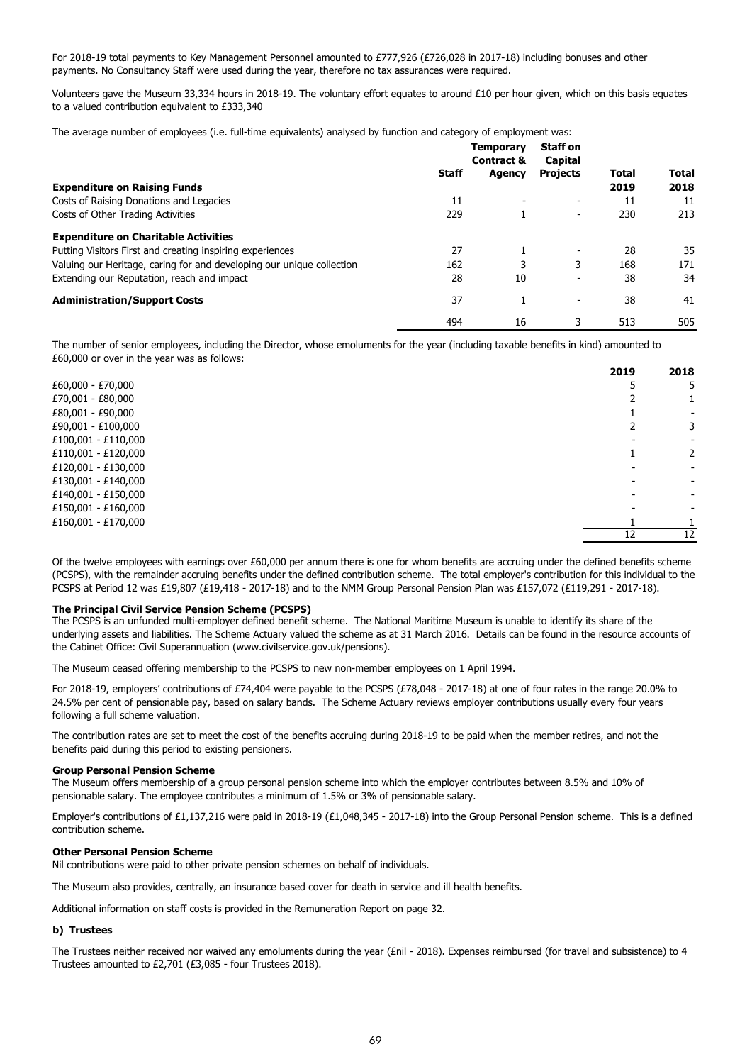For 2018-19 total payments to Key Management Personnel amounted to £777,926 (£726,028 in 2017-18) including bonuses and other payments. No Consultancy Staff were used during the year, therefore no tax assurances were required.

Volunteers gave the Museum 33,334 hours in 2018-19. The voluntary effort equates to around £10 per hour given, which on this basis equates to a valued contribution equivalent to £333,340

The average number of employees (i.e. full-time equivalents) analysed by function and category of employment was:

| | Staff | Temporary Contract & Agency | Staff on Capital Projects | Total 2019 | Total 2018 |
|---|---|---|---|---|---|
| **Expenditure on Raising Funds** | | | | | |
| Costs of Raising Donations and Legacies | 11 | - | - | 11 | 11 |
| Costs of Other Trading Activities | 229 | 1 | - | 230 | 213 |
| **Expenditure on Charitable Activities** | | | | | |
| Putting Visitors First and creating inspiring experiences | 27 | 1 | - | 28 | 35 |
| Valuing our Heritage, caring for and developing our unique collection | 162 | 3 | 3 | 168 | 171 |
| Extending our Reputation, reach and impact | 28 | 10 | - | 38 | 34 |
| **Administration/Support Costs** | 37 | 1 | - | 38 | 41 |
| | 494 | 16 | 3 | 513 | 505 |

The number of senior employees, including the Director, whose emoluments for the year (including taxable benefits in kind) amounted to £60,000 or over in the year was as follows:

| | 2019 | 2018 |
|---|---|---|
| £60,000 - £70,000 | 5 | 5 |
| £70,001 - £80,000 | 2 | 1 |
| £80,001 - £90,000 | 1 | - |
| £90,001 - £100,000 | 2 | 3 |
| £100,001 - £110,000 | - | - |
| £110,001 - £120,000 | 1 | 2 |
| £120,001 - £130,000 | - | - |
| £130,001 - £140,000 | - | - |
| £140,001 - £150,000 | - | - |
| £150,001 - £160,000 | - | - |
| £160,001 - £170,000 | 1 | 1 |
| | 12 | 12 |

Of the twelve employees with earnings over £60,000 per annum there is one for whom benefits are accruing under the defined benefits scheme (PCSPS), with the remainder accruing benefits under the defined contribution scheme. The total employer's contribution for this individual to the PCSPS at Period 12 was £19,807 (£19,418 - 2017-18) and to the NMM Group Personal Pension Plan was £157,072 (£119,291 - 2017-18).

**The Principal Civil Service Pension Scheme (PCSPS)**

The PCSPS is an unfunded multi-employer defined benefit scheme. The National Maritime Museum is unable to identify its share of the underlying assets and liabilities. The Scheme Actuary valued the scheme as at 31 March 2016. Details can be found in the resource accounts of the Cabinet Office: Civil Superannuation (www.civilservice.gov.uk/pensions).

The Museum ceased offering membership to the PCSPS to new non-member employees on 1 April 1994.

For 2018-19, employers' contributions of £74,404 were payable to the PCSPS (£78,048 - 2017-18) at one of four rates in the range 20.0% to 24.5% per cent of pensionable pay, based on salary bands. The Scheme Actuary reviews employer contributions usually every four years following a full scheme valuation.

The contribution rates are set to meet the cost of the benefits accruing during 2018-19 to be paid when the member retires, and not the benefits paid during this period to existing pensioners.

**Group Personal Pension Scheme**

The Museum offers membership of a group personal pension scheme into which the employer contributes between 8.5% and 10% of pensionable salary. The employee contributes a minimum of 1.5% or 3% of pensionable salary.

Employer's contributions of £1,137,216 were paid in 2018-19 (£1,048,345 - 2017-18) into the Group Personal Pension scheme. This is a defined contribution scheme.

**Other Personal Pension Scheme**

Nil contributions were paid to other private pension schemes on behalf of individuals.

The Museum also provides, centrally, an insurance based cover for death in service and ill health benefits.

Additional information on staff costs is provided in the Remuneration Report on page 32.

**b) Trustees**

The Trustees neither received nor waived any emoluments during the year (£nil - 2018). Expenses reimbursed (for travel and subsistence) to 4 Trustees amounted to £2,701 (£3,085 - four Trustees 2018).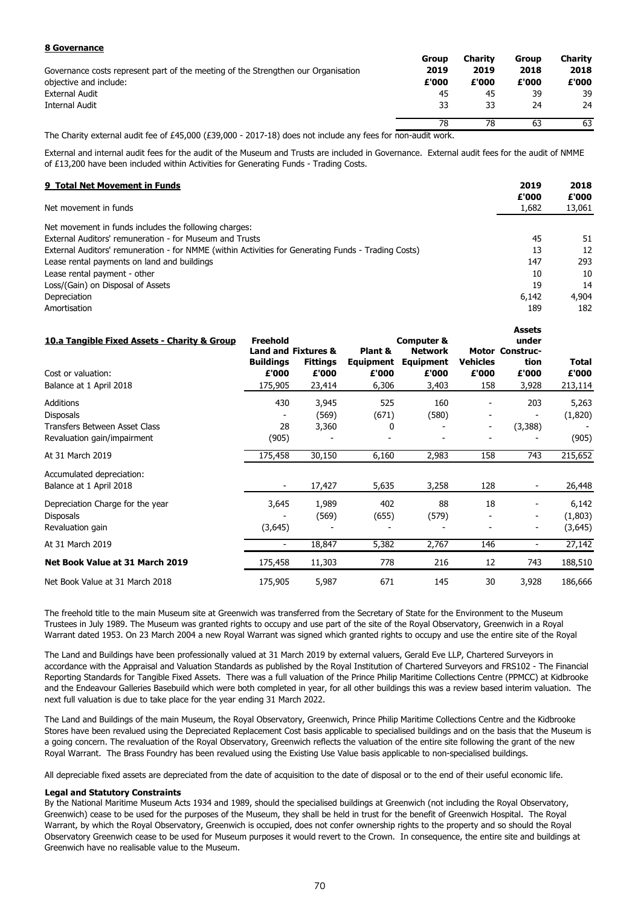**8 Governance**

| Governance costs represent part of the meeting of the Strengthen our Organisation objective and include: | Group 2019 £'000 | Charity 2019 £'000 | Group 2018 £'000 | Charity 2018 £'000 |
|---|---|---|---|---|
| External Audit | 45 | 45 | 39 | 39 |
| Internal Audit | 33 | 33 | 24 | 24 |
| | 78 | 78 | 63 | 63 |

The Charity external audit fee of £45,000 (£39,000 - 2017-18) does not include any fees for non-audit work.

External and internal audit fees for the audit of the Museum and Trusts are included in Governance. External audit fees for the audit of NMME of £13,200 have been included within Activities for Generating Funds - Trading Costs.

**9 Total Net Movement in Funds**

| | 2019 £'000 | 2018 £'000 |
|---|---|---|
| Net movement in funds | 1,682 | 13,061 |
| Net movement in funds includes the following charges: | | |
| External Auditors' remuneration - for Museum and Trusts | 45 | 51 |
| External Auditors' remuneration - for NMME (within Activities for Generating Funds - Trading Costs) | 13 | 12 |
| Lease rental payments on land and buildings | 147 | 293 |
| Lease rental payment - other | 10 | 10 |
| Loss/(Gain) on Disposal of Assets | 19 | 14 |
| Depreciation | 6,142 | 4,904 |
| Amortisation | 189 | 182 |

**10.a Tangible Fixed Assets - Charity & Group**

| Cost or valuation: | Freehold Land and Buildings £'000 | Fixtures & Fittings £'000 | Plant & Equipment £'000 | Computer & Network Equipment £'000 | Motor Vehicles £'000 | Assets under Construction £'000 | Total £'000 |
|---|---|---|---|---|---|---|---|
| Balance at 1 April 2018 | 175,905 | 23,414 | 6,306 | 3,403 | 158 | 3,928 | 213,114 |
| Additions | 430 | 3,945 | 525 | 160 | - | 203 | 5,263 |
| Disposals | - | (569) | (671) | (580) | - | - | (1,820) |
| Transfers Between Asset Class | 28 | 3,360 | 0 | - | - | (3,388) | - |
| Revaluation gain/impairment | (905) | - | - | - | - | - | (905) |
| At 31 March 2019 | 175,458 | 30,150 | 6,160 | 2,983 | 158 | 743 | 215,652 |
| Accumulated depreciation: | | | | | | | |
| Balance at 1 April 2018 | - | 17,427 | 5,635 | 3,258 | 128 | - | 26,448 |
| Depreciation Charge for the year | 3,645 | 1,989 | 402 | 88 | 18 | - | 6,142 |
| Disposals | - | (569) | (655) | (579) | - | - | (1,803) |
| Revaluation gain | (3,645) | - | - | - | - | - | (3,645) |
| At 31 March 2019 | - | 18,847 | 5,382 | 2,767 | 146 | - | 27,142 |
| **Net Book Value at 31 March 2019** | 175,458 | 11,303 | 778 | 216 | 12 | 743 | 188,510 |
| Net Book Value at 31 March 2018 | 175,905 | 5,987 | 671 | 145 | 30 | 3,928 | 186,666 |

The freehold title to the main Museum site at Greenwich was transferred from the Secretary of State for the Environment to the Museum Trustees in July 1989. The Museum was granted rights to occupy and use part of the site of the Royal Observatory, Greenwich in a Royal Warrant dated 1953. On 23 March 2004 a new Royal Warrant was signed which granted rights to occupy and use the entire site of the Royal

The Land and Buildings have been professionally valued at 31 March 2019 by external valuers, Gerald Eve LLP, Chartered Surveyors in accordance with the Appraisal and Valuation Standards as published by the Royal Institution of Chartered Surveyors and FRS102 - The Financial Reporting Standards for Tangible Fixed Assets. There was a full valuation of the Prince Philip Maritime Collections Centre (PPMCC) at Kidbrooke and the Endeavour Galleries Basebuild which were both completed in year, for all other buildings this was a review based interim valuation. The next full valuation is due to take place for the year ending 31 March 2022.

The Land and Buildings of the main Museum, the Royal Observatory, Greenwich, Prince Philip Maritime Collections Centre and the Kidbrooke Stores have been revalued using the Depreciated Replacement Cost basis applicable to specialised buildings and on the basis that the Museum is a going concern. The revaluation of the Royal Observatory, Greenwich reflects the valuation of the entire site following the grant of the new Royal Warrant. The Brass Foundry has been revalued using the Existing Use Value basis applicable to non-specialised buildings.

All depreciable fixed assets are depreciated from the date of acquisition to the date of disposal or to the end of their useful economic life.

**Legal and Statutory Constraints**

By the National Maritime Museum Acts 1934 and 1989, should the specialised buildings at Greenwich (not including the Royal Observatory, Greenwich) cease to be used for the purposes of the Museum, they shall be held in trust for the benefit of Greenwich Hospital. The Royal Warrant, by which the Royal Observatory, Greenwich is occupied, does not confer ownership rights to the property and so should the Royal Observatory Greenwich cease to be used for Museum purposes it would revert to the Crown. In consequence, the entire site and buildings at Greenwich have no realisable value to the Museum.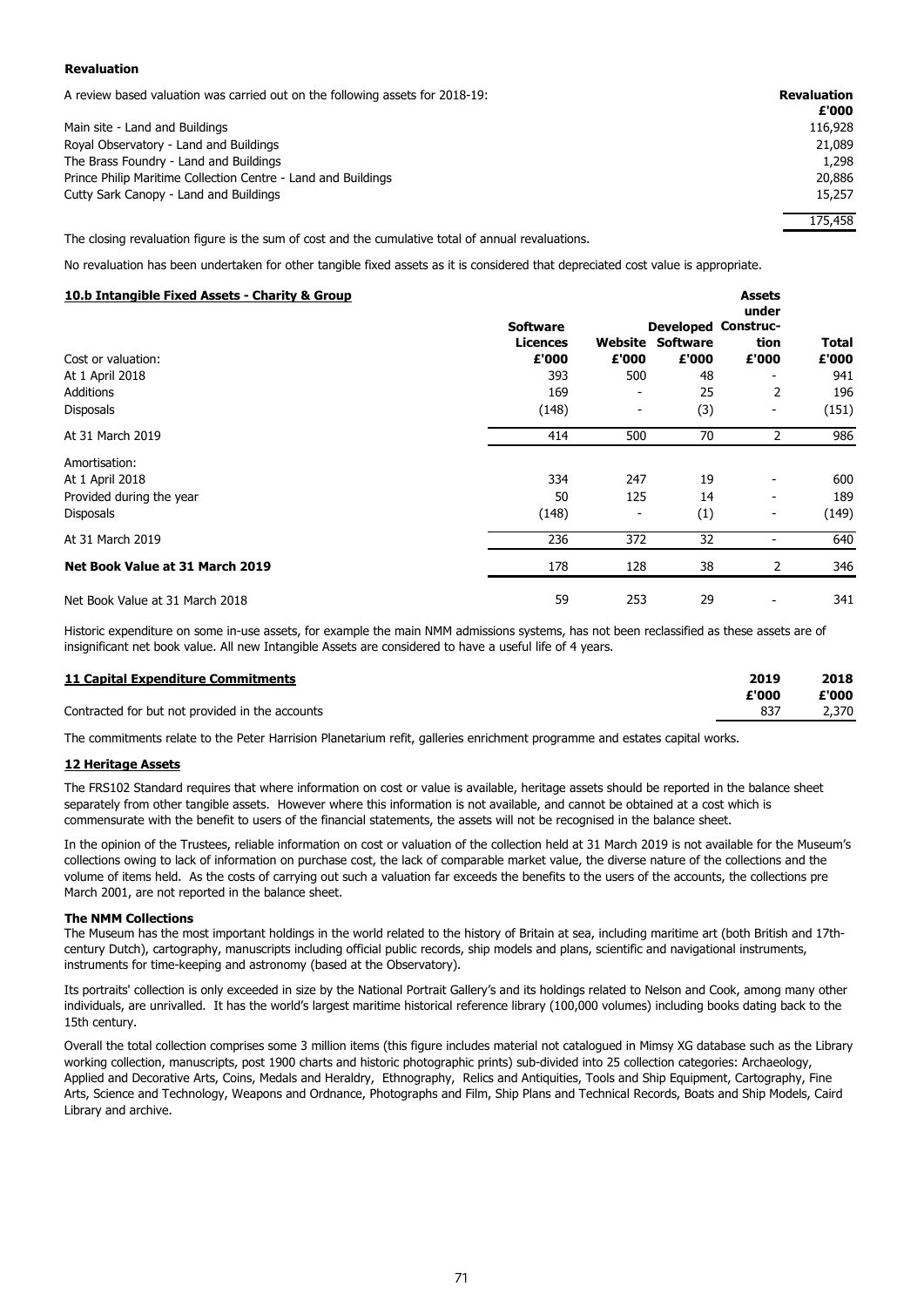**Revaluation**

| A review based valuation was carried out on the following assets for 2018-19: | Revaluation £'000 |
|---|---|
| Main site - Land and Buildings | 116,928 |
| Royal Observatory - Land and Buildings | 21,089 |
| The Brass Foundry - Land and Buildings | 1,298 |
| Prince Philip Maritime Collection Centre - Land and Buildings | 20,886 |
| Cutty Sark Canopy - Land and Buildings | 15,257 |
| | 175,458 |

The closing revaluation figure is the sum of cost and the cumulative total of annual revaluations.

No revaluation has been undertaken for other tangible fixed assets as it is considered that depreciated cost value is appropriate.

## 10.b Intangible Fixed Assets - Charity & Group

| | Software Licences £'000 | Website £'000 | Developed Software £'000 | Assets under Construction £'000 | Total £'000 |
|---|---|---|---|---|---|
| Cost or valuation: | | | | | |
| At 1 April 2018 | 393 | 500 | 48 | - | 941 |
| Additions | 169 | - | 25 | 2 | 196 |
| Disposals | (148) | - | (3) | - | (151) |
| At 31 March 2019 | 414 | 500 | 70 | 2 | 986 |
| Amortisation: | | | | | |
| At 1 April 2018 | 334 | 247 | 19 | - | 600 |
| Provided during the year | 50 | 125 | 14 | - | 189 |
| Disposals | (148) | - | (1) | - | (149) |
| At 31 March 2019 | 236 | 372 | 32 | - | 640 |
| **Net Book Value at 31 March 2019** | 178 | 128 | 38 | 2 | 346 |
| Net Book Value at 31 March 2018 | 59 | 253 | 29 | - | 341 |

Historic expenditure on some in-use assets, for example the main NMM admissions systems, has not been reclassified as these assets are of insignificant net book value. All new Intangible Assets are considered to have a useful life of 4 years.

## 11 Capital Expenditure Commitments

| | 2019 £'000 | 2018 £'000 |
|---|---|---|
| Contracted for but not provided in the accounts | 837 | 2,370 |

The commitments relate to the Peter Harrision Planetarium refit, galleries enrichment programme and estates capital works.

## 12 Heritage Assets

The FRS102 Standard requires that where information on cost or value is available, heritage assets should be reported in the balance sheet separately from other tangible assets. However where this information is not available, and cannot be obtained at a cost which is commensurate with the benefit to users of the financial statements, the assets will not be recognised in the balance sheet.

In the opinion of the Trustees, reliable information on cost or valuation of the collection held at 31 March 2019 is not available for the Museum's collections owing to lack of information on purchase cost, the lack of comparable market value, the diverse nature of the collections and the volume of items held. As the costs of carrying out such a valuation far exceeds the benefits to the users of the accounts, the collections pre March 2001, are not reported in the balance sheet.

**The NMM Collections**

The Museum has the most important holdings in the world related to the history of Britain at sea, including maritime art (both British and 17th-century Dutch), cartography, manuscripts including official public records, ship models and plans, scientific and navigational instruments, instruments for time-keeping and astronomy (based at the Observatory).

Its portraits' collection is only exceeded in size by the National Portrait Gallery's and its holdings related to Nelson and Cook, among many other individuals, are unrivalled. It has the world's largest maritime historical reference library (100,000 volumes) including books dating back to the 15th century.

Overall the total collection comprises some 3 million items (this figure includes material not catalogued in Mimsy XG database such as the Library working collection, manuscripts, post 1900 charts and historic photographic prints) sub-divided into 25 collection categories: Archaeology, Applied and Decorative Arts, Coins, Medals and Heraldry, Ethnography, Relics and Antiquities, Tools and Ship Equipment, Cartography, Fine Arts, Science and Technology, Weapons and Ordnance, Photographs and Film, Ship Plans and Technical Records, Boats and Ship Models, Caird Library and archive.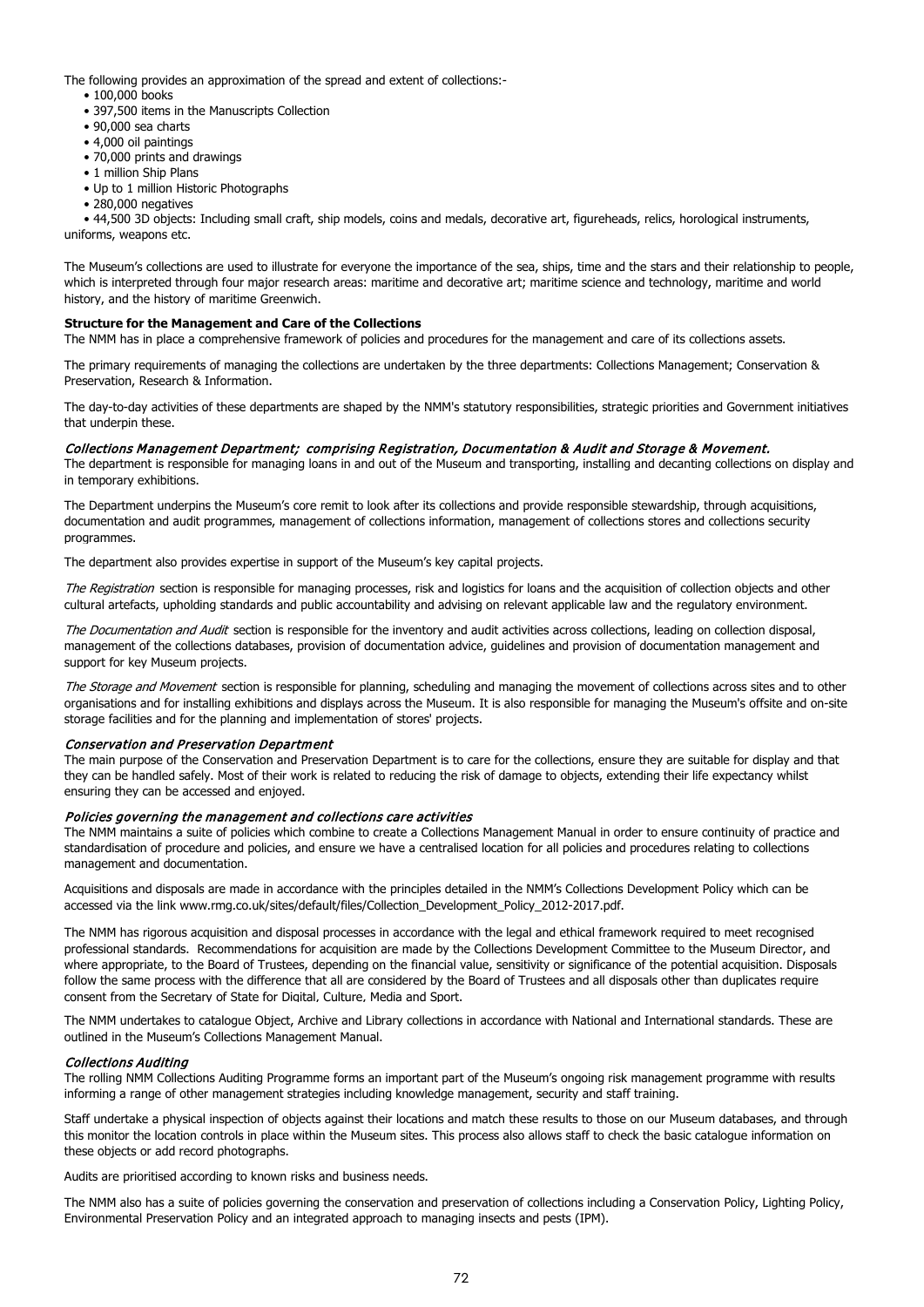The following provides an approximation of the spread and extent of collections:-

- 100,000 books
- 397,500 items in the Manuscripts Collection
- 90,000 sea charts
- 4,000 oil paintings
- 70,000 prints and drawings
- 1 million Ship Plans
- Up to 1 million Historic Photographs
- 280,000 negatives
- 44,500 3D objects: Including small craft, ship models, coins and medals, decorative art, figureheads, relics, horological instruments, uniforms, weapons etc.

The Museum's collections are used to illustrate for everyone the importance of the sea, ships, time and the stars and their relationship to people, which is interpreted through four major research areas: maritime and decorative art; maritime science and technology, maritime and world history, and the history of maritime Greenwich.

**Structure for the Management and Care of the Collections**

The NMM has in place a comprehensive framework of policies and procedures for the management and care of its collections assets.

The primary requirements of managing the collections are undertaken by the three departments: Collections Management; Conservation & Preservation, Research & Information.

The day-to-day activities of these departments are shaped by the NMM's statutory responsibilities, strategic priorities and Government initiatives that underpin these.

*Collections Management Department; comprising Registration, Documentation & Audit and Storage & Movement.*

The department is responsible for managing loans in and out of the Museum and transporting, installing and decanting collections on display and in temporary exhibitions.

The Department underpins the Museum's core remit to look after its collections and provide responsible stewardship, through acquisitions, documentation and audit programmes, management of collections information, management of collections stores and collections security programmes.

The department also provides expertise in support of the Museum's key capital projects.

*The Registration* section is responsible for managing processes, risk and logistics for loans and the acquisition of collection objects and other cultural artefacts, upholding standards and public accountability and advising on relevant applicable law and the regulatory environment.

*The Documentation and Audit* section is responsible for the inventory and audit activities across collections, leading on collection disposal, management of the collections databases, provision of documentation advice, guidelines and provision of documentation management and support for key Museum projects.

*The Storage and Movement* section is responsible for planning, scheduling and managing the movement of collections across sites and to other organisations and for installing exhibitions and displays across the Museum. It is also responsible for managing the Museum's offsite and on-site storage facilities and for the planning and implementation of stores' projects.

*Conservation and Preservation Department*

The main purpose of the Conservation and Preservation Department is to care for the collections, ensure they are suitable for display and that they can be handled safely. Most of their work is related to reducing the risk of damage to objects, extending their life expectancy whilst ensuring they can be accessed and enjoyed.

*Policies governing the management and collections care activities*

The NMM maintains a suite of policies which combine to create a Collections Management Manual in order to ensure continuity of practice and standardisation of procedure and policies, and ensure we have a centralised location for all policies and procedures relating to collections management and documentation.

Acquisitions and disposals are made in accordance with the principles detailed in the NMM's Collections Development Policy which can be accessed via the link www.rmg.co.uk/sites/default/files/Collection_Development_Policy_2012-2017.pdf.

The NMM has rigorous acquisition and disposal processes in accordance with the legal and ethical framework required to meet recognised professional standards. Recommendations for acquisition are made by the Collections Development Committee to the Museum Director, and where appropriate, to the Board of Trustees, depending on the financial value, sensitivity or significance of the potential acquisition. Disposals follow the same process with the difference that all are considered by the Board of Trustees and all disposals other than duplicates require consent from the Secretary of State for Digital, Culture, Media and Sport.

The NMM undertakes to catalogue Object, Archive and Library collections in accordance with National and International standards. These are outlined in the Museum's Collections Management Manual.

*Collections Auditing*

The rolling NMM Collections Auditing Programme forms an important part of the Museum's ongoing risk management programme with results informing a range of other management strategies including knowledge management, security and staff training.

Staff undertake a physical inspection of objects against their locations and match these results to those on our Museum databases, and through this monitor the location controls in place within the Museum sites. This process also allows staff to check the basic catalogue information on these objects or add record photographs.

Audits are prioritised according to known risks and business needs.

The NMM also has a suite of policies governing the conservation and preservation of collections including a Conservation Policy, Lighting Policy, Environmental Preservation Policy and an integrated approach to managing insects and pests (IPM).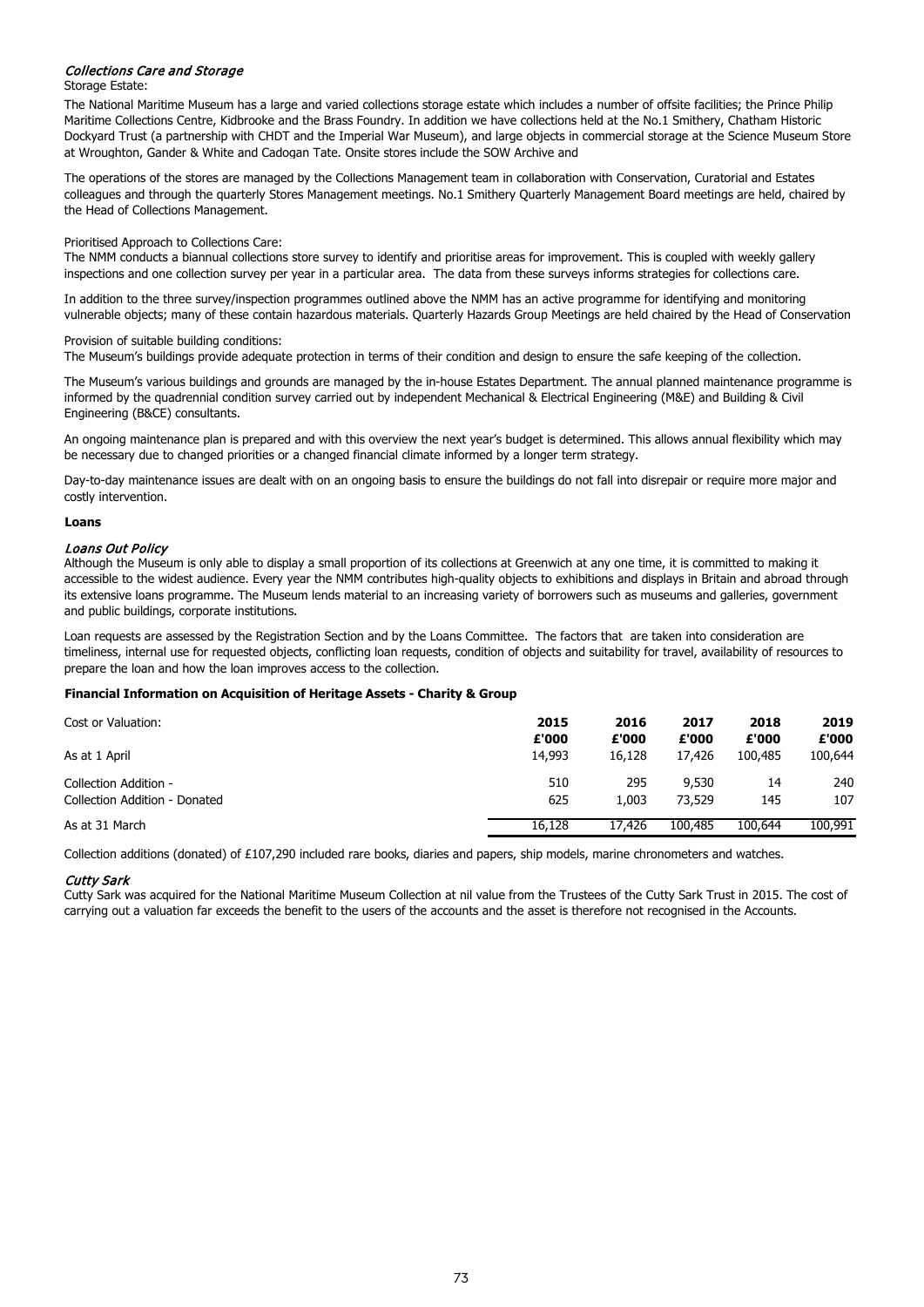### *Collections Care and Storage*

Storage Estate:

The National Maritime Museum has a large and varied collections storage estate which includes a number of offsite facilities; the Prince Philip Maritime Collections Centre, Kidbrooke and the Brass Foundry. In addition we have collections held at the No.1 Smithery, Chatham Historic Dockyard Trust (a partnership with CHDT and the Imperial War Museum), and large objects in commercial storage at the Science Museum Store at Wroughton, Gander & White and Cadogan Tate. Onsite stores include the SOW Archive and

The operations of the stores are managed by the Collections Management team in collaboration with Conservation, Curatorial and Estates colleagues and through the quarterly Stores Management meetings. No.1 Smithery Quarterly Management Board meetings are held, chaired by the Head of Collections Management.

Prioritised Approach to Collections Care:

The NMM conducts a biannual collections store survey to identify and prioritise areas for improvement. This is coupled with weekly gallery inspections and one collection survey per year in a particular area. The data from these surveys informs strategies for collections care.

In addition to the three survey/inspection programmes outlined above the NMM has an active programme for identifying and monitoring vulnerable objects; many of these contain hazardous materials. Quarterly Hazards Group Meetings are held chaired by the Head of Conservation

Provision of suitable building conditions:

The Museum's buildings provide adequate protection in terms of their condition and design to ensure the safe keeping of the collection.

The Museum's various buildings and grounds are managed by the in-house Estates Department. The annual planned maintenance programme is informed by the quadrennial condition survey carried out by independent Mechanical & Electrical Engineering (M&E) and Building & Civil Engineering (B&CE) consultants.

An ongoing maintenance plan is prepared and with this overview the next year's budget is determined. This allows annual flexibility which may be necessary due to changed priorities or a changed financial climate informed by a longer term strategy.

Day-to-day maintenance issues are dealt with on an ongoing basis to ensure the buildings do not fall into disrepair or require more major and costly intervention.

**Loans**

### *Loans Out Policy*

Although the Museum is only able to display a small proportion of its collections at Greenwich at any one time, it is committed to making it accessible to the widest audience. Every year the NMM contributes high-quality objects to exhibitions and displays in Britain and abroad through its extensive loans programme. The Museum lends material to an increasing variety of borrowers such as museums and galleries, government and public buildings, corporate institutions.

Loan requests are assessed by the Registration Section and by the Loans Committee. The factors that are taken into consideration are timeliness, internal use for requested objects, conflicting loan requests, condition of objects and suitability for travel, availability of resources to prepare the loan and how the loan improves access to the collection.

**Financial Information on Acquisition of Heritage Assets - Charity & Group**

| Cost or Valuation: | 2015 | 2016 | 2017 | 2018 | 2019 |
|---|---|---|---|---|---|
| | £'000 | £'000 | £'000 | £'000 | £'000 |
| As at 1 April | 14,993 | 16,128 | 17,426 | 100,485 | 100,644 |
| Collection Addition - | 510 | 295 | 9,530 | 14 | 240 |
| Collection Addition - Donated | 625 | 1,003 | 73,529 | 145 | 107 |
| As at 31 March | 16,128 | 17,426 | 100,485 | 100,644 | 100,991 |

Collection additions (donated) of £107,290 included rare books, diaries and papers, ship models, marine chronometers and watches.

### *Cutty Sark*

Cutty Sark was acquired for the National Maritime Museum Collection at nil value from the Trustees of the Cutty Sark Trust in 2015. The cost of carrying out a valuation far exceeds the benefit to the users of the accounts and the asset is therefore not recognised in the Accounts.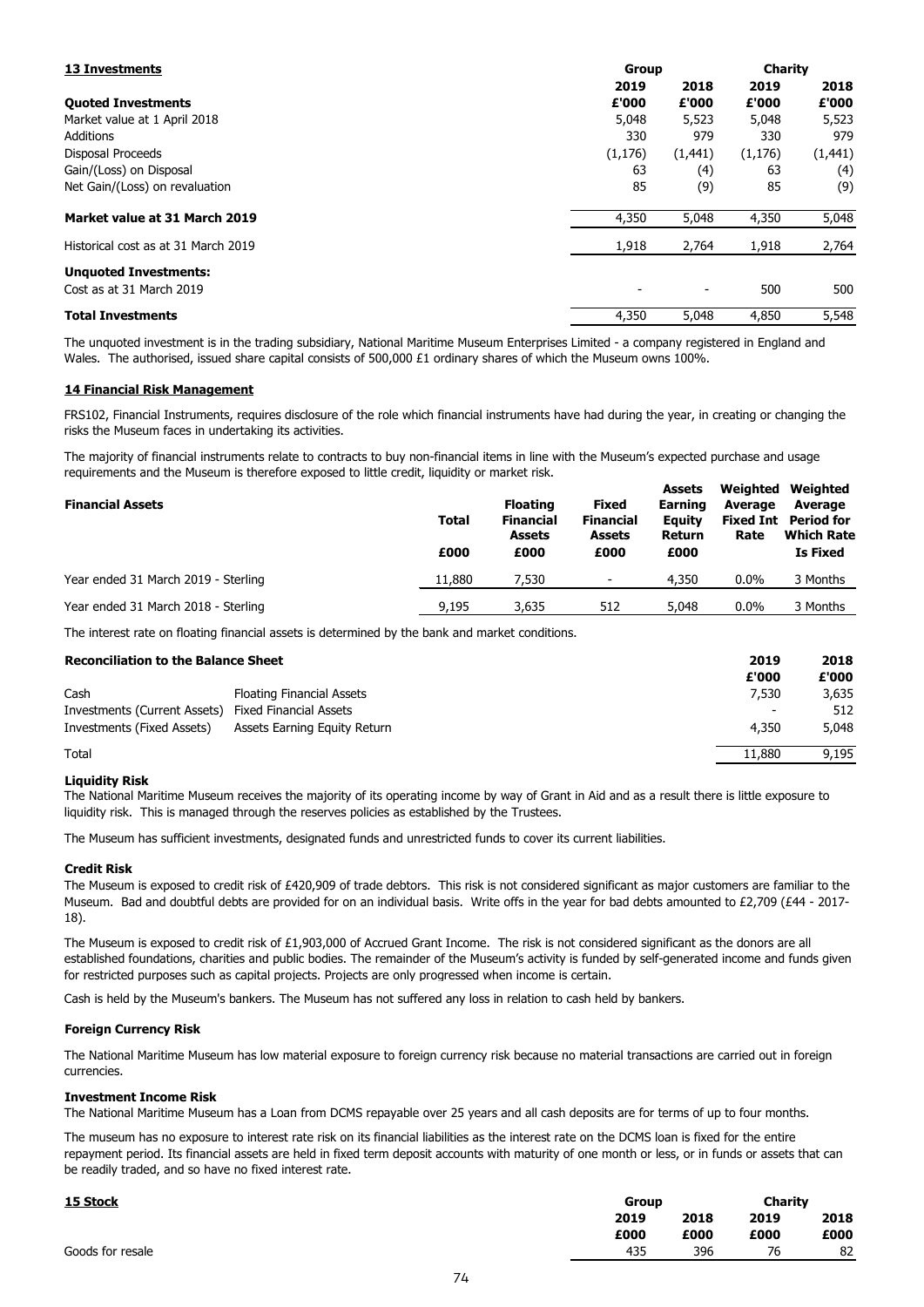## 13 Investments

| Quoted Investments | Group 2019 £'000 | Group 2018 £'000 | Charity 2019 £'000 | Charity 2018 £'000 |
|---|---|---|---|---|
| Market value at 1 April 2018 | 5,048 | 5,523 | 5,048 | 5,523 |
| Additions | 330 | 979 | 330 | 979 |
| Disposal Proceeds | (1,176) | (1,441) | (1,176) | (1,441) |
| Gain/(Loss) on Disposal | 63 | (4) | 63 | (4) |
| Net Gain/(Loss) on revaluation | 85 | (9) | 85 | (9) |
| **Market value at 31 March 2019** | 4,350 | 5,048 | 4,350 | 5,048 |
| Historical cost as at 31 March 2019 | 1,918 | 2,764 | 1,918 | 2,764 |
| **Unquoted Investments:** | | | | |
| Cost as at 31 March 2019 | - | - | 500 | 500 |
| **Total Investments** | 4,350 | 5,048 | 4,850 | 5,548 |

The unquoted investment is in the trading subsidiary, National Maritime Museum Enterprises Limited - a company registered in England and Wales. The authorised, issued share capital consists of 500,000 £1 ordinary shares of which the Museum owns 100%.

## 14 Financial Risk Management

FRS102, Financial Instruments, requires disclosure of the role which financial instruments have had during the year, in creating or changing the risks the Museum faces in undertaking its activities.

The majority of financial instruments relate to contracts to buy non-financial items in line with the Museum's expected purchase and usage requirements and the Museum is therefore exposed to little credit, liquidity or market risk.

| Financial Assets | Total £000 | Floating Financial Assets £000 | Fixed Financial Assets £000 | Assets Earning Equity Return £000 | Weighted Average Fixed Int Rate | Weighted Average Period for Which Rate Is Fixed |
|---|---|---|---|---|---|---|
| Year ended 31 March 2019 - Sterling | 11,880 | 7,530 | - | 4,350 | 0.0% | 3 Months |
| Year ended 31 March 2018 - Sterling | 9,195 | 3,635 | 512 | 5,048 | 0.0% | 3 Months |

The interest rate on floating financial assets is determined by the bank and market conditions.

| Reconciliation to the Balance Sheet | | 2019 £'000 | 2018 £'000 |
|---|---|---|---|
| Cash | Floating Financial Assets | 7,530 | 3,635 |
| Investments (Current Assets) | Fixed Financial Assets | - | 512 |
| Investments (Fixed Assets) | Assets Earning Equity Return | 4,350 | 5,048 |
| Total | | 11,880 | 9,195 |

### Liquidity Risk

The National Maritime Museum receives the majority of its operating income by way of Grant in Aid and as a result there is little exposure to liquidity risk. This is managed through the reserves policies as established by the Trustees.

The Museum has sufficient investments, designated funds and unrestricted funds to cover its current liabilities.

### Credit Risk

The Museum is exposed to credit risk of £420,909 of trade debtors. This risk is not considered significant as major customers are familiar to the Museum. Bad and doubtful debts are provided for on an individual basis. Write offs in the year for bad debts amounted to £2,709 (£44 - 2017-18).

The Museum is exposed to credit risk of £1,903,000 of Accrued Grant Income. The risk is not considered significant as the donors are all established foundations, charities and public bodies. The remainder of the Museum's activity is funded by self-generated income and funds given for restricted purposes such as capital projects. Projects are only progressed when income is certain.

Cash is held by the Museum's bankers. The Museum has not suffered any loss in relation to cash held by bankers.

### Foreign Currency Risk

The National Maritime Museum has low material exposure to foreign currency risk because no material transactions are carried out in foreign currencies.

### Investment Income Risk

The National Maritime Museum has a Loan from DCMS repayable over 25 years and all cash deposits are for terms of up to four months.

The museum has no exposure to interest rate risk on its financial liabilities as the interest rate on the DCMS loan is fixed for the entire repayment period. Its financial assets are held in fixed term deposit accounts with maturity of one month or less, or in funds or assets that can be readily traded, and so have no fixed interest rate.

## 15 Stock

| | Group 2019 £000 | Group 2018 £000 | Charity 2019 £000 | Charity 2018 £000 |
|---|---|---|---|---|
| Goods for resale | 435 | 396 | 76 | 82 |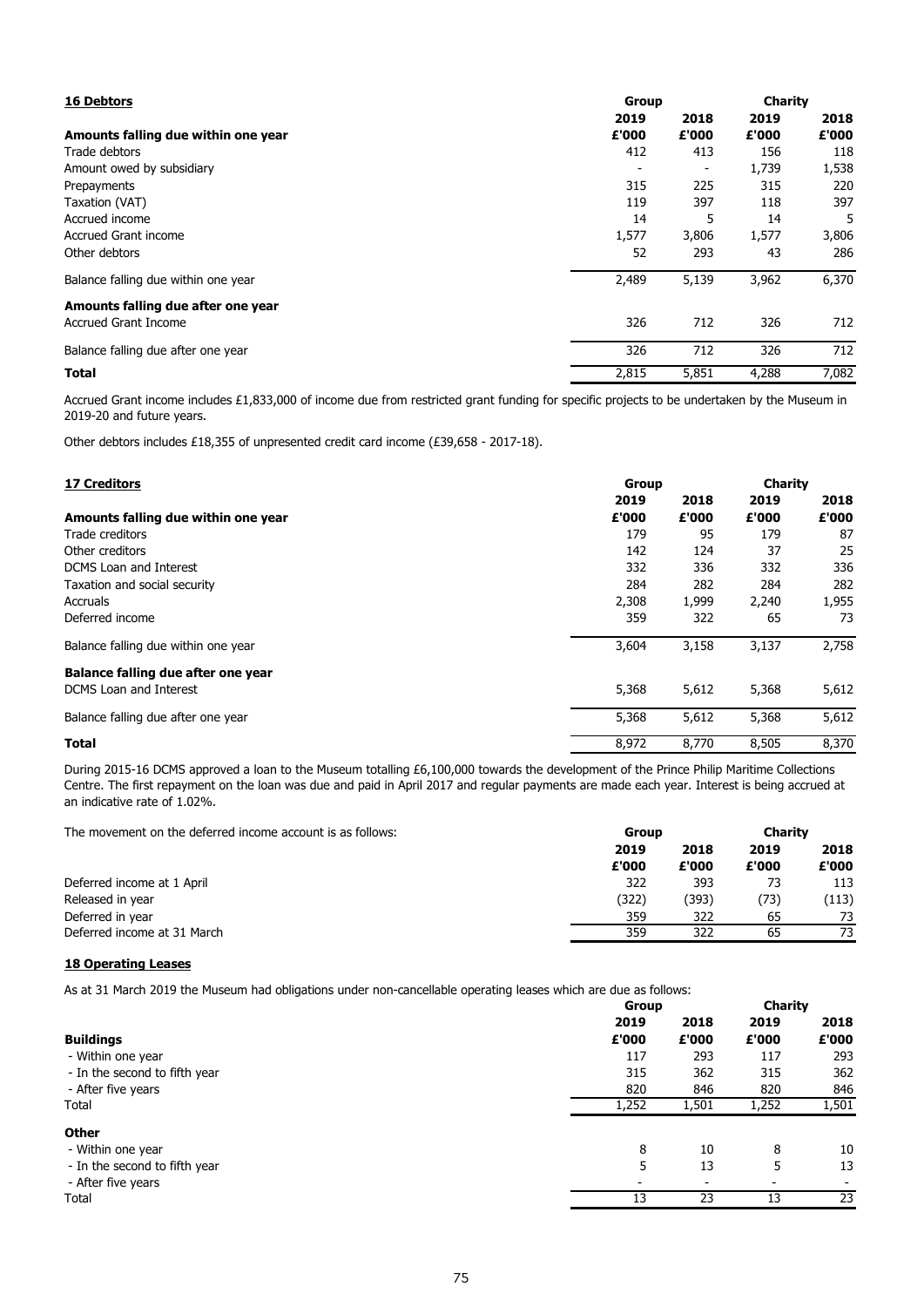## 16 Debtors

| | Group | | Charity | |
|---|---|---|---|---|
| | 2019 | 2018 | 2019 | 2018 |
| **Amounts falling due within one year** | £'000 | £'000 | £'000 | £'000 |
| Trade debtors | 412 | 413 | 156 | 118 |
| Amount owed by subsidiary | - | - | 1,739 | 1,538 |
| Prepayments | 315 | 225 | 315 | 220 |
| Taxation (VAT) | 119 | 397 | 118 | 397 |
| Accrued income | 14 | 5 | 14 | 5 |
| Accrued Grant income | 1,577 | 3,806 | 1,577 | 3,806 |
| Other debtors | 52 | 293 | 43 | 286 |
| Balance falling due within one year | 2,489 | 5,139 | 3,962 | 6,370 |
| **Amounts falling due after one year** | | | | |
| Accrued Grant Income | 326 | 712 | 326 | 712 |
| Balance falling due after one year | 326 | 712 | 326 | 712 |
| **Total** | 2,815 | 5,851 | 4,288 | 7,082 |

Accrued Grant income includes £1,833,000 of income due from restricted grant funding for specific projects to be undertaken by the Museum in 2019-20 and future years.

Other debtors includes £18,355 of unpresented credit card income (£39,658 - 2017-18).

## 17 Creditors

| | Group | | Charity | |
|---|---|---|---|---|
| | 2019 | 2018 | 2019 | 2018 |
| **Amounts falling due within one year** | £'000 | £'000 | £'000 | £'000 |
| Trade creditors | 179 | 95 | 179 | 87 |
| Other creditors | 142 | 124 | 37 | 25 |
| DCMS Loan and Interest | 332 | 336 | 332 | 336 |
| Taxation and social security | 284 | 282 | 284 | 282 |
| Accruals | 2,308 | 1,999 | 2,240 | 1,955 |
| Deferred income | 359 | 322 | 65 | 73 |
| Balance falling due within one year | 3,604 | 3,158 | 3,137 | 2,758 |
| **Balance falling due after one year** | | | | |
| DCMS Loan and Interest | 5,368 | 5,612 | 5,368 | 5,612 |
| Balance falling due after one year | 5,368 | 5,612 | 5,368 | 5,612 |
| **Total** | 8,972 | 8,770 | 8,505 | 8,370 |

During 2015-16 DCMS approved a loan to the Museum totalling £6,100,000 towards the development of the Prince Philip Maritime Collections Centre. The first repayment on the loan was due and paid in April 2017 and regular payments are made each year. Interest is being accrued at an indicative rate of 1.02%.

| The movement on the deferred income account is as follows: | Group | | Charity | |
|---|---|---|---|---|
| | 2019 | 2018 | 2019 | 2018 |
| | £'000 | £'000 | £'000 | £'000 |
| Deferred income at 1 April | 322 | 393 | 73 | 113 |
| Released in year | (322) | (393) | (73) | (113) |
| Deferred in year | 359 | 322 | 65 | 73 |
| Deferred income at 31 March | 359 | 322 | 65 | 73 |

## 18 Operating Leases

As at 31 March 2019 the Museum had obligations under non-cancellable operating leases which are due as follows:

| | Group | | Charity | |
|---|---|---|---|---|
| | 2019 | 2018 | 2019 | 2018 |
| **Buildings** | £'000 | £'000 | £'000 | £'000 |
| - Within one year | 117 | 293 | 117 | 293 |
| - In the second to fifth year | 315 | 362 | 315 | 362 |
| - After five years | 820 | 846 | 820 | 846 |
| Total | 1,252 | 1,501 | 1,252 | 1,501 |
| **Other** | | | | |
| - Within one year | 8 | 10 | 8 | 10 |
| - In the second to fifth year | 5 | 13 | 5 | 13 |
| - After five years | - | - | - | - |
| Total | 13 | 23 | 13 | 23 |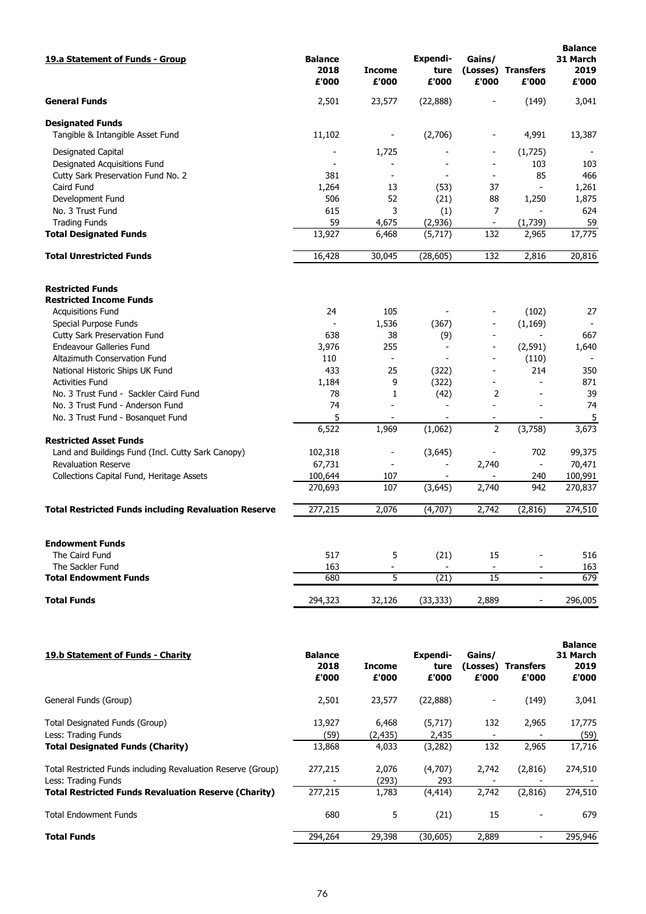| 19.a Statement of Funds - Group | Balance 2018 £'000 | Income £'000 | Expenditure £'000 | Gains/ (Losses) £'000 | Transfers £'000 | Balance 31 March 2019 £'000 |
|---|---|---|---|---|---|---|
| **General Funds** | 2,501 | 23,577 | (22,888) | - | (149) | 3,041 |
| **Designated Funds** | | | | | | |
| Tangible & Intangible Asset Fund | 11,102 | - | (2,706) | - | 4,991 | 13,387 |
| Designated Capital | - | 1,725 | - | - | (1,725) | - |
| Designated Acquisitions Fund | - | - | - | - | 103 | 103 |
| Cutty Sark Preservation Fund No. 2 | 381 | - | - | - | 85 | 466 |
| Caird Fund | 1,264 | 13 | (53) | 37 | - | 1,261 |
| Development Fund | 506 | 52 | (21) | 88 | 1,250 | 1,875 |
| No. 3 Trust Fund | 615 | 3 | (1) | 7 | - | 624 |
| Trading Funds | 59 | 4,675 | (2,936) | - | (1,739) | 59 |
| **Total Designated Funds** | 13,927 | 6,468 | (5,717) | 132 | 2,965 | 17,775 |
| **Total Unrestricted Funds** | 16,428 | 30,045 | (28,605) | 132 | 2,816 | 20,816 |
| **Restricted Funds** | | | | | | |
| **Restricted Income Funds** | | | | | | |
| Acquisitions Fund | 24 | 105 | - | - | (102) | 27 |
| Special Purpose Funds | - | 1,536 | (367) | - | (1,169) | - |
| Cutty Sark Preservation Fund | 638 | 38 | (9) | - | - | 667 |
| Endeavour Galleries Fund | 3,976 | 255 | - | - | (2,591) | 1,640 |
| Altazimuth Conservation Fund | 110 | - | - | - | (110) | - |
| National Historic Ships UK Fund | 433 | 25 | (322) | - | 214 | 350 |
| Activities Fund | 1,184 | 9 | (322) | - | - | 871 |
| No. 3 Trust Fund - Sackler Caird Fund | 78 | 1 | (42) | 2 | - | 39 |
| No. 3 Trust Fund - Anderson Fund | 74 | - | - | - | - | 74 |
| No. 3 Trust Fund - Bosanquet Fund | 5 | - | - | - | - | 5 |
| | 6,522 | 1,969 | (1,062) | 2 | (3,758) | 3,673 |
| **Restricted Asset Funds** | | | | | | |
| Land and Buildings Fund (Incl. Cutty Sark Canopy) | 102,318 | - | (3,645) | - | 702 | 99,375 |
| Revaluation Reserve | 67,731 | - | - | 2,740 | - | 70,471 |
| Collections Capital Fund, Heritage Assets | 100,644 | 107 | - | - | 240 | 100,991 |
| | 270,693 | 107 | (3,645) | 2,740 | 942 | 270,837 |
| **Total Restricted Funds including Revaluation Reserve** | 277,215 | 2,076 | (4,707) | 2,742 | (2,816) | 274,510 |
| **Endowment Funds** | | | | | | |
| The Caird Fund | 517 | 5 | (21) | 15 | - | 516 |
| The Sackler Fund | 163 | - | - | - | - | 163 |
| **Total Endowment Funds** | 680 | 5 | (21) | 15 | - | 679 |
| **Total Funds** | 294,323 | 32,126 | (33,333) | 2,889 | - | 296,005 |

| 19.b Statement of Funds - Charity | Balance 2018 £'000 | Income £'000 | Expenditure £'000 | Gains/ (Losses) £'000 | Transfers £'000 | Balance 31 March 2019 £'000 |
|---|---|---|---|---|---|---|
| General Funds (Group) | 2,501 | 23,577 | (22,888) | - | (149) | 3,041 |
| Total Designated Funds (Group) | 13,927 | 6,468 | (5,717) | 132 | 2,965 | 17,775 |
| Less: Trading Funds | (59) | (2,435) | 2,435 | - | - | (59) |
| **Total Designated Funds (Charity)** | 13,868 | 4,033 | (3,282) | 132 | 2,965 | 17,716 |
| Total Restricted Funds including Revaluation Reserve (Group) | 277,215 | 2,076 | (4,707) | 2,742 | (2,816) | 274,510 |
| Less: Trading Funds | - | (293) | 293 | - | - | - |
| **Total Restricted Funds Revaluation Reserve (Charity)** | 277,215 | 1,783 | (4,414) | 2,742 | (2,816) | 274,510 |
| Total Endowment Funds | 680 | 5 | (21) | 15 | - | 679 |
| **Total Funds** | 294,264 | 29,398 | (30,605) | 2,889 | - | 295,946 |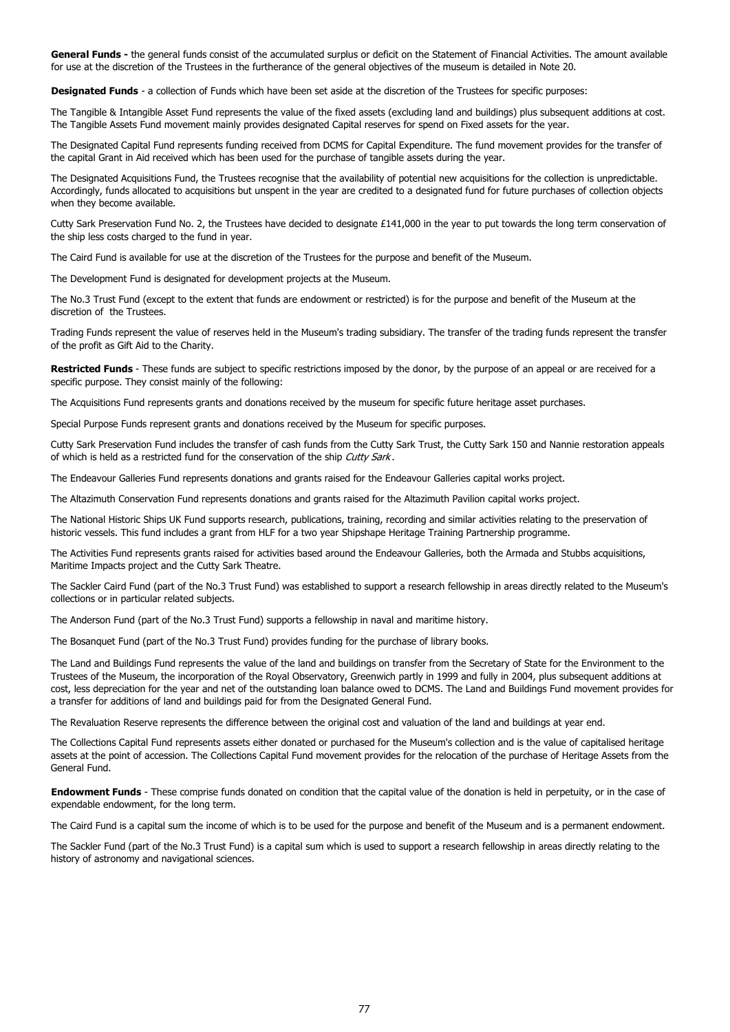**General Funds -** the general funds consist of the accumulated surplus or deficit on the Statement of Financial Activities. The amount available for use at the discretion of the Trustees in the furtherance of the general objectives of the museum is detailed in Note 20.

**Designated Funds** - a collection of Funds which have been set aside at the discretion of the Trustees for specific purposes:

The Tangible & Intangible Asset Fund represents the value of the fixed assets (excluding land and buildings) plus subsequent additions at cost. The Tangible Assets Fund movement mainly provides designated Capital reserves for spend on Fixed assets for the year.

The Designated Capital Fund represents funding received from DCMS for Capital Expenditure. The fund movement provides for the transfer of the capital Grant in Aid received which has been used for the purchase of tangible assets during the year.

The Designated Acquisitions Fund, the Trustees recognise that the availability of potential new acquisitions for the collection is unpredictable. Accordingly, funds allocated to acquisitions but unspent in the year are credited to a designated fund for future purchases of collection objects when they become available.

Cutty Sark Preservation Fund No. 2, the Trustees have decided to designate £141,000 in the year to put towards the long term conservation of the ship less costs charged to the fund in year.

The Caird Fund is available for use at the discretion of the Trustees for the purpose and benefit of the Museum.

The Development Fund is designated for development projects at the Museum.

The No.3 Trust Fund (except to the extent that funds are endowment or restricted) is for the purpose and benefit of the Museum at the discretion of the Trustees.

Trading Funds represent the value of reserves held in the Museum's trading subsidiary. The transfer of the trading funds represent the transfer of the profit as Gift Aid to the Charity.

**Restricted Funds** - These funds are subject to specific restrictions imposed by the donor, by the purpose of an appeal or are received for a specific purpose. They consist mainly of the following:

The Acquisitions Fund represents grants and donations received by the museum for specific future heritage asset purchases.

Special Purpose Funds represent grants and donations received by the Museum for specific purposes.

Cutty Sark Preservation Fund includes the transfer of cash funds from the Cutty Sark Trust, the Cutty Sark 150 and Nannie restoration appeals of which is held as a restricted fund for the conservation of the ship *Cutty Sark*.

The Endeavour Galleries Fund represents donations and grants raised for the Endeavour Galleries capital works project.

The Altazimuth Conservation Fund represents donations and grants raised for the Altazimuth Pavilion capital works project.

The National Historic Ships UK Fund supports research, publications, training, recording and similar activities relating to the preservation of historic vessels. This fund includes a grant from HLF for a two year Shipshape Heritage Training Partnership programme.

The Activities Fund represents grants raised for activities based around the Endeavour Galleries, both the Armada and Stubbs acquisitions, Maritime Impacts project and the Cutty Sark Theatre.

The Sackler Caird Fund (part of the No.3 Trust Fund) was established to support a research fellowship in areas directly related to the Museum's collections or in particular related subjects.

The Anderson Fund (part of the No.3 Trust Fund) supports a fellowship in naval and maritime history.

The Bosanquet Fund (part of the No.3 Trust Fund) provides funding for the purchase of library books.

The Land and Buildings Fund represents the value of the land and buildings on transfer from the Secretary of State for the Environment to the Trustees of the Museum, the incorporation of the Royal Observatory, Greenwich partly in 1999 and fully in 2004, plus subsequent additions at cost, less depreciation for the year and net of the outstanding loan balance owed to DCMS. The Land and Buildings Fund movement provides for a transfer for additions of land and buildings paid for from the Designated General Fund.

The Revaluation Reserve represents the difference between the original cost and valuation of the land and buildings at year end.

The Collections Capital Fund represents assets either donated or purchased for the Museum's collection and is the value of capitalised heritage assets at the point of accession. The Collections Capital Fund movement provides for the relocation of the purchase of Heritage Assets from the General Fund.

**Endowment Funds** - These comprise funds donated on condition that the capital value of the donation is held in perpetuity, or in the case of expendable endowment, for the long term.

The Caird Fund is a capital sum the income of which is to be used for the purpose and benefit of the Museum and is a permanent endowment.

The Sackler Fund (part of the No.3 Trust Fund) is a capital sum which is used to support a research fellowship in areas directly relating to the history of astronomy and navigational sciences.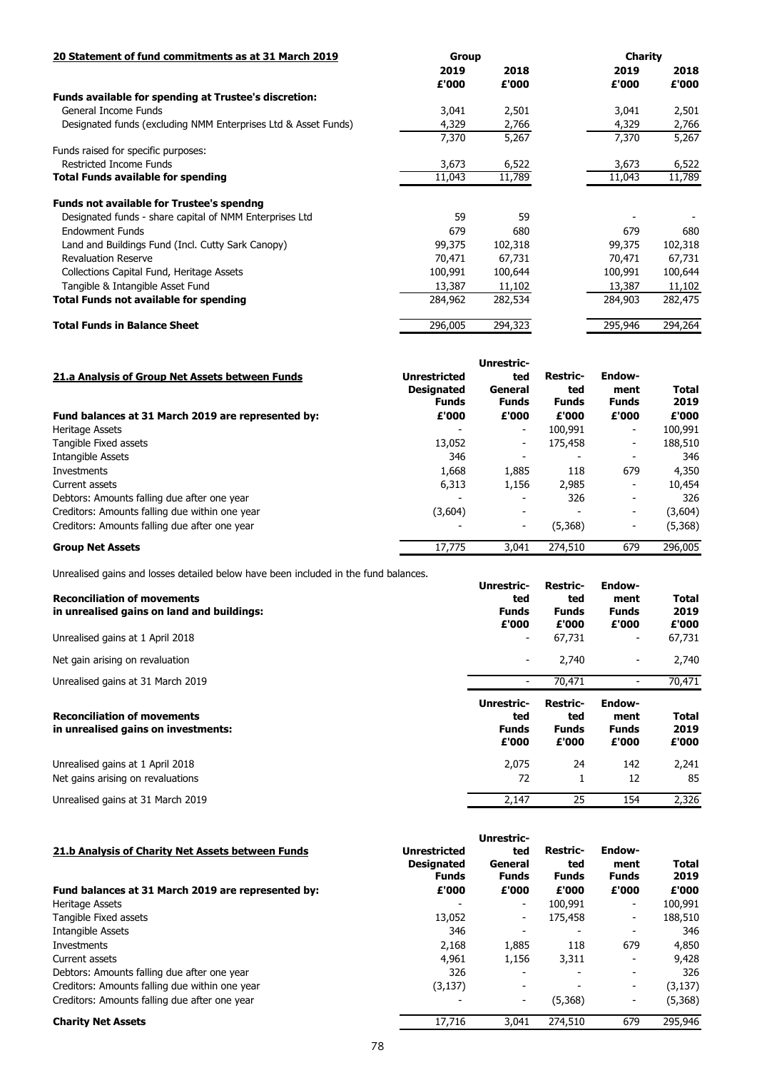## 20 Statement of fund commitments as at 31 March 2019

| | Group | | Charity | |
|---|---|---|---|---|
| | 2019 | 2018 | 2019 | 2018 |
| | £'000 | £'000 | £'000 | £'000 |
| **Funds available for spending at Trustee's discretion:** | | | | |
| General Income Funds | 3,041 | 2,501 | 3,041 | 2,501 |
| Designated funds (excluding NMM Enterprises Ltd & Asset Funds) | 4,329 | 2,766 | 4,329 | 2,766 |
| | 7,370 | 5,267 | 7,370 | 5,267 |
| Funds raised for specific purposes: | | | | |
| Restricted Income Funds | 3,673 | 6,522 | 3,673 | 6,522 |
| **Total Funds available for spending** | 11,043 | 11,789 | 11,043 | 11,789 |
| **Funds not available for Trustee's spendng** | | | | |
| Designated funds - share capital of NMM Enterprises Ltd | 59 | 59 | - | - |
| Endowment Funds | 679 | 680 | 679 | 680 |
| Land and Buildings Fund (Incl. Cutty Sark Canopy) | 99,375 | 102,318 | 99,375 | 102,318 |
| Revaluation Reserve | 70,471 | 67,731 | 70,471 | 67,731 |
| Collections Capital Fund, Heritage Assets | 100,991 | 100,644 | 100,991 | 100,644 |
| Tangible & Intangible Asset Fund | 13,387 | 11,102 | 13,387 | 11,102 |
| **Total Funds not available for spending** | 284,962 | 282,534 | 284,903 | 282,475 |
| **Total Funds in Balance Sheet** | 296,005 | 294,323 | 295,946 | 294,264 |

## 21.a Analysis of Group Net Assets between Funds

| | Unrestricted Designated Funds | Unrestricted General Funds | Restricted Funds | Endowment Funds | Total 2019 |
|---|---|---|---|---|---|
| **Fund balances at 31 March 2019 are represented by:** | £'000 | £'000 | £'000 | £'000 | £'000 |
| Heritage Assets | - | - | 100,991 | - | 100,991 |
| Tangible Fixed assets | 13,052 | - | 175,458 | - | 188,510 |
| Intangible Assets | 346 | - | - | - | 346 |
| Investments | 1,668 | 1,885 | 118 | 679 | 4,350 |
| Current assets | 6,313 | 1,156 | 2,985 | - | 10,454 |
| Debtors: Amounts falling due after one year | - | - | 326 | - | 326 |
| Creditors: Amounts falling due within one year | (3,604) | - | - | - | (3,604) |
| Creditors: Amounts falling due after one year | - | - | (5,368) | - | (5,368) |
| **Group Net Assets** | 17,775 | 3,041 | 274,510 | 679 | 296,005 |

Unrealised gains and losses detailed below have been included in the fund balances.

| **Reconciliation of movements in unrealised gains on land and buildings:** | Unrestricted Funds | Restricted Funds | Endowment Funds | Total 2019 |
|---|---|---|---|---|
| | £'000 | £'000 | £'000 | £'000 |
| Unrealised gains at 1 April 2018 | - | 67,731 | - | 67,731 |
| Net gain arising on revaluation | - | 2,740 | - | 2,740 |
| Unrealised gains at 31 March 2019 | - | 70,471 | - | 70,471 |

| **Reconciliation of movements in unrealised gains on investments:** | Unrestricted Funds | Restricted Funds | Endowment Funds | Total 2019 |
|---|---|---|---|---|
| | £'000 | £'000 | £'000 | £'000 |
| Unrealised gains at 1 April 2018 | 2,075 | 24 | 142 | 2,241 |
| Net gains arising on revaluations | 72 | 1 | 12 | 85 |
| Unrealised gains at 31 March 2019 | 2,147 | 25 | 154 | 2,326 |

## 21.b Analysis of Charity Net Assets between Funds

| | Unrestricted Designated Funds | Unrestricted General Funds | Restricted Funds | Endowment Funds | Total 2019 |
|---|---|---|---|---|---|
| **Fund balances at 31 March 2019 are represented by:** | £'000 | £'000 | £'000 | £'000 | £'000 |
| Heritage Assets | - | - | 100,991 | - | 100,991 |
| Tangible Fixed assets | 13,052 | - | 175,458 | - | 188,510 |
| Intangible Assets | 346 | - | - | - | 346 |
| Investments | 2,168 | 1,885 | 118 | 679 | 4,850 |
| Current assets | 4,961 | 1,156 | 3,311 | - | 9,428 |
| Debtors: Amounts falling due after one year | 326 | - | - | - | 326 |
| Creditors: Amounts falling due within one year | (3,137) | - | - | - | (3,137) |
| Creditors: Amounts falling due after one year | - | - | (5,368) | - | (5,368) |
| **Charity Net Assets** | 17,716 | 3,041 | 274,510 | 679 | 295,946 |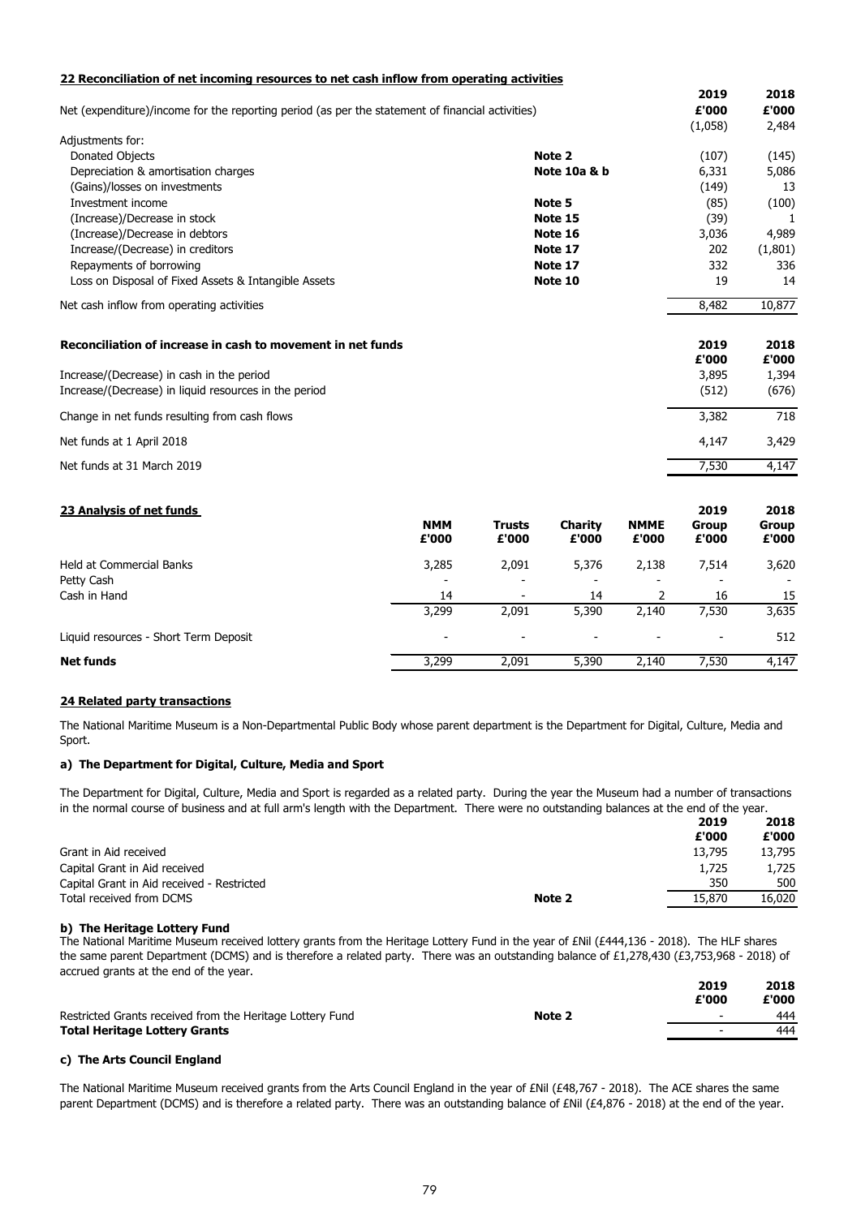## 22 Reconciliation of net incoming resources to net cash inflow from operating activities

| | | 2019 | 2018 |
|---|---|---|---|
| Net (expenditure)/income for the reporting period (as per the statement of financial activities) | | £'000 | £'000 |
| | | (1,058) | 2,484 |
| Adjustments for: | | | |
| Donated Objects | Note 2 | (107) | (145) |
| Depreciation & amortisation charges | Note 10a & b | 6,331 | 5,086 |
| (Gains)/losses on investments | | (149) | 13 |
| Investment income | Note 5 | (85) | (100) |
| (Increase)/Decrease in stock | Note 15 | (39) | 1 |
| (Increase)/Decrease in debtors | Note 16 | 3,036 | 4,989 |
| Increase/(Decrease) in creditors | Note 17 | 202 | (1,801) |
| Repayments of borrowing | Note 17 | 332 | 336 |
| Loss on Disposal of Fixed Assets & Intangible Assets | Note 10 | 19 | 14 |
| Net cash inflow from operating activities | | 8,482 | 10,877 |

### Reconciliation of increase in cash to movement in net funds

| | 2019 £'000 | 2018 £'000 |
|---|---|---|
| Increase/(Decrease) in cash in the period | 3,895 | 1,394 |
| Increase/(Decrease) in liquid resources in the period | (512) | (676) |
| Change in net funds resulting from cash flows | 3,382 | 718 |
| Net funds at 1 April 2018 | 4,147 | 3,429 |
| Net funds at 31 March 2019 | 7,530 | 4,147 |

## 23 Analysis of net funds

| | NMM £'000 | Trusts £'000 | Charity £'000 | NMME £'000 | 2019 Group £'000 | 2018 Group £'000 |
|---|---|---|---|---|---|---|
| Held at Commercial Banks | 3,285 | 2,091 | 5,376 | 2,138 | 7,514 | 3,620 |
| Petty Cash | - | - | - | - | - | - |
| Cash in Hand | 14 | - | 14 | 2 | 16 | 15 |
| | 3,299 | 2,091 | 5,390 | 2,140 | 7,530 | 3,635 |
| Liquid resources - Short Term Deposit | - | - | - | - | - | 512 |
| **Net funds** | 3,299 | 2,091 | 5,390 | 2,140 | 7,530 | 4,147 |

## 24 Related party transactions

The National Maritime Museum is a Non-Departmental Public Body whose parent department is the Department for Digital, Culture, Media and Sport.

### a) The Department for Digital, Culture, Media and Sport

The Department for Digital, Culture, Media and Sport is regarded as a related party. During the year the Museum had a number of transactions in the normal course of business and at full arm's length with the Department. There were no outstanding balances at the end of the year.

| | | 2019 £'000 | 2018 £'000 |
|---|---|---|---|
| Grant in Aid received | | 13,795 | 13,795 |
| Capital Grant in Aid received | | 1,725 | 1,725 |
| Capital Grant in Aid received - Restricted | | 350 | 500 |
| Total received from DCMS | Note 2 | 15,870 | 16,020 |

### b) The Heritage Lottery Fund

The National Maritime Museum received lottery grants from the Heritage Lottery Fund in the year of £Nil (£444,136 - 2018). The HLF shares the same parent Department (DCMS) and is therefore a related party. There was an outstanding balance of £1,278,430 (£3,753,968 - 2018) of accrued grants at the end of the year.

| | | 2019 £'000 | 2018 £'000 |
|---|---|---|---|
| Restricted Grants received from the Heritage Lottery Fund | Note 2 | - | 444 |
| **Total Heritage Lottery Grants** | | - | 444 |

### c) The Arts Council England

The National Maritime Museum received grants from the Arts Council England in the year of £Nil (£48,767 - 2018). The ACE shares the same parent Department (DCMS) and is therefore a related party. There was an outstanding balance of £Nil (£4,876 - 2018) at the end of the year.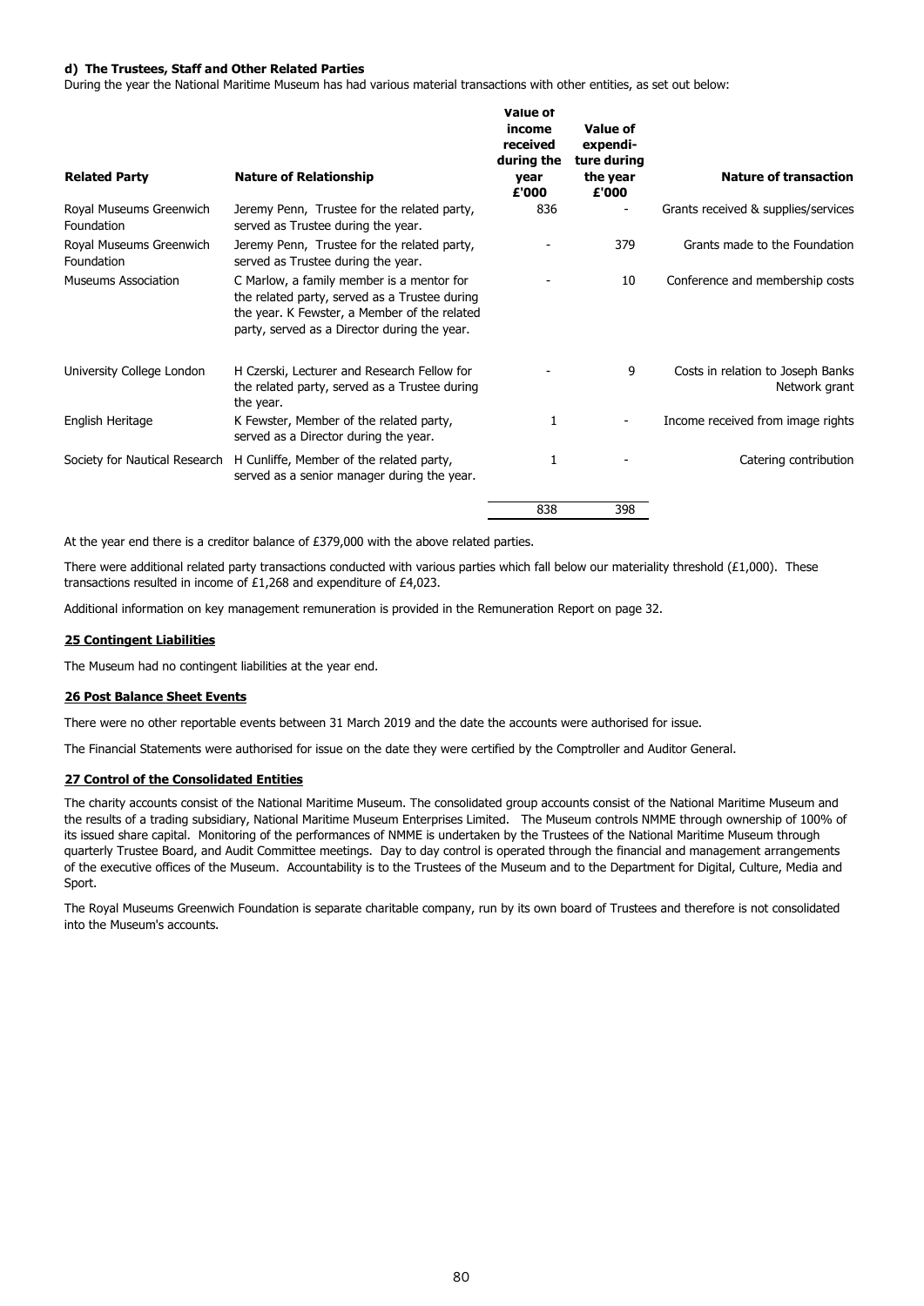**d) The Trustees, Staff and Other Related Parties**

During the year the National Maritime Museum has had various material transactions with other entities, as set out below:

| Related Party | Nature of Relationship | Value of income received during the year £'000 | Value of expenditure during the year £'000 | Nature of transaction |
|---|---|---|---|---|
| Royal Museums Greenwich Foundation | Jeremy Penn, Trustee for the related party, served as Trustee during the year. | 836 | - | Grants received & supplies/services |
| Royal Museums Greenwich Foundation | Jeremy Penn, Trustee for the related party, served as Trustee during the year. | - | 379 | Grants made to the Foundation |
| Museums Association | C Marlow, a family member is a mentor for the related party, served as a Trustee during the year. K Fewster, a Member of the related party, served as a Director during the year. | - | 10 | Conference and membership costs |
| University College London | H Czerski, Lecturer and Research Fellow for the related party, served as a Trustee during the year. | - | 9 | Costs in relation to Joseph Banks Network grant |
| English Heritage | K Fewster, Member of the related party, served as a Director during the year. | 1 | - | Income received from image rights |
| Society for Nautical Research | H Cunliffe, Member of the related party, served as a senior manager during the year. | 1 | - | Catering contribution |
| | | 838 | 398 | |

At the year end there is a creditor balance of £379,000 with the above related parties.

There were additional related party transactions conducted with various parties which fall below our materiality threshold (£1,000). These transactions resulted in income of £1,268 and expenditure of £4,023.

Additional information on key management remuneration is provided in the Remuneration Report on page 32.

## 25 Contingent Liabilities

The Museum had no contingent liabilities at the year end.

## 26 Post Balance Sheet Events

There were no other reportable events between 31 March 2019 and the date the accounts were authorised for issue.

The Financial Statements were authorised for issue on the date they were certified by the Comptroller and Auditor General.

## 27 Control of the Consolidated Entities

The charity accounts consist of the National Maritime Museum. The consolidated group accounts consist of the National Maritime Museum and the results of a trading subsidiary, National Maritime Museum Enterprises Limited. The Museum controls NMME through ownership of 100% of its issued share capital. Monitoring of the performances of NMME is undertaken by the Trustees of the National Maritime Museum through quarterly Trustee Board, and Audit Committee meetings. Day to day control is operated through the financial and management arrangements of the executive offices of the Museum. Accountability is to the Trustees of the Museum and to the Department for Digital, Culture, Media and Sport.

The Royal Museums Greenwich Foundation is separate charitable company, run by its own board of Trustees and therefore is not consolidated into the Museum's accounts.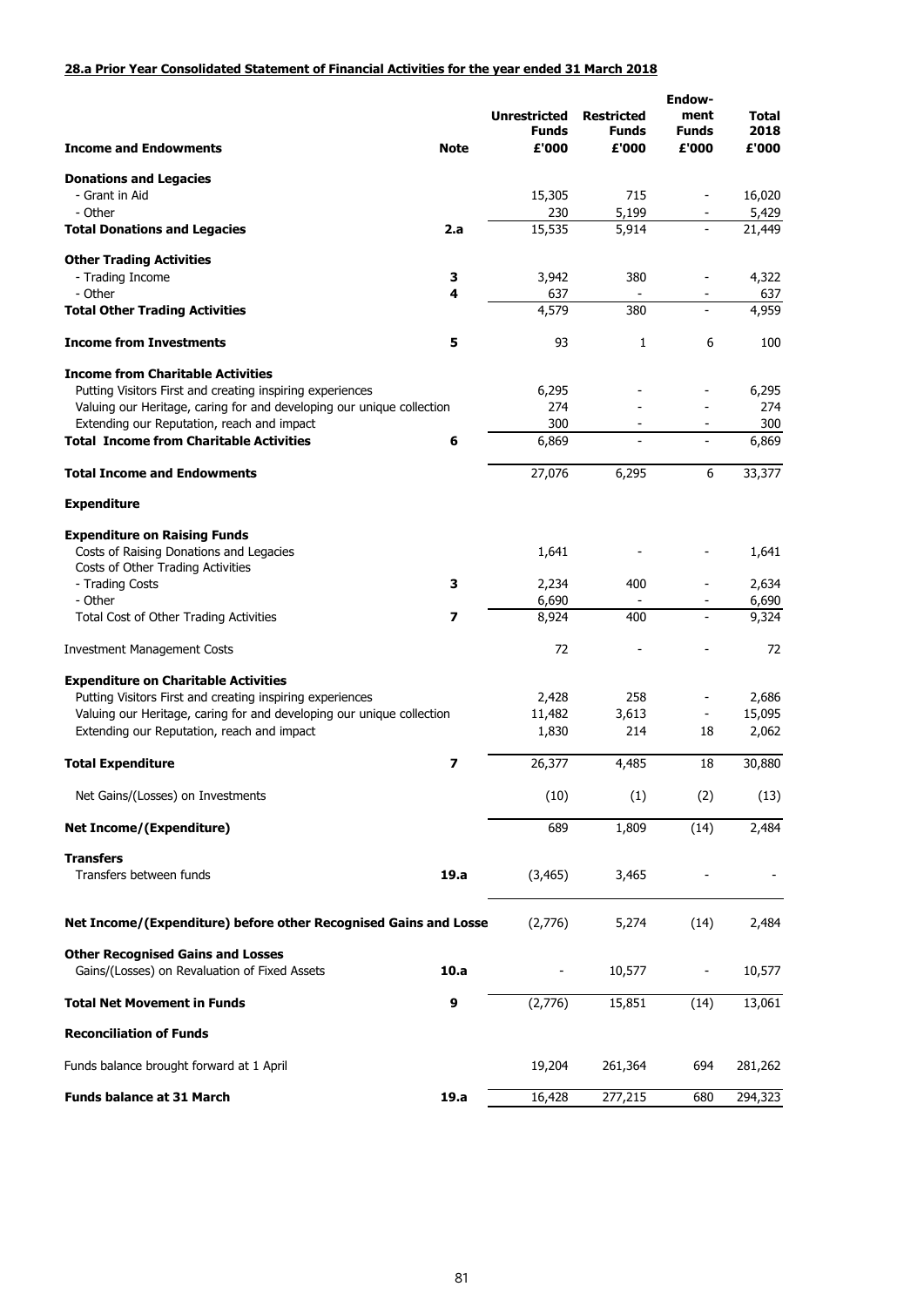**28.a Prior Year Consolidated Statement of Financial Activities for the year ended 31 March 2018**

| Income and Endowments | Note | Unrestricted Funds £'000 | Restricted Funds £'000 | Endow-ment Funds £'000 | Total 2018 £'000 |
|---|---|---|---|---|---|
| **Donations and Legacies** | | | | | |
| - Grant in Aid | | 15,305 | 715 | - | 16,020 |
| - Other | | 230 | 5,199 | - | 5,429 |
| **Total Donations and Legacies** | **2.a** | 15,535 | 5,914 | - | 21,449 |
| **Other Trading Activities** | | | | | |
| - Trading Income | **3** | 3,942 | 380 | - | 4,322 |
| - Other | **4** | 637 | - | - | 637 |
| **Total Other Trading Activities** | | 4,579 | 380 | - | 4,959 |
| **Income from Investments** | **5** | 93 | 1 | 6 | 100 |
| **Income from Charitable Activities** | | | | | |
| Putting Visitors First and creating inspiring experiences | | 6,295 | - | - | 6,295 |
| Valuing our Heritage, caring for and developing our unique collection | | 274 | - | - | 274 |
| Extending our Reputation, reach and impact | | 300 | - | - | 300 |
| **Total Income from Charitable Activities** | **6** | 6,869 | - | - | 6,869 |
| **Total Income and Endowments** | | 27,076 | 6,295 | 6 | 33,377 |
| **Expenditure** | | | | | |
| **Expenditure on Raising Funds** | | | | | |
| Costs of Raising Donations and Legacies | | 1,641 | - | - | 1,641 |
| Costs of Other Trading Activities | | | | | |
| - Trading Costs | **3** | 2,234 | 400 | - | 2,634 |
| - Other | | 6,690 | - | - | 6,690 |
| Total Cost of Other Trading Activities | **7** | 8,924 | 400 | - | 9,324 |
| Investment Management Costs | | 72 | - | - | 72 |
| **Expenditure on Charitable Activities** | | | | | |
| Putting Visitors First and creating inspiring experiences | | 2,428 | 258 | - | 2,686 |
| Valuing our Heritage, caring for and developing our unique collection | | 11,482 | 3,613 | - | 15,095 |
| Extending our Reputation, reach and impact | | 1,830 | 214 | 18 | 2,062 |
| **Total Expenditure** | **7** | 26,377 | 4,485 | 18 | 30,880 |
| Net Gains/(Losses) on Investments | | (10) | (1) | (2) | (13) |
| **Net Income/(Expenditure)** | | 689 | 1,809 | (14) | 2,484 |
| **Transfers** | | | | | |
| Transfers between funds | **19.a** | (3,465) | 3,465 | - | - |
| **Net Income/(Expenditure) before other Recognised Gains and Losse** | | (2,776) | 5,274 | (14) | 2,484 |
| **Other Recognised Gains and Losses** | | | | | |
| Gains/(Losses) on Revaluation of Fixed Assets | **10.a** | - | 10,577 | - | 10,577 |
| **Total Net Movement in Funds** | **9** | (2,776) | 15,851 | (14) | 13,061 |
| **Reconciliation of Funds** | | | | | |
| Funds balance brought forward at 1 April | | 19,204 | 261,364 | 694 | 281,262 |
| **Funds balance at 31 March** | **19.a** | 16,428 | 277,215 | 680 | 294,323 |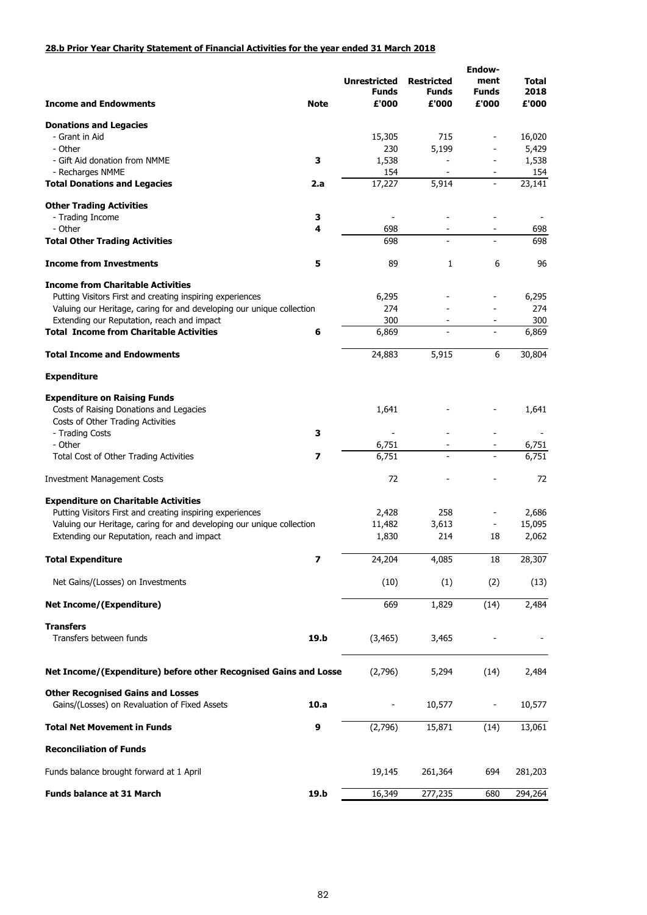**28.b Prior Year Charity Statement of Financial Activities for the year ended 31 March 2018**

| Income and Endowments | Note | Unrestricted Funds £'000 | Restricted Funds £'000 | Endow-ment Funds £'000 | Total 2018 £'000 |
|---|---|---|---|---|---|
| **Donations and Legacies** | | | | | |
| - Grant in Aid | | 15,305 | 715 | - | 16,020 |
| - Other | | 230 | 5,199 | - | 5,429 |
| - Gift Aid donation from NMME | 3 | 1,538 | - | - | 1,538 |
| - Recharges NMME | | 154 | - | - | 154 |
| **Total Donations and Legacies** | **2.a** | 17,227 | 5,914 | - | 23,141 |
| **Other Trading Activities** | | | | | |
| - Trading Income | 3 | - | - | - | - |
| - Other | 4 | 698 | - | - | 698 |
| **Total Other Trading Activities** | | 698 | - | - | 698 |
| **Income from Investments** | **5** | 89 | 1 | 6 | 96 |
| **Income from Charitable Activities** | | | | | |
| Putting Visitors First and creating inspiring experiences | | 6,295 | - | - | 6,295 |
| Valuing our Heritage, caring for and developing our unique collection | | 274 | - | - | 274 |
| Extending our Reputation, reach and impact | | 300 | - | - | 300 |
| **Total Income from Charitable Activities** | **6** | 6,869 | - | - | 6,869 |
| **Total Income and Endowments** | | 24,883 | 5,915 | 6 | 30,804 |
| **Expenditure** | | | | | |
| **Expenditure on Raising Funds** | | | | | |
| Costs of Raising Donations and Legacies | | 1,641 | - | - | 1,641 |
| Costs of Other Trading Activities | | | | | |
| - Trading Costs | 3 | - | - | - | - |
| - Other | | 6,751 | - | - | 6,751 |
| Total Cost of Other Trading Activities | 7 | 6,751 | - | - | 6,751 |
| Investment Management Costs | | 72 | - | - | 72 |
| **Expenditure on Charitable Activities** | | | | | |
| Putting Visitors First and creating inspiring experiences | | 2,428 | 258 | - | 2,686 |
| Valuing our Heritage, caring for and developing our unique collection | | 11,482 | 3,613 | - | 15,095 |
| Extending our Reputation, reach and impact | | 1,830 | 214 | 18 | 2,062 |
| **Total Expenditure** | **7** | 24,204 | 4,085 | 18 | 28,307 |
| Net Gains/(Losses) on Investments | | (10) | (1) | (2) | (13) |
| **Net Income/(Expenditure)** | | 669 | 1,829 | (14) | 2,484 |
| **Transfers** | | | | | |
| Transfers between funds | **19.b** | (3,465) | 3,465 | - | - |
| **Net Income/(Expenditure) before other Recognised Gains and Losse** | | (2,796) | 5,294 | (14) | 2,484 |
| **Other Recognised Gains and Losses** | | | | | |
| Gains/(Losses) on Revaluation of Fixed Assets | **10.a** | - | 10,577 | - | 10,577 |
| **Total Net Movement in Funds** | **9** | (2,796) | 15,871 | (14) | 13,061 |
| **Reconciliation of Funds** | | | | | |
| Funds balance brought forward at 1 April | | 19,145 | 261,364 | 694 | 281,203 |
| **Funds balance at 31 March** | **19.b** | 16,349 | 277,235 | 680 | 294,264 |